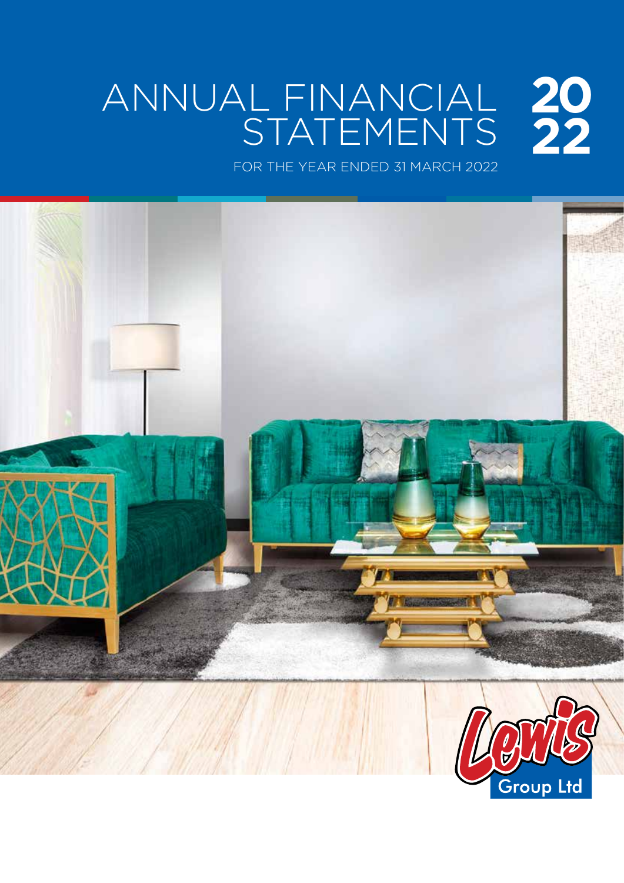# ANNUAL FINANCIAL STATEMENTS 2022

FOR THE YEAR ENDED 31 MARCH 2022

Lewis Group Ltd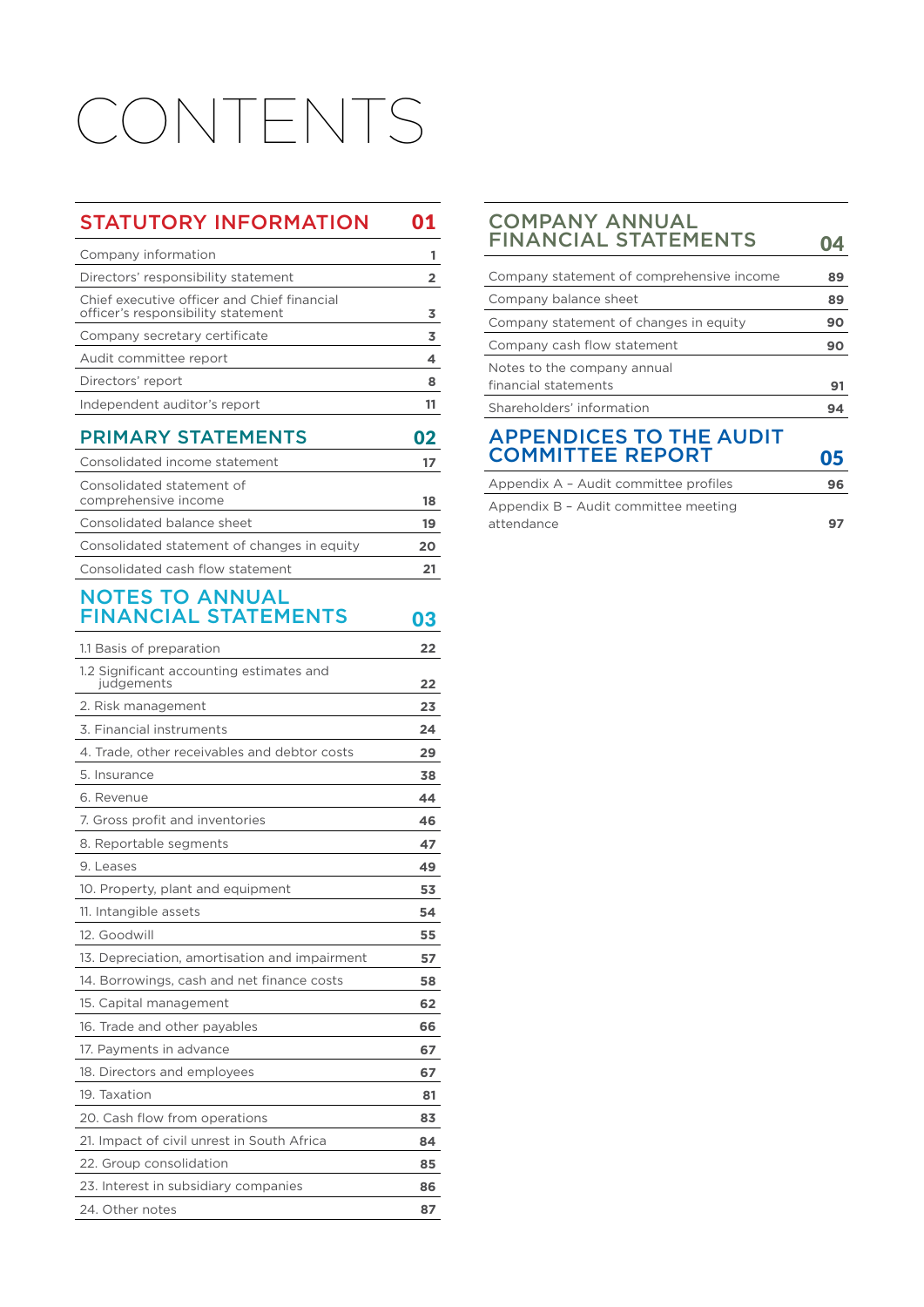# CONTENTS

## STATUTORY INFORMATION 01

| | |
|---|---|
| Company information | 1 |
| Directors' responsibility statement | 2 |
| Chief executive officer and Chief financial officer's responsibility statement | 3 |
| Company secretary certificate | 3 |
| Audit committee report | 4 |
| Directors' report | 8 |
| Independent auditor's report | 11 |

## PRIMARY STATEMENTS 02

| | |
|---|---|
| Consolidated income statement | 17 |
| Consolidated statement of comprehensive income | 18 |
| Consolidated balance sheet | 19 |
| Consolidated statement of changes in equity | 20 |
| Consolidated cash flow statement | 21 |

## NOTES TO ANNUAL FINANCIAL STATEMENTS 03

| | |
|---|---|
| 1.1 Basis of preparation | 22 |
| 1.2 Significant accounting estimates and judgements | 22 |
| 2. Risk management | 23 |
| 3. Financial instruments | 24 |
| 4. Trade, other receivables and debtor costs | 29 |
| 5. Insurance | 38 |
| 6. Revenue | 44 |
| 7. Gross profit and inventories | 46 |
| 8. Reportable segments | 47 |
| 9. Leases | 49 |
| 10. Property, plant and equipment | 53 |
| 11. Intangible assets | 54 |
| 12. Goodwill | 55 |
| 13. Depreciation, amortisation and impairment | 57 |
| 14. Borrowings, cash and net finance costs | 58 |
| 15. Capital management | 62 |
| 16. Trade and other payables | 66 |
| 17. Payments in advance | 67 |
| 18. Directors and employees | 67 |
| 19. Taxation | 81 |
| 20. Cash flow from operations | 83 |
| 21. Impact of civil unrest in South Africa | 84 |
| 22. Group consolidation | 85 |
| 23. Interest in subsidiary companies | 86 |
| 24. Other notes | 87 |

## COMPANY ANNUAL FINANCIAL STATEMENTS 04

| | |
|---|---|
| Company statement of comprehensive income | 89 |
| Company balance sheet | 89 |
| Company statement of changes in equity | 90 |
| Company cash flow statement | 90 |
| Notes to the company annual financial statements | 91 |
| Shareholders' information | 94 |

## APPENDICES TO THE AUDIT COMMITTEE REPORT 05

| | |
|---|---|
| Appendix A – Audit committee profiles | 96 |
| Appendix B – Audit committee meeting attendance | 97 |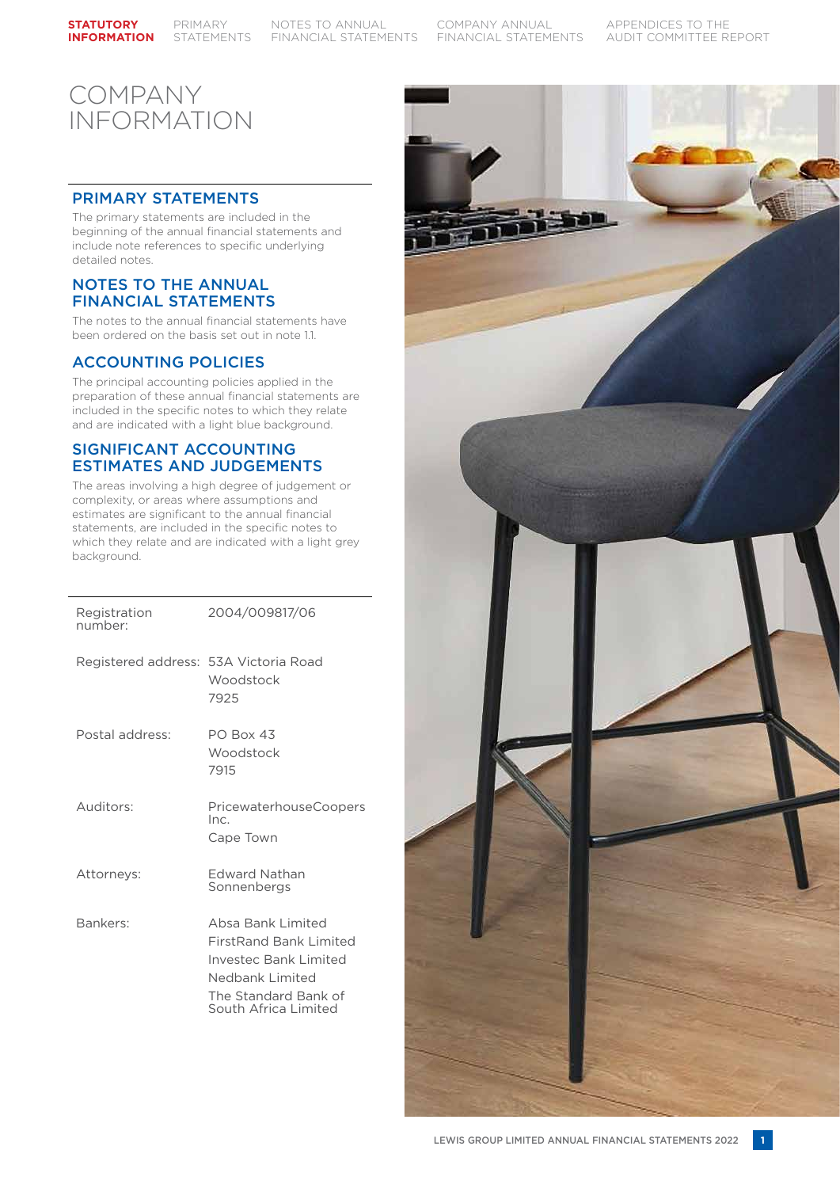# COMPANY INFORMATION

## PRIMARY STATEMENTS

The primary statements are included in the beginning of the annual financial statements and include note references to specific underlying detailed notes.

## NOTES TO THE ANNUAL FINANCIAL STATEMENTS

The notes to the annual financial statements have been ordered on the basis set out in note 1.1.

## ACCOUNTING POLICIES

The principal accounting policies applied in the preparation of these annual financial statements are included in the specific notes to which they relate and are indicated with a light blue background.

## SIGNIFICANT ACCOUNTING ESTIMATES AND JUDGEMENTS

The areas involving a high degree of judgement or complexity, or areas where assumptions and estimates are significant to the annual financial statements, are included in the specific notes to which they relate and are indicated with a light grey background.

| | |
|---|---|
| Registration number: | 2004/009817/06 |
| Registered address: | 53A Victoria Road<br>Woodstock<br>7925 |
| Postal address: | PO Box 43<br>Woodstock<br>7915 |
| Auditors: | PricewaterhouseCoopers Inc.<br>Cape Town |
| Attorneys: | Edward Nathan Sonnenbergs |
| Bankers: | Absa Bank Limited<br>FirstRand Bank Limited<br>Investec Bank Limited<br>Nedbank Limited<br>The Standard Bank of South Africa Limited |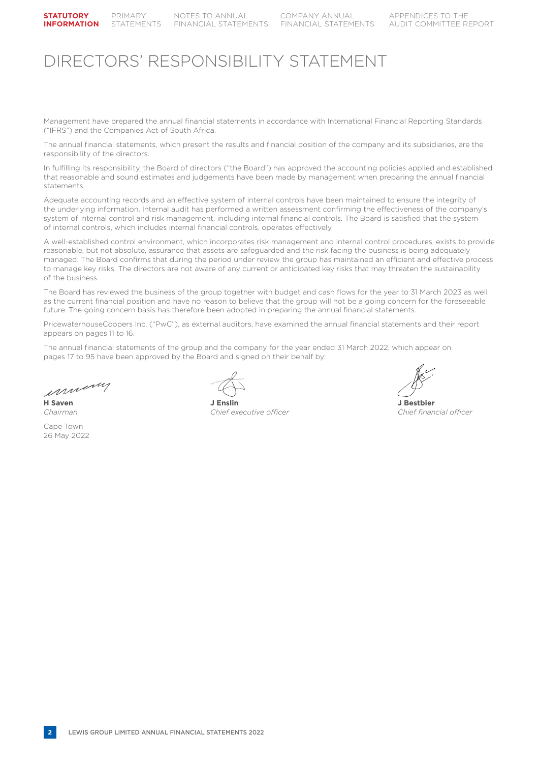# DIRECTORS' RESPONSIBILITY STATEMENT

Management have prepared the annual financial statements in accordance with International Financial Reporting Standards ("IFRS") and the Companies Act of South Africa.

The annual financial statements, which present the results and financial position of the company and its subsidiaries, are the responsibility of the directors.

In fulfilling its responsibility, the Board of directors ("the Board") has approved the accounting policies applied and established that reasonable and sound estimates and judgements have been made by management when preparing the annual financial statements.

Adequate accounting records and an effective system of internal controls have been maintained to ensure the integrity of the underlying information. Internal audit has performed a written assessment confirming the effectiveness of the company's system of internal control and risk management, including internal financial controls. The Board is satisfied that the system of internal controls, which includes internal financial controls, operates effectively.

A well-established control environment, which incorporates risk management and internal control procedures, exists to provide reasonable, but not absolute, assurance that assets are safeguarded and the risk facing the business is being adequately managed. The Board confirms that during the period under review the group has maintained an efficient and effective process to manage key risks. The directors are not aware of any current or anticipated key risks that may threaten the sustainability of the business.

The Board has reviewed the business of the group together with budget and cash flows for the year to 31 March 2023 as well as the current financial position and have no reason to believe that the group will not be a going concern for the foreseeable future. The going concern basis has therefore been adopted in preparing the annual financial statements.

PricewaterhouseCoopers Inc. ("PwC"), as external auditors, have examined the annual financial statements and their report appears on pages 11 to 16.

The annual financial statements of the group and the company for the year ended 31 March 2022, which appear on pages 17 to 95 have been approved by the Board and signed on their behalf by:

**H Saven**
*Chairman*

**J Enslin**
*Chief executive officer*

**J Bestbier**
*Chief financial officer*

Cape Town
26 May 2022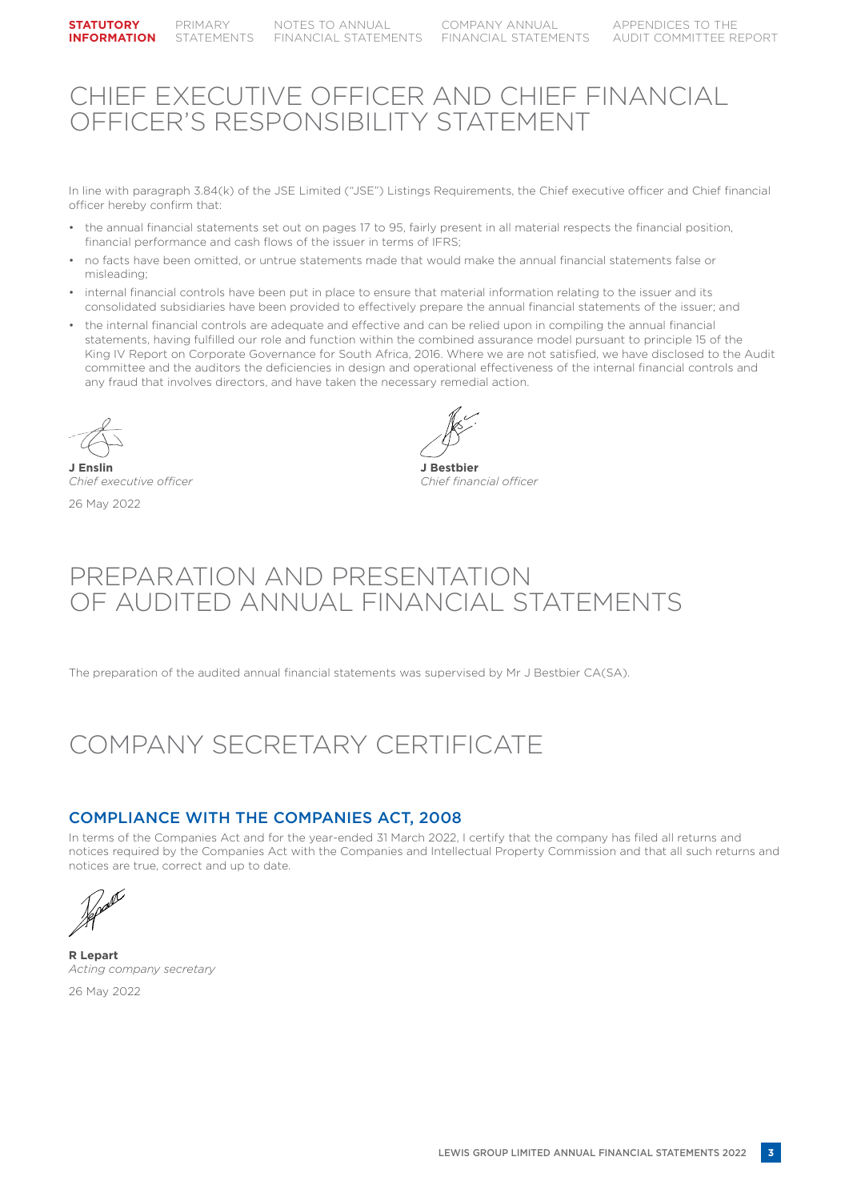# CHIEF EXECUTIVE OFFICER AND CHIEF FINANCIAL OFFICER'S RESPONSIBILITY STATEMENT

In line with paragraph 3.84(k) of the JSE Limited ("JSE") Listings Requirements, the Chief executive officer and Chief financial officer hereby confirm that:

- the annual financial statements set out on pages 17 to 95, fairly present in all material respects the financial position, financial performance and cash flows of the issuer in terms of IFRS;
- no facts have been omitted, or untrue statements made that would make the annual financial statements false or misleading;
- internal financial controls have been put in place to ensure that material information relating to the issuer and its consolidated subsidiaries have been provided to effectively prepare the annual financial statements of the issuer; and
- the internal financial controls are adequate and effective and can be relied upon in compiling the annual financial statements, having fulfilled our role and function within the combined assurance model pursuant to principle 15 of the King IV Report on Corporate Governance for South Africa, 2016. Where we are not satisfied, we have disclosed to the Audit committee and the auditors the deficiencies in design and operational effectiveness of the internal financial controls and any fraud that involves directors, and have taken the necessary remedial action.

**J Enslin**
*Chief executive officer*

**J Bestbier**
*Chief financial officer*

26 May 2022

# PREPARATION AND PRESENTATION OF AUDITED ANNUAL FINANCIAL STATEMENTS

The preparation of the audited annual financial statements was supervised by Mr J Bestbier CA(SA).

# COMPANY SECRETARY CERTIFICATE

## COMPLIANCE WITH THE COMPANIES ACT, 2008

In terms of the Companies Act and for the year-ended 31 March 2022, I certify that the company has filed all returns and notices required by the Companies Act with the Companies and Intellectual Property Commission and that all such returns and notices are true, correct and up to date.

**R Lepart**
*Acting company secretary*

26 May 2022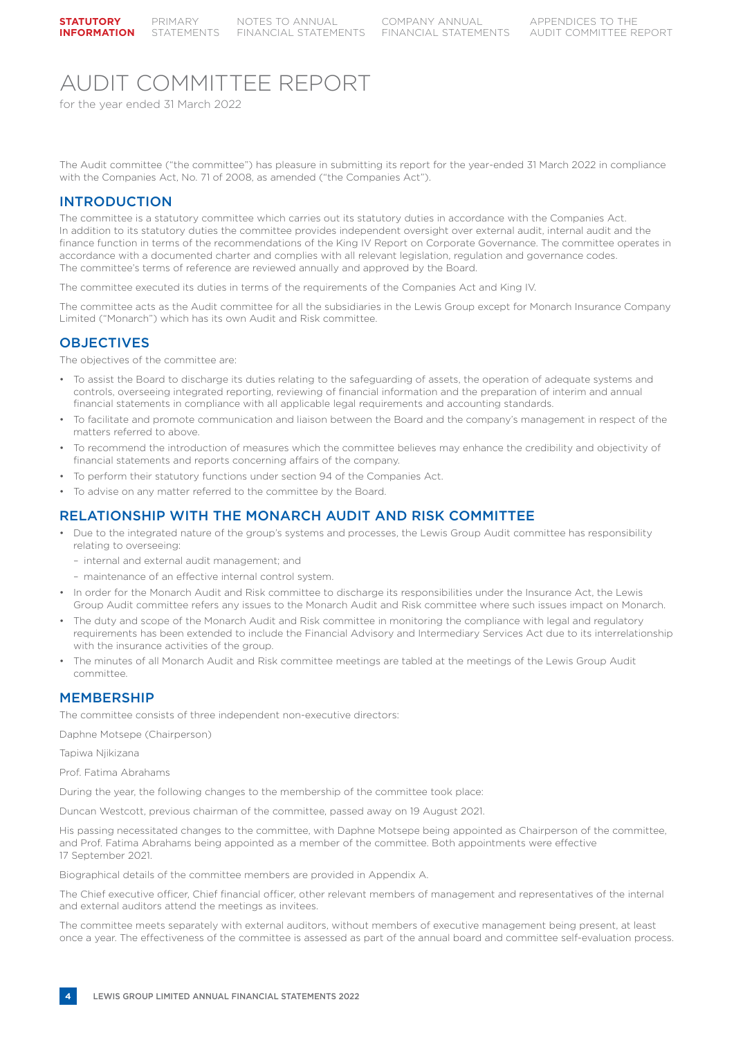# AUDIT COMMITTEE REPORT

for the year ended 31 March 2022

The Audit committee ("the committee") has pleasure in submitting its report for the year-ended 31 March 2022 in compliance with the Companies Act, No. 71 of 2008, as amended ("the Companies Act").

## INTRODUCTION

The committee is a statutory committee which carries out its statutory duties in accordance with the Companies Act. In addition to its statutory duties the committee provides independent oversight over external audit, internal audit and the finance function in terms of the recommendations of the King IV Report on Corporate Governance. The committee operates in accordance with a documented charter and complies with all relevant legislation, regulation and governance codes. The committee's terms of reference are reviewed annually and approved by the Board.

The committee executed its duties in terms of the requirements of the Companies Act and King IV.

The committee acts as the Audit committee for all the subsidiaries in the Lewis Group except for Monarch Insurance Company Limited ("Monarch") which has its own Audit and Risk committee.

## OBJECTIVES

The objectives of the committee are:

- To assist the Board to discharge its duties relating to the safeguarding of assets, the operation of adequate systems and controls, overseeing integrated reporting, reviewing of financial information and the preparation of interim and annual financial statements in compliance with all applicable legal requirements and accounting standards.
- To facilitate and promote communication and liaison between the Board and the company's management in respect of the matters referred to above.
- To recommend the introduction of measures which the committee believes may enhance the credibility and objectivity of financial statements and reports concerning affairs of the company.
- To perform their statutory functions under section 94 of the Companies Act.
- To advise on any matter referred to the committee by the Board.

## RELATIONSHIP WITH THE MONARCH AUDIT AND RISK COMMITTEE

- Due to the integrated nature of the group's systems and processes, the Lewis Group Audit committee has responsibility relating to overseeing:
  - internal and external audit management; and
  - maintenance of an effective internal control system.
- In order for the Monarch Audit and Risk committee to discharge its responsibilities under the Insurance Act, the Lewis Group Audit committee refers any issues to the Monarch Audit and Risk committee where such issues impact on Monarch.
- The duty and scope of the Monarch Audit and Risk committee in monitoring the compliance with legal and regulatory requirements has been extended to include the Financial Advisory and Intermediary Services Act due to its interrelationship with the insurance activities of the group.
- The minutes of all Monarch Audit and Risk committee meetings are tabled at the meetings of the Lewis Group Audit committee.

## MEMBERSHIP

The committee consists of three independent non-executive directors:

Daphne Motsepe (Chairperson)

Tapiwa Njikizana

Prof. Fatima Abrahams

During the year, the following changes to the membership of the committee took place:

Duncan Westcott, previous chairman of the committee, passed away on 19 August 2021.

His passing necessitated changes to the committee, with Daphne Motsepe being appointed as Chairperson of the committee, and Prof. Fatima Abrahams being appointed as a member of the committee. Both appointments were effective 17 September 2021.

Biographical details of the committee members are provided in Appendix A.

The Chief executive officer, Chief financial officer, other relevant members of management and representatives of the internal and external auditors attend the meetings as invitees.

The committee meets separately with external auditors, without members of executive management being present, at least once a year. The effectiveness of the committee is assessed as part of the annual board and committee self-evaluation process.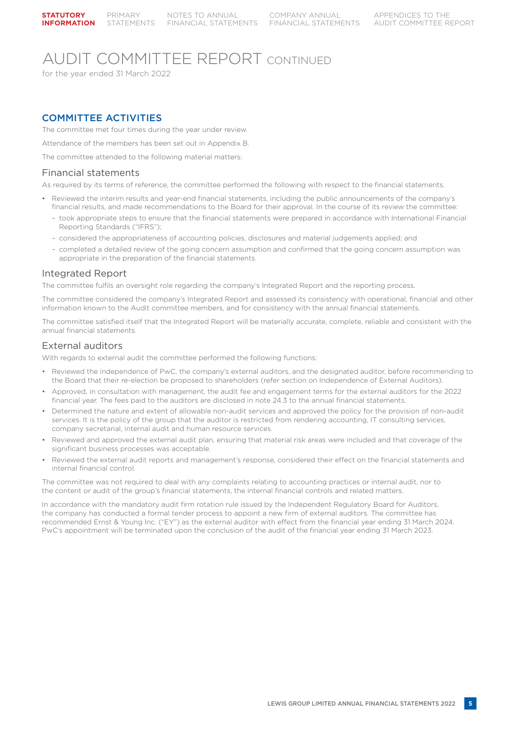# AUDIT COMMITTEE REPORT CONTINUED

for the year ended 31 March 2022

## COMMITTEE ACTIVITIES

The committee met four times during the year under review.

Attendance of the members has been set out in Appendix B.

The committee attended to the following material matters:

### Financial statements

As required by its terms of reference, the committee performed the following with respect to the financial statements.

- Reviewed the interim results and year-end financial statements, including the public announcements of the company's financial results, and made recommendations to the Board for their approval. In the course of its review the committee:
  - took appropriate steps to ensure that the financial statements were prepared in accordance with International Financial Reporting Standards ("IFRS");
  - considered the appropriateness of accounting policies, disclosures and material judgements applied; and
  - completed a detailed review of the going concern assumption and confirmed that the going concern assumption was appropriate in the preparation of the financial statements.

### Integrated Report

The committee fulfils an oversight role regarding the company's Integrated Report and the reporting process.

The committee considered the company's Integrated Report and assessed its consistency with operational, financial and other information known to the Audit committee members, and for consistency with the annual financial statements.

The committee satisfied itself that the Integrated Report will be materially accurate, complete, reliable and consistent with the annual financial statements.

### External auditors

With regards to external audit the committee performed the following functions:

- Reviewed the independence of PwC, the company's external auditors, and the designated auditor, before recommending to the Board that their re-election be proposed to shareholders (refer section on Independence of External Auditors).
- Approved, in consultation with management, the audit fee and engagement terms for the external auditors for the 2022 financial year. The fees paid to the auditors are disclosed in note 24.3 to the annual financial statements.
- Determined the nature and extent of allowable non-audit services and approved the policy for the provision of non-audit services. It is the policy of the group that the auditor is restricted from rendering accounting, IT consulting services, company secretarial, internal audit and human resource services.
- Reviewed and approved the external audit plan, ensuring that material risk areas were included and that coverage of the significant business processes was acceptable.
- Reviewed the external audit reports and management's response, considered their effect on the financial statements and internal financial control.

The committee was not required to deal with any complaints relating to accounting practices or internal audit, nor to the content or audit of the group's financial statements, the internal financial controls and related matters.

In accordance with the mandatory audit firm rotation rule issued by the Independent Regulatory Board for Auditors, the company has conducted a formal tender process to appoint a new firm of external auditors. The committee has recommended Ernst & Young Inc. ("EY") as the external auditor with effect from the financial year ending 31 March 2024. PwC's appointment will be terminated upon the conclusion of the audit of the financial year ending 31 March 2023.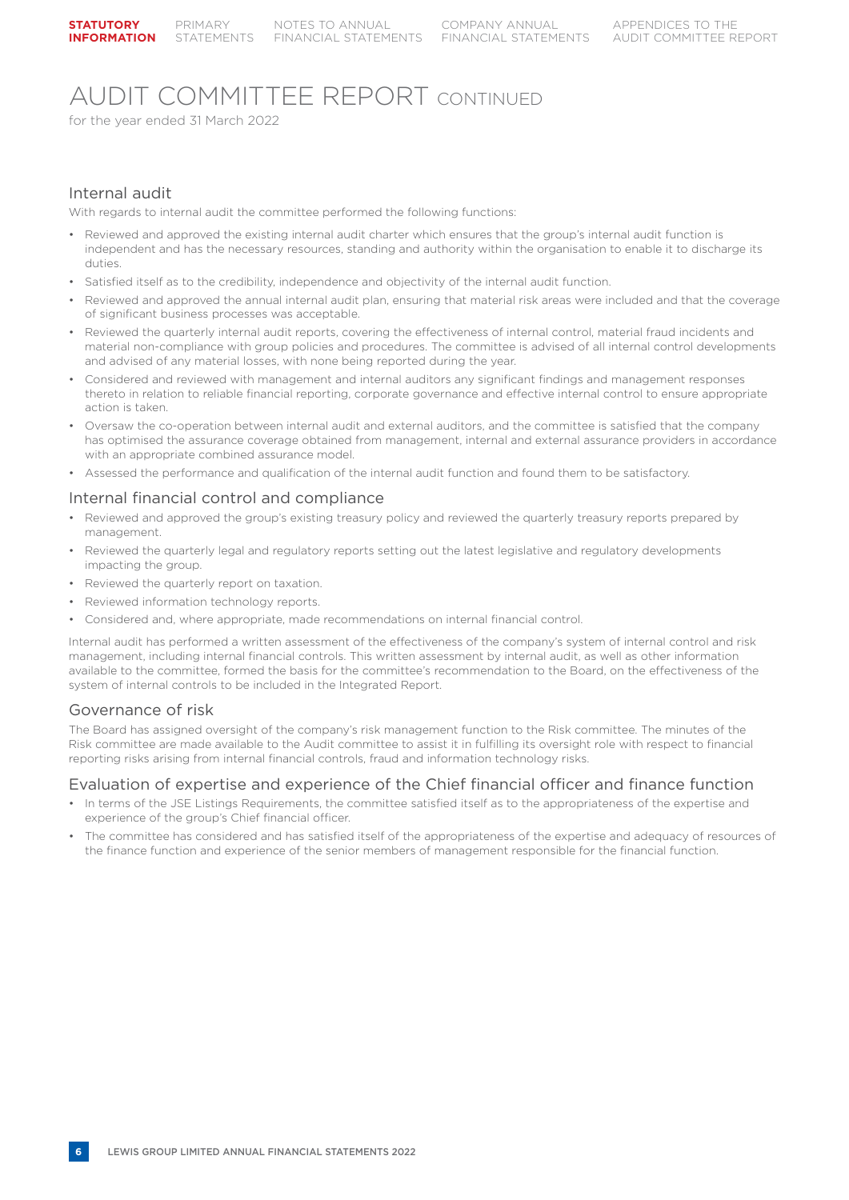# AUDIT COMMITTEE REPORT CONTINUED

for the year ended 31 March 2022

## Internal audit

With regards to internal audit the committee performed the following functions:

- Reviewed and approved the existing internal audit charter which ensures that the group's internal audit function is independent and has the necessary resources, standing and authority within the organisation to enable it to discharge its duties.
- Satisfied itself as to the credibility, independence and objectivity of the internal audit function.
- Reviewed and approved the annual internal audit plan, ensuring that material risk areas were included and that the coverage of significant business processes was acceptable.
- Reviewed the quarterly internal audit reports, covering the effectiveness of internal control, material fraud incidents and material non-compliance with group policies and procedures. The committee is advised of all internal control developments and advised of any material losses, with none being reported during the year.
- Considered and reviewed with management and internal auditors any significant findings and management responses thereto in relation to reliable financial reporting, corporate governance and effective internal control to ensure appropriate action is taken.
- Oversaw the co-operation between internal audit and external auditors, and the committee is satisfied that the company has optimised the assurance coverage obtained from management, internal and external assurance providers in accordance with an appropriate combined assurance model.
- Assessed the performance and qualification of the internal audit function and found them to be satisfactory.

## Internal financial control and compliance

- Reviewed and approved the group's existing treasury policy and reviewed the quarterly treasury reports prepared by management.
- Reviewed the quarterly legal and regulatory reports setting out the latest legislative and regulatory developments impacting the group.
- Reviewed the quarterly report on taxation.
- Reviewed information technology reports.
- Considered and, where appropriate, made recommendations on internal financial control.

Internal audit has performed a written assessment of the effectiveness of the company's system of internal control and risk management, including internal financial controls. This written assessment by internal audit, as well as other information available to the committee, formed the basis for the committee's recommendation to the Board, on the effectiveness of the system of internal controls to be included in the Integrated Report.

## Governance of risk

The Board has assigned oversight of the company's risk management function to the Risk committee. The minutes of the Risk committee are made available to the Audit committee to assist it in fulfilling its oversight role with respect to financial reporting risks arising from internal financial controls, fraud and information technology risks.

## Evaluation of expertise and experience of the Chief financial officer and finance function

- In terms of the JSE Listings Requirements, the committee satisfied itself as to the appropriateness of the expertise and experience of the group's Chief financial officer.
- The committee has considered and has satisfied itself of the appropriateness of the expertise and adequacy of resources of the finance function and experience of the senior members of management responsible for the financial function.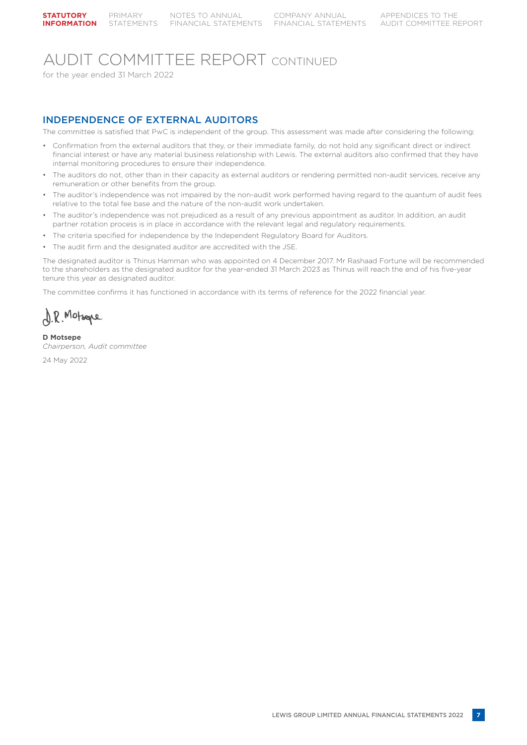# AUDIT COMMITTEE REPORT CONTINUED

for the year ended 31 March 2022

## INDEPENDENCE OF EXTERNAL AUDITORS

The committee is satisfied that PwC is independent of the group. This assessment was made after considering the following:

- Confirmation from the external auditors that they, or their immediate family, do not hold any significant direct or indirect financial interest or have any material business relationship with Lewis. The external auditors also confirmed that they have internal monitoring procedures to ensure their independence.
- The auditors do not, other than in their capacity as external auditors or rendering permitted non-audit services, receive any remuneration or other benefits from the group.
- The auditor's independence was not impaired by the non-audit work performed having regard to the quantum of audit fees relative to the total fee base and the nature of the non-audit work undertaken.
- The auditor's independence was not prejudiced as a result of any previous appointment as auditor. In addition, an audit partner rotation process is in place in accordance with the relevant legal and regulatory requirements.
- The criteria specified for independence by the Independent Regulatory Board for Auditors.
- The audit firm and the designated auditor are accredited with the JSE.

The designated auditor is Thinus Hamman who was appointed on 4 December 2017. Mr Rashaad Fortune will be recommended to the shareholders as the designated auditor for the year-ended 31 March 2023 as Thinus will reach the end of his five-year tenure this year as designated auditor.

The committee confirms it has functioned in accordance with its terms of reference for the 2022 financial year.

D.R. Motsepe

**D Motsepe**
*Chairperson, Audit committee*

24 May 2022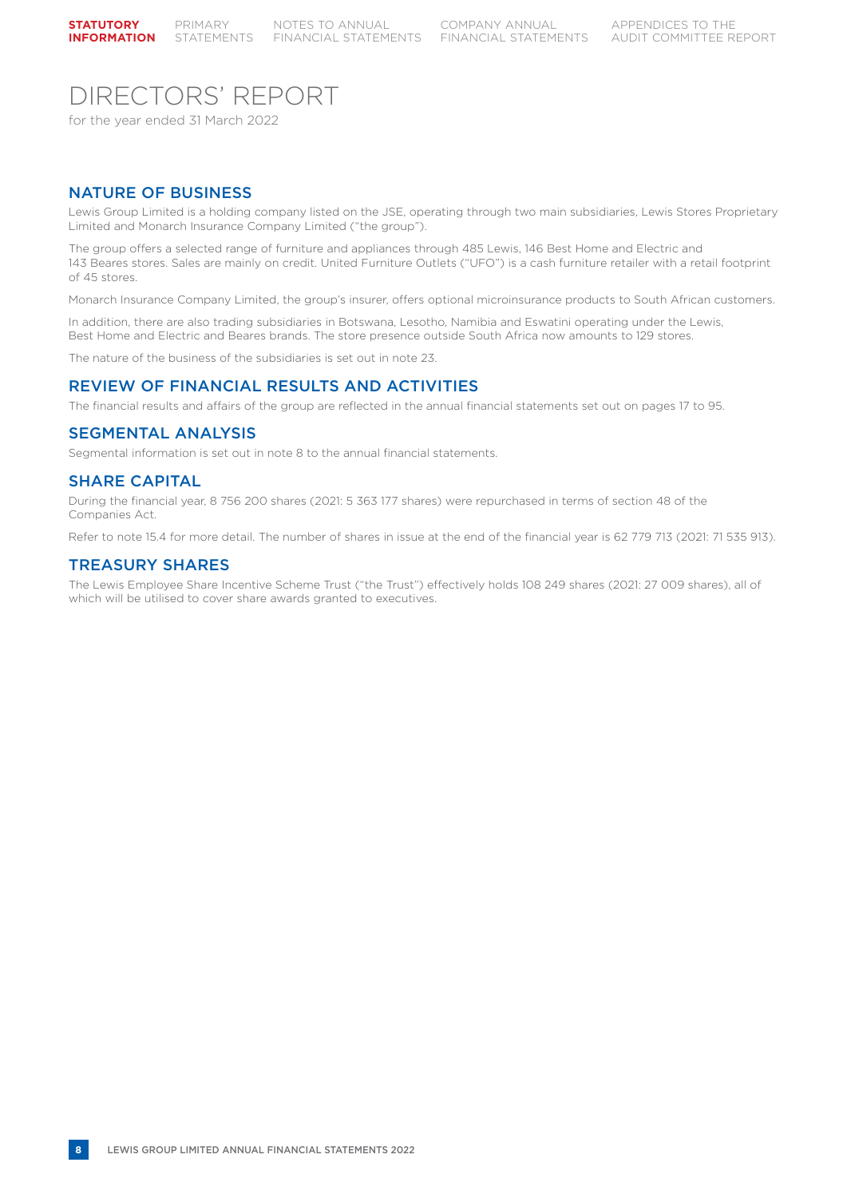# DIRECTORS' REPORT

for the year ended 31 March 2022

## NATURE OF BUSINESS

Lewis Group Limited is a holding company listed on the JSE, operating through two main subsidiaries, Lewis Stores Proprietary Limited and Monarch Insurance Company Limited ("the group").

The group offers a selected range of furniture and appliances through 485 Lewis, 146 Best Home and Electric and 143 Beares stores. Sales are mainly on credit. United Furniture Outlets ("UFO") is a cash furniture retailer with a retail footprint of 45 stores.

Monarch Insurance Company Limited, the group's insurer, offers optional microinsurance products to South African customers.

In addition, there are also trading subsidiaries in Botswana, Lesotho, Namibia and Eswatini operating under the Lewis, Best Home and Electric and Beares brands. The store presence outside South Africa now amounts to 129 stores.

The nature of the business of the subsidiaries is set out in note 23.

## REVIEW OF FINANCIAL RESULTS AND ACTIVITIES

The financial results and affairs of the group are reflected in the annual financial statements set out on pages 17 to 95.

## SEGMENTAL ANALYSIS

Segmental information is set out in note 8 to the annual financial statements.

## SHARE CAPITAL

During the financial year, 8 756 200 shares (2021: 5 363 177 shares) were repurchased in terms of section 48 of the Companies Act.

Refer to note 15.4 for more detail. The number of shares in issue at the end of the financial year is 62 779 713 (2021: 71 535 913).

## TREASURY SHARES

The Lewis Employee Share Incentive Scheme Trust ("the Trust") effectively holds 108 249 shares (2021: 27 009 shares), all of which will be utilised to cover share awards granted to executives.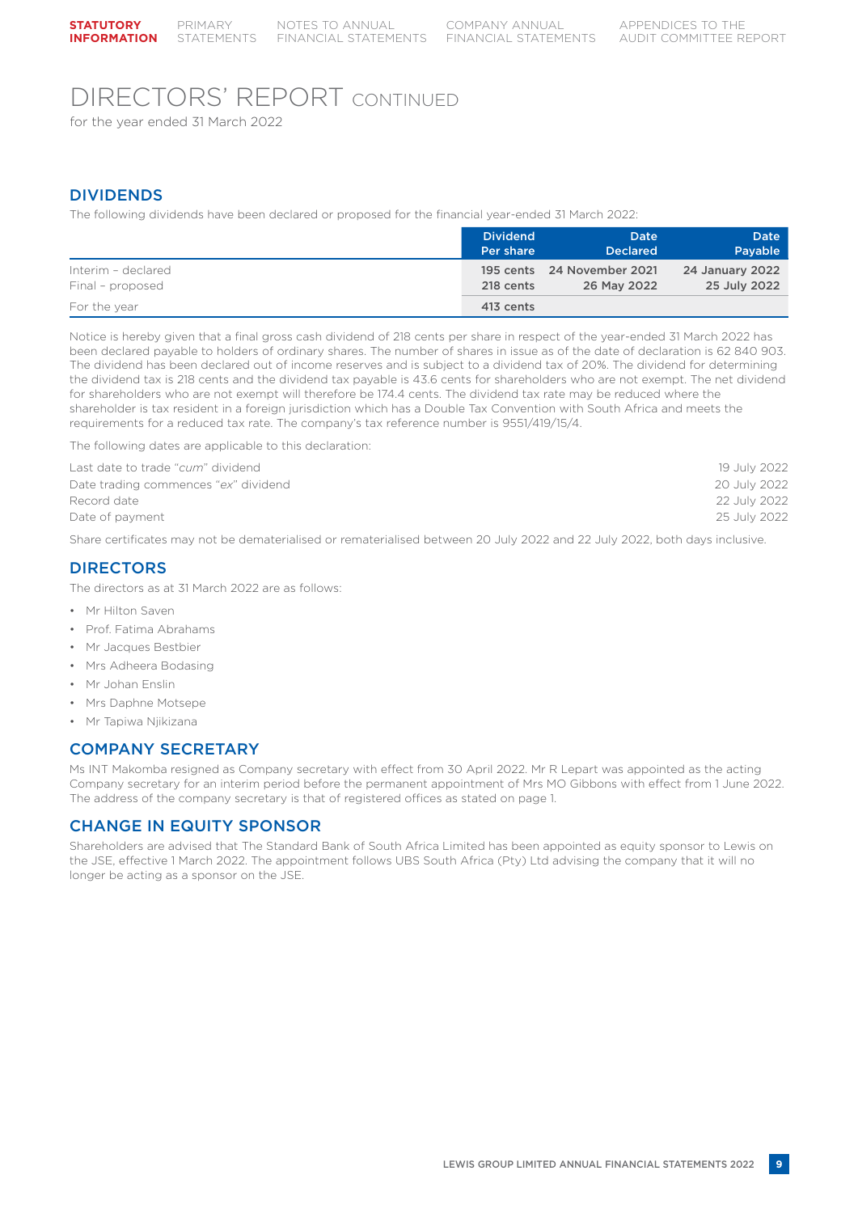# DIRECTORS' REPORT CONTINUED

for the year ended 31 March 2022

## DIVIDENDS

The following dividends have been declared or proposed for the financial year-ended 31 March 2022:

| | Dividend Per share | Date Declared | Date Payable |
|---|---|---|---|
| Interim – declared | 195 cents | 24 November 2021 | 24 January 2022 |
| Final – proposed | 218 cents | 26 May 2022 | 25 July 2022 |
| For the year | 413 cents | | |

Notice is hereby given that a final gross cash dividend of 218 cents per share in respect of the year-ended 31 March 2022 has been declared payable to holders of ordinary shares. The number of shares in issue as of the date of declaration is 62 840 903. The dividend has been declared out of income reserves and is subject to a dividend tax of 20%. The dividend for determining the dividend tax is 218 cents and the dividend tax payable is 43.6 cents for shareholders who are not exempt. The net dividend for shareholders who are not exempt will therefore be 174.4 cents. The dividend tax rate may be reduced where the shareholder is tax resident in a foreign jurisdiction which has a Double Tax Convention with South Africa and meets the requirements for a reduced tax rate. The company's tax reference number is 9551/419/15/4.

The following dates are applicable to this declaration:

| | |
|---|---|
| Last date to trade "*cum*" dividend | 19 July 2022 |
| Date trading commences "*ex*" dividend | 20 July 2022 |
| Record date | 22 July 2022 |
| Date of payment | 25 July 2022 |

Share certificates may not be dematerialised or rematerialised between 20 July 2022 and 22 July 2022, both days inclusive.

## DIRECTORS

The directors as at 31 March 2022 are as follows:

- Mr Hilton Saven
- Prof. Fatima Abrahams
- Mr Jacques Bestbier
- Mrs Adheera Bodasing
- Mr Johan Enslin
- Mrs Daphne Motsepe
- Mr Tapiwa Njikizana

## COMPANY SECRETARY

Ms INT Makomba resigned as Company secretary with effect from 30 April 2022. Mr R Lepart was appointed as the acting Company secretary for an interim period before the permanent appointment of Mrs MO Gibbons with effect from 1 June 2022. The address of the company secretary is that of registered offices as stated on page 1.

## CHANGE IN EQUITY SPONSOR

Shareholders are advised that The Standard Bank of South Africa Limited has been appointed as equity sponsor to Lewis on the JSE, effective 1 March 2022. The appointment follows UBS South Africa (Pty) Ltd advising the company that it will no longer be acting as a sponsor on the JSE.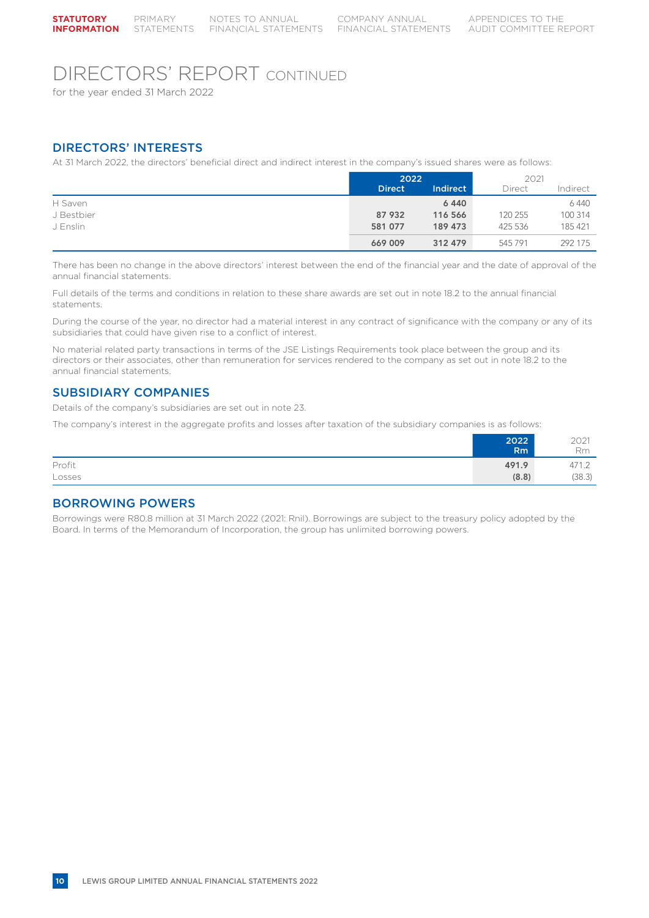# DIRECTORS' REPORT CONTINUED

for the year ended 31 March 2022

## DIRECTORS' INTERESTS

At 31 March 2022, the directors' beneficial direct and indirect interest in the company's issued shares were as follows:

| | 2022 | | 2021 | |
|---|---|---|---|---|
| | **Direct** | **Indirect** | Direct | Indirect |
| H Saven | | **6 440** | | 6 440 |
| J Bestbier | **87 932** | **116 566** | 120 255 | 100 314 |
| J Enslin | **581 077** | **189 473** | 425 536 | 185 421 |
| | **669 009** | **312 479** | 545 791 | 292 175 |

There has been no change in the above directors' interest between the end of the financial year and the date of approval of the annual financial statements.

Full details of the terms and conditions in relation to these share awards are set out in note 18.2 to the annual financial statements.

During the course of the year, no director had a material interest in any contract of significance with the company or any of its subsidiaries that could have given rise to a conflict of interest.

No material related party transactions in terms of the JSE Listings Requirements took place between the group and its directors or their associates, other than remuneration for services rendered to the company as set out in note 18.2 to the annual financial statements.

## SUBSIDIARY COMPANIES

Details of the company's subsidiaries are set out in note 23.

The company's interest in the aggregate profits and losses after taxation of the subsidiary companies is as follows:

| | **2022 Rm** | 2021 Rm |
|---|---|---|
| Profit | **491.9** | 471.2 |
| Losses | **(8.8)** | (38.3) |

## BORROWING POWERS

Borrowings were R80.8 million at 31 March 2022 (2021: Rnil). Borrowings are subject to the treasury policy adopted by the Board. In terms of the Memorandum of Incorporation, the group has unlimited borrowing powers.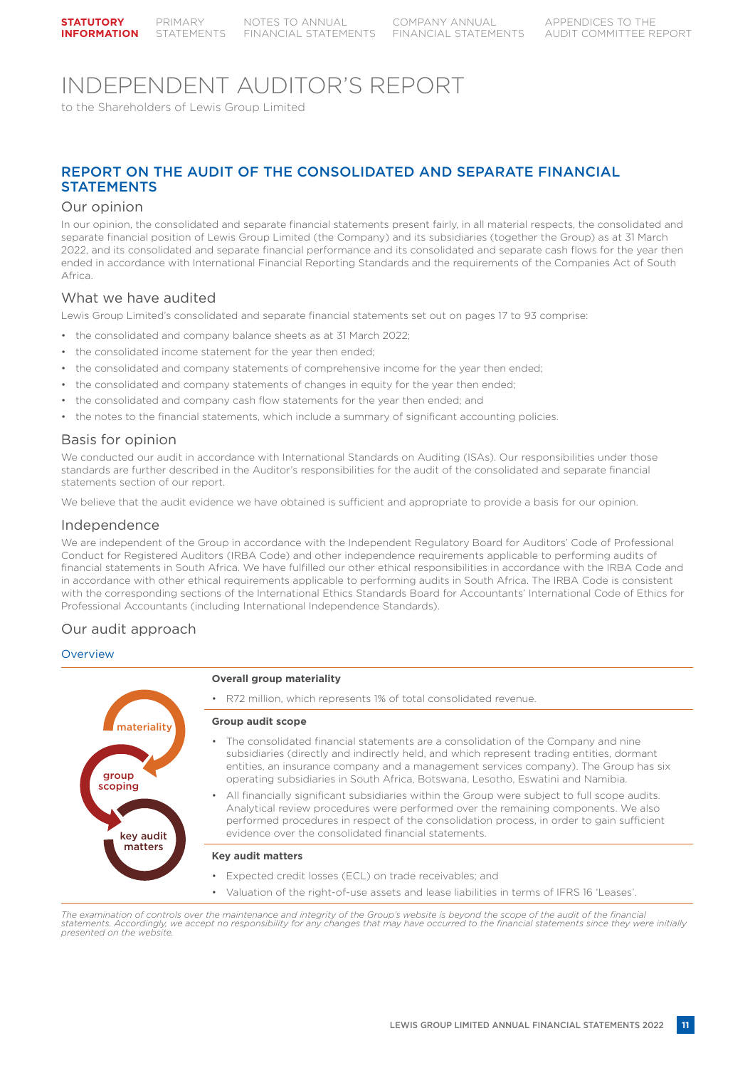# INDEPENDENT AUDITOR'S REPORT

to the Shareholders of Lewis Group Limited

## REPORT ON THE AUDIT OF THE CONSOLIDATED AND SEPARATE FINANCIAL STATEMENTS

### Our opinion

In our opinion, the consolidated and separate financial statements present fairly, in all material respects, the consolidated and separate financial position of Lewis Group Limited (the Company) and its subsidiaries (together the Group) as at 31 March 2022, and its consolidated and separate financial performance and its consolidated and separate cash flows for the year then ended in accordance with International Financial Reporting Standards and the requirements of the Companies Act of South Africa.

### What we have audited

Lewis Group Limited's consolidated and separate financial statements set out on pages 17 to 93 comprise:

- the consolidated and company balance sheets as at 31 March 2022;
- the consolidated income statement for the year then ended;
- the consolidated and company statements of comprehensive income for the year then ended;
- the consolidated and company statements of changes in equity for the year then ended;
- the consolidated and company cash flow statements for the year then ended; and
- the notes to the financial statements, which include a summary of significant accounting policies.

### Basis for opinion

We conducted our audit in accordance with International Standards on Auditing (ISAs). Our responsibilities under those standards are further described in the Auditor's responsibilities for the audit of the consolidated and separate financial statements section of our report.

We believe that the audit evidence we have obtained is sufficient and appropriate to provide a basis for our opinion.

### Independence

We are independent of the Group in accordance with the Independent Regulatory Board for Auditors' Code of Professional Conduct for Registered Auditors (IRBA Code) and other independence requirements applicable to performing audits of financial statements in South Africa. We have fulfilled our other ethical responsibilities in accordance with the IRBA Code and in accordance with other ethical requirements applicable to performing audits in South Africa. The IRBA Code is consistent with the corresponding sections of the International Ethics Standards Board for Accountants' International Code of Ethics for Professional Accountants (including International Independence Standards).

### Our audit approach

#### Overview

materiality · group scoping · key audit matters

**Overall group materiality**

- R72 million, which represents 1% of total consolidated revenue.

**Group audit scope**

- The consolidated financial statements are a consolidation of the Company and nine subsidiaries (directly and indirectly held, and which represent trading entities, dormant entities, an insurance company and a management services company). The Group has six operating subsidiaries in South Africa, Botswana, Lesotho, Eswatini and Namibia.
- All financially significant subsidiaries within the Group were subject to full scope audits. Analytical review procedures were performed over the remaining components. We also performed procedures in respect of the consolidation process, in order to gain sufficient evidence over the consolidated financial statements.

**Key audit matters**

- Expected credit losses (ECL) on trade receivables; and
- Valuation of the right-of-use assets and lease liabilities in terms of IFRS 16 'Leases'.

*The examination of controls over the maintenance and integrity of the Group's website is beyond the scope of the audit of the financial statements. Accordingly, we accept no responsibility for any changes that may have occurred to the financial statements since they were initially presented on the website.*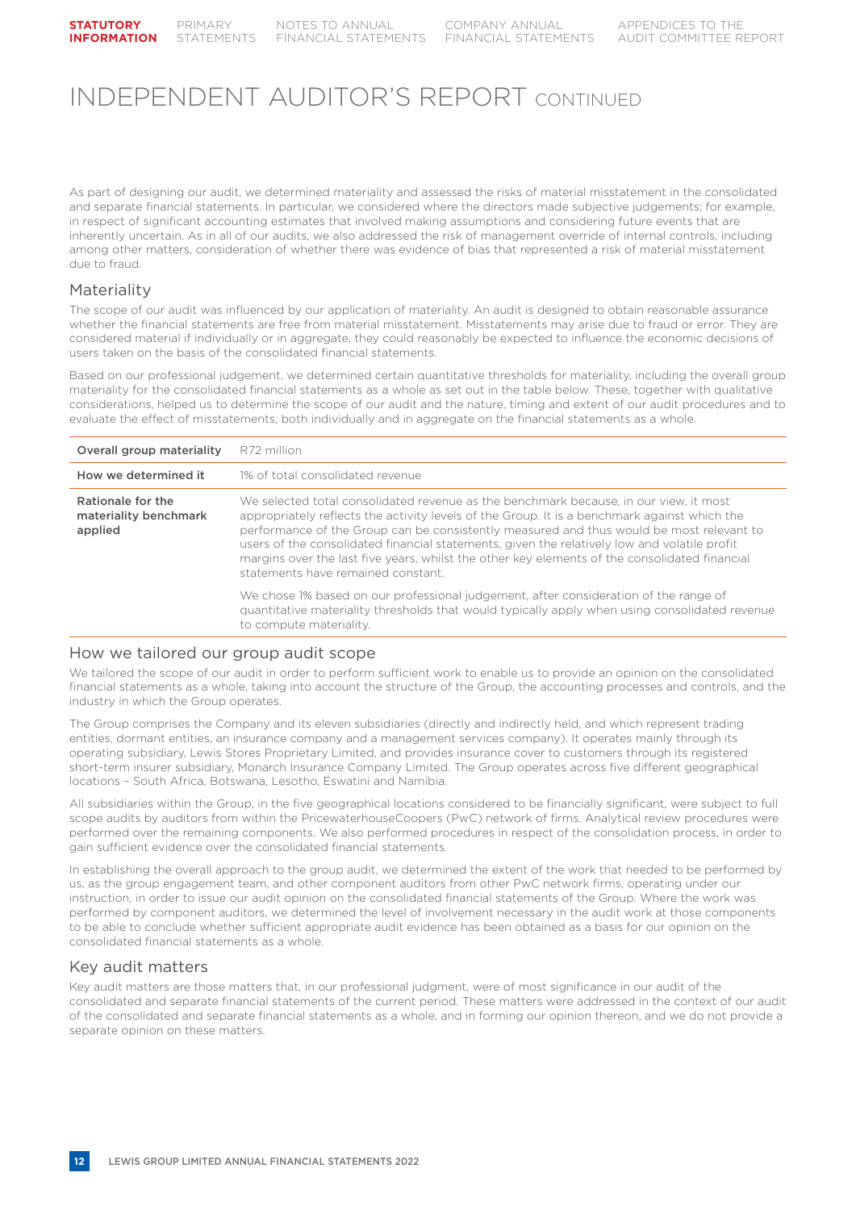# INDEPENDENT AUDITOR'S REPORT CONTINUED

As part of designing our audit, we determined materiality and assessed the risks of material misstatement in the consolidated and separate financial statements. In particular, we considered where the directors made subjective judgements; for example, in respect of significant accounting estimates that involved making assumptions and considering future events that are inherently uncertain. As in all of our audits, we also addressed the risk of management override of internal controls, including among other matters, consideration of whether there was evidence of bias that represented a risk of material misstatement due to fraud.

## Materiality

The scope of our audit was influenced by our application of materiality. An audit is designed to obtain reasonable assurance whether the financial statements are free from material misstatement. Misstatements may arise due to fraud or error. They are considered material if individually or in aggregate, they could reasonably be expected to influence the economic decisions of users taken on the basis of the consolidated financial statements.

Based on our professional judgement, we determined certain quantitative thresholds for materiality, including the overall group materiality for the consolidated financial statements as a whole as set out in the table below. These, together with qualitative considerations, helped us to determine the scope of our audit and the nature, timing and extent of our audit procedures and to evaluate the effect of misstatements, both individually and in aggregate on the financial statements as a whole.

| | |
|---|---|
| **Overall group materiality** | R72 million |
| **How we determined it** | 1% of total consolidated revenue |
| **Rationale for the materiality benchmark applied** | We selected total consolidated revenue as the benchmark because, in our view, it most appropriately reflects the activity levels of the Group. It is a benchmark against which the performance of the Group can be consistently measured and thus would be most relevant to users of the consolidated financial statements, given the relatively low and volatile profit margins over the last five years, whilst the other key elements of the consolidated financial statements have remained constant.<br><br>We chose 1% based on our professional judgement, after consideration of the range of quantitative materiality thresholds that would typically apply when using consolidated revenue to compute materiality. |

## How we tailored our group audit scope

We tailored the scope of our audit in order to perform sufficient work to enable us to provide an opinion on the consolidated financial statements as a whole, taking into account the structure of the Group, the accounting processes and controls, and the industry in which the Group operates.

The Group comprises the Company and its eleven subsidiaries (directly and indirectly held, and which represent trading entities, dormant entities, an insurance company and a management services company). It operates mainly through its operating subsidiary, Lewis Stores Proprietary Limited, and provides insurance cover to customers through its registered short-term insurer subsidiary, Monarch Insurance Company Limited. The Group operates across five different geographical locations – South Africa, Botswana, Lesotho, Eswatini and Namibia.

All subsidiaries within the Group, in the five geographical locations considered to be financially significant, were subject to full scope audits by auditors from within the PricewaterhouseCoopers (PwC) network of firms. Analytical review procedures were performed over the remaining components. We also performed procedures in respect of the consolidation process, in order to gain sufficient evidence over the consolidated financial statements.

In establishing the overall approach to the group audit, we determined the extent of the work that needed to be performed by us, as the group engagement team, and other component auditors from other PwC network firms, operating under our instruction, in order to issue our audit opinion on the consolidated financial statements of the Group. Where the work was performed by component auditors, we determined the level of involvement necessary in the audit work at those components to be able to conclude whether sufficient appropriate audit evidence has been obtained as a basis for our opinion on the consolidated financial statements as a whole.

## Key audit matters

Key audit matters are those matters that, in our professional judgment, were of most significance in our audit of the consolidated and separate financial statements of the current period. These matters were addressed in the context of our audit of the consolidated and separate financial statements as a whole, and in forming our opinion thereon, and we do not provide a separate opinion on these matters.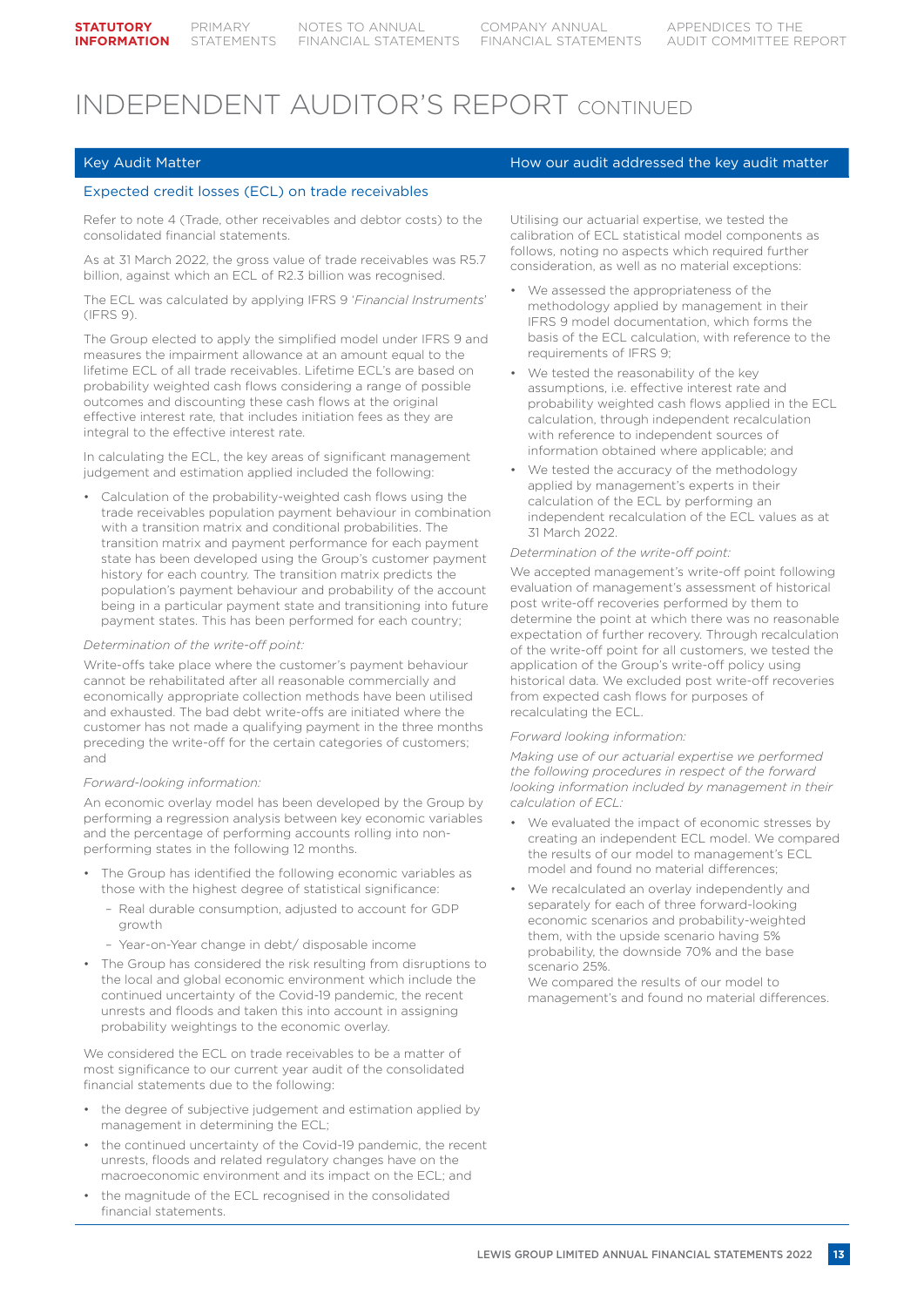# INDEPENDENT AUDITOR'S REPORT CONTINUED

| Key Audit Matter | How our audit addressed the key audit matter |
|---|---|

## Expected credit losses (ECL) on trade receivables

Refer to note 4 (Trade, other receivables and debtor costs) to the consolidated financial statements.

As at 31 March 2022, the gross value of trade receivables was R5.7 billion, against which an ECL of R2.3 billion was recognised.

The ECL was calculated by applying IFRS 9 '*Financial Instruments*' (IFRS 9).

The Group elected to apply the simplified model under IFRS 9 and measures the impairment allowance at an amount equal to the lifetime ECL of all trade receivables. Lifetime ECL's are based on probability weighted cash flows considering a range of possible outcomes and discounting these cash flows at the original effective interest rate, that includes initiation fees as they are integral to the effective interest rate.

In calculating the ECL, the key areas of significant management judgement and estimation applied included the following:

- Calculation of the probability-weighted cash flows using the trade receivables population payment behaviour in combination with a transition matrix and conditional probabilities. The transition matrix and payment performance for each payment state has been developed using the Group's customer payment history for each country. The transition matrix predicts the population's payment behaviour and probability of the account being in a particular payment state and transitioning into future payment states. This has been performed for each country;

*Determination of the write-off point:*

Write-offs take place where the customer's payment behaviour cannot be rehabilitated after all reasonable commercially and economically appropriate collection methods have been utilised and exhausted. The bad debt write-offs are initiated where the customer has not made a qualifying payment in the three months preceding the write-off for the certain categories of customers; and

*Forward-looking information:*

An economic overlay model has been developed by the Group by performing a regression analysis between key economic variables and the percentage of performing accounts rolling into non-performing states in the following 12 months.

- The Group has identified the following economic variables as those with the highest degree of statistical significance:
  - Real durable consumption, adjusted to account for GDP growth
  - Year-on-Year change in debt/ disposable income
- The Group has considered the risk resulting from disruptions to the local and global economic environment which include the continued uncertainty of the Covid-19 pandemic, the recent unrests and floods and taken this into account in assigning probability weightings to the economic overlay.

We considered the ECL on trade receivables to be a matter of most significance to our current year audit of the consolidated financial statements due to the following:

- the degree of subjective judgement and estimation applied by management in determining the ECL;
- the continued uncertainty of the Covid-19 pandemic, the recent unrests, floods and related regulatory changes have on the macroeconomic environment and its impact on the ECL; and
- the magnitude of the ECL recognised in the consolidated financial statements.

**How our audit addressed the key audit matter**

Utilising our actuarial expertise, we tested the calibration of ECL statistical model components as follows, noting no aspects which required further consideration, as well as no material exceptions:

- We assessed the appropriateness of the methodology applied by management in their IFRS 9 model documentation, which forms the basis of the ECL calculation, with reference to the requirements of IFRS 9;
- We tested the reasonability of the key assumptions, i.e. effective interest rate and probability weighted cash flows applied in the ECL calculation, through independent recalculation with reference to independent sources of information obtained where applicable; and
- We tested the accuracy of the methodology applied by management's experts in their calculation of the ECL by performing an independent recalculation of the ECL values as at 31 March 2022.

*Determination of the write-off point:*

We accepted management's write-off point following evaluation of management's assessment of historical post write-off recoveries performed by them to determine the point at which there was no reasonable expectation of further recovery. Through recalculation of the write-off point for all customers, we tested the application of the Group's write-off policy using historical data. We excluded post write-off recoveries from expected cash flows for purposes of recalculating the ECL.

*Forward looking information:*

*Making use of our actuarial expertise we performed the following procedures in respect of the forward looking information included by management in their calculation of ECL:*

- We evaluated the impact of economic stresses by creating an independent ECL model. We compared the results of our model to management's ECL model and found no material differences;
- We recalculated an overlay independently and separately for each of three forward-looking economic scenarios and probability-weighted them, with the upside scenario having 5% probability, the downside 70% and the base scenario 25%.  
  We compared the results of our model to management's and found no material differences.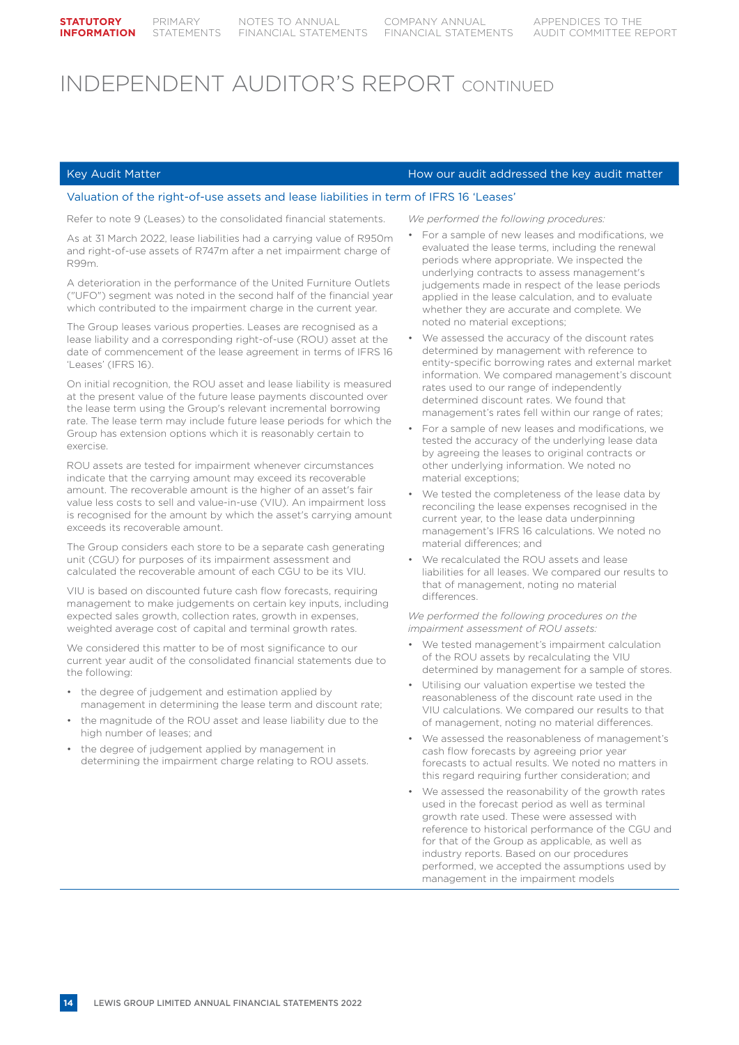# INDEPENDENT AUDITOR'S REPORT CONTINUED

| Key Audit Matter | How our audit addressed the key audit matter |
|---|---|

### Valuation of the right-of-use assets and lease liabilities in term of IFRS 16 'Leases'

Refer to note 9 (Leases) to the consolidated financial statements.

As at 31 March 2022, lease liabilities had a carrying value of R950m and right-of-use assets of R747m after a net impairment charge of R99m.

A deterioration in the performance of the United Furniture Outlets ("UFO") segment was noted in the second half of the financial year which contributed to the impairment charge in the current year.

The Group leases various properties. Leases are recognised as a lease liability and a corresponding right-of-use (ROU) asset at the date of commencement of the lease agreement in terms of IFRS 16 'Leases' (IFRS 16).

On initial recognition, the ROU asset and lease liability is measured at the present value of the future lease payments discounted over the lease term using the Group's relevant incremental borrowing rate. The lease term may include future lease periods for which the Group has extension options which it is reasonably certain to exercise.

ROU assets are tested for impairment whenever circumstances indicate that the carrying amount may exceed its recoverable amount. The recoverable amount is the higher of an asset's fair value less costs to sell and value-in-use (VIU). An impairment loss is recognised for the amount by which the asset's carrying amount exceeds its recoverable amount.

The Group considers each store to be a separate cash generating unit (CGU) for purposes of its impairment assessment and calculated the recoverable amount of each CGU to be its VIU.

VIU is based on discounted future cash flow forecasts, requiring management to make judgements on certain key inputs, including expected sales growth, collection rates, growth in expenses, weighted average cost of capital and terminal growth rates.

We considered this matter to be of most significance to our current year audit of the consolidated financial statements due to the following:

- the degree of judgement and estimation applied by management in determining the lease term and discount rate;
- the magnitude of the ROU asset and lease liability due to the high number of leases; and
- the degree of judgement applied by management in determining the impairment charge relating to ROU assets.

*We performed the following procedures:*

- For a sample of new leases and modifications, we evaluated the lease terms, including the renewal periods where appropriate. We inspected the underlying contracts to assess management's judgements made in respect of the lease periods applied in the lease calculation, and to evaluate whether they are accurate and complete. We noted no material exceptions;
- We assessed the accuracy of the discount rates determined by management with reference to entity-specific borrowing rates and external market information. We compared management's discount rates used to our range of independently determined discount rates. We found that management's rates fell within our range of rates;
- For a sample of new leases and modifications, we tested the accuracy of the underlying lease data by agreeing the leases to original contracts or other underlying information. We noted no material exceptions;
- We tested the completeness of the lease data by reconciling the lease expenses recognised in the current year, to the lease data underpinning management's IFRS 16 calculations. We noted no material differences; and
- We recalculated the ROU assets and lease liabilities for all leases. We compared our results to that of management, noting no material differences.

*We performed the following procedures on the impairment assessment of ROU assets:*

- We tested management's impairment calculation of the ROU assets by recalculating the VIU determined by management for a sample of stores.
- Utilising our valuation expertise we tested the reasonableness of the discount rate used in the VIU calculations. We compared our results to that of management, noting no material differences.
- We assessed the reasonableness of management's cash flow forecasts by agreeing prior year forecasts to actual results. We noted no matters in this regard requiring further consideration; and
- We assessed the reasonability of the growth rates used in the forecast period as well as terminal growth rate used. These were assessed with reference to historical performance of the CGU and for that of the Group as applicable, as well as industry reports. Based on our procedures performed, we accepted the assumptions used by management in the impairment models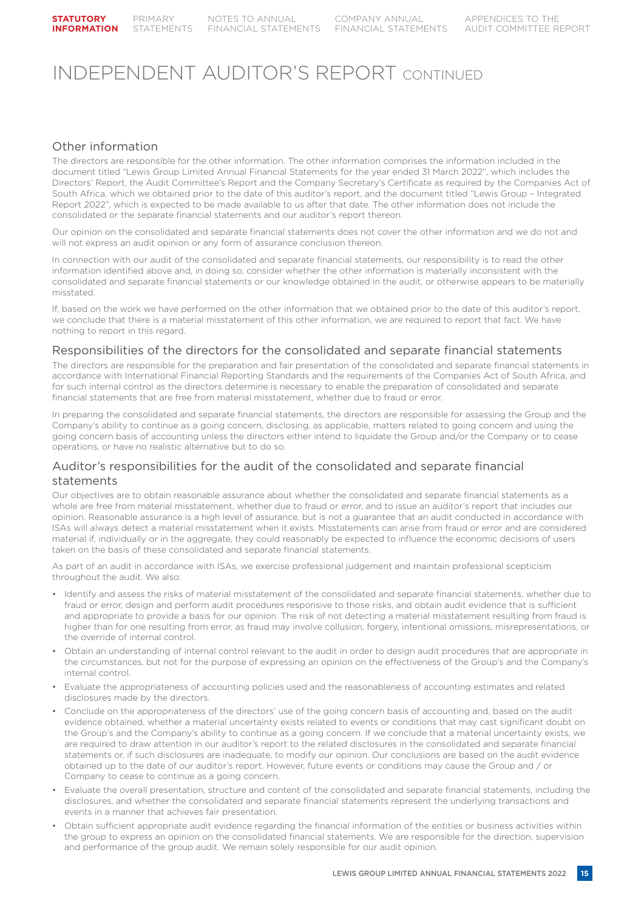# INDEPENDENT AUDITOR'S REPORT CONTINUED

## Other information

The directors are responsible for the other information. The other information comprises the information included in the document titled "Lewis Group Limited Annual Financial Statements for the year ended 31 March 2022", which includes the Directors' Report, the Audit Committee's Report and the Company Secretary's Certificate as required by the Companies Act of South Africa, which we obtained prior to the date of this auditor's report, and the document titled "Lewis Group – Integrated Report 2022", which is expected to be made available to us after that date. The other information does not include the consolidated or the separate financial statements and our auditor's report thereon.

Our opinion on the consolidated and separate financial statements does not cover the other information and we do not and will not express an audit opinion or any form of assurance conclusion thereon.

In connection with our audit of the consolidated and separate financial statements, our responsibility is to read the other information identified above and, in doing so, consider whether the other information is materially inconsistent with the consolidated and separate financial statements or our knowledge obtained in the audit, or otherwise appears to be materially misstated.

If, based on the work we have performed on the other information that we obtained prior to the date of this auditor's report, we conclude that there is a material misstatement of this other information, we are required to report that fact. We have nothing to report in this regard.

## Responsibilities of the directors for the consolidated and separate financial statements

The directors are responsible for the preparation and fair presentation of the consolidated and separate financial statements in accordance with International Financial Reporting Standards and the requirements of the Companies Act of South Africa, and for such internal control as the directors determine is necessary to enable the preparation of consolidated and separate financial statements that are free from material misstatement, whether due to fraud or error.

In preparing the consolidated and separate financial statements, the directors are responsible for assessing the Group and the Company's ability to continue as a going concern, disclosing, as applicable, matters related to going concern and using the going concern basis of accounting unless the directors either intend to liquidate the Group and/or the Company or to cease operations, or have no realistic alternative but to do so.

## Auditor's responsibilities for the audit of the consolidated and separate financial statements

Our objectives are to obtain reasonable assurance about whether the consolidated and separate financial statements as a whole are free from material misstatement, whether due to fraud or error, and to issue an auditor's report that includes our opinion. Reasonable assurance is a high level of assurance, but is not a guarantee that an audit conducted in accordance with ISAs will always detect a material misstatement when it exists. Misstatements can arise from fraud or error and are considered material if, individually or in the aggregate, they could reasonably be expected to influence the economic decisions of users taken on the basis of these consolidated and separate financial statements.

As part of an audit in accordance with ISAs, we exercise professional judgement and maintain professional scepticism throughout the audit. We also:

- Identify and assess the risks of material misstatement of the consolidated and separate financial statements, whether due to fraud or error, design and perform audit procedures responsive to those risks, and obtain audit evidence that is sufficient and appropriate to provide a basis for our opinion. The risk of not detecting a material misstatement resulting from fraud is higher than for one resulting from error, as fraud may involve collusion, forgery, intentional omissions, misrepresentations, or the override of internal control.
- Obtain an understanding of internal control relevant to the audit in order to design audit procedures that are appropriate in the circumstances, but not for the purpose of expressing an opinion on the effectiveness of the Group's and the Company's internal control.
- Evaluate the appropriateness of accounting policies used and the reasonableness of accounting estimates and related disclosures made by the directors.
- Conclude on the appropriateness of the directors' use of the going concern basis of accounting and, based on the audit evidence obtained, whether a material uncertainty exists related to events or conditions that may cast significant doubt on the Group's and the Company's ability to continue as a going concern. If we conclude that a material uncertainty exists, we are required to draw attention in our auditor's report to the related disclosures in the consolidated and separate financial statements or, if such disclosures are inadequate, to modify our opinion. Our conclusions are based on the audit evidence obtained up to the date of our auditor's report. However, future events or conditions may cause the Group and / or Company to cease to continue as a going concern.
- Evaluate the overall presentation, structure and content of the consolidated and separate financial statements, including the disclosures, and whether the consolidated and separate financial statements represent the underlying transactions and events in a manner that achieves fair presentation.
- Obtain sufficient appropriate audit evidence regarding the financial information of the entities or business activities within the group to express an opinion on the consolidated financial statements. We are responsible for the direction, supervision and performance of the group audit. We remain solely responsible for our audit opinion.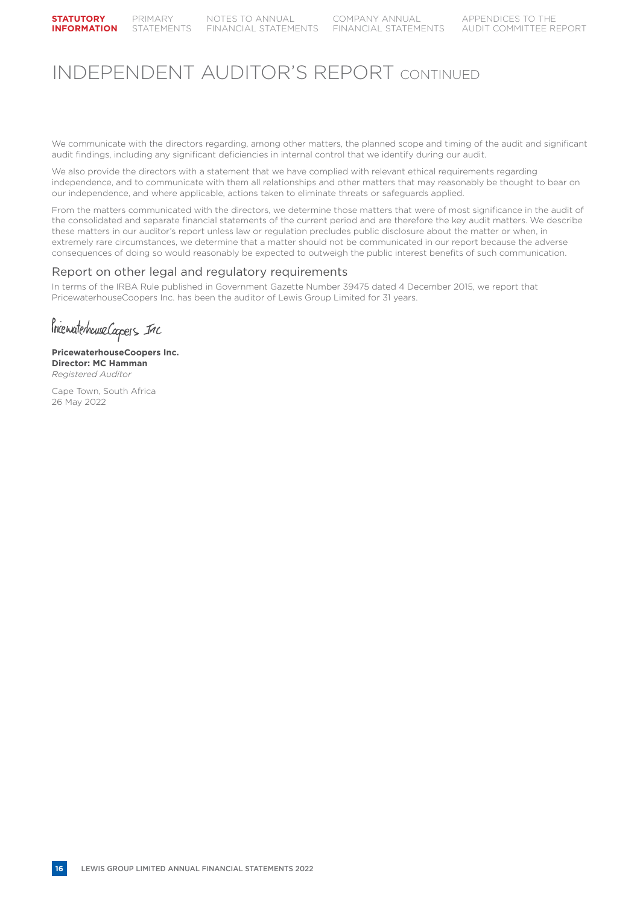# INDEPENDENT AUDITOR'S REPORT CONTINUED

We communicate with the directors regarding, among other matters, the planned scope and timing of the audit and significant audit findings, including any significant deficiencies in internal control that we identify during our audit.

We also provide the directors with a statement that we have complied with relevant ethical requirements regarding independence, and to communicate with them all relationships and other matters that may reasonably be thought to bear on our independence, and where applicable, actions taken to eliminate threats or safeguards applied.

From the matters communicated with the directors, we determine those matters that were of most significance in the audit of the consolidated and separate financial statements of the current period and are therefore the key audit matters. We describe these matters in our auditor's report unless law or regulation precludes public disclosure about the matter or when, in extremely rare circumstances, we determine that a matter should not be communicated in our report because the adverse consequences of doing so would reasonably be expected to outweigh the public interest benefits of such communication.

## Report on other legal and regulatory requirements

In terms of the IRBA Rule published in Government Gazette Number 39475 dated 4 December 2015, we report that PricewaterhouseCoopers Inc. has been the auditor of Lewis Group Limited for 31 years.

PricewaterhouseCoopers Inc

**PricewaterhouseCoopers Inc.**
**Director: MC Hamman**
*Registered Auditor*

Cape Town, South Africa
26 May 2022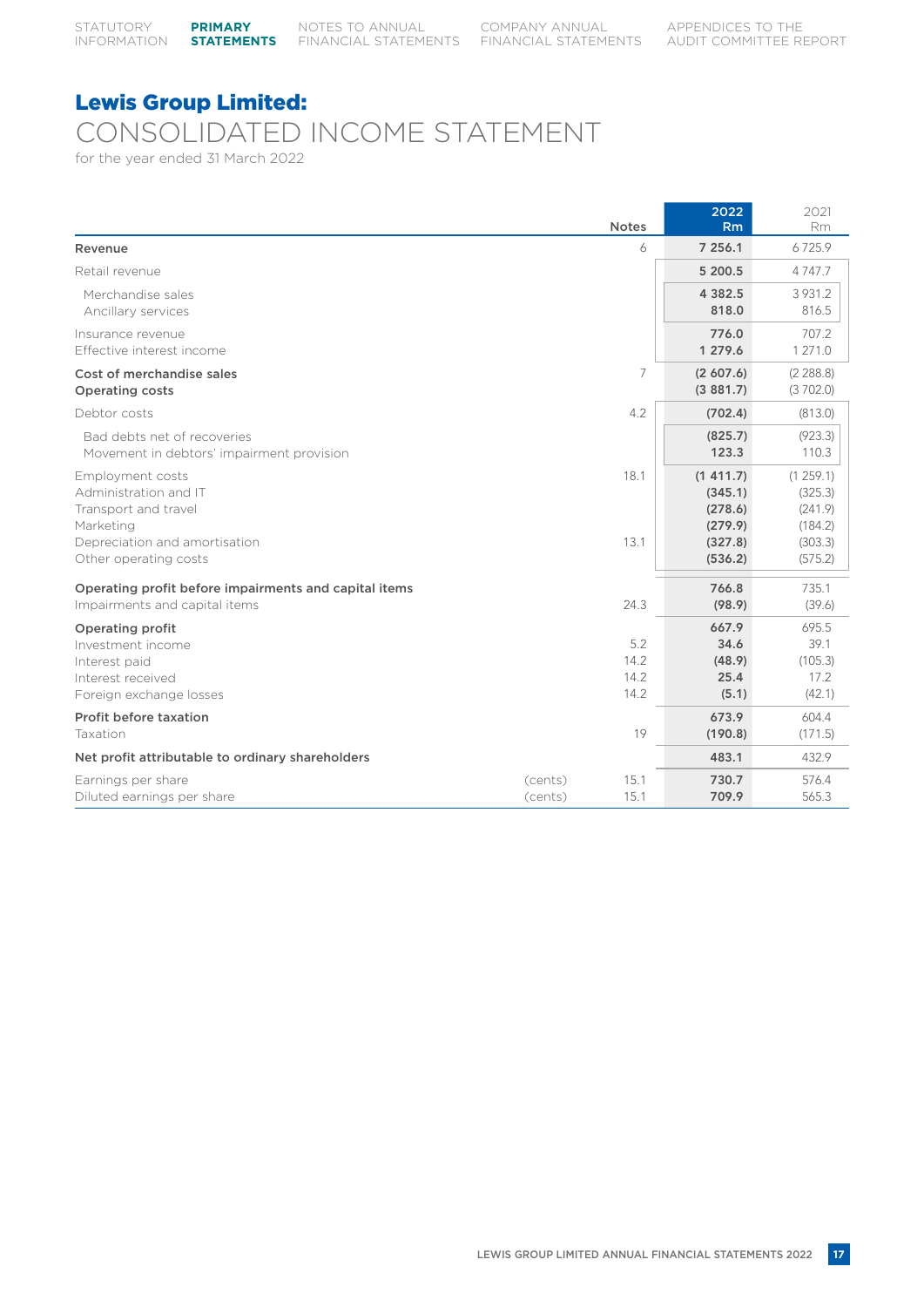# Lewis Group Limited:

## CONSOLIDATED INCOME STATEMENT

for the year ended 31 March 2022

| | | Notes | 2022 Rm | 2021 Rm |
|---|---|---|---|---|
| **Revenue** | | 6 | **7 256.1** | 6 725.9 |
| Retail revenue | | | **5 200.5** | 4 747.7 |
| Merchandise sales | | | **4 382.5** | 3 931.2 |
| Ancillary services | | | **818.0** | 816.5 |
| Insurance revenue | | | **776.0** | 707.2 |
| Effective interest income | | | **1 279.6** | 1 271.0 |
| **Cost of merchandise sales** | | 7 | **(2 607.6)** | (2 288.8) |
| **Operating costs** | | | **(3 881.7)** | (3 702.0) |
| Debtor costs | | 4.2 | **(702.4)** | (813.0) |
| Bad debts net of recoveries | | | **(825.7)** | (923.3) |
| Movement in debtors' impairment provision | | | **123.3** | 110.3 |
| Employment costs | | 18.1 | **(1 411.7)** | (1 259.1) |
| Administration and IT | | | **(345.1)** | (325.3) |
| Transport and travel | | | **(278.6)** | (241.9) |
| Marketing | | | **(279.9)** | (184.2) |
| Depreciation and amortisation | | 13.1 | **(327.8)** | (303.3) |
| Other operating costs | | | **(536.2)** | (575.2) |
| **Operating profit before impairments and capital items** | | | **766.8** | 735.1 |
| Impairments and capital items | | 24.3 | **(98.9)** | (39.6) |
| **Operating profit** | | | **667.9** | 695.5 |
| Investment income | | 5.2 | **34.6** | 39.1 |
| Interest paid | | 14.2 | **(48.9)** | (105.3) |
| Interest received | | 14.2 | **25.4** | 17.2 |
| Foreign exchange losses | | 14.2 | **(5.1)** | (42.1) |
| **Profit before taxation** | | | **673.9** | 604.4 |
| Taxation | | 19 | **(190.8)** | (171.5) |
| **Net profit attributable to ordinary shareholders** | | | **483.1** | 432.9 |
| Earnings per share | (cents) | 15.1 | **730.7** | 576.4 |
| Diluted earnings per share | (cents) | 15.1 | **709.9** | 565.3 |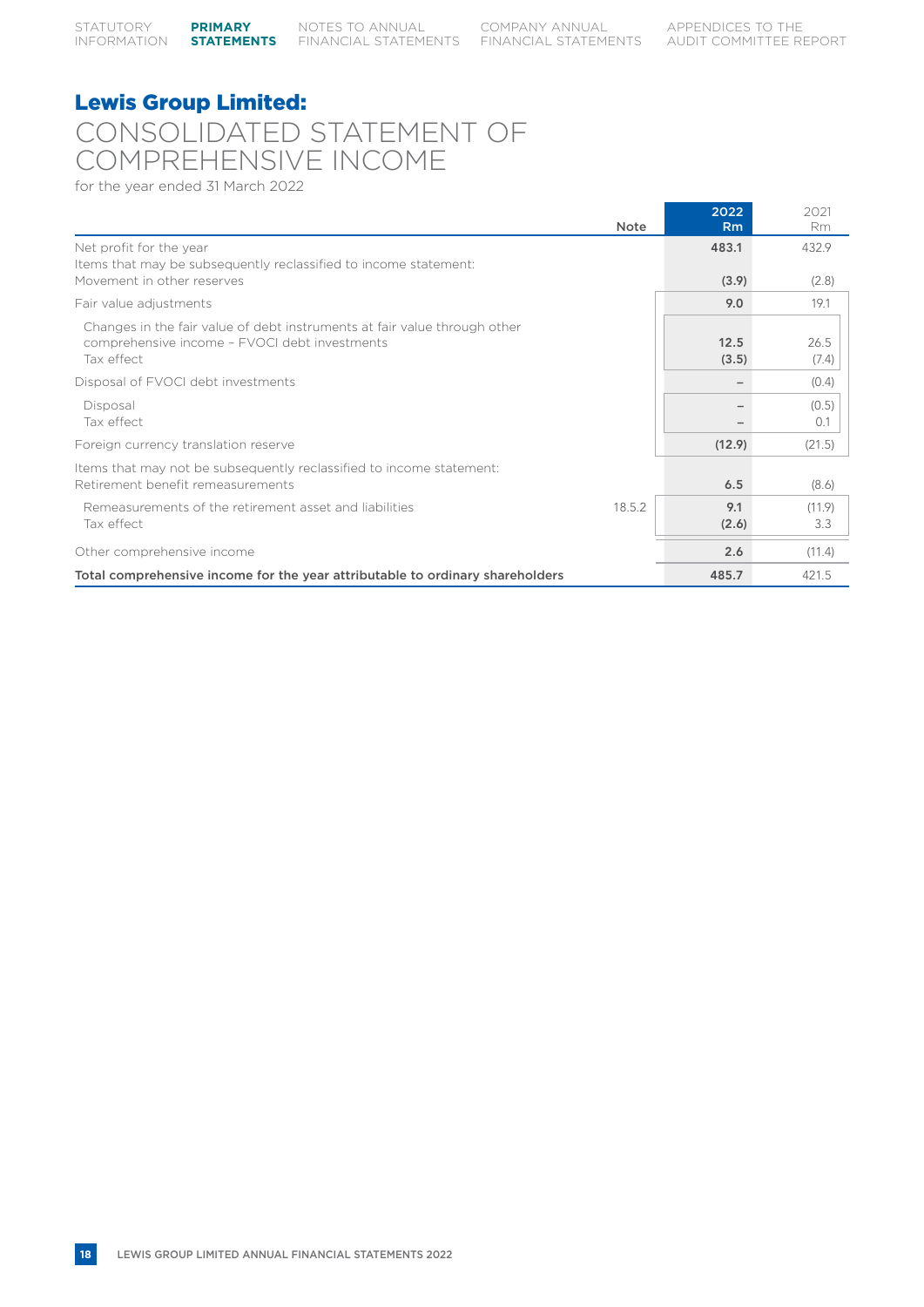# Lewis Group Limited:

## CONSOLIDATED STATEMENT OF COMPREHENSIVE INCOME

for the year ended 31 March 2022

| | Note | 2022 Rm | 2021 Rm |
|---|---|---|---|
| Net profit for the year | | **483.1** | 432.9 |
| Items that may be subsequently reclassified to income statement: | | | |
| Movement in other reserves | | **(3.9)** | (2.8) |
| Fair value adjustments | | **9.0** | 19.1 |
| Changes in the fair value of debt instruments at fair value through other comprehensive income – FVOCI debt investments | | **12.5** | 26.5 |
| Tax effect | | **(3.5)** | (7.4) |
| Disposal of FVOCI debt investments | | **–** | (0.4) |
| Disposal | | **–** | (0.5) |
| Tax effect | | **–** | 0.1 |
| Foreign currency translation reserve | | **(12.9)** | (21.5) |
| Items that may not be subsequently reclassified to income statement: | | | |
| Retirement benefit remeasurements | | **6.5** | (8.6) |
| Remeasurements of the retirement asset and liabilities | 18.5.2 | **9.1** | (11.9) |
| Tax effect | | **(2.6)** | 3.3 |
| Other comprehensive income | | **2.6** | (11.4) |
| **Total comprehensive income for the year attributable to ordinary shareholders** | | **485.7** | 421.5 |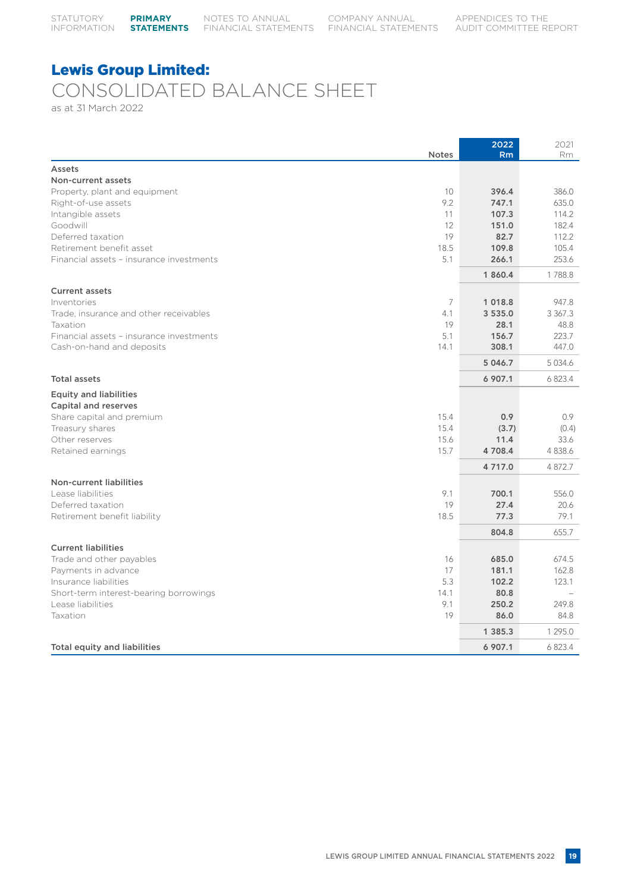# Lewis Group Limited:

## CONSOLIDATED BALANCE SHEET

as at 31 March 2022

| | Notes | 2022 Rm | 2021 Rm |
|---|---|---|---|
| **Assets** | | | |
| **Non-current assets** | | | |
| Property, plant and equipment | 10 | **396.4** | 386.0 |
| Right-of-use assets | 9.2 | **747.1** | 635.0 |
| Intangible assets | 11 | **107.3** | 114.2 |
| Goodwill | 12 | **151.0** | 182.4 |
| Deferred taxation | 19 | **82.7** | 112.2 |
| Retirement benefit asset | 18.5 | **109.8** | 105.4 |
| Financial assets – insurance investments | 5.1 | **266.1** | 253.6 |
| | | **1 860.4** | 1 788.8 |
| **Current assets** | | | |
| Inventories | 7 | **1 018.8** | 947.8 |
| Trade, insurance and other receivables | 4.1 | **3 535.0** | 3 367.3 |
| Taxation | 19 | **28.1** | 48.8 |
| Financial assets – insurance investments | 5.1 | **156.7** | 223.7 |
| Cash-on-hand and deposits | 14.1 | **308.1** | 447.0 |
| | | **5 046.7** | 5 034.6 |
| **Total assets** | | **6 907.1** | 6 823.4 |
| **Equity and liabilities** | | | |
| **Capital and reserves** | | | |
| Share capital and premium | 15.4 | **0.9** | 0.9 |
| Treasury shares | 15.4 | **(3.7)** | (0.4) |
| Other reserves | 15.6 | **11.4** | 33.6 |
| Retained earnings | 15.7 | **4 708.4** | 4 838.6 |
| | | **4 717.0** | 4 872.7 |
| **Non-current liabilities** | | | |
| Lease liabilities | 9.1 | **700.1** | 556.0 |
| Deferred taxation | 19 | **27.4** | 20.6 |
| Retirement benefit liability | 18.5 | **77.3** | 79.1 |
| | | **804.8** | 655.7 |
| **Current liabilities** | | | |
| Trade and other payables | 16 | **685.0** | 674.5 |
| Payments in advance | 17 | **181.1** | 162.8 |
| Insurance liabilities | 5.3 | **102.2** | 123.1 |
| Short-term interest-bearing borrowings | 14.1 | **80.8** | – |
| Lease liabilities | 9.1 | **250.2** | 249.8 |
| Taxation | 19 | **86.0** | 84.8 |
| | | **1 385.3** | 1 295.0 |
| **Total equity and liabilities** | | **6 907.1** | 6 823.4 |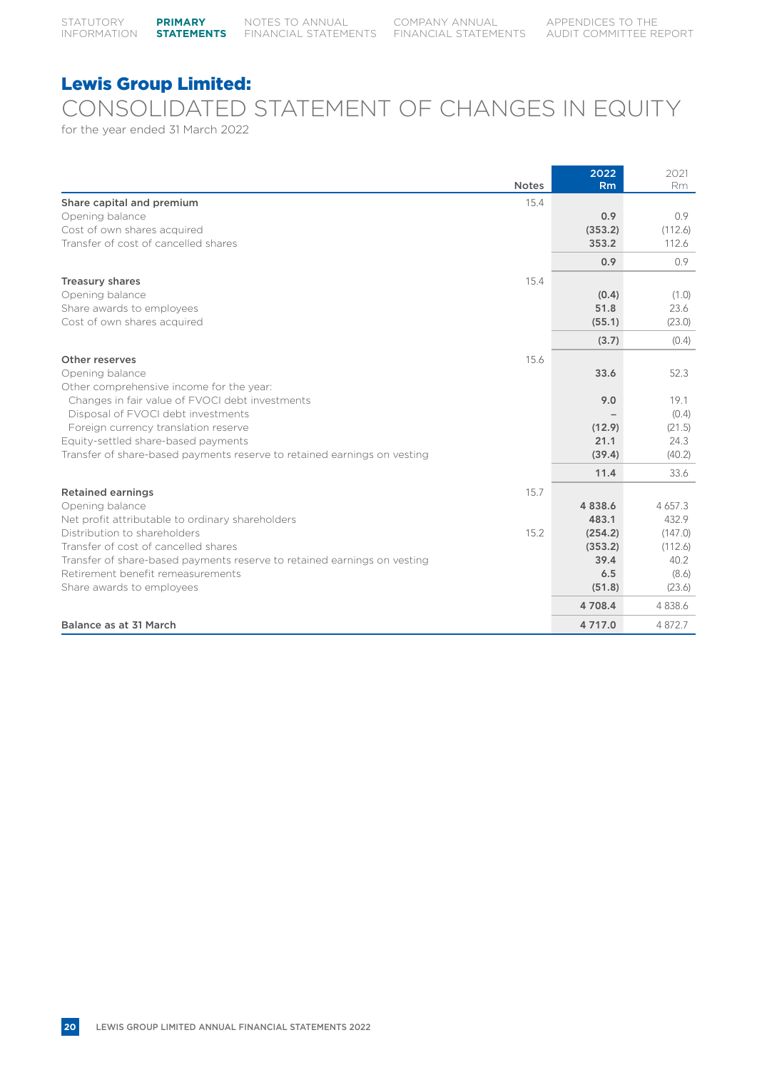# Lewis Group Limited:

## CONSOLIDATED STATEMENT OF CHANGES IN EQUITY

for the year ended 31 March 2022

| | Notes | 2022 Rm | 2021 Rm |
|---|---|---|---|
| **Share capital and premium** | 15.4 | | |
| Opening balance | | **0.9** | 0.9 |
| Cost of own shares acquired | | **(353.2)** | (112.6) |
| Transfer of cost of cancelled shares | | **353.2** | 112.6 |
| | | **0.9** | 0.9 |
| **Treasury shares** | 15.4 | | |
| Opening balance | | **(0.4)** | (1.0) |
| Share awards to employees | | **51.8** | 23.6 |
| Cost of own shares acquired | | **(55.1)** | (23.0) |
| | | **(3.7)** | (0.4) |
| **Other reserves** | 15.6 | | |
| Opening balance | | **33.6** | 52.3 |
| Other comprehensive income for the year: | | | |
| Changes in fair value of FVOCI debt investments | | **9.0** | 19.1 |
| Disposal of FVOCI debt investments | | **–** | (0.4) |
| Foreign currency translation reserve | | **(12.9)** | (21.5) |
| Equity-settled share-based payments | | **21.1** | 24.3 |
| Transfer of share-based payments reserve to retained earnings on vesting | | **(39.4)** | (40.2) |
| | | **11.4** | 33.6 |
| **Retained earnings** | 15.7 | | |
| Opening balance | | **4 838.6** | 4 657.3 |
| Net profit attributable to ordinary shareholders | | **483.1** | 432.9 |
| Distribution to shareholders | 15.2 | **(254.2)** | (147.0) |
| Transfer of cost of cancelled shares | | **(353.2)** | (112.6) |
| Transfer of share-based payments reserve to retained earnings on vesting | | **39.4** | 40.2 |
| Retirement benefit remeasurements | | **6.5** | (8.6) |
| Share awards to employees | | **(51.8)** | (23.6) |
| | | **4 708.4** | 4 838.6 |
| **Balance as at 31 March** | | **4 717.0** | 4 872.7 |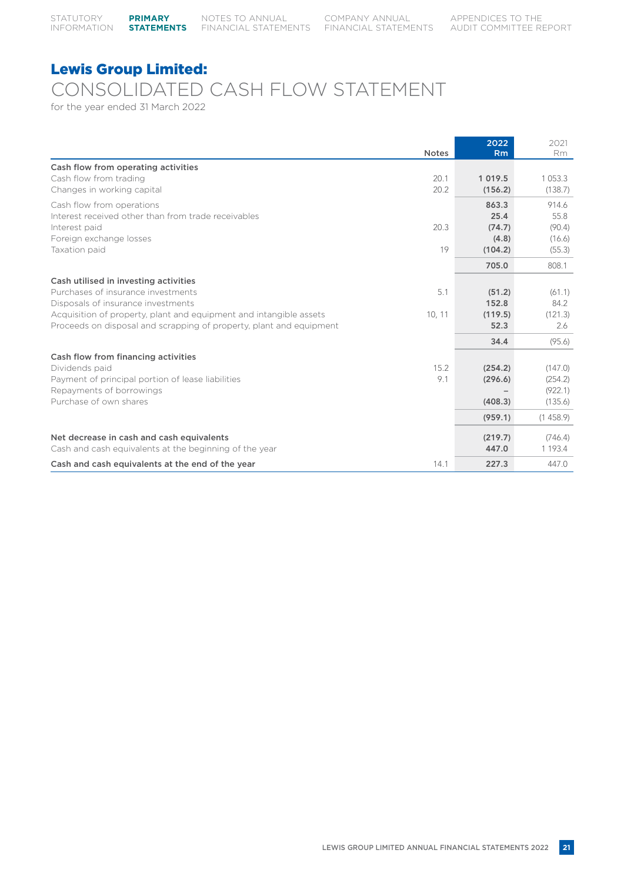# Lewis Group Limited:

## CONSOLIDATED CASH FLOW STATEMENT

for the year ended 31 March 2022

| | Notes | 2022 Rm | 2021 Rm |
|---|---|---|---|
| **Cash flow from operating activities** | | | |
| Cash flow from trading | 20.1 | **1 019.5** | 1 053.3 |
| Changes in working capital | 20.2 | **(156.2)** | (138.7) |
| Cash flow from operations | | **863.3** | 914.6 |
| Interest received other than from trade receivables | | **25.4** | 55.8 |
| Interest paid | 20.3 | **(74.7)** | (90.4) |
| Foreign exchange losses | | **(4.8)** | (16.6) |
| Taxation paid | 19 | **(104.2)** | (55.3) |
| | | **705.0** | 808.1 |
| **Cash utilised in investing activities** | | | |
| Purchases of insurance investments | 5.1 | **(51.2)** | (61.1) |
| Disposals of insurance investments | | **152.8** | 84.2 |
| Acquisition of property, plant and equipment and intangible assets | 10, 11 | **(119.5)** | (121.3) |
| Proceeds on disposal and scrapping of property, plant and equipment | | **52.3** | 2.6 |
| | | **34.4** | (95.6) |
| **Cash flow from financing activities** | | | |
| Dividends paid | 15.2 | **(254.2)** | (147.0) |
| Payment of principal portion of lease liabilities | 9.1 | **(296.6)** | (254.2) |
| Repayments of borrowings | | **–** | (922.1) |
| Purchase of own shares | | **(408.3)** | (135.6) |
| | | **(959.1)** | (1 458.9) |
| **Net decrease in cash and cash equivalents** | | **(219.7)** | (746.4) |
| Cash and cash equivalents at the beginning of the year | | **447.0** | 1 193.4 |
| **Cash and cash equivalents at the end of the year** | 14.1 | **227.3** | 447.0 |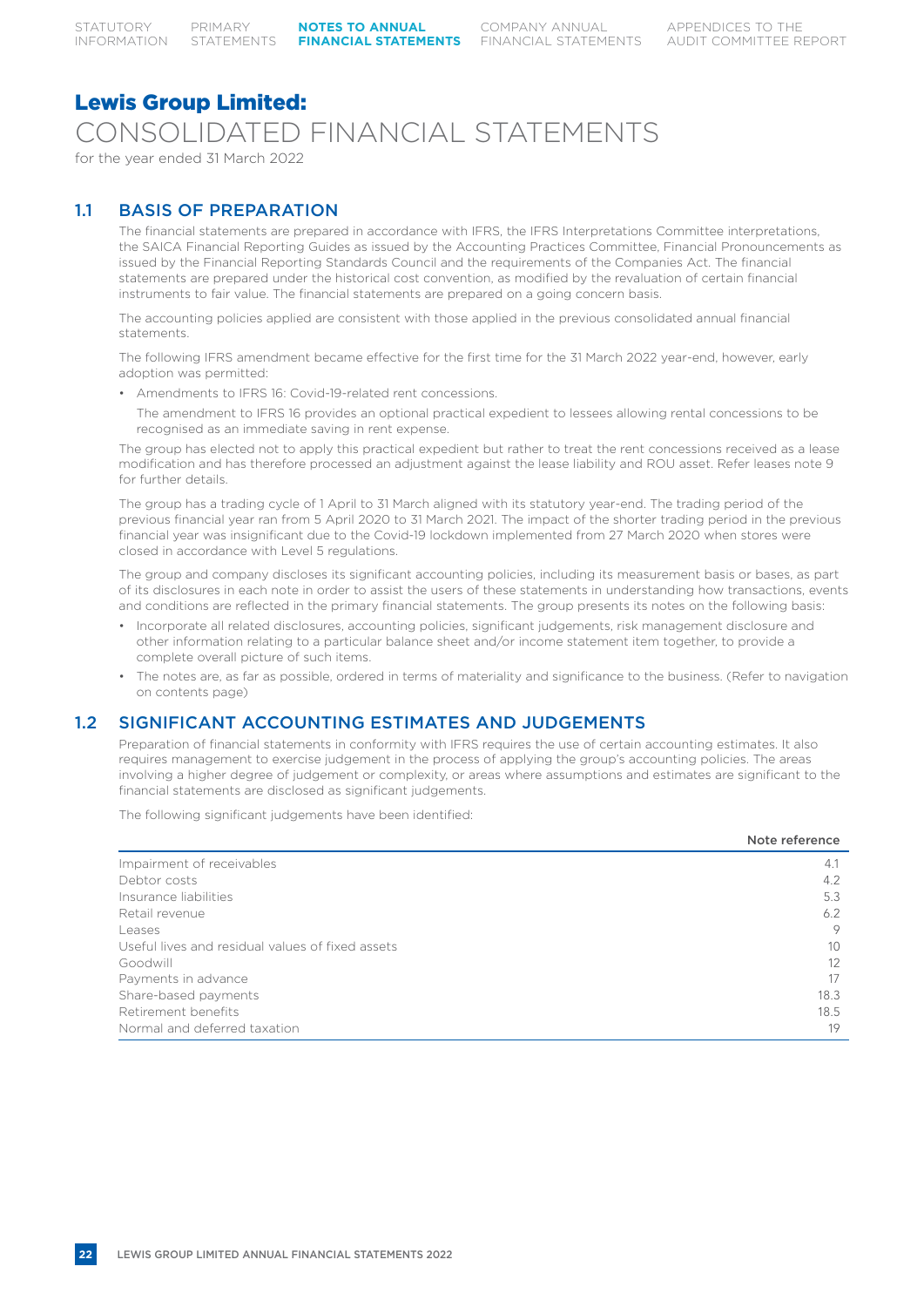# Lewis Group Limited:

# CONSOLIDATED FINANCIAL STATEMENTS

for the year ended 31 March 2022

## 1.1 BASIS OF PREPARATION

The financial statements are prepared in accordance with IFRS, the IFRS Interpretations Committee interpretations, the SAICA Financial Reporting Guides as issued by the Accounting Practices Committee, Financial Pronouncements as issued by the Financial Reporting Standards Council and the requirements of the Companies Act. The financial statements are prepared under the historical cost convention, as modified by the revaluation of certain financial instruments to fair value. The financial statements are prepared on a going concern basis.

The accounting policies applied are consistent with those applied in the previous consolidated annual financial statements.

The following IFRS amendment became effective for the first time for the 31 March 2022 year-end, however, early adoption was permitted:

- Amendments to IFRS 16: Covid-19-related rent concessions.

  The amendment to IFRS 16 provides an optional practical expedient to lessees allowing rental concessions to be recognised as an immediate saving in rent expense.

The group has elected not to apply this practical expedient but rather to treat the rent concessions received as a lease modification and has therefore processed an adjustment against the lease liability and ROU asset. Refer leases note 9 for further details.

The group has a trading cycle of 1 April to 31 March aligned with its statutory year-end. The trading period of the previous financial year ran from 5 April 2020 to 31 March 2021. The impact of the shorter trading period in the previous financial year was insignificant due to the Covid-19 lockdown implemented from 27 March 2020 when stores were closed in accordance with Level 5 regulations.

The group and company discloses its significant accounting policies, including its measurement basis or bases, as part of its disclosures in each note in order to assist the users of these statements in understanding how transactions, events and conditions are reflected in the primary financial statements. The group presents its notes on the following basis:

- Incorporate all related disclosures, accounting policies, significant judgements, risk management disclosure and other information relating to a particular balance sheet and/or income statement item together, to provide a complete overall picture of such items.
- The notes are, as far as possible, ordered in terms of materiality and significance to the business. (Refer to navigation on contents page)

## 1.2 SIGNIFICANT ACCOUNTING ESTIMATES AND JUDGEMENTS

Preparation of financial statements in conformity with IFRS requires the use of certain accounting estimates. It also requires management to exercise judgement in the process of applying the group's accounting policies. The areas involving a higher degree of judgement or complexity, or areas where assumptions and estimates are significant to the financial statements are disclosed as significant judgements.

The following significant judgements have been identified:

| | Note reference |
|---|---|
| Impairment of receivables | 4.1 |
| Debtor costs | 4.2 |
| Insurance liabilities | 5.3 |
| Retail revenue | 6.2 |
| Leases | 9 |
| Useful lives and residual values of fixed assets | 10 |
| Goodwill | 12 |
| Payments in advance | 17 |
| Share-based payments | 18.3 |
| Retirement benefits | 18.5 |
| Normal and deferred taxation | 19 |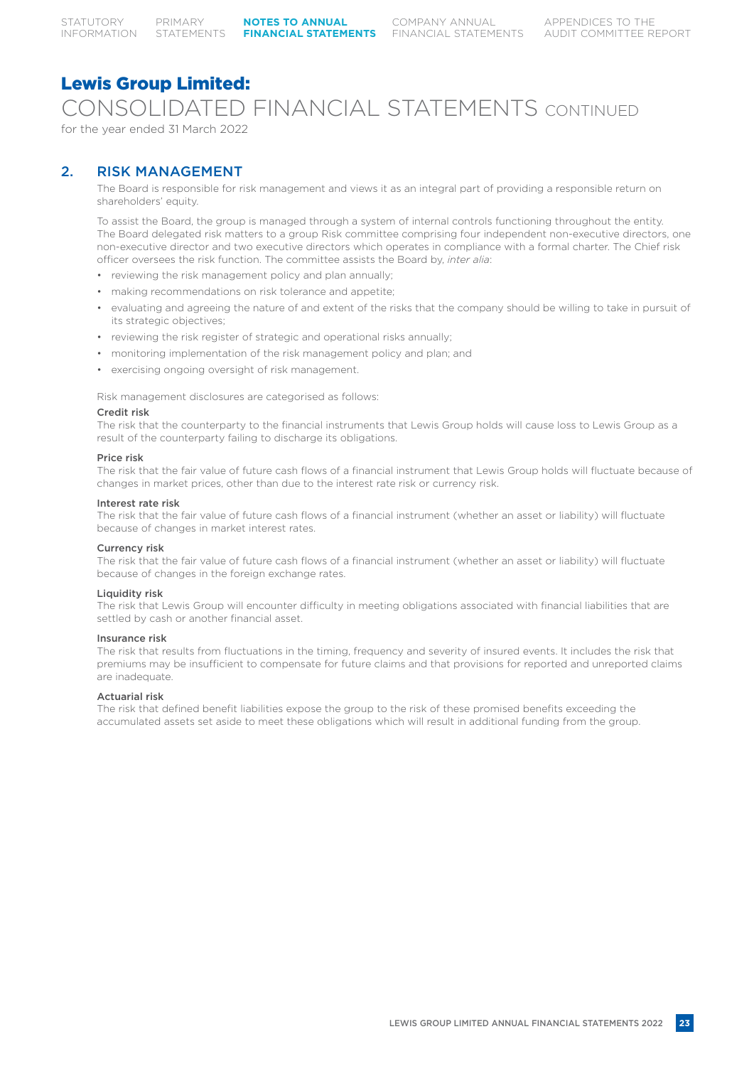# Lewis Group Limited:

## CONSOLIDATED FINANCIAL STATEMENTS CONTINUED

for the year ended 31 March 2022

## 2. RISK MANAGEMENT

The Board is responsible for risk management and views it as an integral part of providing a responsible return on shareholders' equity.

To assist the Board, the group is managed through a system of internal controls functioning throughout the entity. The Board delegated risk matters to a group Risk committee comprising four independent non-executive directors, one non-executive director and two executive directors which operates in compliance with a formal charter. The Chief risk officer oversees the risk function. The committee assists the Board by, *inter alia*:

- reviewing the risk management policy and plan annually;
- making recommendations on risk tolerance and appetite;
- evaluating and agreeing the nature of and extent of the risks that the company should be willing to take in pursuit of its strategic objectives;
- reviewing the risk register of strategic and operational risks annually;
- monitoring implementation of the risk management policy and plan; and
- exercising ongoing oversight of risk management.

Risk management disclosures are categorised as follows:

**Credit risk**

The risk that the counterparty to the financial instruments that Lewis Group holds will cause loss to Lewis Group as a result of the counterparty failing to discharge its obligations.

**Price risk**

The risk that the fair value of future cash flows of a financial instrument that Lewis Group holds will fluctuate because of changes in market prices, other than due to the interest rate risk or currency risk.

**Interest rate risk**

The risk that the fair value of future cash flows of a financial instrument (whether an asset or liability) will fluctuate because of changes in market interest rates.

**Currency risk**

The risk that the fair value of future cash flows of a financial instrument (whether an asset or liability) will fluctuate because of changes in the foreign exchange rates.

**Liquidity risk**

The risk that Lewis Group will encounter difficulty in meeting obligations associated with financial liabilities that are settled by cash or another financial asset.

**Insurance risk**

The risk that results from fluctuations in the timing, frequency and severity of insured events. It includes the risk that premiums may be insufficient to compensate for future claims and that provisions for reported and unreported claims are inadequate.

**Actuarial risk**

The risk that defined benefit liabilities expose the group to the risk of these promised benefits exceeding the accumulated assets set aside to meet these obligations which will result in additional funding from the group.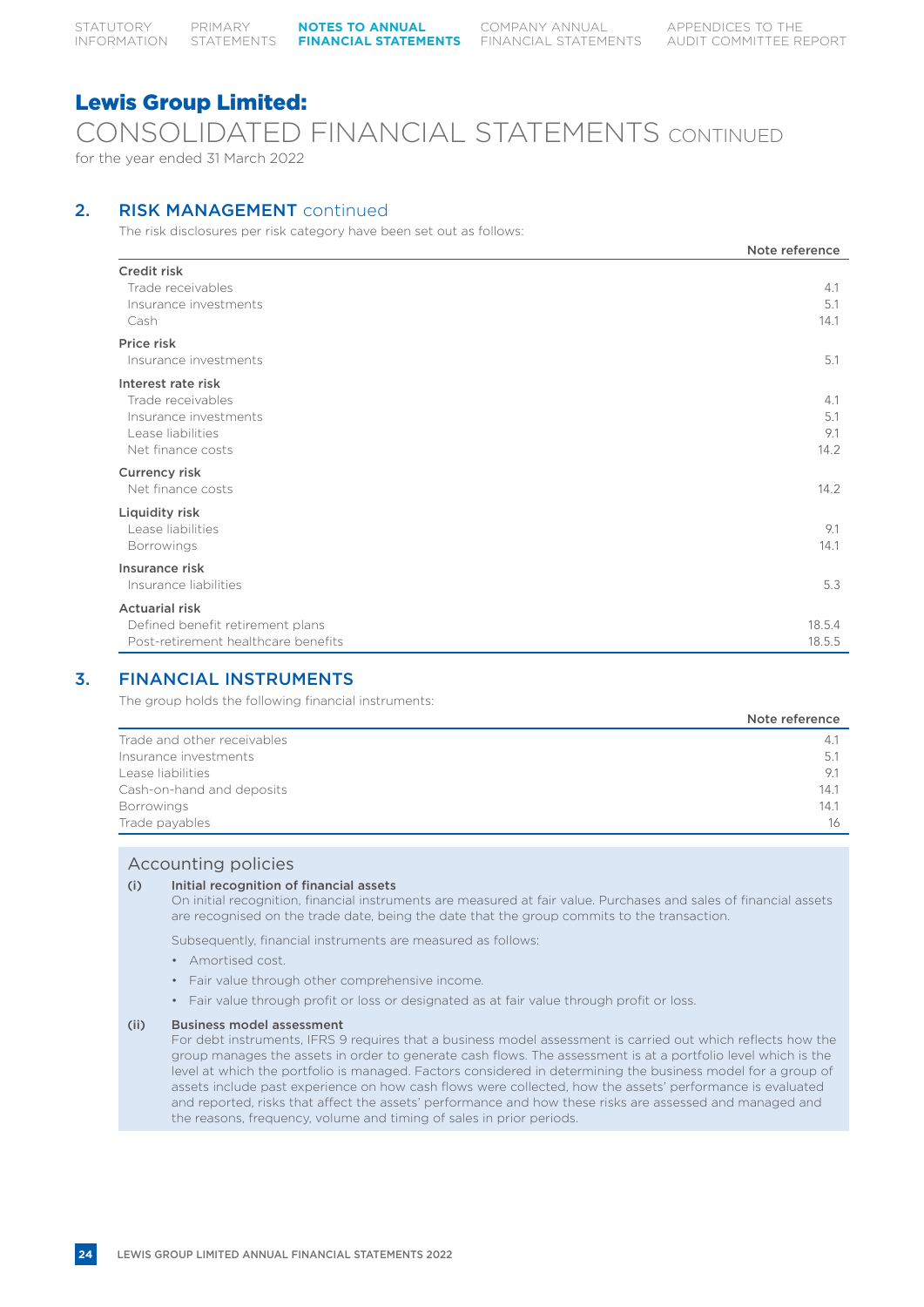# Lewis Group Limited:

## CONSOLIDATED FINANCIAL STATEMENTS CONTINUED

for the year ended 31 March 2022

## 2. RISK MANAGEMENT continued

The risk disclosures per risk category have been set out as follows:

| | Note reference |
|---|---|
| **Credit risk** | |
| Trade receivables | 4.1 |
| Insurance investments | 5.1 |
| Cash | 14.1 |
| **Price risk** | |
| Insurance investments | 5.1 |
| **Interest rate risk** | |
| Trade receivables | 4.1 |
| Insurance investments | 5.1 |
| Lease liabilities | 9.1 |
| Net finance costs | 14.2 |
| **Currency risk** | |
| Net finance costs | 14.2 |
| **Liquidity risk** | |
| Lease liabilities | 9.1 |
| Borrowings | 14.1 |
| **Insurance risk** | |
| Insurance liabilities | 5.3 |
| **Actuarial risk** | |
| Defined benefit retirement plans | 18.5.4 |
| Post-retirement healthcare benefits | 18.5.5 |

## 3. FINANCIAL INSTRUMENTS

The group holds the following financial instruments:

| | Note reference |
|---|---|
| Trade and other receivables | 4.1 |
| Insurance investments | 5.1 |
| Lease liabilities | 9.1 |
| Cash-on-hand and deposits | 14.1 |
| Borrowings | 14.1 |
| Trade payables | 16 |

### Accounting policies

**(i) Initial recognition of financial assets**

On initial recognition, financial instruments are measured at fair value. Purchases and sales of financial assets are recognised on the trade date, being the date that the group commits to the transaction.

Subsequently, financial instruments are measured as follows:

- Amortised cost.
- Fair value through other comprehensive income.
- Fair value through profit or loss or designated as at fair value through profit or loss.

**(ii) Business model assessment**

For debt instruments, IFRS 9 requires that a business model assessment is carried out which reflects how the group manages the assets in order to generate cash flows. The assessment is at a portfolio level which is the level at which the portfolio is managed. Factors considered in determining the business model for a group of assets include past experience on how cash flows were collected, how the assets' performance is evaluated and reported, risks that affect the assets' performance and how these risks are assessed and managed and the reasons, frequency, volume and timing of sales in prior periods.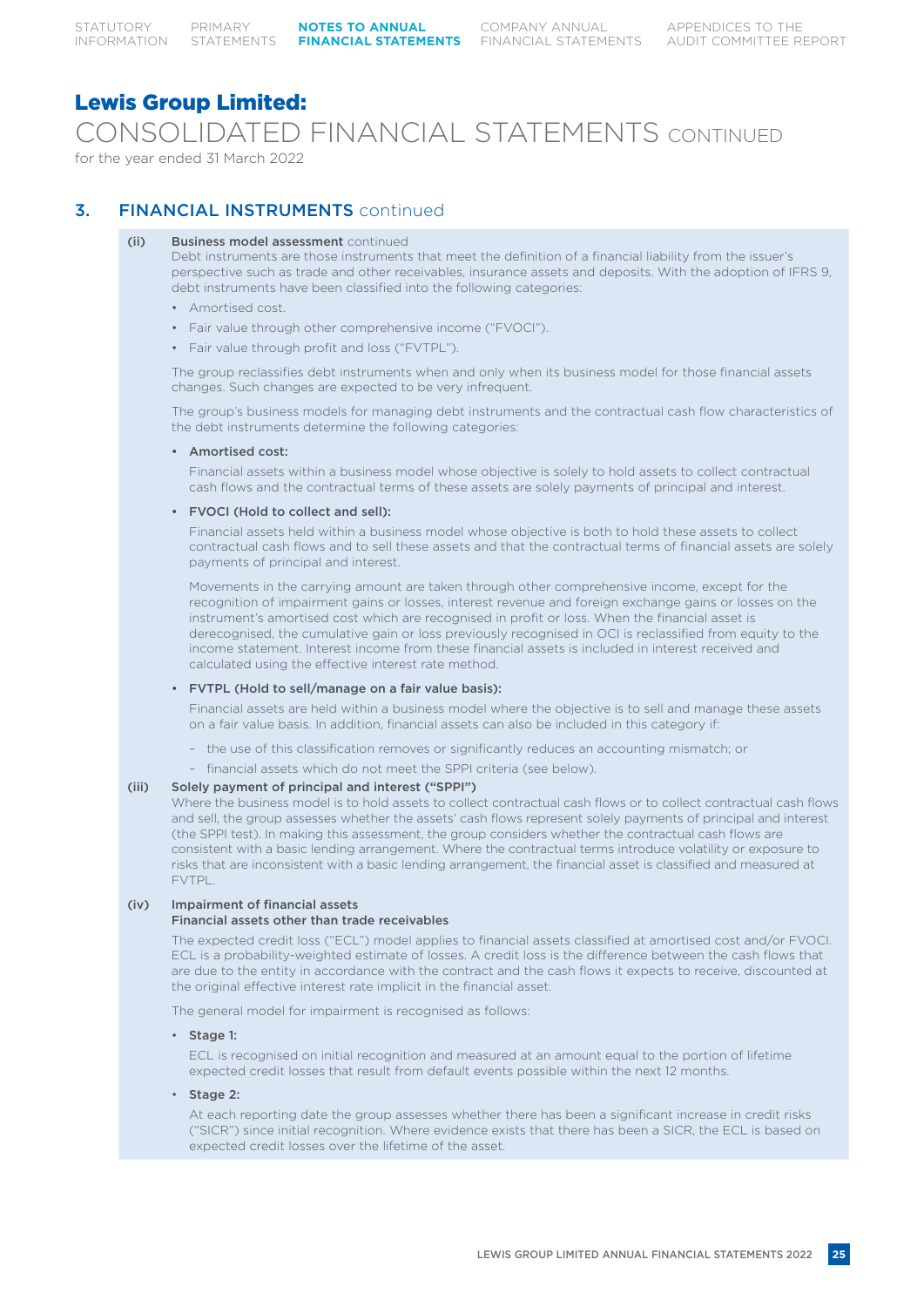# Lewis Group Limited:

## CONSOLIDATED FINANCIAL STATEMENTS CONTINUED

for the year ended 31 March 2022

## 3. FINANCIAL INSTRUMENTS continued

**(ii) Business model assessment** continued

Debt instruments are those instruments that meet the definition of a financial liability from the issuer's perspective such as trade and other receivables, insurance assets and deposits. With the adoption of IFRS 9, debt instruments have been classified into the following categories:

- Amortised cost.
- Fair value through other comprehensive income ("FVOCI").
- Fair value through profit and loss ("FVTPL").

The group reclassifies debt instruments when and only when its business model for those financial assets changes. Such changes are expected to be very infrequent.

The group's business models for managing debt instruments and the contractual cash flow characteristics of the debt instruments determine the following categories:

- **Amortised cost:**

  Financial assets within a business model whose objective is solely to hold assets to collect contractual cash flows and the contractual terms of these assets are solely payments of principal and interest.

- **FVOCI (Hold to collect and sell):**

  Financial assets held within a business model whose objective is both to hold these assets to collect contractual cash flows and to sell these assets and that the contractual terms of financial assets are solely payments of principal and interest.

  Movements in the carrying amount are taken through other comprehensive income, except for the recognition of impairment gains or losses, interest revenue and foreign exchange gains or losses on the instrument's amortised cost which are recognised in profit or loss. When the financial asset is derecognised, the cumulative gain or loss previously recognised in OCI is reclassified from equity to the income statement. Interest income from these financial assets is included in interest received and calculated using the effective interest rate method.

- **FVTPL (Hold to sell/manage on a fair value basis):**

  Financial assets are held within a business model where the objective is to sell and manage these assets on a fair value basis. In addition, financial assets can also be included in this category if:

  - the use of this classification removes or significantly reduces an accounting mismatch; or
  - financial assets which do not meet the SPPI criteria (see below).

**(iii) Solely payment of principal and interest ("SPPI")**

Where the business model is to hold assets to collect contractual cash flows or to collect contractual cash flows and sell, the group assesses whether the assets' cash flows represent solely payments of principal and interest (the SPPI test). In making this assessment, the group considers whether the contractual cash flows are consistent with a basic lending arrangement. Where the contractual terms introduce volatility or exposure to risks that are inconsistent with a basic lending arrangement, the financial asset is classified and measured at FVTPL.

**(iv) Impairment of financial assets**

**Financial assets other than trade receivables**

The expected credit loss ("ECL") model applies to financial assets classified at amortised cost and/or FVOCI. ECL is a probability-weighted estimate of losses. A credit loss is the difference between the cash flows that are due to the entity in accordance with the contract and the cash flows it expects to receive, discounted at the original effective interest rate implicit in the financial asset.

The general model for impairment is recognised as follows:

- **Stage 1:**

  ECL is recognised on initial recognition and measured at an amount equal to the portion of lifetime expected credit losses that result from default events possible within the next 12 months.

- **Stage 2:**

  At each reporting date the group assesses whether there has been a significant increase in credit risks ("SICR") since initial recognition. Where evidence exists that there has been a SICR, the ECL is based on expected credit losses over the lifetime of the asset.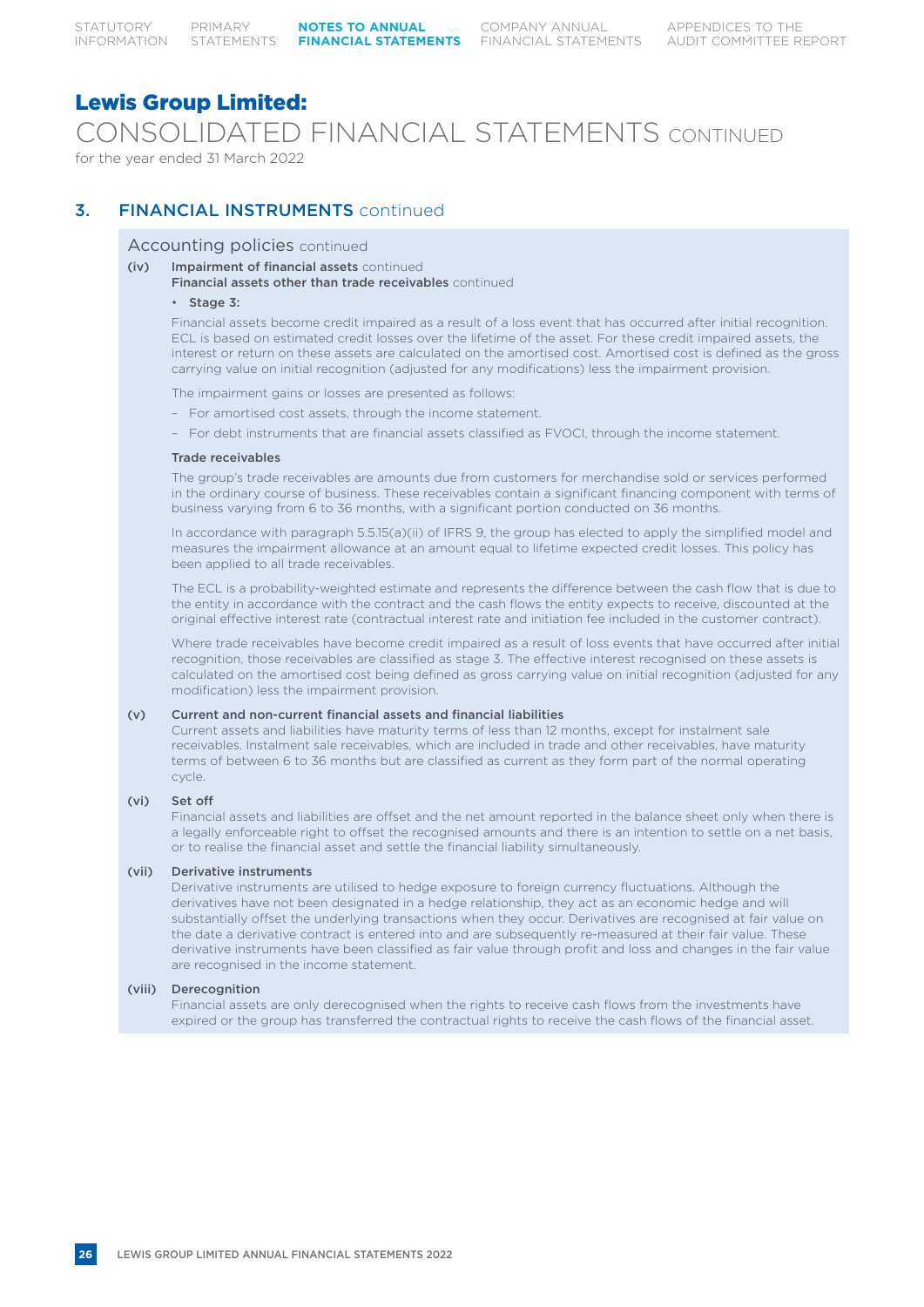# Lewis Group Limited:

## CONSOLIDATED FINANCIAL STATEMENTS CONTINUED

for the year ended 31 March 2022

## 3. FINANCIAL INSTRUMENTS continued

### Accounting policies continued

**(iv) Impairment of financial assets** continued

**Financial assets other than trade receivables** continued

- **Stage 3:**

Financial assets become credit impaired as a result of a loss event that has occurred after initial recognition. ECL is based on estimated credit losses over the lifetime of the asset. For these credit impaired assets, the interest or return on these assets are calculated on the amortised cost. Amortised cost is defined as the gross carrying value on initial recognition (adjusted for any modifications) less the impairment provision.

The impairment gains or losses are presented as follows:

- For amortised cost assets, through the income statement.
- For debt instruments that are financial assets classified as FVOCI, through the income statement.

**Trade receivables**

The group's trade receivables are amounts due from customers for merchandise sold or services performed in the ordinary course of business. These receivables contain a significant financing component with terms of business varying from 6 to 36 months, with a significant portion conducted on 36 months.

In accordance with paragraph 5.5.15(a)(ii) of IFRS 9, the group has elected to apply the simplified model and measures the impairment allowance at an amount equal to lifetime expected credit losses. This policy has been applied to all trade receivables.

The ECL is a probability-weighted estimate and represents the difference between the cash flow that is due to the entity in accordance with the contract and the cash flows the entity expects to receive, discounted at the original effective interest rate (contractual interest rate and initiation fee included in the customer contract).

Where trade receivables have become credit impaired as a result of loss events that have occurred after initial recognition, those receivables are classified as stage 3. The effective interest recognised on these assets is calculated on the amortised cost being defined as gross carrying value on initial recognition (adjusted for any modification) less the impairment provision.

**(v) Current and non-current financial assets and financial liabilities**

Current assets and liabilities have maturity terms of less than 12 months, except for instalment sale receivables. Instalment sale receivables, which are included in trade and other receivables, have maturity terms of between 6 to 36 months but are classified as current as they form part of the normal operating cycle.

**(vi) Set off**

Financial assets and liabilities are offset and the net amount reported in the balance sheet only when there is a legally enforceable right to offset the recognised amounts and there is an intention to settle on a net basis, or to realise the financial asset and settle the financial liability simultaneously.

**(vii) Derivative instruments**

Derivative instruments are utilised to hedge exposure to foreign currency fluctuations. Although the derivatives have not been designated in a hedge relationship, they act as an economic hedge and will substantially offset the underlying transactions when they occur. Derivatives are recognised at fair value on the date a derivative contract is entered into and are subsequently re-measured at their fair value. These derivative instruments have been classified as fair value through profit and loss and changes in the fair value are recognised in the income statement.

**(viii) Derecognition**

Financial assets are only derecognised when the rights to receive cash flows from the investments have expired or the group has transferred the contractual rights to receive the cash flows of the financial asset.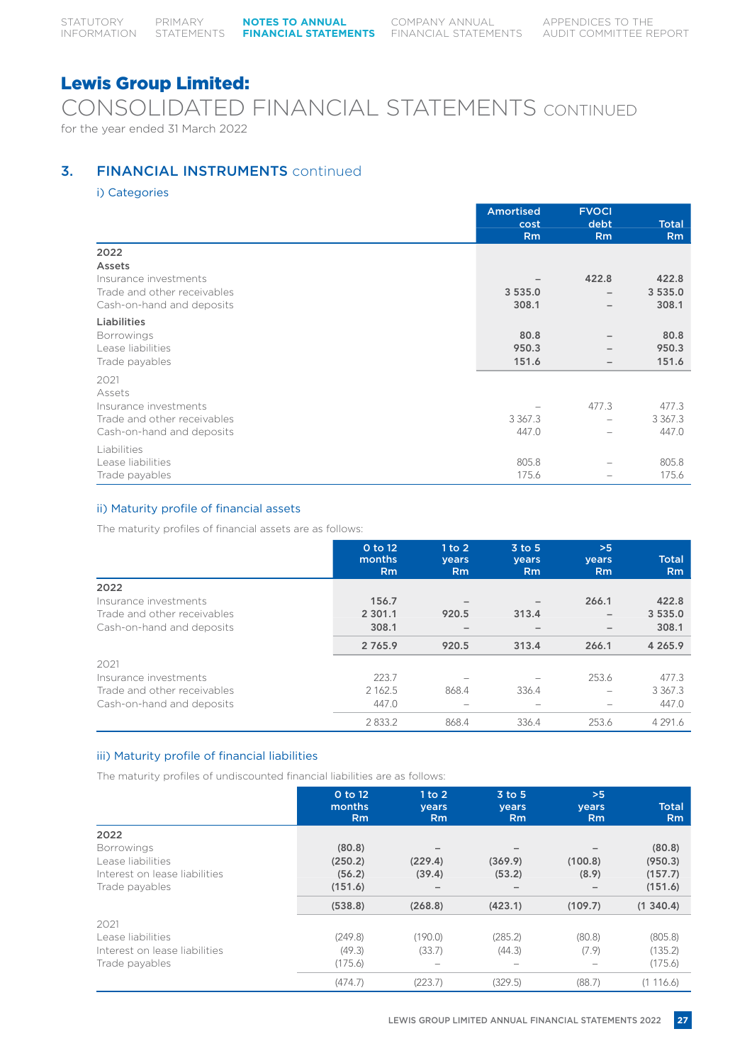# Lewis Group Limited:

## CONSOLIDATED FINANCIAL STATEMENTS CONTINUED

for the year ended 31 March 2022

## 3. FINANCIAL INSTRUMENTS continued

### i) Categories

| | Amortised cost Rm | FVOCI debt Rm | Total Rm |
|---|---|---|---|
| **2022** | | | |
| **Assets** | | | |
| Insurance investments | **–** | **422.8** | **422.8** |
| Trade and other receivables | **3 535.0** | **–** | **3 535.0** |
| Cash-on-hand and deposits | **308.1** | **–** | **308.1** |
| **Liabilities** | | | |
| Borrowings | **80.8** | **–** | **80.8** |
| Lease liabilities | **950.3** | **–** | **950.3** |
| Trade payables | **151.6** | **–** | **151.6** |
| 2021 | | | |
| Assets | | | |
| Insurance investments | – | 477.3 | 477.3 |
| Trade and other receivables | 3 367.3 | – | 3 367.3 |
| Cash-on-hand and deposits | 447.0 | – | 447.0 |
| Liabilities | | | |
| Lease liabilities | 805.8 | – | 805.8 |
| Trade payables | 175.6 | – | 175.6 |

### ii) Maturity profile of financial assets

The maturity profiles of financial assets are as follows:

| | 0 to 12 months Rm | 1 to 2 years Rm | 3 to 5 years Rm | >5 years Rm | Total Rm |
|---|---|---|---|---|---|
| **2022** | | | | | |
| Insurance investments | **156.7** | **–** | **–** | **266.1** | **422.8** |
| Trade and other receivables | **2 301.1** | **920.5** | **313.4** | **–** | **3 535.0** |
| Cash-on-hand and deposits | **308.1** | **–** | **–** | **–** | **308.1** |
| | **2 765.9** | **920.5** | **313.4** | **266.1** | **4 265.9** |
| 2021 | | | | | |
| Insurance investments | 223.7 | – | – | 253.6 | 477.3 |
| Trade and other receivables | 2 162.5 | 868.4 | 336.4 | – | 3 367.3 |
| Cash-on-hand and deposits | 447.0 | – | – | – | 447.0 |
| | 2 833.2 | 868.4 | 336.4 | 253.6 | 4 291.6 |

### iii) Maturity profile of financial liabilities

The maturity profiles of undiscounted financial liabilities are as follows:

| | 0 to 12 months Rm | 1 to 2 years Rm | 3 to 5 years Rm | >5 years Rm | Total Rm |
|---|---|---|---|---|---|
| **2022** | | | | | |
| Borrowings | **(80.8)** | **–** | **–** | **–** | **(80.8)** |
| Lease liabilities | **(250.2)** | **(229.4)** | **(369.9)** | **(100.8)** | **(950.3)** |
| Interest on lease liabilities | **(56.2)** | **(39.4)** | **(53.2)** | **(8.9)** | **(157.7)** |
| Trade payables | **(151.6)** | **–** | **–** | **–** | **(151.6)** |
| | **(538.8)** | **(268.8)** | **(423.1)** | **(109.7)** | **(1 340.4)** |
| 2021 | | | | | |
| Lease liabilities | (249.8) | (190.0) | (285.2) | (80.8) | (805.8) |
| Interest on lease liabilities | (49.3) | (33.7) | (44.3) | (7.9) | (135.2) |
| Trade payables | (175.6) | – | – | – | (175.6) |
| | (474.7) | (223.7) | (329.5) | (88.7) | (1 116.6) |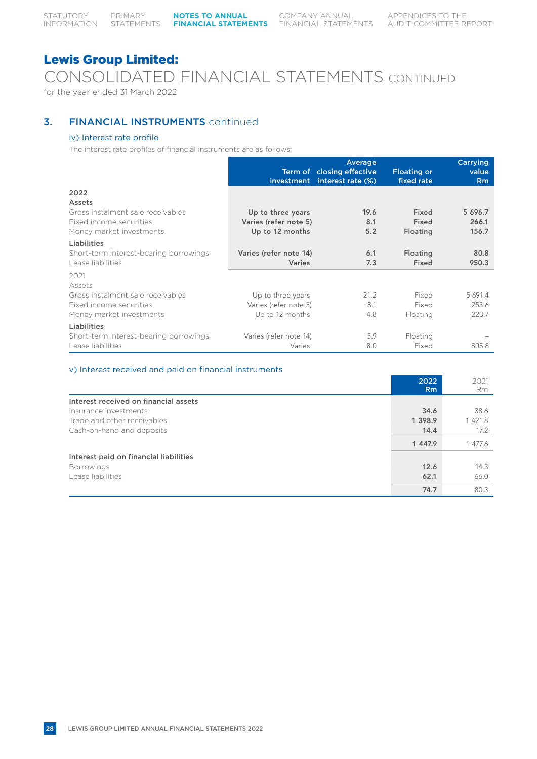# Lewis Group Limited:

## CONSOLIDATED FINANCIAL STATEMENTS CONTINUED

for the year ended 31 March 2022

## 3. FINANCIAL INSTRUMENTS continued

### iv) Interest rate profile

The interest rate profiles of financial instruments are as follows:

| | Term of investment | Average closing effective interest rate (%) | Floating or fixed rate | Carrying value Rm |
|---|---|---|---|---|
| **2022** | | | | |
| **Assets** | | | | |
| Gross instalment sale receivables | **Up to three years** | **19.6** | **Fixed** | **5 696.7** |
| Fixed income securities | **Varies (refer note 5)** | **8.1** | **Fixed** | **266.1** |
| Money market investments | **Up to 12 months** | **5.2** | **Floating** | **156.7** |
| **Liabilities** | | | | |
| Short-term interest-bearing borrowings | **Varies (refer note 14)** | **6.1** | **Floating** | **80.8** |
| Lease liabilities | **Varies** | **7.3** | **Fixed** | **950.3** |
| 2021 | | | | |
| Assets | | | | |
| Gross instalment sale receivables | Up to three years | 21.2 | Fixed | 5 691.4 |
| Fixed income securities | Varies (refer note 5) | 8.1 | Fixed | 253.6 |
| Money market investments | Up to 12 months | 4.8 | Floating | 223.7 |
| **Liabilities** | | | | |
| Short-term interest-bearing borrowings | Varies (refer note 14) | 5.9 | Floating | – |
| Lease liabilities | Varies | 8.0 | Fixed | 805.8 |

### v) Interest received and paid on financial instruments

| | 2022 Rm | 2021 Rm |
|---|---|---|
| **Interest received on financial assets** | | |
| Insurance investments | **34.6** | 38.6 |
| Trade and other receivables | **1 398.9** | 1 421.8 |
| Cash-on-hand and deposits | **14.4** | 17.2 |
| | **1 447.9** | 1 477.6 |
| **Interest paid on financial liabilities** | | |
| Borrowings | **12.6** | 14.3 |
| Lease liabilities | **62.1** | 66.0 |
| | **74.7** | 80.3 |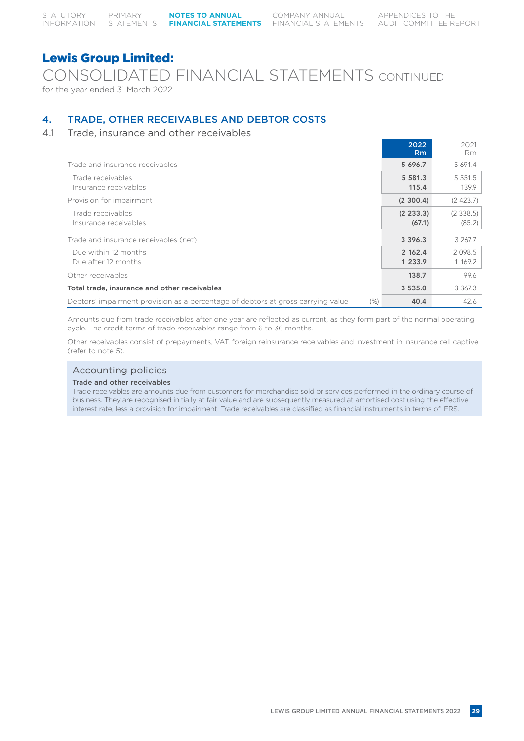# Lewis Group Limited:

## CONSOLIDATED FINANCIAL STATEMENTS CONTINUED

for the year ended 31 March 2022

## 4. TRADE, OTHER RECEIVABLES AND DEBTOR COSTS

### 4.1 Trade, insurance and other receivables

| | | 2022 Rm | 2021 Rm |
|---|---|---|---|
| Trade and insurance receivables | | **5 696.7** | 5 691.4 |
| Trade receivables | | **5 581.3** | 5 551.5 |
| Insurance receivables | | **115.4** | 139.9 |
| Provision for impairment | | **(2 300.4)** | (2 423.7) |
| Trade receivables | | **(2 233.3)** | (2 338.5) |
| Insurance receivables | | **(67.1)** | (85.2) |
| Trade and insurance receivables (net) | | **3 396.3** | 3 267.7 |
| Due within 12 months | | **2 162.4** | 2 098.5 |
| Due after 12 months | | **1 233.9** | 1 169.2 |
| Other receivables | | **138.7** | 99.6 |
| **Total trade, insurance and other receivables** | | **3 535.0** | 3 367.3 |
| Debtors' impairment provision as a percentage of debtors at gross carrying value | (%) | **40.4** | 42.6 |

Amounts due from trade receivables after one year are reflected as current, as they form part of the normal operating cycle. The credit terms of trade receivables range from 6 to 36 months.

Other receivables consist of prepayments, VAT, foreign reinsurance receivables and investment in insurance cell captive (refer to note 5).

### Accounting policies

**Trade and other receivables**

Trade receivables are amounts due from customers for merchandise sold or services performed in the ordinary course of business. They are recognised initially at fair value and are subsequently measured at amortised cost using the effective interest rate, less a provision for impairment. Trade receivables are classified as financial instruments in terms of IFRS.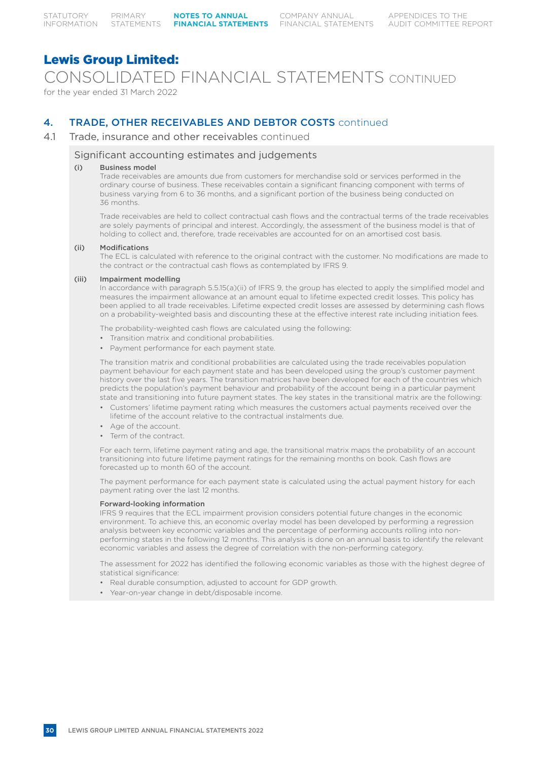# Lewis Group Limited:

## CONSOLIDATED FINANCIAL STATEMENTS CONTINUED

for the year ended 31 March 2022

## 4. TRADE, OTHER RECEIVABLES AND DEBTOR COSTS continued

### 4.1 Trade, insurance and other receivables continued

#### Significant accounting estimates and judgements

**(i) Business model**

Trade receivables are amounts due from customers for merchandise sold or services performed in the ordinary course of business. These receivables contain a significant financing component with terms of business varying from 6 to 36 months, and a significant portion of the business being conducted on 36 months.

Trade receivables are held to collect contractual cash flows and the contractual terms of the trade receivables are solely payments of principal and interest. Accordingly, the assessment of the business model is that of holding to collect and, therefore, trade receivables are accounted for on an amortised cost basis.

**(ii) Modifications**

The ECL is calculated with reference to the original contract with the customer. No modifications are made to the contract or the contractual cash flows as contemplated by IFRS 9.

**(iii) Impairment modelling**

In accordance with paragraph 5.5.15(a)(ii) of IFRS 9, the group has elected to apply the simplified model and measures the impairment allowance at an amount equal to lifetime expected credit losses. This policy has been applied to all trade receivables. Lifetime expected credit losses are assessed by determining cash flows on a probability-weighted basis and discounting these at the effective interest rate including initiation fees.

The probability-weighted cash flows are calculated using the following:

- Transition matrix and conditional probabilities.
- Payment performance for each payment state.

The transition matrix and conditional probabilities are calculated using the trade receivables population payment behaviour for each payment state and has been developed using the group's customer payment history over the last five years. The transition matrices have been developed for each of the countries which predicts the population's payment behaviour and probability of the account being in a particular payment state and transitioning into future payment states. The key states in the transitional matrix are the following:

- Customers' lifetime payment rating which measures the customers actual payments received over the lifetime of the account relative to the contractual instalments due.
- Age of the account.
- Term of the contract.

For each term, lifetime payment rating and age, the transitional matrix maps the probability of an account transitioning into future lifetime payment ratings for the remaining months on book. Cash flows are forecasted up to month 60 of the account.

The payment performance for each payment state is calculated using the actual payment history for each payment rating over the last 12 months.

**Forward-looking information**

IFRS 9 requires that the ECL impairment provision considers potential future changes in the economic environment. To achieve this, an economic overlay model has been developed by performing a regression analysis between key economic variables and the percentage of performing accounts rolling into non-performing states in the following 12 months. This analysis is done on an annual basis to identify the relevant economic variables and assess the degree of correlation with the non-performing category.

The assessment for 2022 has identified the following economic variables as those with the highest degree of statistical significance:

- Real durable consumption, adjusted to account for GDP growth.
- Year-on-year change in debt/disposable income.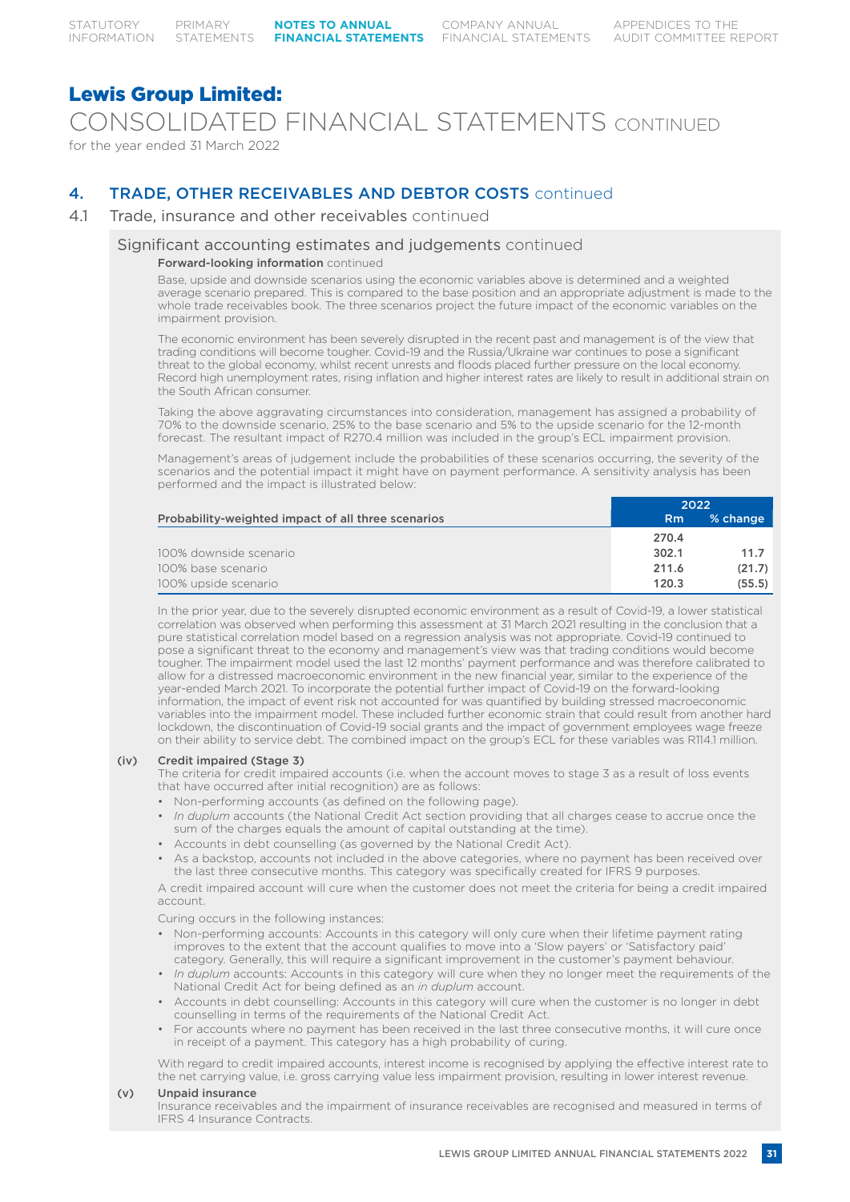# Lewis Group Limited:

CONSOLIDATED FINANCIAL STATEMENTS CONTINUED

for the year ended 31 March 2022

## 4. TRADE, OTHER RECEIVABLES AND DEBTOR COSTS continued

### 4.1 Trade, insurance and other receivables continued

#### Significant accounting estimates and judgements continued

**Forward-looking information** continued

Base, upside and downside scenarios using the economic variables above is determined and a weighted average scenario prepared. This is compared to the base position and an appropriate adjustment is made to the whole trade receivables book. The three scenarios project the future impact of the economic variables on the impairment provision.

The economic environment has been severely disrupted in the recent past and management is of the view that trading conditions will become tougher. Covid-19 and the Russia/Ukraine war continues to pose a significant threat to the global economy, whilst recent unrests and floods placed further pressure on the local economy. Record high unemployment rates, rising inflation and higher interest rates are likely to result in additional strain on the South African consumer.

Taking the above aggravating circumstances into consideration, management has assigned a probability of 70% to the downside scenario, 25% to the base scenario and 5% to the upside scenario for the 12-month forecast. The resultant impact of R270.4 million was included in the group's ECL impairment provision.

Management's areas of judgement include the probabilities of these scenarios occurring, the severity of the scenarios and the potential impact it might have on payment performance. A sensitivity analysis has been performed and the impact is illustrated below:

| Probability-weighted impact of all three scenarios | 2022 Rm | 2022 % change |
|---|---|---|
| | **270.4** | |
| 100% downside scenario | **302.1** | **11.7** |
| 100% base scenario | **211.6** | **(21.7)** |
| 100% upside scenario | **120.3** | **(55.5)** |

In the prior year, due to the severely disrupted economic environment as a result of Covid-19, a lower statistical correlation was observed when performing this assessment at 31 March 2021 resulting in the conclusion that a pure statistical correlation model based on a regression analysis was not appropriate. Covid-19 continued to pose a significant threat to the economy and management's view was that trading conditions would become tougher. The impairment model used the last 12 months' payment performance and was therefore calibrated to allow for a distressed macroeconomic environment in the new financial year, similar to the experience of the year-ended March 2021. To incorporate the potential further impact of Covid-19 on the forward-looking information, the impact of event risk not accounted for was quantified by building stressed macroeconomic variables into the impairment model. These included further economic strain that could result from another hard lockdown, the discontinuation of Covid-19 social grants and the impact of government employees wage freeze on their ability to service debt. The combined impact on the group's ECL for these variables was R114.1 million.

**(iv) Credit impaired (Stage 3)**

The criteria for credit impaired accounts (i.e. when the account moves to stage 3 as a result of loss events that have occurred after initial recognition) are as follows:

- Non-performing accounts (as defined on the following page).
- *In duplum* accounts (the National Credit Act section providing that all charges cease to accrue once the sum of the charges equals the amount of capital outstanding at the time).
- Accounts in debt counselling (as governed by the National Credit Act).
- As a backstop, accounts not included in the above categories, where no payment has been received over the last three consecutive months. This category was specifically created for IFRS 9 purposes.

A credit impaired account will cure when the customer does not meet the criteria for being a credit impaired account.

Curing occurs in the following instances:

- Non-performing accounts: Accounts in this category will only cure when their lifetime payment rating improves to the extent that the account qualifies to move into a 'Slow payers' or 'Satisfactory paid' category. Generally, this will require a significant improvement in the customer's payment behaviour.
- *In duplum* accounts: Accounts in this category will cure when they no longer meet the requirements of the National Credit Act for being defined as an *in duplum* account.
- Accounts in debt counselling: Accounts in this category will cure when the customer is no longer in debt counselling in terms of the requirements of the National Credit Act.
- For accounts where no payment has been received in the last three consecutive months, it will cure once in receipt of a payment. This category has a high probability of curing.

With regard to credit impaired accounts, interest income is recognised by applying the effective interest rate to the net carrying value, i.e. gross carrying value less impairment provision, resulting in lower interest revenue.

**(v) Unpaid insurance**

Insurance receivables and the impairment of insurance receivables are recognised and measured in terms of IFRS 4 Insurance Contracts.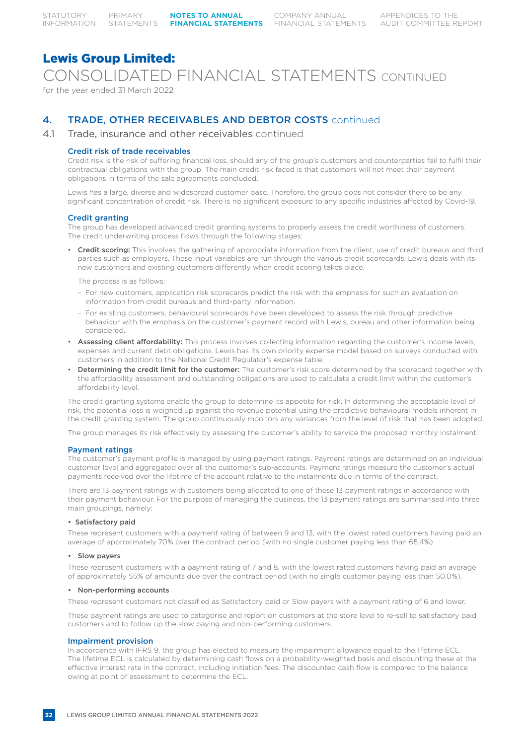# Lewis Group Limited:

CONSOLIDATED FINANCIAL STATEMENTS CONTINUED

for the year ended 31 March 2022

## 4. TRADE, OTHER RECEIVABLES AND DEBTOR COSTS continued

### 4.1 Trade, insurance and other receivables continued

#### Credit risk of trade receivables

Credit risk is the risk of suffering financial loss, should any of the group's customers and counterparties fail to fulfil their contractual obligations with the group. The main credit risk faced is that customers will not meet their payment obligations in terms of the sale agreements concluded.

Lewis has a large, diverse and widespread customer base. Therefore, the group does not consider there to be any significant concentration of credit risk. There is no significant exposure to any specific industries affected by Covid-19.

#### Credit granting

The group has developed advanced credit granting systems to properly assess the credit worthiness of customers. The credit underwriting process flows through the following stages:

- **Credit scoring:** This involves the gathering of appropriate information from the client, use of credit bureaus and third parties such as employers. These input variables are run through the various credit scorecards. Lewis deals with its new customers and existing customers differently when credit scoring takes place.

  The process is as follows:

  - For new customers, application risk scorecards predict the risk with the emphasis for such an evaluation on information from credit bureaus and third-party information.
  - For existing customers, behavioural scorecards have been developed to assess the risk through predictive behaviour with the emphasis on the customer's payment record with Lewis, bureau and other information being considered.
- **Assessing client affordability:** This process involves collecting information regarding the customer's income levels, expenses and current debt obligations. Lewis has its own priority expense model based on surveys conducted with customers in addition to the National Credit Regulator's expense table.
- **Determining the credit limit for the customer:** The customer's risk score determined by the scorecard together with the affordability assessment and outstanding obligations are used to calculate a credit limit within the customer's affordability level.

The credit granting systems enable the group to determine its appetite for risk. In determining the acceptable level of risk, the potential loss is weighed up against the revenue potential using the predictive behavioural models inherent in the credit granting system. The group continuously monitors any variances from the level of risk that has been adopted.

The group manages its risk effectively by assessing the customer's ability to service the proposed monthly instalment.

#### Payment ratings

The customer's payment profile is managed by using payment ratings. Payment ratings are determined on an individual customer level and aggregated over all the customer's sub-accounts. Payment ratings measure the customer's actual payments received over the lifetime of the account relative to the instalments due in terms of the contract.

There are 13 payment ratings with customers being allocated to one of these 13 payment ratings in accordance with their payment behaviour. For the purpose of managing the business, the 13 payment ratings are summarised into three main groupings, namely:

- **Satisfactory paid**

These represent customers with a payment rating of between 9 and 13, with the lowest rated customers having paid an average of approximately 70% over the contract period (with no single customer paying less than 65.4%).

- **Slow payers**

These represent customers with a payment rating of 7 and 8, with the lowest rated customers having paid an average of approximately 55% of amounts due over the contract period (with no single customer paying less than 50.0%).

- **Non-performing accounts**

These represent customers not classified as Satisfactory paid or Slow payers with a payment rating of 6 and lower.

These payment ratings are used to categorise and report on customers at the store level to re-sell to satisfactory paid customers and to follow up the slow paying and non-performing customers.

#### Impairment provision

In accordance with IFRS 9, the group has elected to measure the impairment allowance equal to the lifetime ECL. The lifetime ECL is calculated by determining cash flows on a probability-weighted basis and discounting these at the effective interest rate in the contract, including initiation fees. The discounted cash flow is compared to the balance owing at point of assessment to determine the ECL.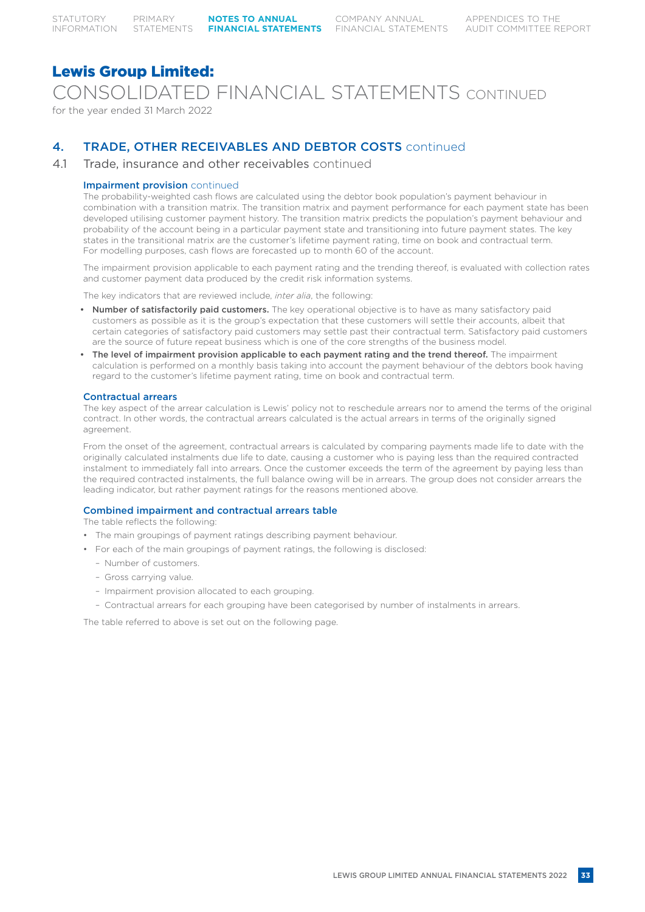# Lewis Group Limited:

# CONSOLIDATED FINANCIAL STATEMENTS CONTINUED

for the year ended 31 March 2022

## 4. TRADE, OTHER RECEIVABLES AND DEBTOR COSTS continued

### 4.1 Trade, insurance and other receivables continued

#### Impairment provision continued

The probability-weighted cash flows are calculated using the debtor book population's payment behaviour in combination with a transition matrix. The transition matrix and payment performance for each payment state has been developed utilising customer payment history. The transition matrix predicts the population's payment behaviour and probability of the account being in a particular payment state and transitioning into future payment states. The key states in the transitional matrix are the customer's lifetime payment rating, time on book and contractual term. For modelling purposes, cash flows are forecasted up to month 60 of the account.

The impairment provision applicable to each payment rating and the trending thereof, is evaluated with collection rates and customer payment data produced by the credit risk information systems.

The key indicators that are reviewed include, *inter alia*, the following:

- **Number of satisfactorily paid customers.** The key operational objective is to have as many satisfactory paid customers as possible as it is the group's expectation that these customers will settle their accounts, albeit that certain categories of satisfactory paid customers may settle past their contractual term. Satisfactory paid customers are the source of future repeat business which is one of the core strengths of the business model.
- **The level of impairment provision applicable to each payment rating and the trend thereof.** The impairment calculation is performed on a monthly basis taking into account the payment behaviour of the debtors book having regard to the customer's lifetime payment rating, time on book and contractual term.

#### Contractual arrears

The key aspect of the arrear calculation is Lewis' policy not to reschedule arrears nor to amend the terms of the original contract. In other words, the contractual arrears calculated is the actual arrears in terms of the originally signed agreement.

From the onset of the agreement, contractual arrears is calculated by comparing payments made life to date with the originally calculated instalments due life to date, causing a customer who is paying less than the required contracted instalment to immediately fall into arrears. Once the customer exceeds the term of the agreement by paying less than the required contracted instalments, the full balance owing will be in arrears. The group does not consider arrears the leading indicator, but rather payment ratings for the reasons mentioned above.

#### Combined impairment and contractual arrears table

The table reflects the following:

- The main groupings of payment ratings describing payment behaviour.
- For each of the main groupings of payment ratings, the following is disclosed:
  - Number of customers.
  - Gross carrying value.
  - Impairment provision allocated to each grouping.
  - Contractual arrears for each grouping have been categorised by number of instalments in arrears.

The table referred to above is set out on the following page.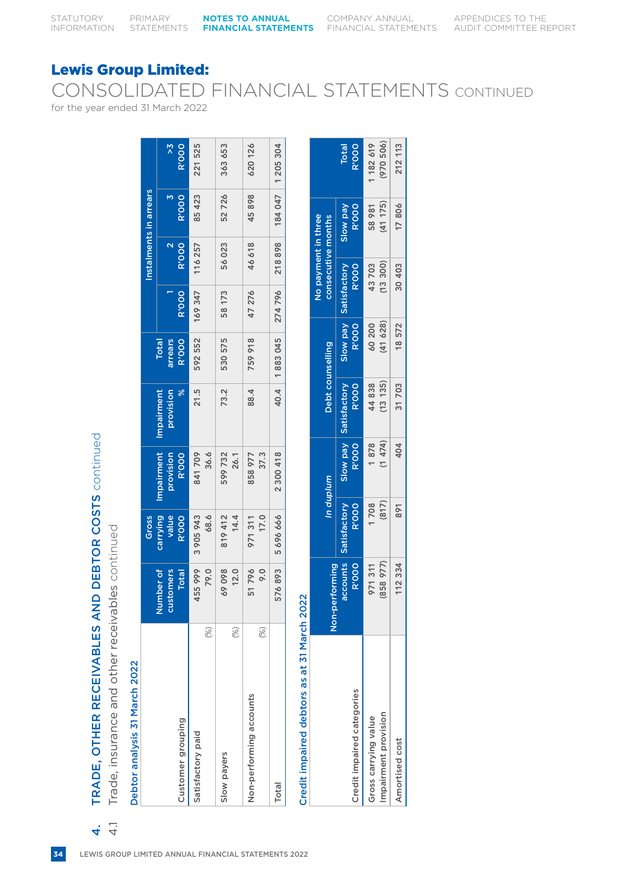# Lewis Group Limited:

## CONSOLIDATED FINANCIAL STATEMENTS CONTINUED

for the year ended 31 March 2022

## 4. TRADE, OTHER RECEIVABLES AND DEBTOR COSTS continued

### 4.1 Trade, insurance and other receivables continued

#### Debtor analysis 31 March 2022

| Customer grouping | Number of customers Total | Gross carrying value R'000 | Impairment provision R'000 | Impairment provision % | Total arrears R'000 | Instalments in arrears | | | |
|---|---|---|---|---|---|---|---|---|---|
| | | | | | | 1 R'000 | 2 R'000 | 3 R'000 | >3 R'000 |
| Satisfactory paid | 455 999 | 3 905 943 | 841 709 | 21.5 | 592 552 | 169 347 | 116 257 | 85 423 | 221 525 |
| (%) | 79.0 | 68.6 | 36.6 | | | | | | |
| Slow payers | 69 098 | 819 412 | 599 732 | 73.2 | 530 575 | 58 173 | 56 023 | 52 726 | 363 653 |
| (%) | 12.0 | 14.4 | 26.1 | | | | | | |
| Non-performing accounts | 51 796 | 971 311 | 858 977 | 88.4 | 759 918 | 47 276 | 46 618 | 45 898 | 620 126 |
| (%) | 9.0 | 17.0 | 37.3 | | | | | | |
| Total | 576 893 | 5 696 666 | 2 300 418 | 40.4 | 1 883 045 | 274 796 | 218 898 | 184 047 | 1 205 304 |

#### Credit impaired debtors as at 31 March 2022

| Credit impaired categories | Non-performing accounts R'000 | *In duplum* | | Debt counselling | | No payment in three consecutive months | | Total R'000 |
|---|---|---|---|---|---|---|---|---|
| | | Satisfactory R'000 | Slow pay R'000 | Satisfactory R'000 | Slow pay R'000 | Satisfactory R'000 | Slow pay R'000 | |
| Gross carrying value | 971 311 | 1 708 | 1 878 | 44 838 | 60 200 | 43 703 | 58 981 | 1 182 619 |
| Impairment provision | (858 977) | (817) | (1 474) | (13 135) | (41 628) | (13 300) | (41 175) | (970 506) |
| Amortised cost | 112 334 | 891 | 404 | 31 703 | 18 572 | 30 403 | 17 806 | 212 113 |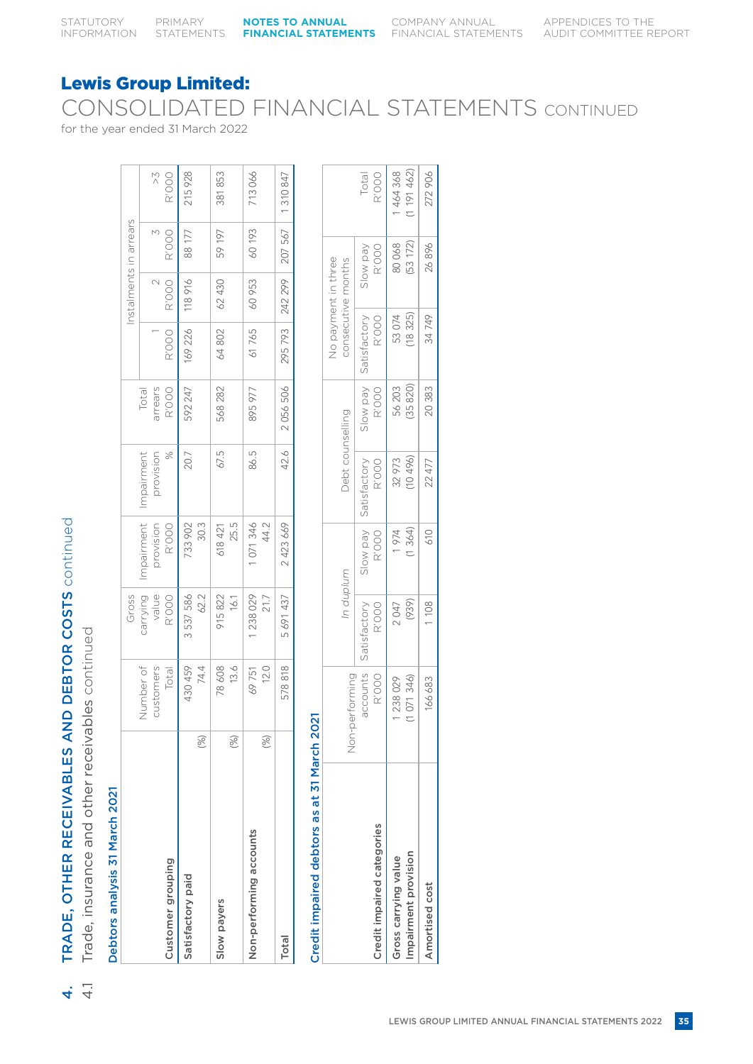# Lewis Group Limited:

## CONSOLIDATED FINANCIAL STATEMENTS CONTINUED

for the year ended 31 March 2022

## 4. TRADE, OTHER RECEIVABLES AND DEBTOR COSTS continued

### 4.1 Trade, insurance and other receivables continued

**Debtors analysis 31 March 2021**

| Customer grouping | Number of customers Total | Gross carrying value R'000 | Impairment provision R'000 | Impairment provision % | Total arrears R'000 | Instalments in arrears 1 R'000 | 2 R'000 | 3 R'000 | >3 R'000 |
|---|---|---|---|---|---|---|---|---|---|
| **Satisfactory paid** | 430 459 | 3 537 586 | 733 902 | 20.7 | 592 247 | 169 226 | 118 916 | 88 177 | 215 928 |
| (%) | 74.4 | 62.2 | 30.3 | | | | | | |
| **Slow payers** | 78 608 | 915 822 | 618 421 | 67.5 | 568 282 | 64 802 | 62 430 | 59 197 | 381 853 |
| (%) | 13.6 | 16.1 | 25.5 | | | | | | |
| **Non-performing accounts** | 69 751 | 1 238 029 | 1 071 346 | 86.5 | 895 977 | 61 765 | 60 953 | 60 193 | 713 066 |
| (%) | 12.0 | 21.7 | 44.2 | | | | | | |
| **Total** | 578 818 | 5 691 437 | 2 423 669 | 42.6 | 2 056 506 | 295 793 | 242 299 | 207 567 | 1 310 847 |

**Credit impaired debtors as at 31 March 2021**

| Credit impaired categories | Non-performing accounts R'000 | *In duplum* Satisfactory R'000 | *In duplum* Slow pay R'000 | Debt counselling Satisfactory R'000 | Debt counselling Slow pay R'000 | No payment in three consecutive months Satisfactory R'000 | No payment in three consecutive months Slow pay R'000 | Total R'000 |
|---|---|---|---|---|---|---|---|---|
| **Gross carrying value** | 1 238 029 | 2 047 | 1 974 | 32 973 | 56 203 | 53 074 | 80 068 | 1 464 368 |
| **Impairment provision** | (1 071 346) | (939) | (1 364) | (10 496) | (35 820) | (18 325) | (53 172) | (1 191 462) |
| **Amortised cost** | 166 683 | 1 108 | 610 | 22 477 | 20 383 | 34 749 | 26 896 | 272 906 |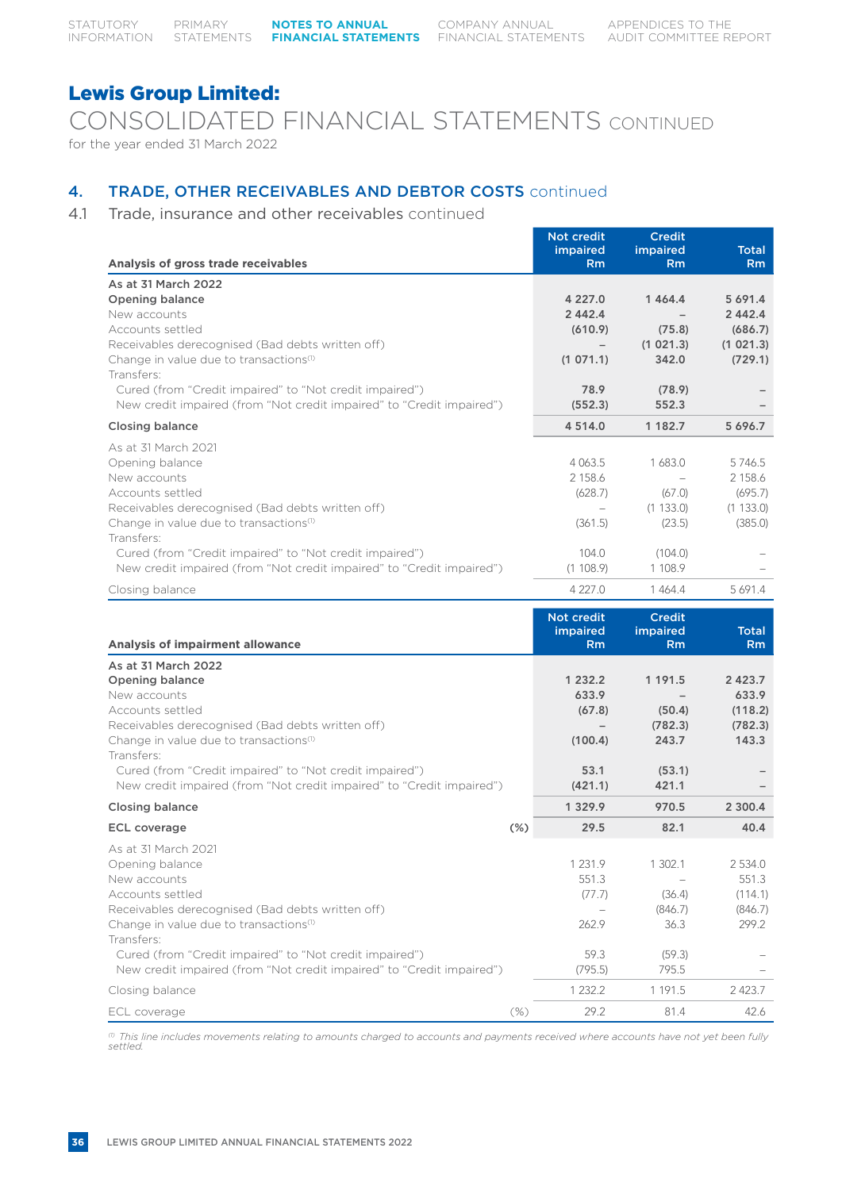## Lewis Group Limited:

# CONSOLIDATED FINANCIAL STATEMENTS CONTINUED

for the year ended 31 March 2022

## 4. TRADE, OTHER RECEIVABLES AND DEBTOR COSTS continued

### 4.1 Trade, insurance and other receivables continued

| Analysis of gross trade receivables | Not credit impaired Rm | Credit impaired Rm | Total Rm |
|---|---|---|---|
| **As at 31 March 2022** | | | |
| **Opening balance** | **4 227.0** | **1 464.4** | **5 691.4** |
| New accounts | **2 442.4** | **–** | **2 442.4** |
| Accounts settled | **(610.9)** | **(75.8)** | **(686.7)** |
| Receivables derecognised (Bad debts written off) | **–** | **(1 021.3)** | **(1 021.3)** |
| Change in value due to transactions[1] | **(1 071.1)** | **342.0** | **(729.1)** |
| Transfers: | | | |
| Cured (from "Credit impaired" to "Not credit impaired") | **78.9** | **(78.9)** | **–** |
| New credit impaired (from "Not credit impaired" to "Credit impaired") | **(552.3)** | **552.3** | **–** |
| **Closing balance** | **4 514.0** | **1 182.7** | **5 696.7** |
| As at 31 March 2021 | | | |
| Opening balance | 4 063.5 | 1 683.0 | 5 746.5 |
| New accounts | 2 158.6 | – | 2 158.6 |
| Accounts settled | (628.7) | (67.0) | (695.7) |
| Receivables derecognised (Bad debts written off) | – | (1 133.0) | (1 133.0) |
| Change in value due to transactions[1] | (361.5) | (23.5) | (385.0) |
| Transfers: | | | |
| Cured (from "Credit impaired" to "Not credit impaired") | 104.0 | (104.0) | – |
| New credit impaired (from "Not credit impaired" to "Credit impaired") | (1 108.9) | 1 108.9 | – |
| Closing balance | 4 227.0 | 1 464.4 | 5 691.4 |

| Analysis of impairment allowance | Not credit impaired Rm | Credit impaired Rm | Total Rm |
|---|---|---|---|
| **As at 31 March 2022** | | | |
| **Opening balance** | **1 232.2** | **1 191.5** | **2 423.7** |
| New accounts | **633.9** | **–** | **633.9** |
| Accounts settled | **(67.8)** | **(50.4)** | **(118.2)** |
| Receivables derecognised (Bad debts written off) | **–** | **(782.3)** | **(782.3)** |
| Change in value due to transactions[1] | **(100.4)** | **243.7** | **143.3** |
| Transfers: | | | |
| Cured (from "Credit impaired" to "Not credit impaired") | **53.1** | **(53.1)** | **–** |
| New credit impaired (from "Not credit impaired" to "Credit impaired") | **(421.1)** | **421.1** | **–** |
| **Closing balance** | **1 329.9** | **970.5** | **2 300.4** |
| **ECL coverage (%)** | **29.5** | **82.1** | **40.4** |
| As at 31 March 2021 | | | |
| Opening balance | 1 231.9 | 1 302.1 | 2 534.0 |
| New accounts | 551.3 | – | 551.3 |
| Accounts settled | (77.7) | (36.4) | (114.1) |
| Receivables derecognised (Bad debts written off) | – | (846.7) | (846.7) |
| Change in value due to transactions[1] | 262.9 | 36.3 | 299.2 |
| Transfers: | | | |
| Cured (from "Credit impaired" to "Not credit impaired") | 59.3 | (59.3) | – |
| New credit impaired (from "Not credit impaired" to "Credit impaired") | (795.5) | 795.5 | – |
| Closing balance | 1 232.2 | 1 191.5 | 2 423.7 |
| ECL coverage (%) | 29.2 | 81.4 | 42.6 |

[1] *This line includes movements relating to amounts charged to accounts and payments received where accounts have not yet been fully settled.*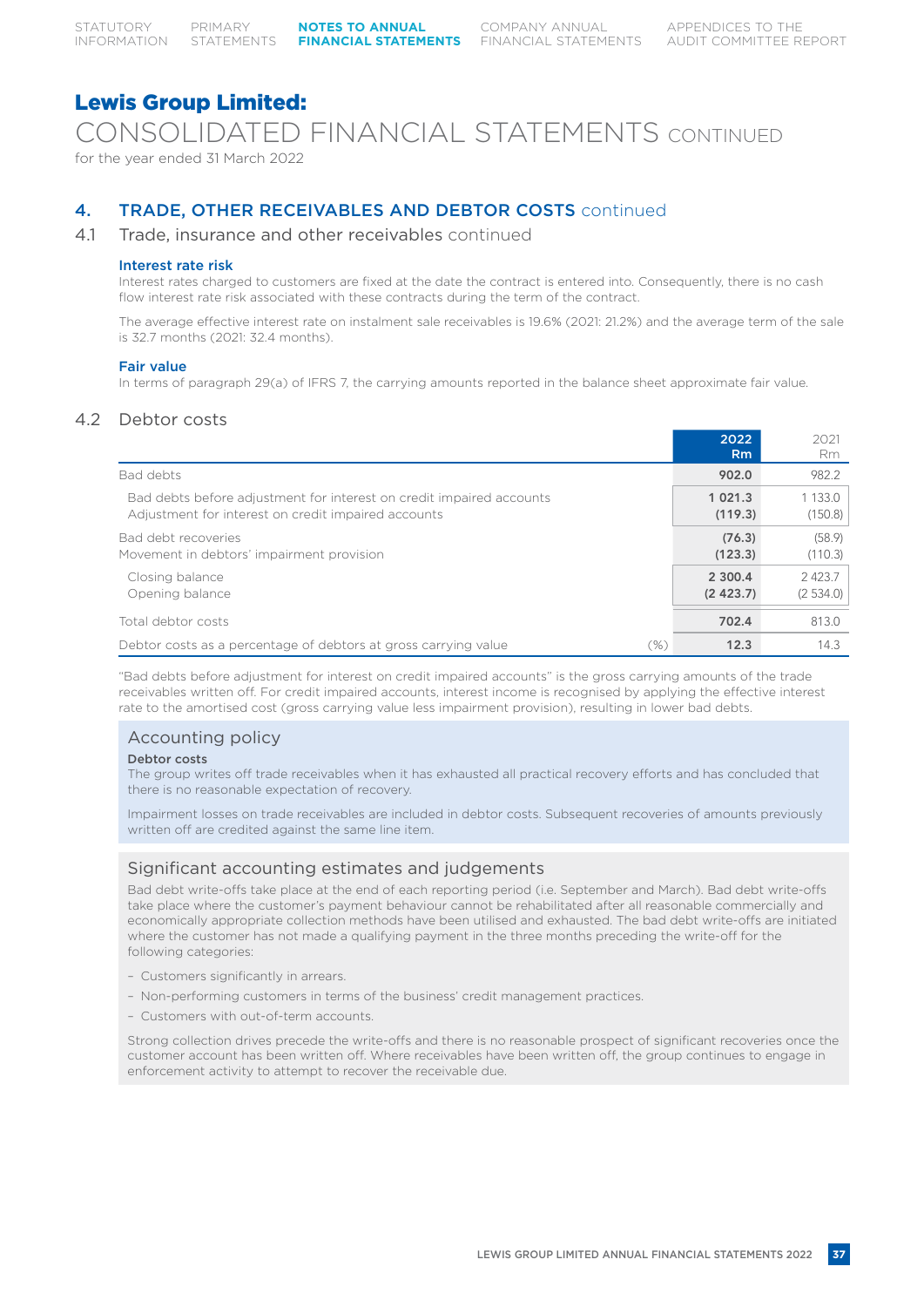# Lewis Group Limited:

## CONSOLIDATED FINANCIAL STATEMENTS CONTINUED

for the year ended 31 March 2022

## 4. TRADE, OTHER RECEIVABLES AND DEBTOR COSTS continued

### 4.1 Trade, insurance and other receivables continued

#### Interest rate risk

Interest rates charged to customers are fixed at the date the contract is entered into. Consequently, there is no cash flow interest rate risk associated with these contracts during the term of the contract.

The average effective interest rate on instalment sale receivables is 19.6% (2021: 21.2%) and the average term of the sale is 32.7 months (2021: 32.4 months).

#### Fair value

In terms of paragraph 29(a) of IFRS 7, the carrying amounts reported in the balance sheet approximate fair value.

### 4.2 Debtor costs

| | | 2022 Rm | 2021 Rm |
|---|---|---|---|
| Bad debts | | **902.0** | 982.2 |
| Bad debts before adjustment for interest on credit impaired accounts | | **1 021.3** | 1 133.0 |
| Adjustment for interest on credit impaired accounts | | **(119.3)** | (150.8) |
| Bad debt recoveries | | **(76.3)** | (58.9) |
| Movement in debtors' impairment provision | | **(123.3)** | (110.3) |
| Closing balance | | **2 300.4** | 2 423.7 |
| Opening balance | | **(2 423.7)** | (2 534.0) |
| Total debtor costs | | **702.4** | 813.0 |
| Debtor costs as a percentage of debtors at gross carrying value | (%) | **12.3** | 14.3 |

"Bad debts before adjustment for interest on credit impaired accounts" is the gross carrying amounts of the trade receivables written off. For credit impaired accounts, interest income is recognised by applying the effective interest rate to the amortised cost (gross carrying value less impairment provision), resulting in lower bad debts.

### Accounting policy

**Debtor costs**

The group writes off trade receivables when it has exhausted all practical recovery efforts and has concluded that there is no reasonable expectation of recovery.

Impairment losses on trade receivables are included in debtor costs. Subsequent recoveries of amounts previously written off are credited against the same line item.

### Significant accounting estimates and judgements

Bad debt write-offs take place at the end of each reporting period (i.e. September and March). Bad debt write-offs take place where the customer's payment behaviour cannot be rehabilitated after all reasonable commercially and economically appropriate collection methods have been utilised and exhausted. The bad debt write-offs are initiated where the customer has not made a qualifying payment in the three months preceding the write-off for the following categories:

- Customers significantly in arrears.
- Non-performing customers in terms of the business' credit management practices.
- Customers with out-of-term accounts.

Strong collection drives precede the write-offs and there is no reasonable prospect of significant recoveries once the customer account has been written off. Where receivables have been written off, the group continues to engage in enforcement activity to attempt to recover the receivable due.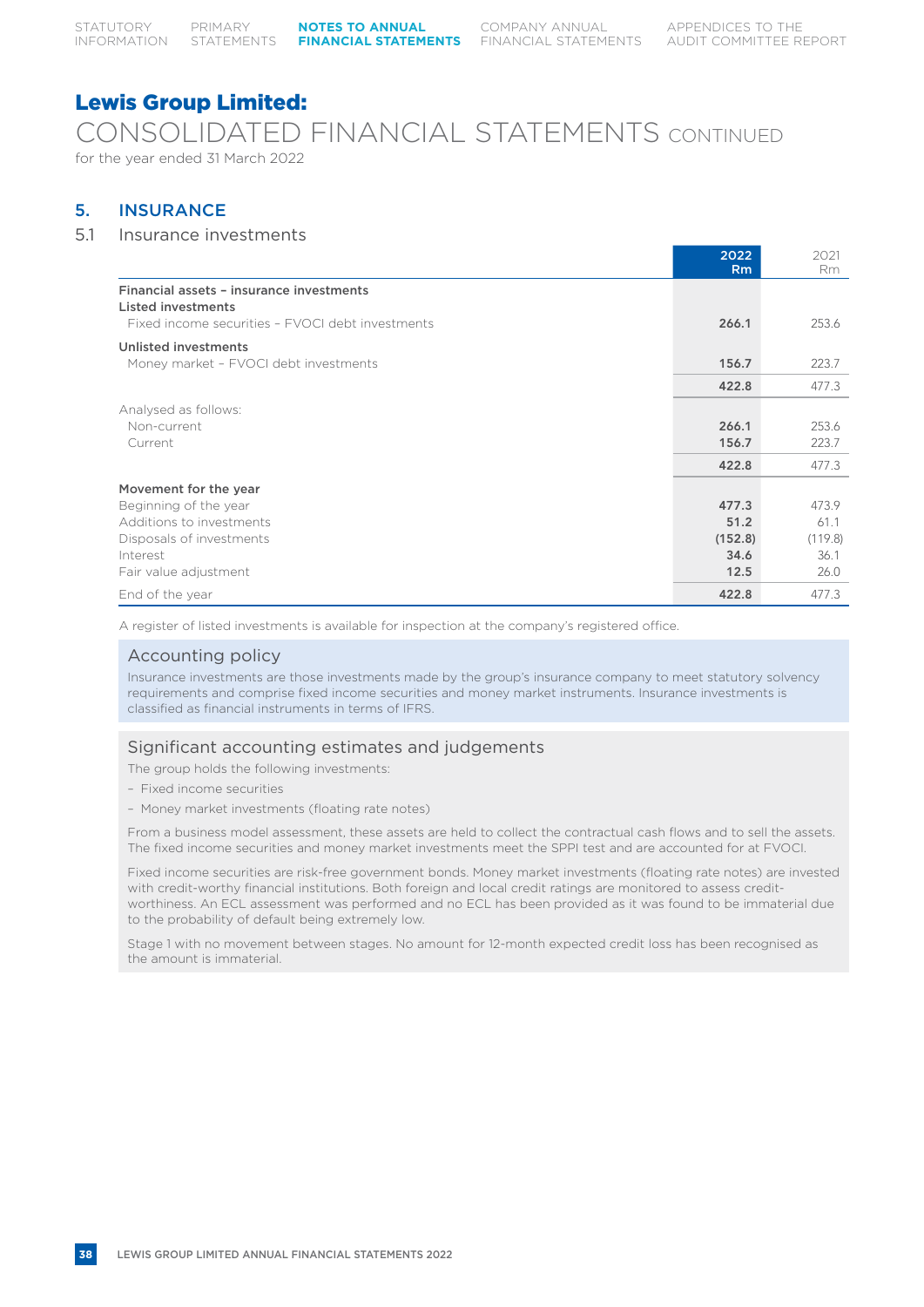# Lewis Group Limited:

CONSOLIDATED FINANCIAL STATEMENTS CONTINUED

for the year ended 31 March 2022

## 5. INSURANCE

### 5.1 Insurance investments

| | 2022 Rm | 2021 Rm |
|---|---|---|
| **Financial assets – insurance investments** | | |
| **Listed investments** | | |
| Fixed income securities – FVOCI debt investments | **266.1** | 253.6 |
| **Unlisted investments** | | |
| Money market – FVOCI debt investments | **156.7** | 223.7 |
| | **422.8** | 477.3 |
| Analysed as follows: | | |
| Non-current | **266.1** | 253.6 |
| Current | **156.7** | 223.7 |
| | **422.8** | 477.3 |
| **Movement for the year** | | |
| Beginning of the year | **477.3** | 473.9 |
| Additions to investments | **51.2** | 61.1 |
| Disposals of investments | **(152.8)** | (119.8) |
| Interest | **34.6** | 36.1 |
| Fair value adjustment | **12.5** | 26.0 |
| End of the year | **422.8** | 477.3 |

A register of listed investments is available for inspection at the company's registered office.

#### Accounting policy

Insurance investments are those investments made by the group's insurance company to meet statutory solvency requirements and comprise fixed income securities and money market instruments. Insurance investments is classified as financial instruments in terms of IFRS.

#### Significant accounting estimates and judgements

The group holds the following investments:

- Fixed income securities
- Money market investments (floating rate notes)

From a business model assessment, these assets are held to collect the contractual cash flows and to sell the assets. The fixed income securities and money market investments meet the SPPI test and are accounted for at FVOCI.

Fixed income securities are risk-free government bonds. Money market investments (floating rate notes) are invested with credit-worthy financial institutions. Both foreign and local credit ratings are monitored to assess credit-worthiness. An ECL assessment was performed and no ECL has been provided as it was found to be immaterial due to the probability of default being extremely low.

Stage 1 with no movement between stages. No amount for 12-month expected credit loss has been recognised as the amount is immaterial.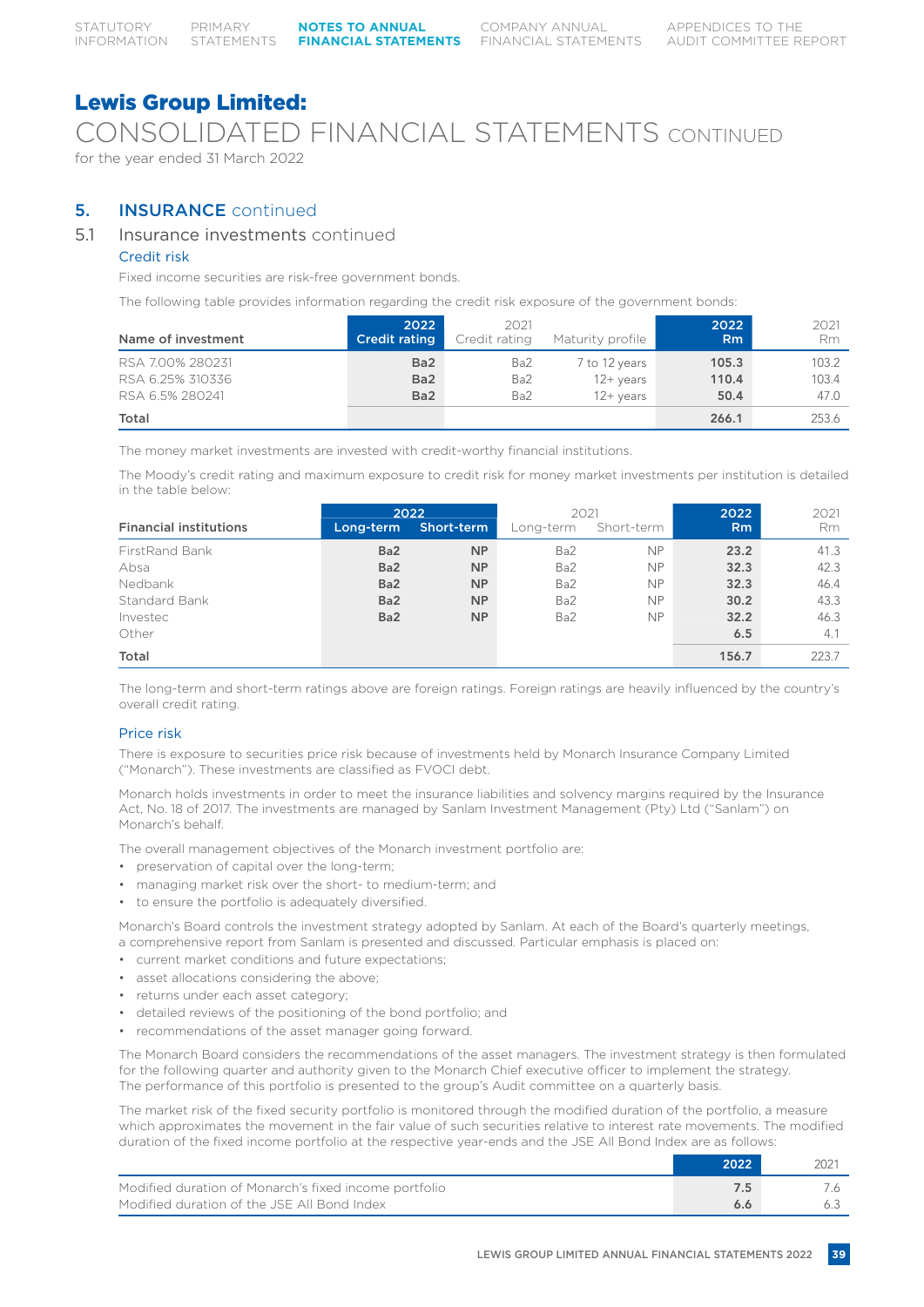# Lewis Group Limited:

# CONSOLIDATED FINANCIAL STATEMENTS CONTINUED

for the year ended 31 March 2022

## 5. INSURANCE continued

### 5.1 Insurance investments continued

#### Credit risk

Fixed income securities are risk-free government bonds.

The following table provides information regarding the credit risk exposure of the government bonds:

| Name of investment | 2022 Credit rating | 2021 Credit rating | Maturity profile | 2022 Rm | 2021 Rm |
|---|---|---|---|---|---|
| RSA 7.00% 280231 | **Ba2** | Ba2 | 7 to 12 years | **105.3** | 103.2 |
| RSA 6.25% 310336 | **Ba2** | Ba2 | 12+ years | **110.4** | 103.4 |
| RSA 6.5% 280241 | **Ba2** | Ba2 | 12+ years | **50.4** | 47.0 |
| **Total** | | | | **266.1** | 253.6 |

The money market investments are invested with credit-worthy financial institutions.

The Moody's credit rating and maximum exposure to credit risk for money market investments per institution is detailed in the table below:

| | 2022 | | 2021 | | 2022 | 2021 |
|---|---|---|---|---|---|---|
| **Financial institutions** | **Long-term** | **Short-term** | Long-term | Short-term | **Rm** | Rm |
| FirstRand Bank | **Ba2** | **NP** | Ba2 | NP | **23.2** | 41.3 |
| Absa | **Ba2** | **NP** | Ba2 | NP | **32.3** | 42.3 |
| Nedbank | **Ba2** | **NP** | Ba2 | NP | **32.3** | 46.4 |
| Standard Bank | **Ba2** | **NP** | Ba2 | NP | **30.2** | 43.3 |
| Investec | **Ba2** | **NP** | Ba2 | NP | **32.2** | 46.3 |
| Other | | | | | **6.5** | 4.1 |
| **Total** | | | | | **156.7** | 223.7 |

The long-term and short-term ratings above are foreign ratings. Foreign ratings are heavily influenced by the country's overall credit rating.

#### Price risk

There is exposure to securities price risk because of investments held by Monarch Insurance Company Limited ("Monarch"). These investments are classified as FVOCI debt.

Monarch holds investments in order to meet the insurance liabilities and solvency margins required by the Insurance Act, No. 18 of 2017. The investments are managed by Sanlam Investment Management (Pty) Ltd ("Sanlam") on Monarch's behalf.

The overall management objectives of the Monarch investment portfolio are:

- preservation of capital over the long-term;
- managing market risk over the short- to medium-term; and
- to ensure the portfolio is adequately diversified.

Monarch's Board controls the investment strategy adopted by Sanlam. At each of the Board's quarterly meetings, a comprehensive report from Sanlam is presented and discussed. Particular emphasis is placed on:

- current market conditions and future expectations;
- asset allocations considering the above;
- returns under each asset category;
- detailed reviews of the positioning of the bond portfolio; and
- recommendations of the asset manager going forward.

The Monarch Board considers the recommendations of the asset managers. The investment strategy is then formulated for the following quarter and authority given to the Monarch Chief executive officer to implement the strategy. The performance of this portfolio is presented to the group's Audit committee on a quarterly basis.

The market risk of the fixed security portfolio is monitored through the modified duration of the portfolio, a measure which approximates the movement in the fair value of such securities relative to interest rate movements. The modified duration of the fixed income portfolio at the respective year-ends and the JSE All Bond Index are as follows:

| | 2022 | 2021 |
|---|---|---|
| Modified duration of Monarch's fixed income portfolio | **7.5** | 7.6 |
| Modified duration of the JSE All Bond Index | **6.6** | 6.3 |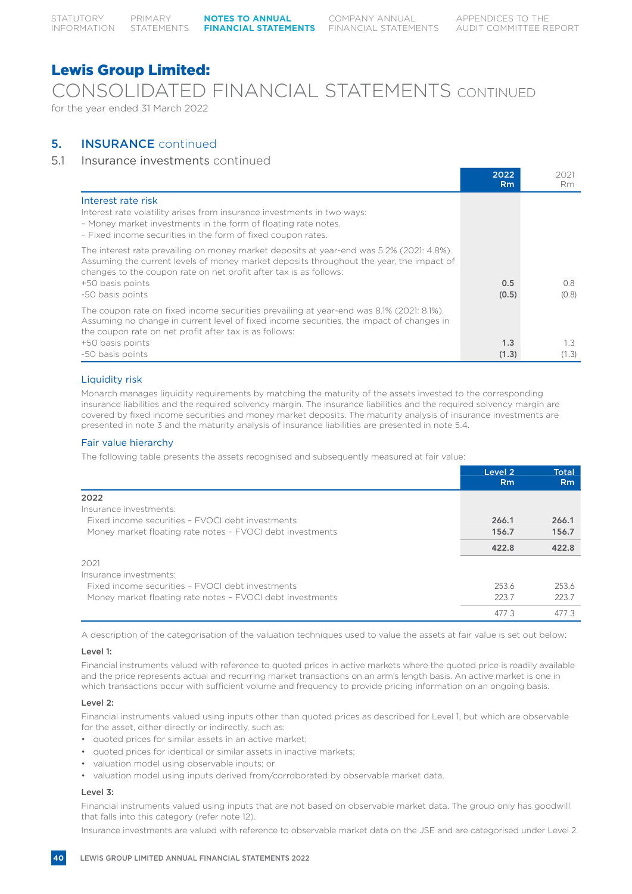# Lewis Group Limited:

## CONSOLIDATED FINANCIAL STATEMENTS CONTINUED

for the year ended 31 March 2022

## 5. INSURANCE continued

### 5.1 Insurance investments continued

| | 2022 Rm | 2021 Rm |
|---|---|---|
| **Interest rate risk** | | |
| Interest rate volatility arises from insurance investments in two ways: | | |
| – Money market investments in the form of floating rate notes. | | |
| – Fixed income securities in the form of fixed coupon rates. | | |
| The interest rate prevailing on money market deposits at year-end was 5.2% (2021: 4.8%). Assuming the current levels of money market deposits throughout the year, the impact of changes to the coupon rate on net profit after tax is as follows: | | |
| +50 basis points | **0.5** | 0.8 |
| -50 basis points | **(0.5)** | (0.8) |
| The coupon rate on fixed income securities prevailing at year-end was 8.1% (2021: 8.1%). Assuming no change in current level of fixed income securities, the impact of changes in the coupon rate on net profit after tax is as follows: | | |
| +50 basis points | **1.3** | 1.3 |
| -50 basis points | **(1.3)** | (1.3) |

#### Liquidity risk

Monarch manages liquidity requirements by matching the maturity of the assets invested to the corresponding insurance liabilities and the required solvency margin. The insurance liabilities and the required solvency margin are covered by fixed income securities and money market deposits. The maturity analysis of insurance investments are presented in note 3 and the maturity analysis of insurance liabilities are presented in note 5.4.

#### Fair value hierarchy

The following table presents the assets recognised and subsequently measured at fair value:

| | Level 2 Rm | Total Rm |
|---|---|---|
| **2022** | | |
| Insurance investments: | | |
| Fixed income securities – FVOCI debt investments | **266.1** | **266.1** |
| Money market floating rate notes – FVOCI debt investments | **156.7** | **156.7** |
| | **422.8** | **422.8** |
| 2021 | | |
| Insurance investments: | | |
| Fixed income securities – FVOCI debt investments | 253.6 | 253.6 |
| Money market floating rate notes – FVOCI debt investments | 223.7 | 223.7 |
| | 477.3 | 477.3 |

A description of the categorisation of the valuation techniques used to value the assets at fair value is set out below:

**Level 1:**

Financial instruments valued with reference to quoted prices in active markets where the quoted price is readily available and the price represents actual and recurring market transactions on an arm's length basis. An active market is one in which transactions occur with sufficient volume and frequency to provide pricing information on an ongoing basis.

**Level 2:**

Financial instruments valued using inputs other than quoted prices as described for Level 1, but which are observable for the asset, either directly or indirectly, such as:

- quoted prices for similar assets in an active market;
- quoted prices for identical or similar assets in inactive markets;
- valuation model using observable inputs; or
- valuation model using inputs derived from/corroborated by observable market data.

**Level 3:**

Financial instruments valued using inputs that are not based on observable market data. The group only has goodwill that falls into this category (refer note 12).

Insurance investments are valued with reference to observable market data on the JSE and are categorised under Level 2.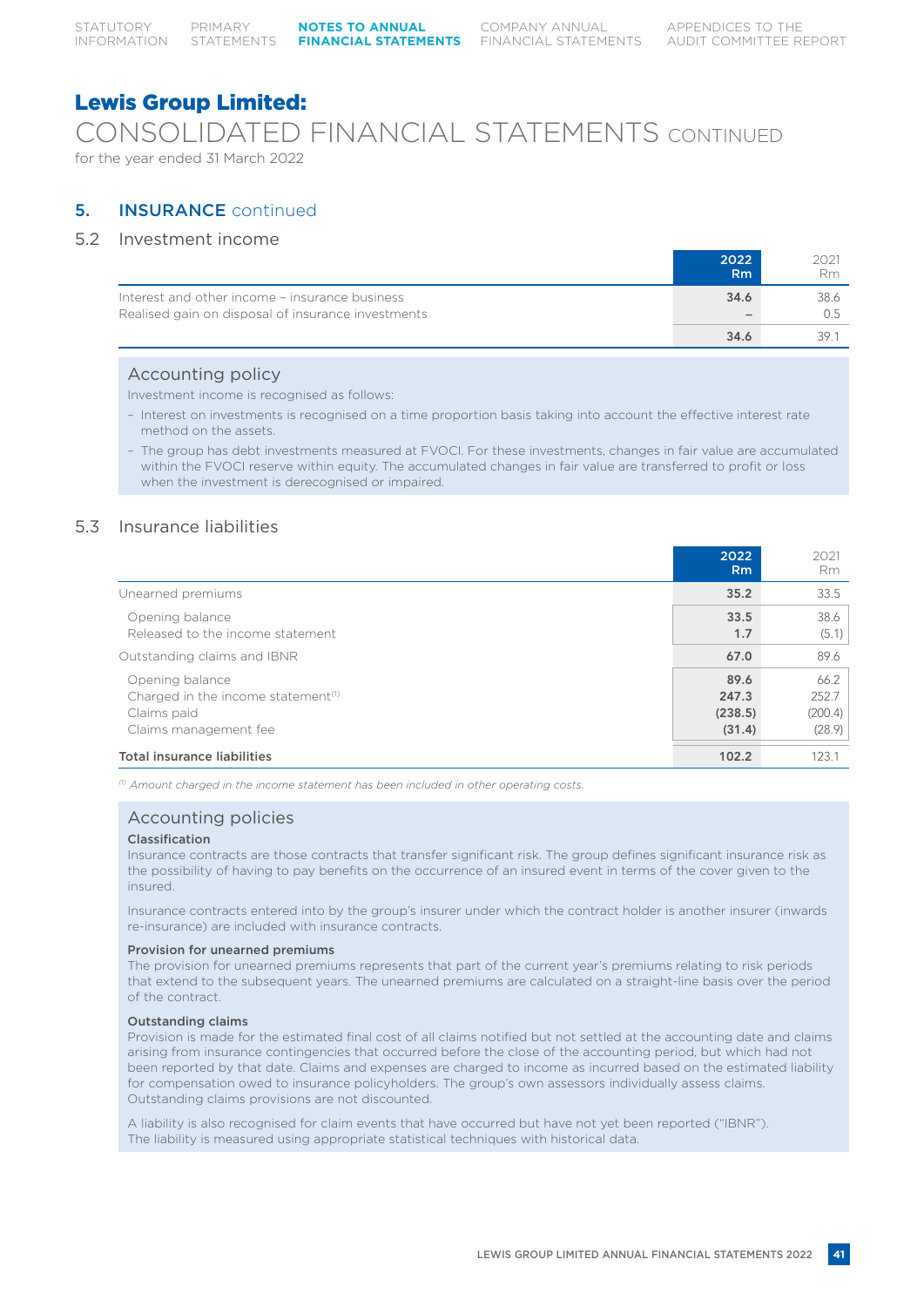# Lewis Group Limited:

CONSOLIDATED FINANCIAL STATEMENTS CONTINUED

for the year ended 31 March 2022

## 5. INSURANCE continued

### 5.2 Investment income

| | 2022 Rm | 2021 Rm |
|---|---|---|
| Interest and other income – insurance business | 34.6 | 38.6 |
| Realised gain on disposal of insurance investments | – | 0.5 |
| | 34.6 | 39.1 |

#### Accounting policy

Investment income is recognised as follows:

- Interest on investments is recognised on a time proportion basis taking into account the effective interest rate method on the assets.
- The group has debt investments measured at FVOCI. For these investments, changes in fair value are accumulated within the FVOCI reserve within equity. The accumulated changes in fair value are transferred to profit or loss when the investment is derecognised or impaired.

### 5.3 Insurance liabilities

| | 2022 Rm | 2021 Rm |
|---|---|---|
| Unearned premiums | 35.2 | 33.5 |
| Opening balance | 33.5 | 38.6 |
| Released to the income statement | 1.7 | (5.1) |
| Outstanding claims and IBNR | 67.0 | 89.6 |
| Opening balance | 89.6 | 66.2 |
| Charged in the income statement[1] | 247.3 | 252.7 |
| Claims paid | (238.5) | (200.4) |
| Claims management fee | (31.4) | (28.9) |
| **Total insurance liabilities** | 102.2 | 123.1 |

*[1] Amount charged in the income statement has been included in other operating costs.*

#### Accounting policies

**Classification**

Insurance contracts are those contracts that transfer significant risk. The group defines significant insurance risk as the possibility of having to pay benefits on the occurrence of an insured event in terms of the cover given to the insured.

Insurance contracts entered into by the group's insurer under which the contract holder is another insurer (inwards re-insurance) are included with insurance contracts.

**Provision for unearned premiums**

The provision for unearned premiums represents that part of the current year's premiums relating to risk periods that extend to the subsequent years. The unearned premiums are calculated on a straight-line basis over the period of the contract.

**Outstanding claims**

Provision is made for the estimated final cost of all claims notified but not settled at the accounting date and claims arising from insurance contingencies that occurred before the close of the accounting period, but which had not been reported by that date. Claims and expenses are charged to income as incurred based on the estimated liability for compensation owed to insurance policyholders. The group's own assessors individually assess claims. Outstanding claims provisions are not discounted.

A liability is also recognised for claim events that have occurred but have not yet been reported ("IBNR"). The liability is measured using appropriate statistical techniques with historical data.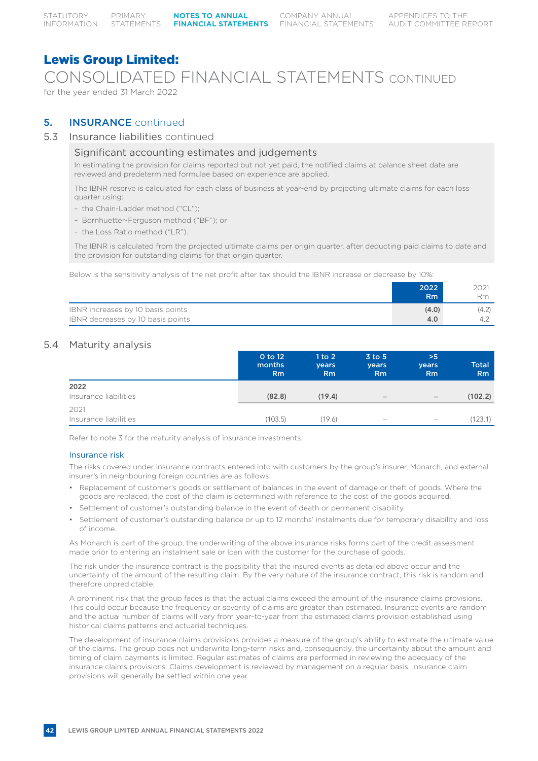# Lewis Group Limited:

CONSOLIDATED FINANCIAL STATEMENTS CONTINUED

for the year ended 31 March 2022

## 5. INSURANCE continued

### 5.3 Insurance liabilities continued

#### Significant accounting estimates and judgements

In estimating the provision for claims reported but not yet paid, the notified claims at balance sheet date are reviewed and predetermined formulae based on experience are applied.

The IBNR reserve is calculated for each class of business at year-end by projecting ultimate claims for each loss quarter using:

- the Chain-Ladder method ("CL");
- Bornhuetter-Ferguson method ("BF"); or
- the Loss Ratio method ("LR").

The IBNR is calculated from the projected ultimate claims per origin quarter, after deducting paid claims to date and the provision for outstanding claims for that origin quarter.

Below is the sensitivity analysis of the net profit after tax should the IBNR increase or decrease by 10%:

| | 2022 Rm | 2021 Rm |
|---|---|---|
| IBNR increases by 10 basis points | **(4.0)** | (4.2) |
| IBNR decreases by 10 basis points | **4.0** | 4.2 |

### 5.4 Maturity analysis

| | 0 to 12 months Rm | 1 to 2 years Rm | 3 to 5 years Rm | >5 years Rm | Total Rm |
|---|---|---|---|---|---|
| **2022** | | | | | |
| Insurance liabilities | **(82.8)** | **(19.4)** | **–** | **–** | **(102.2)** |
| 2021 | | | | | |
| Insurance liabilities | (103.5) | (19.6) | – | – | (123.1) |

Refer to note 3 for the maturity analysis of insurance investments.

#### Insurance risk

The risks covered under insurance contracts entered into with customers by the group's insurer, Monarch, and external insurer's in neighbouring foreign countries are as follows:

- Replacement of customer's goods or settlement of balances in the event of damage or theft of goods. Where the goods are replaced, the cost of the claim is determined with reference to the cost of the goods acquired.
- Settlement of customer's outstanding balance in the event of death or permanent disability.
- Settlement of customer's outstanding balance or up to 12 months' instalments due for temporary disability and loss of income.

As Monarch is part of the group, the underwriting of the above insurance risks forms part of the credit assessment made prior to entering an instalment sale or loan with the customer for the purchase of goods.

The risk under the insurance contract is the possibility that the insured events as detailed above occur and the uncertainty of the amount of the resulting claim. By the very nature of the insurance contract, this risk is random and therefore unpredictable.

A prominent risk that the group faces is that the actual claims exceed the amount of the insurance claims provisions. This could occur because the frequency or severity of claims are greater than estimated. Insurance events are random and the actual number of claims will vary from year-to-year from the estimated claims provision established using historical claims patterns and actuarial techniques.

The development of insurance claims provisions provides a measure of the group's ability to estimate the ultimate value of the claims. The group does not underwrite long-term risks and, consequently, the uncertainty about the amount and timing of claim payments is limited. Regular estimates of claims are performed in reviewing the adequacy of the insurance claims provisions. Claims development is reviewed by management on a regular basis. Insurance claim provisions will generally be settled within one year.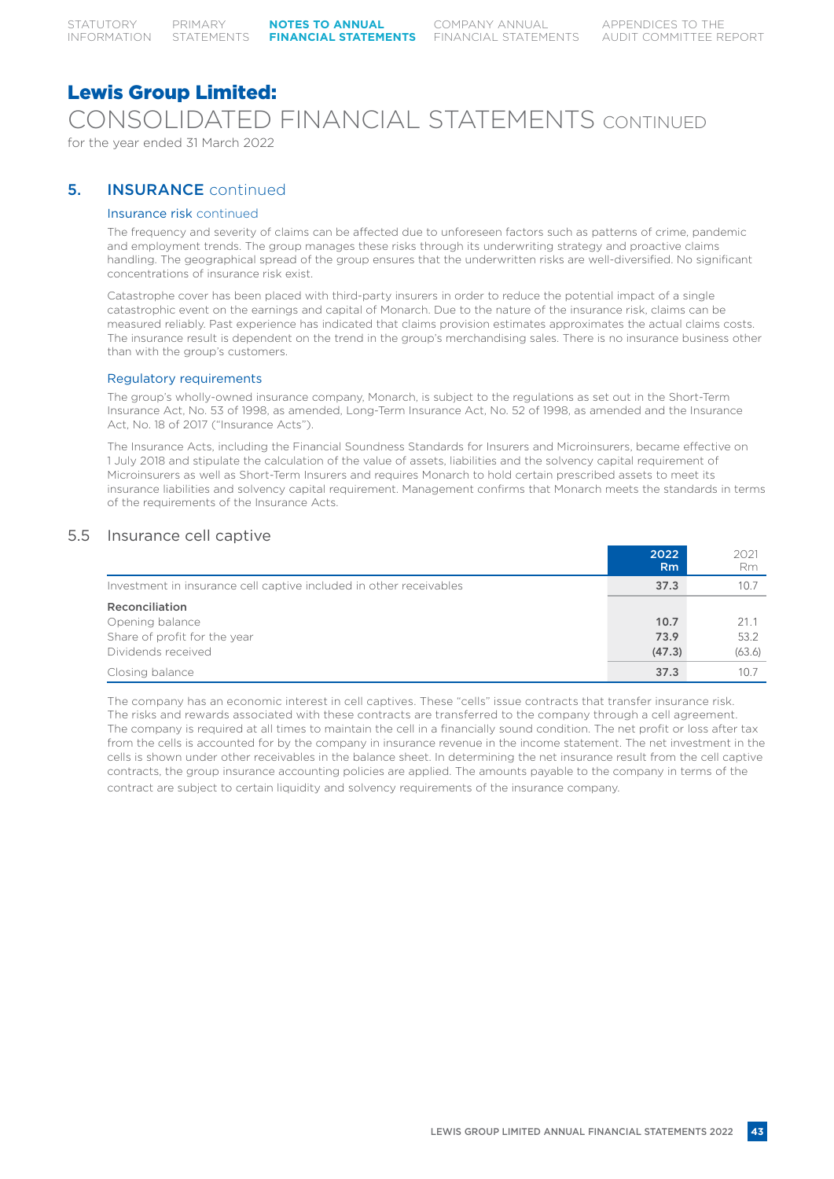# Lewis Group Limited:

## CONSOLIDATED FINANCIAL STATEMENTS CONTINUED

for the year ended 31 March 2022

## 5. INSURANCE continued

### Insurance risk continued

The frequency and severity of claims can be affected due to unforeseen factors such as patterns of crime, pandemic and employment trends. The group manages these risks through its underwriting strategy and proactive claims handling. The geographical spread of the group ensures that the underwritten risks are well-diversified. No significant concentrations of insurance risk exist.

Catastrophe cover has been placed with third-party insurers in order to reduce the potential impact of a single catastrophic event on the earnings and capital of Monarch. Due to the nature of the insurance risk, claims can be measured reliably. Past experience has indicated that claims provision estimates approximates the actual claims costs. The insurance result is dependent on the trend in the group's merchandising sales. There is no insurance business other than with the group's customers.

### Regulatory requirements

The group's wholly-owned insurance company, Monarch, is subject to the regulations as set out in the Short-Term Insurance Act, No. 53 of 1998, as amended, Long-Term Insurance Act, No. 52 of 1998, as amended and the Insurance Act, No. 18 of 2017 ("Insurance Acts").

The Insurance Acts, including the Financial Soundness Standards for Insurers and Microinsurers, became effective on 1 July 2018 and stipulate the calculation of the value of assets, liabilities and the solvency capital requirement of Microinsurers as well as Short-Term Insurers and requires Monarch to hold certain prescribed assets to meet its insurance liabilities and solvency capital requirement. Management confirms that Monarch meets the standards in terms of the requirements of the Insurance Acts.

### 5.5 Insurance cell captive

| | 2022 Rm | 2021 Rm |
|---|---|---|
| Investment in insurance cell captive included in other receivables | **37.3** | 10.7 |
| **Reconciliation** | | |
| Opening balance | **10.7** | 21.1 |
| Share of profit for the year | **73.9** | 53.2 |
| Dividends received | **(47.3)** | (63.6) |
| Closing balance | **37.3** | 10.7 |

The company has an economic interest in cell captives. These "cells" issue contracts that transfer insurance risk. The risks and rewards associated with these contracts are transferred to the company through a cell agreement. The company is required at all times to maintain the cell in a financially sound condition. The net profit or loss after tax from the cells is accounted for by the company in insurance revenue in the income statement. The net investment in the cells is shown under other receivables in the balance sheet. In determining the net insurance result from the cell captive contracts, the group insurance accounting policies are applied. The amounts payable to the company in terms of the contract are subject to certain liquidity and solvency requirements of the insurance company.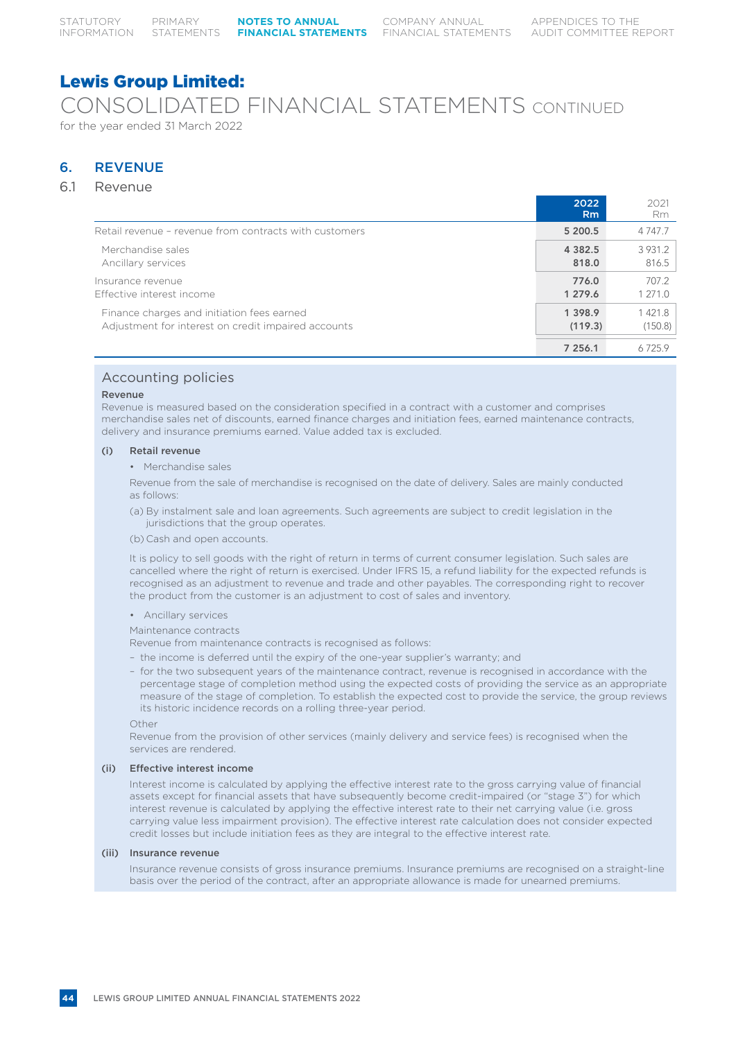## Lewis Group Limited:

# CONSOLIDATED FINANCIAL STATEMENTS CONTINUED

for the year ended 31 March 2022

## 6. REVENUE

### 6.1 Revenue

| | 2022 Rm | 2021 Rm |
|---|---|---|
| Retail revenue – revenue from contracts with customers | **5 200.5** | 4 747.7 |
| Merchandise sales | **4 382.5** | 3 931.2 |
| Ancillary services | **818.0** | 816.5 |
| Insurance revenue | **776.0** | 707.2 |
| Effective interest income | **1 279.6** | 1 271.0 |
| Finance charges and initiation fees earned | **1 398.9** | 1 421.8 |
| Adjustment for interest on credit impaired accounts | **(119.3)** | (150.8) |
| | **7 256.1** | 6 725.9 |

### Accounting policies

**Revenue**

Revenue is measured based on the consideration specified in a contract with a customer and comprises merchandise sales net of discounts, earned finance charges and initiation fees, earned maintenance contracts, delivery and insurance premiums earned. Value added tax is excluded.

**(i) Retail revenue**

- Merchandise sales

Revenue from the sale of merchandise is recognised on the date of delivery. Sales are mainly conducted as follows:

(a) By instalment sale and loan agreements. Such agreements are subject to credit legislation in the jurisdictions that the group operates.

(b) Cash and open accounts.

It is policy to sell goods with the right of return in terms of current consumer legislation. Such sales are cancelled where the right of return is exercised. Under IFRS 15, a refund liability for the expected refunds is recognised as an adjustment to revenue and trade and other payables. The corresponding right to recover the product from the customer is an adjustment to cost of sales and inventory.

- Ancillary services

Maintenance contracts

Revenue from maintenance contracts is recognised as follows:

- the income is deferred until the expiry of the one-year supplier's warranty; and
- for the two subsequent years of the maintenance contract, revenue is recognised in accordance with the percentage stage of completion method using the expected costs of providing the service as an appropriate measure of the stage of completion. To establish the expected cost to provide the service, the group reviews its historic incidence records on a rolling three-year period.

Other

Revenue from the provision of other services (mainly delivery and service fees) is recognised when the services are rendered.

**(ii) Effective interest income**

Interest income is calculated by applying the effective interest rate to the gross carrying value of financial assets except for financial assets that have subsequently become credit-impaired (or "stage 3") for which interest revenue is calculated by applying the effective interest rate to their net carrying value (i.e. gross carrying value less impairment provision). The effective interest rate calculation does not consider expected credit losses but include initiation fees as they are integral to the effective interest rate.

**(iii) Insurance revenue**

Insurance revenue consists of gross insurance premiums. Insurance premiums are recognised on a straight-line basis over the period of the contract, after an appropriate allowance is made for unearned premiums.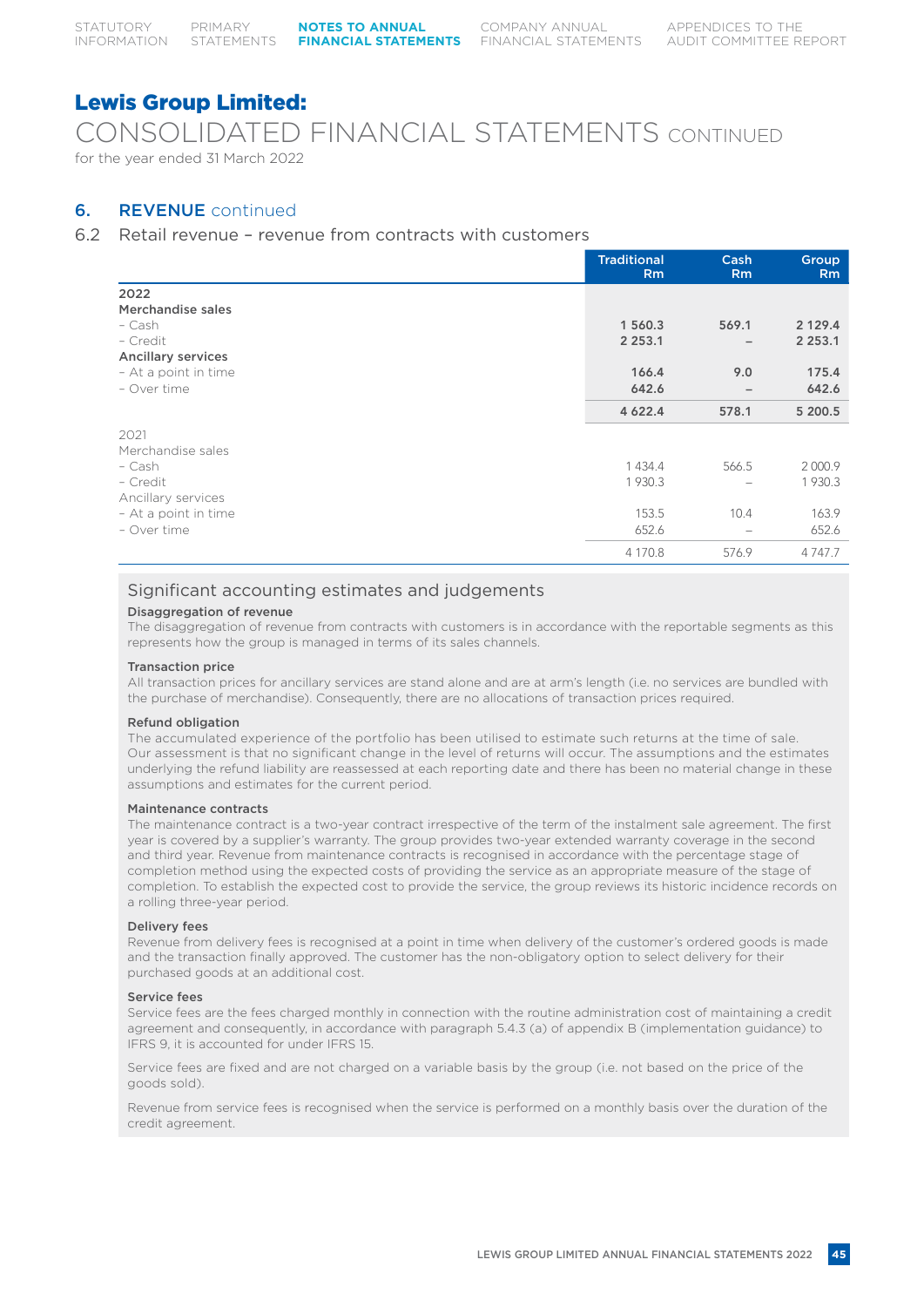# Lewis Group Limited:

## CONSOLIDATED FINANCIAL STATEMENTS CONTINUED

for the year ended 31 March 2022

## 6. REVENUE continued

### 6.2 Retail revenue – revenue from contracts with customers

| | Traditional Rm | Cash Rm | Group Rm |
|---|---|---|---|
| **2022** | | | |
| **Merchandise sales** | | | |
| – Cash | **1 560.3** | **569.1** | **2 129.4** |
| – Credit | **2 253.1** | **–** | **2 253.1** |
| **Ancillary services** | | | |
| – At a point in time | **166.4** | **9.0** | **175.4** |
| – Over time | **642.6** | **–** | **642.6** |
| | **4 622.4** | **578.1** | **5 200.5** |
| 2021 | | | |
| Merchandise sales | | | |
| – Cash | 1 434.4 | 566.5 | 2 000.9 |
| – Credit | 1 930.3 | – | 1 930.3 |
| Ancillary services | | | |
| – At a point in time | 153.5 | 10.4 | 163.9 |
| – Over time | 652.6 | – | 652.6 |
| | 4 170.8 | 576.9 | 4 747.7 |

### Significant accounting estimates and judgements

**Disaggregation of revenue**

The disaggregation of revenue from contracts with customers is in accordance with the reportable segments as this represents how the group is managed in terms of its sales channels.

**Transaction price**

All transaction prices for ancillary services are stand alone and are at arm's length (i.e. no services are bundled with the purchase of merchandise). Consequently, there are no allocations of transaction prices required.

**Refund obligation**

The accumulated experience of the portfolio has been utilised to estimate such returns at the time of sale. Our assessment is that no significant change in the level of returns will occur. The assumptions and the estimates underlying the refund liability are reassessed at each reporting date and there has been no material change in these assumptions and estimates for the current period.

**Maintenance contracts**

The maintenance contract is a two-year contract irrespective of the term of the instalment sale agreement. The first year is covered by a supplier's warranty. The group provides two-year extended warranty coverage in the second and third year. Revenue from maintenance contracts is recognised in accordance with the percentage stage of completion method using the expected costs of providing the service as an appropriate measure of the stage of completion. To establish the expected cost to provide the service, the group reviews its historic incidence records on a rolling three-year period.

**Delivery fees**

Revenue from delivery fees is recognised at a point in time when delivery of the customer's ordered goods is made and the transaction finally approved. The customer has the non-obligatory option to select delivery for their purchased goods at an additional cost.

**Service fees**

Service fees are the fees charged monthly in connection with the routine administration cost of maintaining a credit agreement and consequently, in accordance with paragraph 5.4.3 (a) of appendix B (implementation guidance) to IFRS 9, it is accounted for under IFRS 15.

Service fees are fixed and are not charged on a variable basis by the group (i.e. not based on the price of the goods sold).

Revenue from service fees is recognised when the service is performed on a monthly basis over the duration of the credit agreement.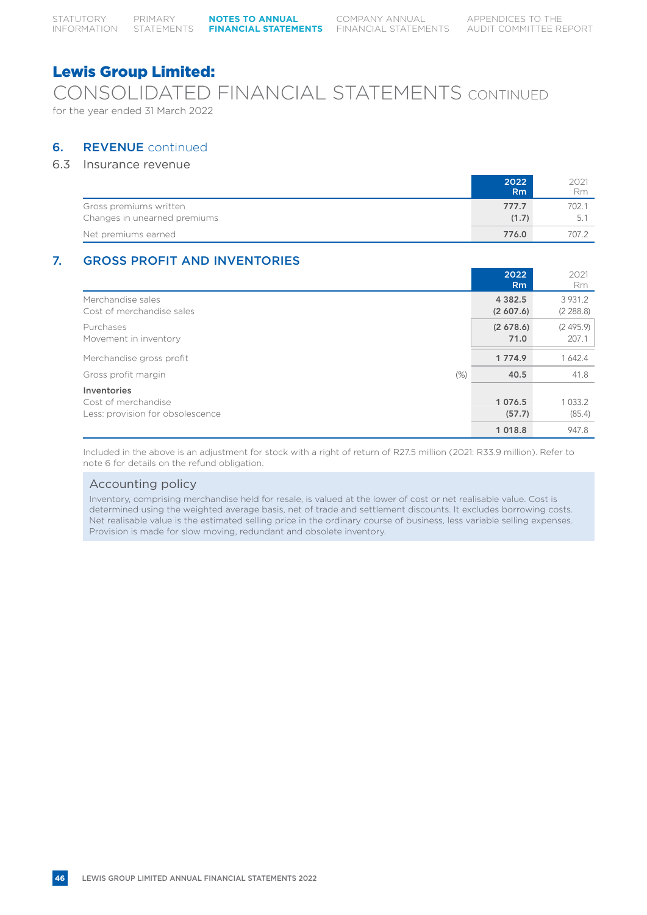# Lewis Group Limited:

# CONSOLIDATED FINANCIAL STATEMENTS CONTINUED

for the year ended 31 March 2022

## 6. REVENUE continued

### 6.3 Insurance revenue

| | 2022 Rm | 2021 Rm |
|---|---|---|
| Gross premiums written | **777.7** | 702.1 |
| Changes in unearned premiums | **(1.7)** | 5.1 |
| Net premiums earned | **776.0** | 707.2 |

## 7. GROSS PROFIT AND INVENTORIES

| | | 2022 Rm | 2021 Rm |
|---|---|---|---|
| Merchandise sales | | **4 382.5** | 3 931.2 |
| Cost of merchandise sales | | **(2 607.6)** | (2 288.8) |
| Purchases | | **(2 678.6)** | (2 495.9) |
| Movement in inventory | | **71.0** | 207.1 |
| Merchandise gross profit | | **1 774.9** | 1 642.4 |
| Gross profit margin | (%) | **40.5** | 41.8 |
| **Inventories** | | | |
| Cost of merchandise | | **1 076.5** | 1 033.2 |
| Less: provision for obsolescence | | **(57.7)** | (85.4) |
| | | **1 018.8** | 947.8 |

Included in the above is an adjustment for stock with a right of return of R27.5 million (2021: R33.9 million). Refer to note 6 for details on the refund obligation.

### Accounting policy

Inventory, comprising merchandise held for resale, is valued at the lower of cost or net realisable value. Cost is determined using the weighted average basis, net of trade and settlement discounts. It excludes borrowing costs. Net realisable value is the estimated selling price in the ordinary course of business, less variable selling expenses. Provision is made for slow moving, redundant and obsolete inventory.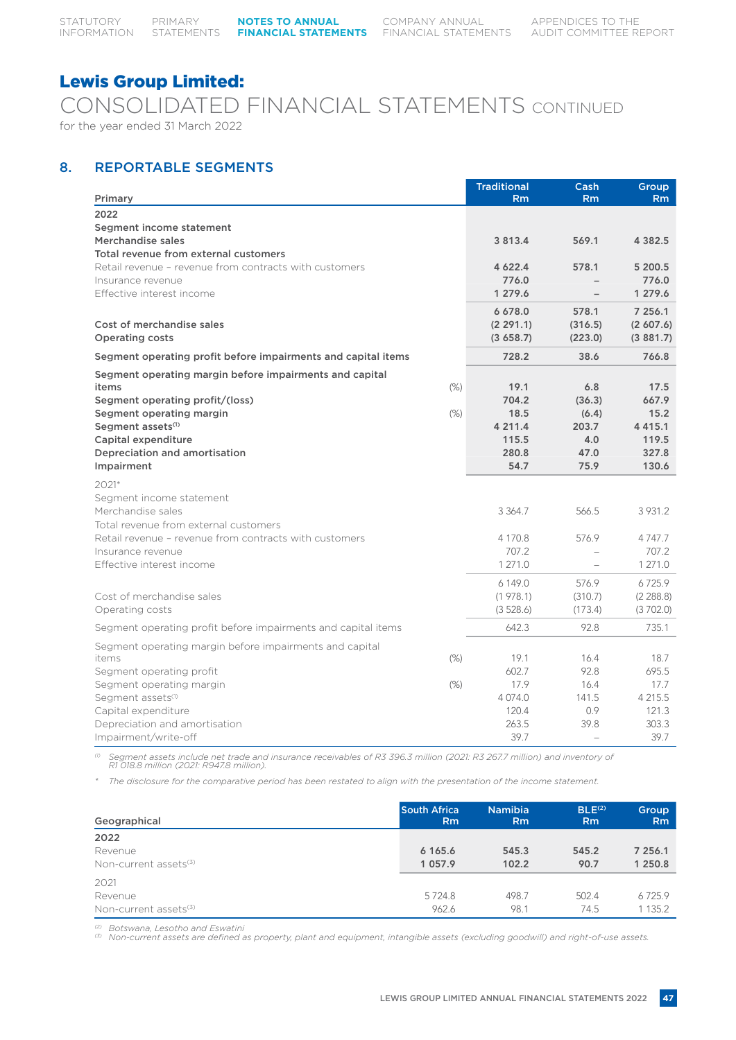# Lewis Group Limited:

CONSOLIDATED FINANCIAL STATEMENTS CONTINUED

for the year ended 31 March 2022

## 8. REPORTABLE SEGMENTS

| Primary | | Traditional Rm | Cash Rm | Group Rm |
|---|---|---|---|---|
| **2022** | | | | |
| **Segment income statement** | | | | |
| **Merchandise sales** | | **3 813.4** | **569.1** | **4 382.5** |
| **Total revenue from external customers** | | | | |
| Retail revenue – revenue from contracts with customers | | **4 622.4** | **578.1** | **5 200.5** |
| Insurance revenue | | **776.0** | **–** | **776.0** |
| Effective interest income | | **1 279.6** | **–** | **1 279.6** |
| | | **6 678.0** | **578.1** | **7 256.1** |
| **Cost of merchandise sales** | | **(2 291.1)** | **(316.5)** | **(2 607.6)** |
| **Operating costs** | | **(3 658.7)** | **(223.0)** | **(3 881.7)** |
| **Segment operating profit before impairments and capital items** | | **728.2** | **38.6** | **766.8** |
| **Segment operating margin before impairments and capital items** | (%) | **19.1** | **6.8** | **17.5** |
| **Segment operating profit/(loss)** | | **704.2** | **(36.3)** | **667.9** |
| **Segment operating margin** | (%) | **18.5** | **(6.4)** | **15.2** |
| **Segment assets**[1] | | **4 211.4** | **203.7** | **4 415.1** |
| **Capital expenditure** | | **115.5** | **4.0** | **119.5** |
| **Depreciation and amortisation** | | **280.8** | **47.0** | **327.8** |
| **Impairment** | | **54.7** | **75.9** | **130.6** |
| 2021* | | | | |
| Segment income statement | | | | |
| Merchandise sales | | 3 364.7 | 566.5 | 3 931.2 |
| Total revenue from external customers | | | | |
| Retail revenue – revenue from contracts with customers | | 4 170.8 | 576.9 | 4 747.7 |
| Insurance revenue | | 707.2 | – | 707.2 |
| Effective interest income | | 1 271.0 | – | 1 271.0 |
| | | 6 149.0 | 576.9 | 6 725.9 |
| Cost of merchandise sales | | (1 978.1) | (310.7) | (2 288.8) |
| Operating costs | | (3 528.6) | (173.4) | (3 702.0) |
| Segment operating profit before impairments and capital items | | 642.3 | 92.8 | 735.1 |
| Segment operating margin before impairments and capital items | (%) | 19.1 | 16.4 | 18.7 |
| Segment operating profit | | 602.7 | 92.8 | 695.5 |
| Segment operating margin | (%) | 17.9 | 16.4 | 17.7 |
| Segment assets[1] | | 4 074.0 | 141.5 | 4 215.5 |
| Capital expenditure | | 120.4 | 0.9 | 121.3 |
| Depreciation and amortisation | | 263.5 | 39.8 | 303.3 |
| Impairment/write-off | | 39.7 | – | 39.7 |

*[1] Segment assets include net trade and insurance receivables of R3 396.3 million (2021: R3 267.7 million) and inventory of R1 018.8 million (2021: R947.8 million).*

*\* The disclosure for the comparative period has been restated to align with the presentation of the income statement.*

| Geographical | South Africa Rm | Namibia Rm | BLE[2] Rm | Group Rm |
|---|---|---|---|---|
| **2022** | | | | |
| Revenue | **6 165.6** | **545.3** | **545.2** | **7 256.1** |
| Non-current assets[3] | **1 057.9** | **102.2** | **90.7** | **1 250.8** |
| 2021 | | | | |
| Revenue | 5 724.8 | 498.7 | 502.4 | 6 725.9 |
| Non-current assets[3] | 962.6 | 98.1 | 74.5 | 1 135.2 |

*[2] Botswana, Lesotho and Eswatini*
*[3] Non-current assets are defined as property, plant and equipment, intangible assets (excluding goodwill) and right-of-use assets.*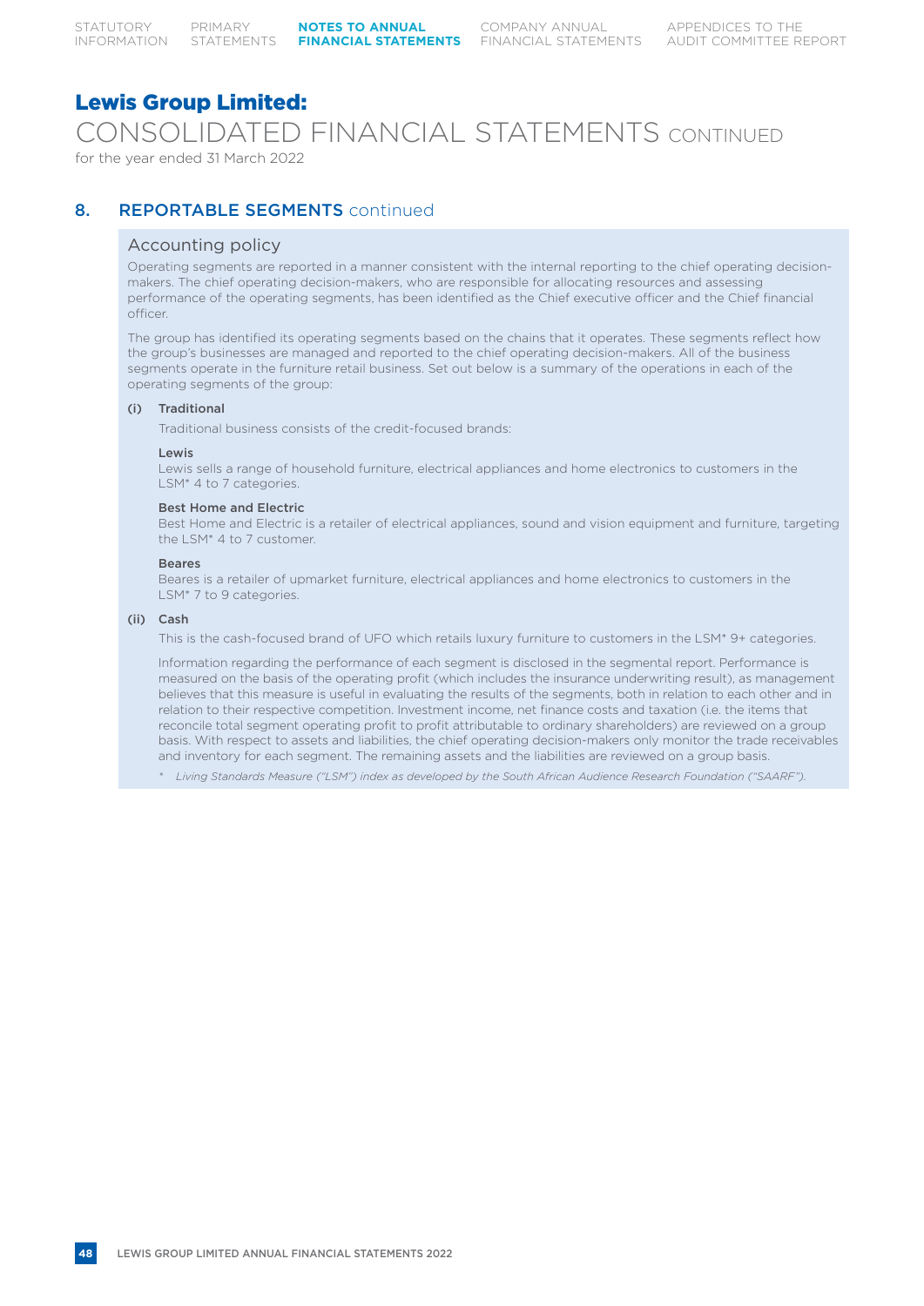# Lewis Group Limited:

## CONSOLIDATED FINANCIAL STATEMENTS CONTINUED

for the year ended 31 March 2022

## 8. REPORTABLE SEGMENTS continued

### Accounting policy

Operating segments are reported in a manner consistent with the internal reporting to the chief operating decision-makers. The chief operating decision-makers, who are responsible for allocating resources and assessing performance of the operating segments, has been identified as the Chief executive officer and the Chief financial officer.

The group has identified its operating segments based on the chains that it operates. These segments reflect how the group's businesses are managed and reported to the chief operating decision-makers. All of the business segments operate in the furniture retail business. Set out below is a summary of the operations in each of the operating segments of the group:

**(i) Traditional**

Traditional business consists of the credit-focused brands:

**Lewis**

Lewis sells a range of household furniture, electrical appliances and home electronics to customers in the LSM* 4 to 7 categories.

**Best Home and Electric**

Best Home and Electric is a retailer of electrical appliances, sound and vision equipment and furniture, targeting the LSM* 4 to 7 customer.

**Beares**

Beares is a retailer of upmarket furniture, electrical appliances and home electronics to customers in the LSM* 7 to 9 categories.

**(ii) Cash**

This is the cash-focused brand of UFO which retails luxury furniture to customers in the LSM* 9+ categories.

Information regarding the performance of each segment is disclosed in the segmental report. Performance is measured on the basis of the operating profit (which includes the insurance underwriting result), as management believes that this measure is useful in evaluating the results of the segments, both in relation to each other and in relation to their respective competition. Investment income, net finance costs and taxation (i.e. the items that reconcile total segment operating profit to profit attributable to ordinary shareholders) are reviewed on a group basis. With respect to assets and liabilities, the chief operating decision-makers only monitor the trade receivables and inventory for each segment. The remaining assets and the liabilities are reviewed on a group basis.

*\* Living Standards Measure ("LSM") index as developed by the South African Audience Research Foundation ("SAARF").*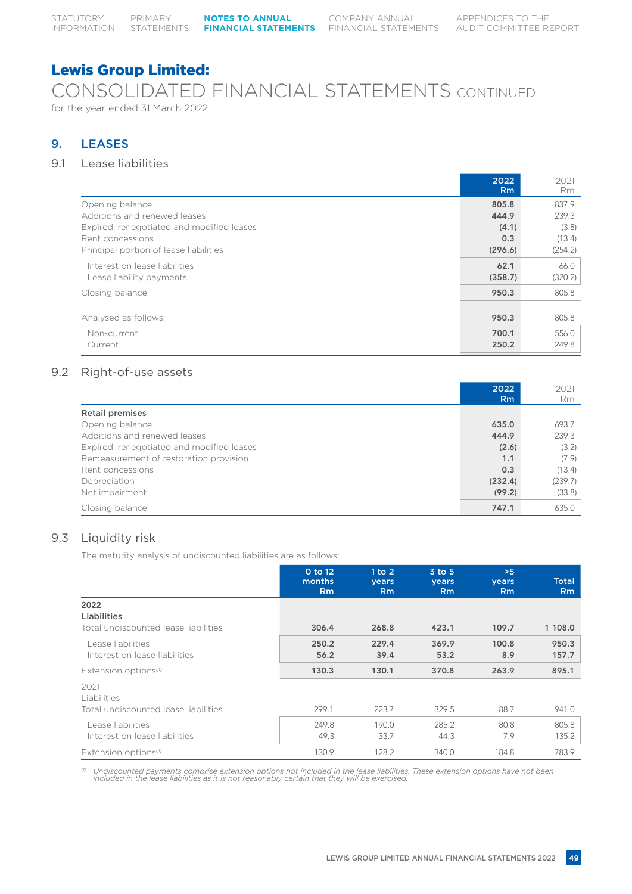# Lewis Group Limited:

## CONSOLIDATED FINANCIAL STATEMENTS CONTINUED

for the year ended 31 March 2022

## 9. LEASES

### 9.1 Lease liabilities

| | 2022 Rm | 2021 Rm |
|---|---|---|
| Opening balance | **805.8** | 837.9 |
| Additions and renewed leases | **444.9** | 239.3 |
| Expired, renegotiated and modified leases | **(4.1)** | (3.8) |
| Rent concessions | **0.3** | (13.4) |
| Principal portion of lease liabilities | **(296.6)** | (254.2) |
| Interest on lease liabilities | **62.1** | 66.0 |
| Lease liability payments | **(358.7)** | (320.2) |
| Closing balance | **950.3** | 805.8 |
| Analysed as follows: | **950.3** | 805.8 |
| Non-current | **700.1** | 556.0 |
| Current | **250.2** | 249.8 |

### 9.2 Right-of-use assets

| | 2022 Rm | 2021 Rm |
|---|---|---|
| **Retail premises** | | |
| Opening balance | **635.0** | 693.7 |
| Additions and renewed leases | **444.9** | 239.3 |
| Expired, renegotiated and modified leases | **(2.6)** | (3.2) |
| Remeasurement of restoration provision | **1.1** | (7.9) |
| Rent concessions | **0.3** | (13.4) |
| Depreciation | **(232.4)** | (239.7) |
| Net impairment | **(99.2)** | (33.8) |
| Closing balance | **747.1** | 635.0 |

### 9.3 Liquidity risk

The maturity analysis of undiscounted liabilities are as follows:

| | 0 to 12 months Rm | 1 to 2 years Rm | 3 to 5 years Rm | >5 years Rm | Total Rm |
|---|---|---|---|---|---|
| **2022** | | | | | |
| **Liabilities** | | | | | |
| Total undiscounted lease liabilities | **306.4** | **268.8** | **423.1** | **109.7** | **1 108.0** |
| Lease liabilities | **250.2** | **229.4** | **369.9** | **100.8** | **950.3** |
| Interest on lease liabilities | **56.2** | **39.4** | **53.2** | **8.9** | **157.7** |
| Extension options[1] | **130.3** | **130.1** | **370.8** | **263.9** | **895.1** |
| 2021 | | | | | |
| Liabilities | | | | | |
| Total undiscounted lease liabilities | 299.1 | 223.7 | 329.5 | 88.7 | 941.0 |
| Lease liabilities | 249.8 | 190.0 | 285.2 | 80.8 | 805.8 |
| Interest on lease liabilities | 49.3 | 33.7 | 44.3 | 7.9 | 135.2 |
| Extension options[1] | 130.9 | 128.2 | 340.0 | 184.8 | 783.9 |

[1] *Undiscounted payments comprise extension options not included in the lease liabilities. These extension options have not been included in the lease liabilities as it is not reasonably certain that they will be exercised.*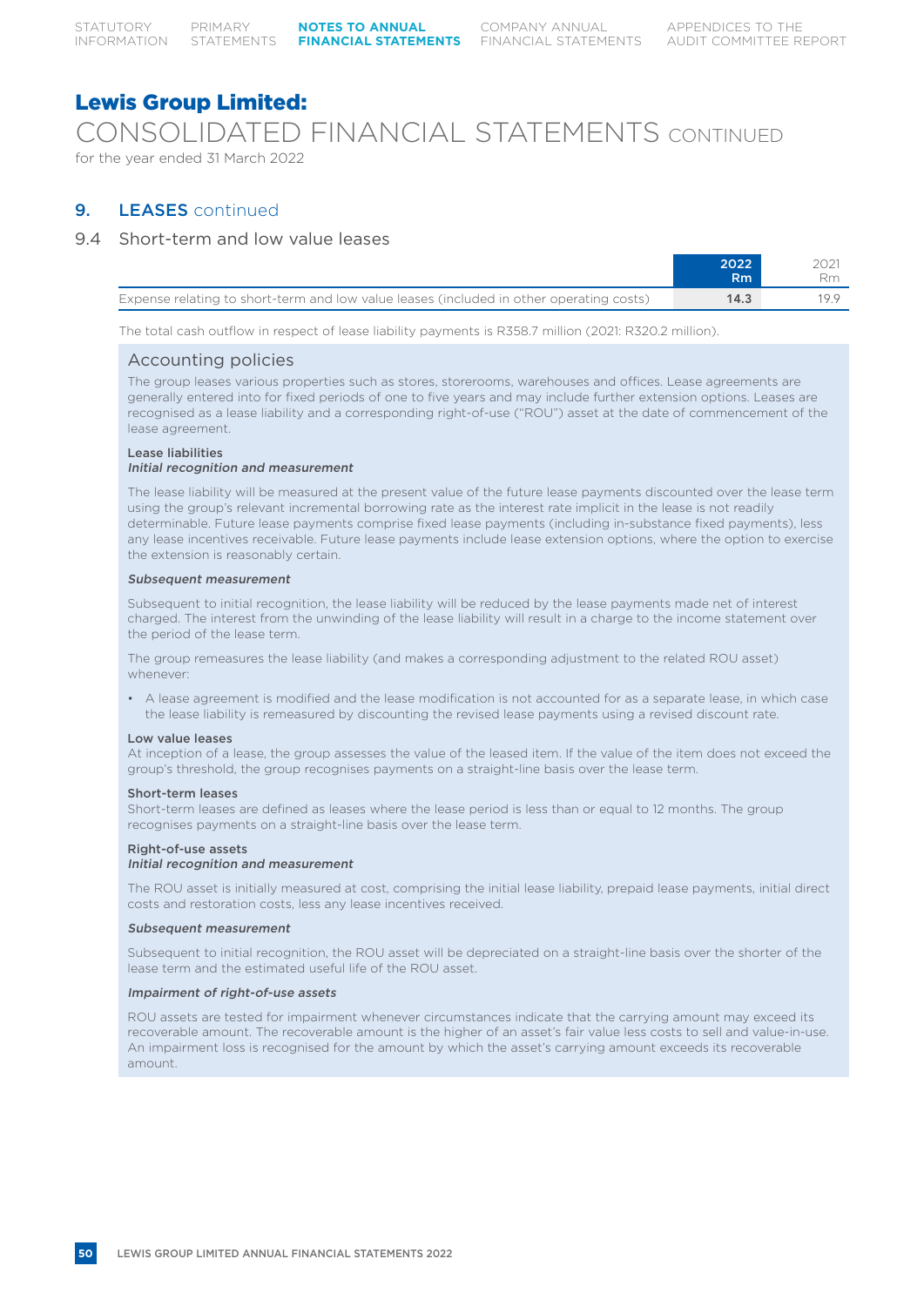# Lewis Group Limited:

CONSOLIDATED FINANCIAL STATEMENTS CONTINUED

for the year ended 31 March 2022

## 9. LEASES continued

### 9.4 Short-term and low value leases

| | 2022 Rm | 2021 Rm |
|---|---|---|
| Expense relating to short-term and low value leases (included in other operating costs) | 14.3 | 19.9 |

The total cash outflow in respect of lease liability payments is R358.7 million (2021: R320.2 million).

### Accounting policies

The group leases various properties such as stores, storerooms, warehouses and offices. Lease agreements are generally entered into for fixed periods of one to five years and may include further extension options. Leases are recognised as a lease liability and a corresponding right-of-use ("ROU") asset at the date of commencement of the lease agreement.

**Lease liabilities**

***Initial recognition and measurement***

The lease liability will be measured at the present value of the future lease payments discounted over the lease term using the group's relevant incremental borrowing rate as the interest rate implicit in the lease is not readily determinable. Future lease payments comprise fixed lease payments (including in-substance fixed payments), less any lease incentives receivable. Future lease payments include lease extension options, where the option to exercise the extension is reasonably certain.

***Subsequent measurement***

Subsequent to initial recognition, the lease liability will be reduced by the lease payments made net of interest charged. The interest from the unwinding of the lease liability will result in a charge to the income statement over the period of the lease term.

The group remeasures the lease liability (and makes a corresponding adjustment to the related ROU asset) whenever:

- A lease agreement is modified and the lease modification is not accounted for as a separate lease, in which case the lease liability is remeasured by discounting the revised lease payments using a revised discount rate.

**Low value leases**

At inception of a lease, the group assesses the value of the leased item. If the value of the item does not exceed the group's threshold, the group recognises payments on a straight-line basis over the lease term.

**Short-term leases**

Short-term leases are defined as leases where the lease period is less than or equal to 12 months. The group recognises payments on a straight-line basis over the lease term.

**Right-of-use assets**

***Initial recognition and measurement***

The ROU asset is initially measured at cost, comprising the initial lease liability, prepaid lease payments, initial direct costs and restoration costs, less any lease incentives received.

***Subsequent measurement***

Subsequent to initial recognition, the ROU asset will be depreciated on a straight-line basis over the shorter of the lease term and the estimated useful life of the ROU asset.

***Impairment of right-of-use assets***

ROU assets are tested for impairment whenever circumstances indicate that the carrying amount may exceed its recoverable amount. The recoverable amount is the higher of an asset's fair value less costs to sell and value-in-use. An impairment loss is recognised for the amount by which the asset's carrying amount exceeds its recoverable amount.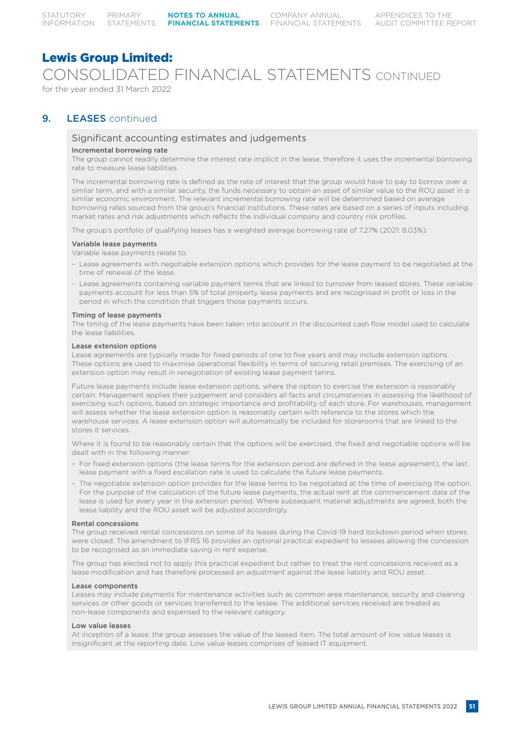# Lewis Group Limited:

CONSOLIDATED FINANCIAL STATEMENTS CONTINUED

for the year ended 31 March 2022

## 9. LEASES continued

### Significant accounting estimates and judgements

**Incremental borrowing rate**

The group cannot readily determine the interest rate implicit in the lease, therefore it uses the incremental borrowing rate to measure lease liabilities.

The incremental borrowing rate is defined as the rate of interest that the group would have to pay to borrow over a similar term, and with a similar security, the funds necessary to obtain an asset of similar value to the ROU asset in a similar economic environment. The relevant incremental borrowing rate will be determined based on average borrowing rates sourced from the group's financial institutions. These rates are based on a series of inputs including market rates and risk adjustments which reflects the individual company and country risk profiles.

The group's portfolio of qualifying leases has a weighted average borrowing rate of 7.27% (2021: 8.03%).

**Variable lease payments**

Variable lease payments relate to:

- Lease agreements with negotiable extension options which provides for the lease payment to be negotiated at the time of renewal of the lease.
- Lease agreements containing variable payment terms that are linked to turnover from leased stores. These variable payments account for less than 5% of total property lease payments and are recognised in profit or loss in the period in which the condition that triggers those payments occurs.

**Timing of lease payments**

The timing of the lease payments have been taken into account in the discounted cash flow model used to calculate the lease liabilities.

**Lease extension options**

Lease agreements are typically made for fixed periods of one to five years and may include extension options. These options are used to maximise operational flexibility in terms of securing retail premises. The exercising of an extension option may result in renegotiation of existing lease payment terms.

Future lease payments include lease extension options, where the option to exercise the extension is reasonably certain. Management applies their judgement and considers all facts and circumstances in assessing the likelihood of exercising such options, based on strategic importance and profitability of each store. For warehouses, management will assess whether the lease extension option is reasonably certain with reference to the stores which the warehouse services. A lease extension option will automatically be included for storerooms that are linked to the stores it services.

Where it is found to be reasonably certain that the options will be exercised, the fixed and negotiable options will be dealt with in the following manner:

- For fixed extension options (the lease terms for the extension period are defined in the lease agreement), the last lease payment with a fixed escalation rate is used to calculate the future lease payments.
- The negotiable extension option provides for the lease terms to be negotiated at the time of exercising the option. For the purpose of the calculation of the future lease payments, the actual rent at the commencement date of the lease is used for every year in the extension period. Where subsequent material adjustments are agreed, both the lease liability and the ROU asset will be adjusted accordingly.

**Rental concessions**

The group received rental concessions on some of its leases during the Covid-19 hard lockdown period when stores were closed. The amendment to IFRS 16 provides an optional practical expedient to lessees allowing the concession to be recognised as an immediate saving in rent expense.

The group has elected not to apply this practical expedient but rather to treat the rent concessions received as a lease modification and has therefore processed an adjustment against the lease liability and ROU asset.

**Lease components**

Leases may include payments for maintenance activities such as common area maintenance, security and cleaning services or other goods or services transferred to the lessee. The additional services received are treated as non-lease components and expensed to the relevant category.

**Low value leases**

At inception of a lease, the group assesses the value of the leased item. The total amount of low value leases is insignificant at the reporting date. Low value leases comprises of leased IT equipment.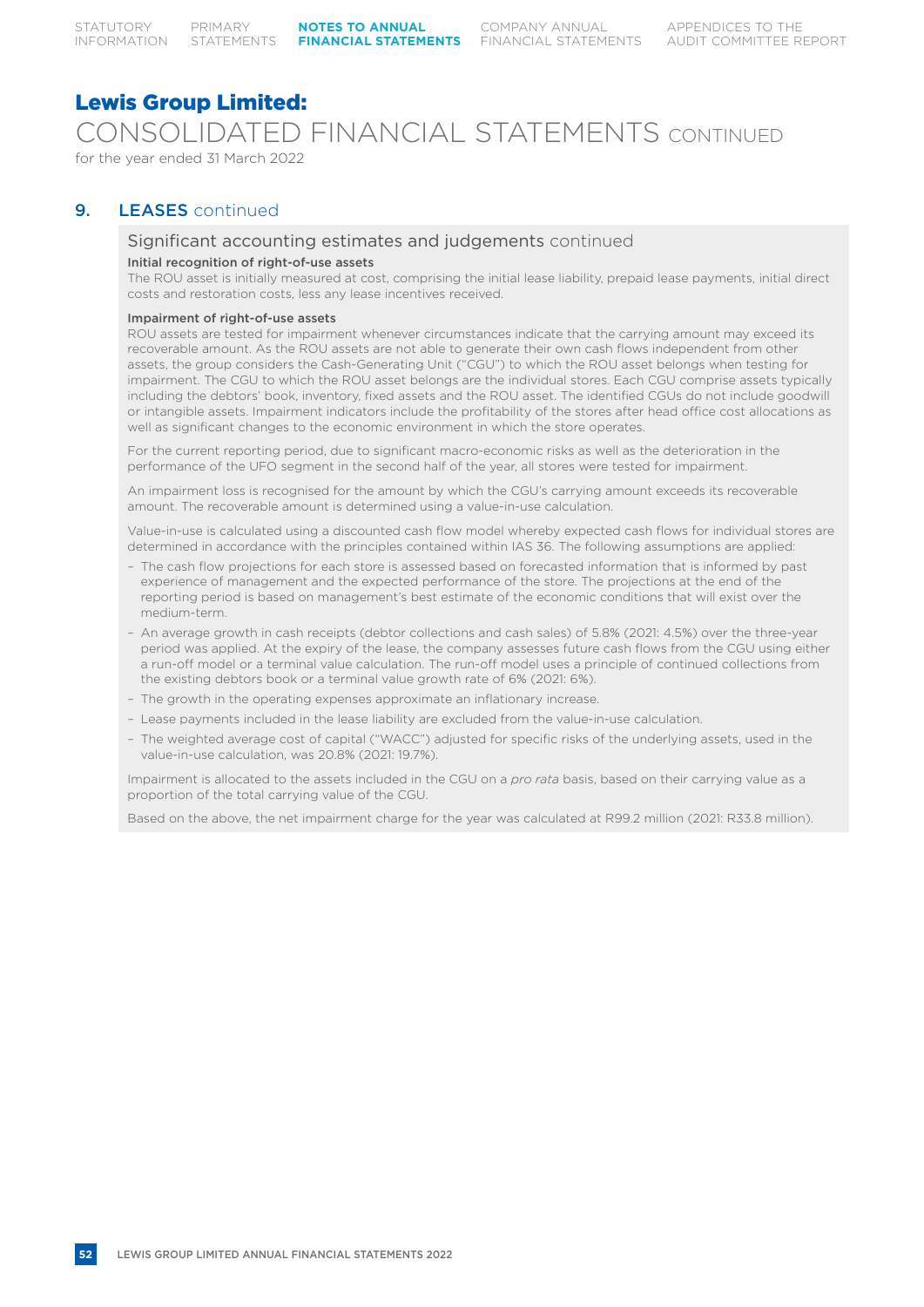# Lewis Group Limited:

## CONSOLIDATED FINANCIAL STATEMENTS CONTINUED

for the year ended 31 March 2022

## 9. LEASES continued

### Significant accounting estimates and judgements continued

**Initial recognition of right-of-use assets**

The ROU asset is initially measured at cost, comprising the initial lease liability, prepaid lease payments, initial direct costs and restoration costs, less any lease incentives received.

**Impairment of right-of-use assets**

ROU assets are tested for impairment whenever circumstances indicate that the carrying amount may exceed its recoverable amount. As the ROU assets are not able to generate their own cash flows independent from other assets, the group considers the Cash-Generating Unit ("CGU") to which the ROU asset belongs when testing for impairment. The CGU to which the ROU asset belongs are the individual stores. Each CGU comprise assets typically including the debtors' book, inventory, fixed assets and the ROU asset. The identified CGUs do not include goodwill or intangible assets. Impairment indicators include the profitability of the stores after head office cost allocations as well as significant changes to the economic environment in which the store operates.

For the current reporting period, due to significant macro-economic risks as well as the deterioration in the performance of the UFO segment in the second half of the year, all stores were tested for impairment.

An impairment loss is recognised for the amount by which the CGU's carrying amount exceeds its recoverable amount. The recoverable amount is determined using a value-in-use calculation.

Value-in-use is calculated using a discounted cash flow model whereby expected cash flows for individual stores are determined in accordance with the principles contained within IAS 36. The following assumptions are applied:

- The cash flow projections for each store is assessed based on forecasted information that is informed by past experience of management and the expected performance of the store. The projections at the end of the reporting period is based on management's best estimate of the economic conditions that will exist over the medium-term.
- An average growth in cash receipts (debtor collections and cash sales) of 5.8% (2021: 4.5%) over the three-year period was applied. At the expiry of the lease, the company assesses future cash flows from the CGU using either a run-off model or a terminal value calculation. The run-off model uses a principle of continued collections from the existing debtors book or a terminal value growth rate of 6% (2021: 6%).
- The growth in the operating expenses approximate an inflationary increase.
- Lease payments included in the lease liability are excluded from the value-in-use calculation.
- The weighted average cost of capital ("WACC") adjusted for specific risks of the underlying assets, used in the value-in-use calculation, was 20.8% (2021: 19.7%).

Impairment is allocated to the assets included in the CGU on a *pro rata* basis, based on their carrying value as a proportion of the total carrying value of the CGU.

Based on the above, the net impairment charge for the year was calculated at R99.2 million (2021: R33.8 million).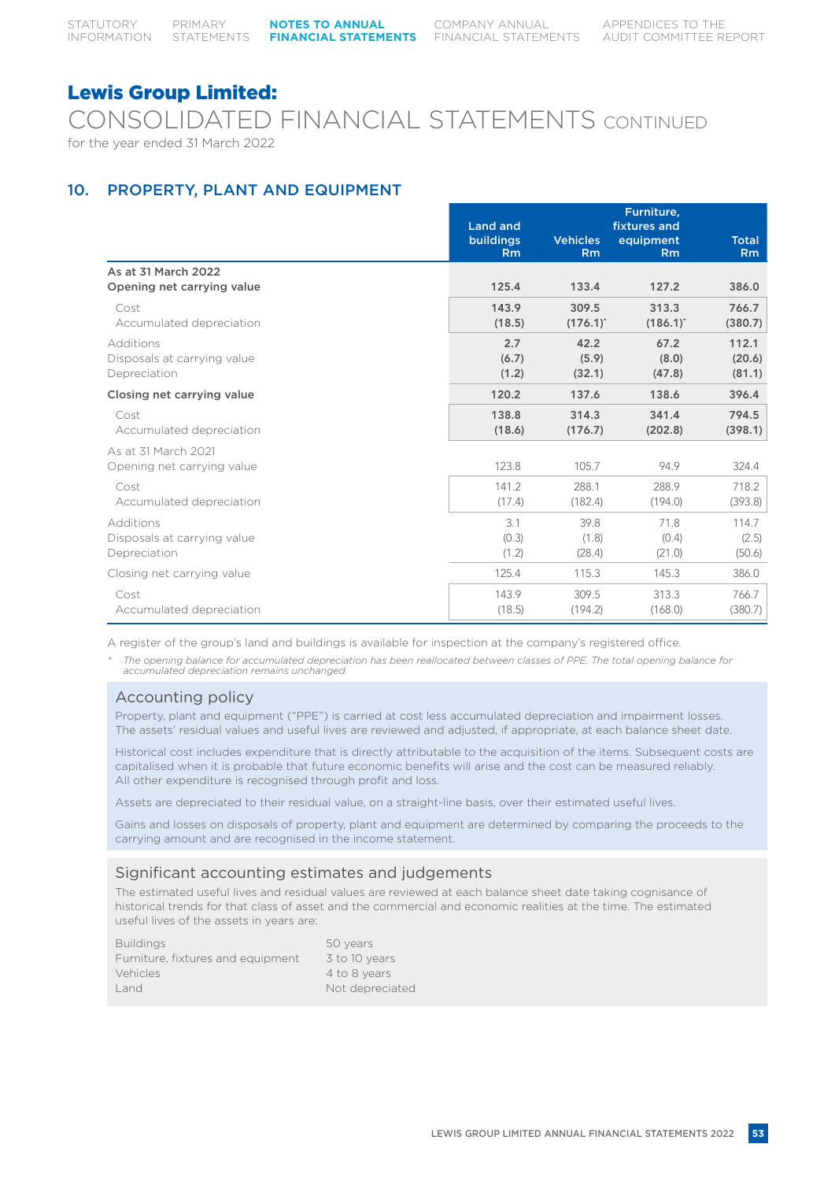## Lewis Group Limited:

# CONSOLIDATED FINANCIAL STATEMENTS CONTINUED

for the year ended 31 March 2022

## 10. PROPERTY, PLANT AND EQUIPMENT

| | Land and buildings Rm | Vehicles Rm | Furniture, fixtures and equipment Rm | Total Rm |
|---|---|---|---|---|
| **As at 31 March 2022** | | | | |
| **Opening net carrying value** | **125.4** | **133.4** | **127.2** | **386.0** |
| Cost | **143.9** | **309.5** | **313.3** | **766.7** |
| Accumulated depreciation | **(18.5)** | **(176.1)*** | **(186.1)*** | **(380.7)** |
| Additions | **2.7** | **42.2** | **67.2** | **112.1** |
| Disposals at carrying value | **(6.7)** | **(5.9)** | **(8.0)** | **(20.6)** |
| Depreciation | **(1.2)** | **(32.1)** | **(47.8)** | **(81.1)** |
| **Closing net carrying value** | **120.2** | **137.6** | **138.6** | **396.4** |
| Cost | **138.8** | **314.3** | **341.4** | **794.5** |
| Accumulated depreciation | **(18.6)** | **(176.7)** | **(202.8)** | **(398.1)** |
| As at 31 March 2021 | | | | |
| Opening net carrying value | 123.8 | 105.7 | 94.9 | 324.4 |
| Cost | 141.2 | 288.1 | 288.9 | 718.2 |
| Accumulated depreciation | (17.4) | (182.4) | (194.0) | (393.8) |
| Additions | 3.1 | 39.8 | 71.8 | 114.7 |
| Disposals at carrying value | (0.3) | (1.8) | (0.4) | (2.5) |
| Depreciation | (1.2) | (28.4) | (21.0) | (50.6) |
| Closing net carrying value | 125.4 | 115.3 | 145.3 | 386.0 |
| Cost | 143.9 | 309.5 | 313.3 | 766.7 |
| Accumulated depreciation | (18.5) | (194.2) | (168.0) | (380.7) |

A register of the group's land and buildings is available for inspection at the company's registered office.

\* *The opening balance for accumulated depreciation has been reallocated between classes of PPE. The total opening balance for accumulated depreciation remains unchanged.*

### Accounting policy

Property, plant and equipment ("PPE") is carried at cost less accumulated depreciation and impairment losses. The assets' residual values and useful lives are reviewed and adjusted, if appropriate, at each balance sheet date.

Historical cost includes expenditure that is directly attributable to the acquisition of the items. Subsequent costs are capitalised when it is probable that future economic benefits will arise and the cost can be measured reliably. All other expenditure is recognised through profit and loss.

Assets are depreciated to their residual value, on a straight-line basis, over their estimated useful lives.

Gains and losses on disposals of property, plant and equipment are determined by comparing the proceeds to the carrying amount and are recognised in the income statement.

### Significant accounting estimates and judgements

The estimated useful lives and residual values are reviewed at each balance sheet date taking cognisance of historical trends for that class of asset and the commercial and economic realities at the time. The estimated useful lives of the assets in years are:

| | |
|---|---|
| Buildings | 50 years |
| Furniture, fixtures and equipment | 3 to 10 years |
| Vehicles | 4 to 8 years |
| Land | Not depreciated |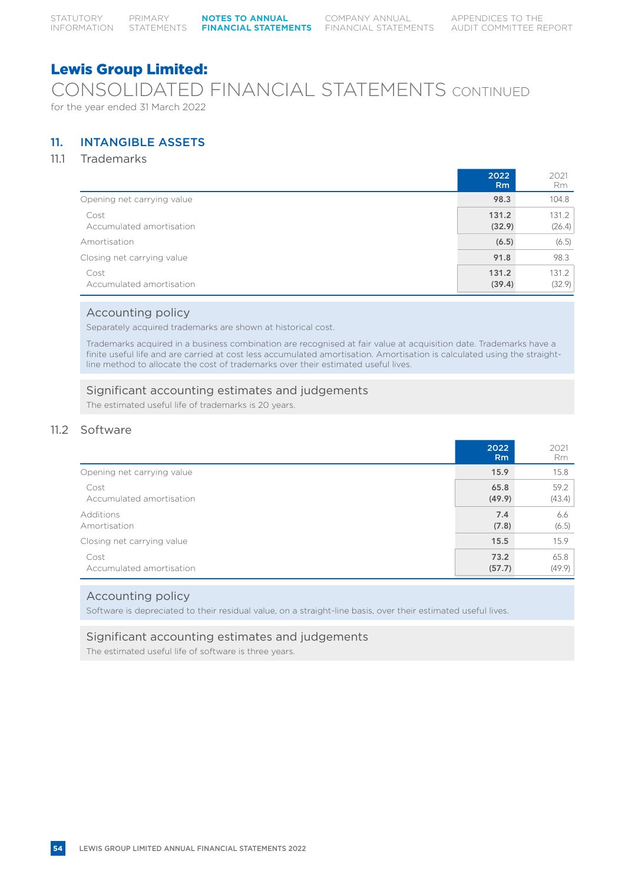# Lewis Group Limited:

## CONSOLIDATED FINANCIAL STATEMENTS CONTINUED

for the year ended 31 March 2022

### 11. INTANGIBLE ASSETS

#### 11.1 Trademarks

| | 2022 Rm | 2021 Rm |
|---|---|---|
| Opening net carrying value | **98.3** | 104.8 |
| Cost | **131.2** | 131.2 |
| Accumulated amortisation | **(32.9)** | (26.4) |
| Amortisation | **(6.5)** | (6.5) |
| Closing net carrying value | **91.8** | 98.3 |
| Cost | **131.2** | 131.2 |
| Accumulated amortisation | **(39.4)** | (32.9) |

**Accounting policy**

Separately acquired trademarks are shown at historical cost.

Trademarks acquired in a business combination are recognised at fair value at acquisition date. Trademarks have a finite useful life and are carried at cost less accumulated amortisation. Amortisation is calculated using the straight-line method to allocate the cost of trademarks over their estimated useful lives.

**Significant accounting estimates and judgements**

The estimated useful life of trademarks is 20 years.

#### 11.2 Software

| | 2022 Rm | 2021 Rm |
|---|---|---|
| Opening net carrying value | **15.9** | 15.8 |
| Cost | **65.8** | 59.2 |
| Accumulated amortisation | **(49.9)** | (43.4) |
| Additions | **7.4** | 6.6 |
| Amortisation | **(7.8)** | (6.5) |
| Closing net carrying value | **15.5** | 15.9 |
| Cost | **73.2** | 65.8 |
| Accumulated amortisation | **(57.7)** | (49.9) |

**Accounting policy**

Software is depreciated to their residual value, on a straight-line basis, over their estimated useful lives.

**Significant accounting estimates and judgements**

The estimated useful life of software is three years.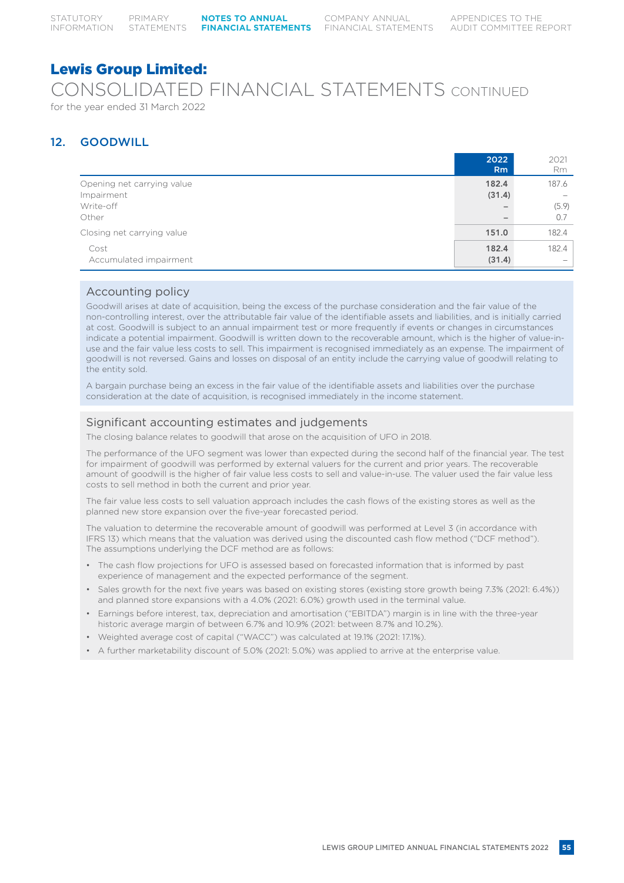# Lewis Group Limited:

## CONSOLIDATED FINANCIAL STATEMENTS CONTINUED

for the year ended 31 March 2022

### 12. GOODWILL

| | 2022 Rm | 2021 Rm |
|---|---|---|
| Opening net carrying value | **182.4** | 187.6 |
| Impairment | **(31.4)** | – |
| Write-off | **–** | (5.9) |
| Other | **–** | 0.7 |
| Closing net carrying value | **151.0** | 182.4 |
| Cost | **182.4** | 182.4 |
| Accumulated impairment | **(31.4)** | – |

#### Accounting policy

Goodwill arises at date of acquisition, being the excess of the purchase consideration and the fair value of the non-controlling interest, over the attributable fair value of the identifiable assets and liabilities, and is initially carried at cost. Goodwill is subject to an annual impairment test or more frequently if events or changes in circumstances indicate a potential impairment. Goodwill is written down to the recoverable amount, which is the higher of value-in-use and the fair value less costs to sell. This impairment is recognised immediately as an expense. The impairment of goodwill is not reversed. Gains and losses on disposal of an entity include the carrying value of goodwill relating to the entity sold.

A bargain purchase being an excess in the fair value of the identifiable assets and liabilities over the purchase consideration at the date of acquisition, is recognised immediately in the income statement.

#### Significant accounting estimates and judgements

The closing balance relates to goodwill that arose on the acquisition of UFO in 2018.

The performance of the UFO segment was lower than expected during the second half of the financial year. The test for impairment of goodwill was performed by external valuers for the current and prior years. The recoverable amount of goodwill is the higher of fair value less costs to sell and value-in-use. The valuer used the fair value less costs to sell method in both the current and prior year.

The fair value less costs to sell valuation approach includes the cash flows of the existing stores as well as the planned new store expansion over the five-year forecasted period.

The valuation to determine the recoverable amount of goodwill was performed at Level 3 (in accordance with IFRS 13) which means that the valuation was derived using the discounted cash flow method ("DCF method"). The assumptions underlying the DCF method are as follows:

- The cash flow projections for UFO is assessed based on forecasted information that is informed by past experience of management and the expected performance of the segment.
- Sales growth for the next five years was based on existing stores (existing store growth being 7.3% (2021: 6.4%)) and planned store expansions with a 4.0% (2021: 6.0%) growth used in the terminal value.
- Earnings before interest, tax, depreciation and amortisation ("EBITDA") margin is in line with the three-year historic average margin of between 6.7% and 10.9% (2021: between 8.7% and 10.2%).
- Weighted average cost of capital ("WACC") was calculated at 19.1% (2021: 17.1%).
- A further marketability discount of 5.0% (2021: 5.0%) was applied to arrive at the enterprise value.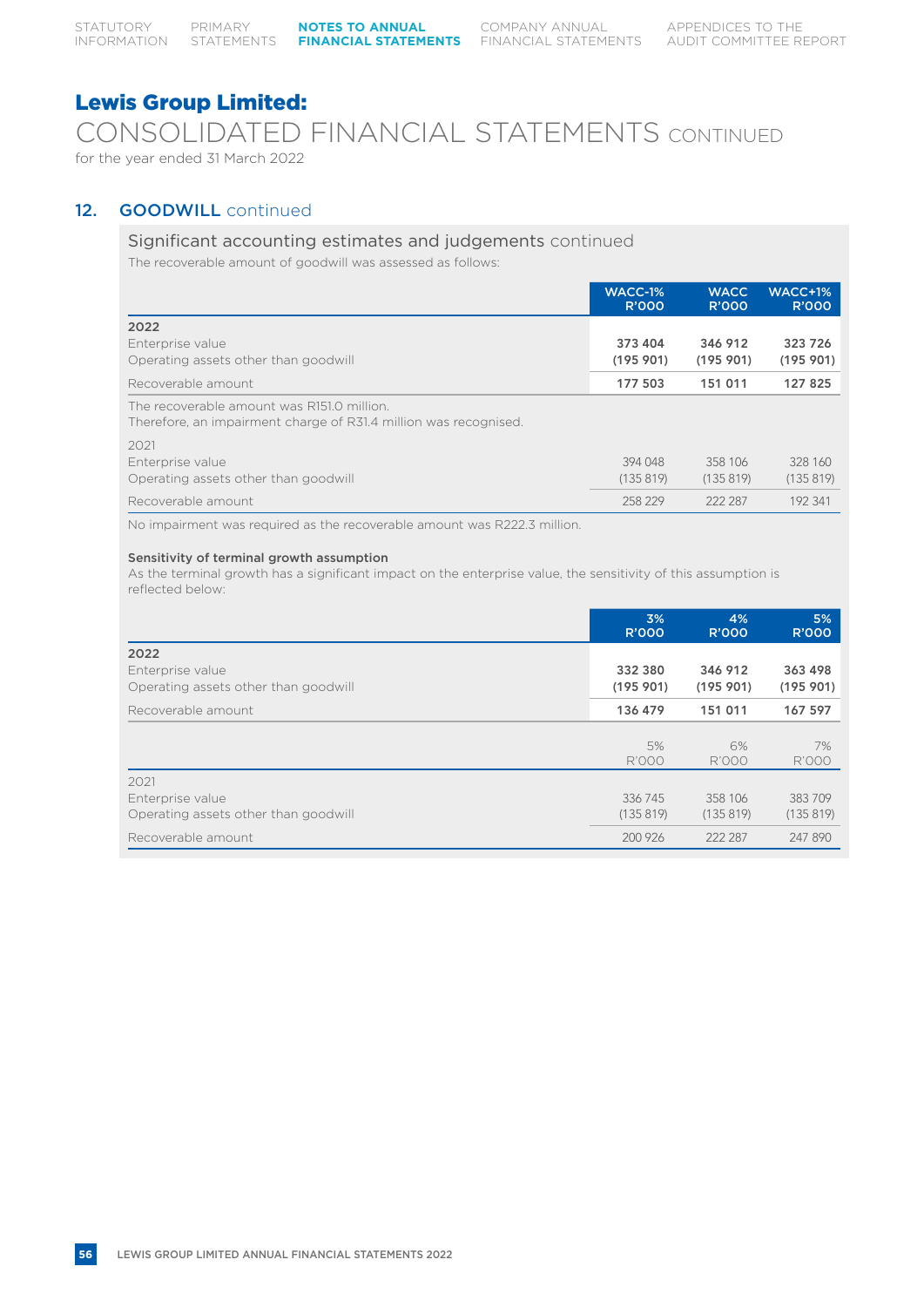# Lewis Group Limited:

CONSOLIDATED FINANCIAL STATEMENTS CONTINUED

for the year ended 31 March 2022

## 12. GOODWILL continued

### Significant accounting estimates and judgements continued

The recoverable amount of goodwill was assessed as follows:

| | WACC-1% R'000 | WACC R'000 | WACC+1% R'000 |
|---|---|---|---|
| **2022** | | | |
| Enterprise value | **373 404** | **346 912** | **323 726** |
| Operating assets other than goodwill | **(195 901)** | **(195 901)** | **(195 901)** |
| Recoverable amount | **177 503** | **151 011** | **127 825** |

The recoverable amount was R151.0 million.
Therefore, an impairment charge of R31.4 million was recognised.

| | WACC-1% R'000 | WACC R'000 | WACC+1% R'000 |
|---|---|---|---|
| 2021 | | | |
| Enterprise value | 394 048 | 358 106 | 328 160 |
| Operating assets other than goodwill | (135 819) | (135 819) | (135 819) |
| Recoverable amount | 258 229 | 222 287 | 192 341 |

No impairment was required as the recoverable amount was R222.3 million.

**Sensitivity of terminal growth assumption**

As the terminal growth has a significant impact on the enterprise value, the sensitivity of this assumption is reflected below:

| | 3% R'000 | 4% R'000 | 5% R'000 |
|---|---|---|---|
| **2022** | | | |
| Enterprise value | **332 380** | **346 912** | **363 498** |
| Operating assets other than goodwill | **(195 901)** | **(195 901)** | **(195 901)** |
| Recoverable amount | **136 479** | **151 011** | **167 597** |

| | 5% R'000 | 6% R'000 | 7% R'000 |
|---|---|---|---|
| 2021 | | | |
| Enterprise value | 336 745 | 358 106 | 383 709 |
| Operating assets other than goodwill | (135 819) | (135 819) | (135 819) |
| Recoverable amount | 200 926 | 222 287 | 247 890 |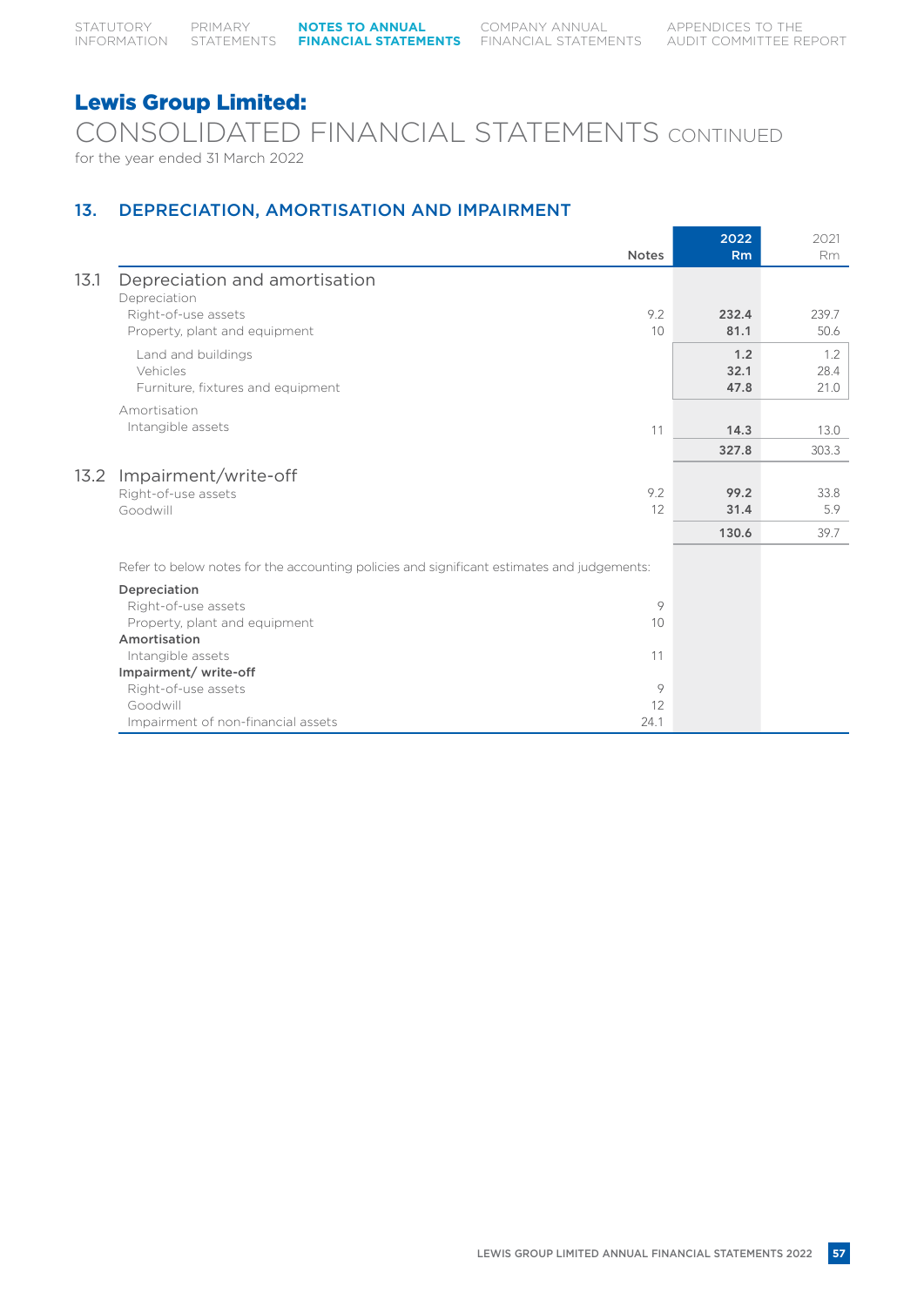## Lewis Group Limited:

# CONSOLIDATED FINANCIAL STATEMENTS CONTINUED

for the year ended 31 March 2022

## 13. DEPRECIATION, AMORTISATION AND IMPAIRMENT

| | | Notes | 2022 Rm | 2021 Rm |
|---|---|---|---|---|
| **13.1** | **Depreciation and amortisation** | | | |
| | Depreciation | | | |
| | Right-of-use assets | 9.2 | **232.4** | 239.7 |
| | Property, plant and equipment | 10 | **81.1** | 50.6 |
| | Land and buildings | | **1.2** | 1.2 |
| | Vehicles | | **32.1** | 28.4 |
| | Furniture, fixtures and equipment | | **47.8** | 21.0 |
| | Amortisation | | | |
| | Intangible assets | 11 | **14.3** | 13.0 |
| | | | **327.8** | 303.3 |
| **13.2** | **Impairment/write-off** | | | |
| | Right-of-use assets | 9.2 | **99.2** | 33.8 |
| | Goodwill | 12 | **31.4** | 5.9 |
| | | | **130.6** | 39.7 |

Refer to below notes for the accounting policies and significant estimates and judgements:

| | Notes |
|---|---|
| **Depreciation** | |
| Right-of-use assets | 9 |
| Property, plant and equipment | 10 |
| **Amortisation** | |
| Intangible assets | 11 |
| **Impairment/ write-off** | |
| Right-of-use assets | 9 |
| Goodwill | 12 |
| Impairment of non-financial assets | 24.1 |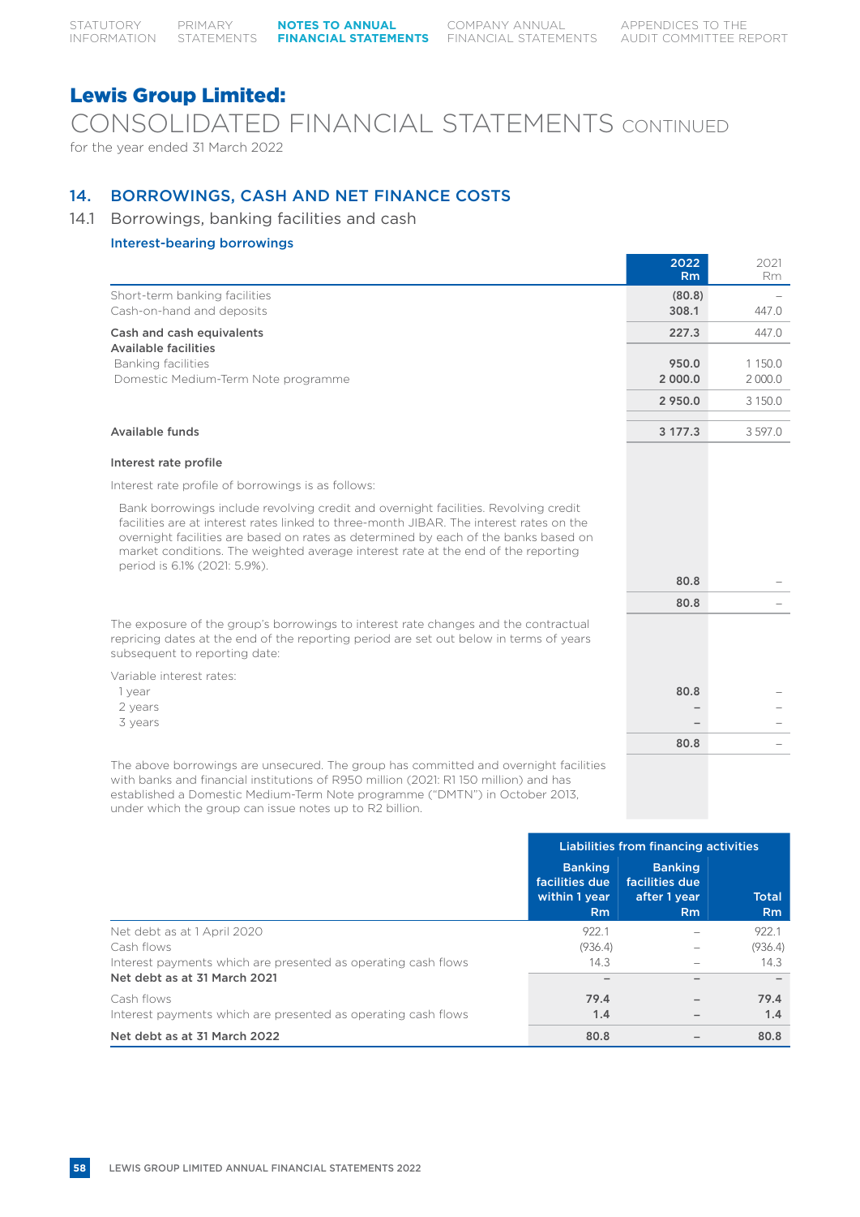# Lewis Group Limited:

## CONSOLIDATED FINANCIAL STATEMENTS CONTINUED

for the year ended 31 March 2022

## 14. BORROWINGS, CASH AND NET FINANCE COSTS

### 14.1 Borrowings, banking facilities and cash

#### Interest-bearing borrowings

| | 2022 Rm | 2021 Rm |
|---|---|---|
| Short-term banking facilities | (80.8) | – |
| Cash-on-hand and deposits | 308.1 | 447.0 |
| **Cash and cash equivalents** | **227.3** | 447.0 |
| **Available facilities** | | |
| Banking facilities | 950.0 | 1 150.0 |
| Domestic Medium-Term Note programme | 2 000.0 | 2 000.0 |
| | **2 950.0** | 3 150.0 |
| **Available funds** | **3 177.3** | 3 597.0 |

**Interest rate profile**

Interest rate profile of borrowings is as follows:

| | 2022 Rm | 2021 Rm |
|---|---|---|
| Bank borrowings include revolving credit and overnight facilities. Revolving credit facilities are at interest rates linked to three-month JIBAR. The interest rates on the overnight facilities are based on rates as determined by each of the banks based on market conditions. The weighted average interest rate at the end of the reporting period is 6.1% (2021: 5.9%). | 80.8 | – |
| | **80.8** | – |

The exposure of the group's borrowings to interest rate changes and the contractual repricing dates at the end of the reporting period are set out below in terms of years subsequent to reporting date:

| | 2022 Rm | 2021 Rm |
|---|---|---|
| Variable interest rates: | | |
| 1 year | 80.8 | – |
| 2 years | – | – |
| 3 years | – | – |
| | **80.8** | – |

The above borrowings are unsecured. The group has committed and overnight facilities with banks and financial institutions of R950 million (2021: R1 150 million) and has established a Domestic Medium-Term Note programme ("DMTN") in October 2013, under which the group can issue notes up to R2 billion.

| | Liabilities from financing activities | | |
|---|---|---|---|
| | Banking facilities due within 1 year Rm | Banking facilities due after 1 year Rm | Total Rm |
| Net debt as at 1 April 2020 | 922.1 | – | 922.1 |
| Cash flows | (936.4) | – | (936.4) |
| Interest payments which are presented as operating cash flows | 14.3 | – | 14.3 |
| **Net debt as at 31 March 2021** | – | – | – |
| Cash flows | **79.4** | – | **79.4** |
| Interest payments which are presented as operating cash flows | **1.4** | – | **1.4** |
| **Net debt as at 31 March 2022** | **80.8** | – | **80.8** |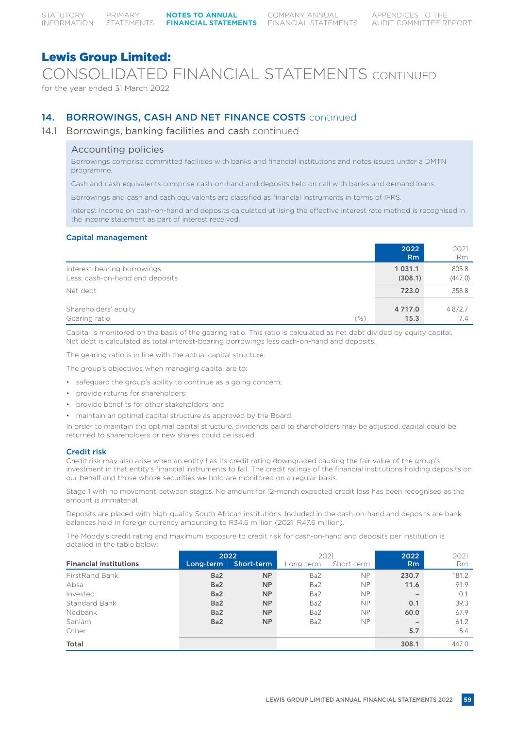# Lewis Group Limited:

CONSOLIDATED FINANCIAL STATEMENTS CONTINUED

for the year ended 31 March 2022

## 14. BORROWINGS, CASH AND NET FINANCE COSTS continued

### 14.1 Borrowings, banking facilities and cash continued

#### Accounting policies

Borrowings comprise committed facilities with banks and financial institutions and notes issued under a DMTN programme.

Cash and cash equivalents comprise cash-on-hand and deposits held on call with banks and demand loans.

Borrowings and cash and cash equivalents are classified as financial instruments in terms of IFRS.

Interest income on cash-on-hand and deposits calculated utilising the effective interest rate method is recognised in the income statement as part of interest received.

#### Capital management

| | | 2022 Rm | 2021 Rm |
|---|---|---|---|
| Interest-bearing borrowings | | **1 031.1** | 805.8 |
| Less: cash-on-hand and deposits | | **(308.1)** | (447.0) |
| Net debt | | **723.0** | 358.8 |
| Shareholders' equity | | **4 717.0** | 4 872.7 |
| Gearing ratio | (%) | **15.3** | 7.4 |

Capital is monitored on the basis of the gearing ratio. This ratio is calculated as net debt divided by equity capital. Net debt is calculated as total interest-bearing borrowings less cash-on-hand and deposits.

The gearing ratio is in line with the actual capital structure.

The group's objectives when managing capital are to:

- safeguard the group's ability to continue as a going concern;
- provide returns for shareholders;
- provide benefits for other stakeholders; and
- maintain an optimal capital structure as approved by the Board.

In order to maintain the optimal capital structure, dividends paid to shareholders may be adjusted, capital could be returned to shareholders or new shares could be issued.

#### Credit risk

Credit risk may also arise when an entity has its credit rating downgraded causing the fair value of the group's investment in that entity's financial instruments to fall. The credit ratings of the financial institutions holding deposits on our behalf and those whose securities we hold are monitored on a regular basis.

Stage 1 with no movement between stages. No amount for 12-month expected credit loss has been recognised as the amount is immaterial.

Deposits are placed with high-quality South African institutions. Included in the cash-on-hand and deposits are bank balances held in foreign currency amounting to R34.6 million (2021: R47.6 million).

The Moody's credit rating and maximum exposure to credit risk for cash-on-hand and deposits per institution is detailed in the table below:

| Financial institutions | 2022 Long-term | 2022 Short-term | 2021 Long-term | 2021 Short-term | 2022 Rm | 2021 Rm |
|---|---|---|---|---|---|---|
| FirstRand Bank | **Ba2** | **NP** | Ba2 | NP | **230.7** | 181.2 |
| Absa | **Ba2** | **NP** | Ba2 | NP | **11.6** | 91.9 |
| Investec | **Ba2** | **NP** | Ba2 | NP | **–** | 0.1 |
| Standard Bank | **Ba2** | **NP** | Ba2 | NP | **0.1** | 39.3 |
| Nedbank | **Ba2** | **NP** | Ba2 | NP | **60.0** | 67.9 |
| Sanlam | **Ba2** | **NP** | Ba2 | NP | **–** | 61.2 |
| Other | | | | | **5.7** | 5.4 |
| **Total** | | | | | **308.1** | 447.0 |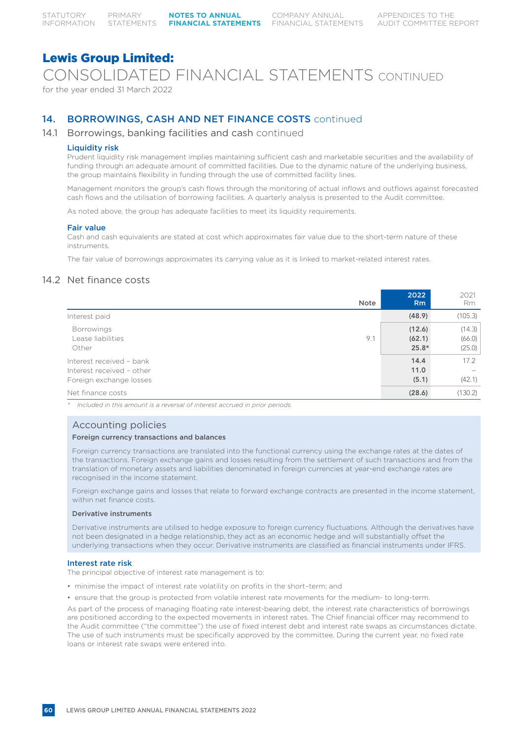# Lewis Group Limited:

CONSOLIDATED FINANCIAL STATEMENTS CONTINUED

for the year ended 31 March 2022

## 14. BORROWINGS, CASH AND NET FINANCE COSTS continued

### 14.1 Borrowings, banking facilities and cash continued

#### Liquidity risk

Prudent liquidity risk management implies maintaining sufficient cash and marketable securities and the availability of funding through an adequate amount of committed facilities. Due to the dynamic nature of the underlying business, the group maintains flexibility in funding through the use of committed facility lines.

Management monitors the group's cash flows through the monitoring of actual inflows and outflows against forecasted cash flows and the utilisation of borrowing facilities. A quarterly analysis is presented to the Audit committee.

As noted above, the group has adequate facilities to meet its liquidity requirements.

#### Fair value

Cash and cash equivalents are stated at cost which approximates fair value due to the short-term nature of these instruments.

The fair value of borrowings approximates its carrying value as it is linked to market-related interest rates.

### 14.2 Net finance costs

| | Note | 2022 Rm | 2021 Rm |
|---|---|---|---|
| Interest paid | | **(48.9)** | (105.3) |
| Borrowings | | **(12.6)** | (14.3) |
| Lease liabilities | 9.1 | **(62.1)** | (66.0) |
| Other | | **25.8*** | (25.0) |
| Interest received – bank | | **14.4** | 17.2 |
| Interest received – other | | **11.0** | – |
| Foreign exchange losses | | **(5.1)** | (42.1) |
| Net finance costs | | **(28.6)** | (130.2) |

\* *Included in this amount is a reversal of interest accrued in prior periods.*

### Accounting policies

#### Foreign currency transactions and balances

Foreign currency transactions are translated into the functional currency using the exchange rates at the dates of the transactions. Foreign exchange gains and losses resulting from the settlement of such transactions and from the translation of monetary assets and liabilities denominated in foreign currencies at year-end exchange rates are recognised in the income statement.

Foreign exchange gains and losses that relate to forward exchange contracts are presented in the income statement, within net finance costs.

#### Derivative instruments

Derivative instruments are utilised to hedge exposure to foreign currency fluctuations. Although the derivatives have not been designated in a hedge relationship, they act as an economic hedge and will substantially offset the underlying transactions when they occur. Derivative instruments are classified as financial instruments under IFRS.

#### Interest rate risk

The principal objective of interest rate management is to:

- minimise the impact of interest rate volatility on profits in the short–term; and
- ensure that the group is protected from volatile interest rate movements for the medium- to long-term.

As part of the process of managing floating rate interest-bearing debt, the interest rate characteristics of borrowings are positioned according to the expected movements in interest rates. The Chief financial officer may recommend to the Audit committee ("the committee") the use of fixed interest debt and interest rate swaps as circumstances dictate. The use of such instruments must be specifically approved by the committee. During the current year, no fixed rate loans or interest rate swaps were entered into.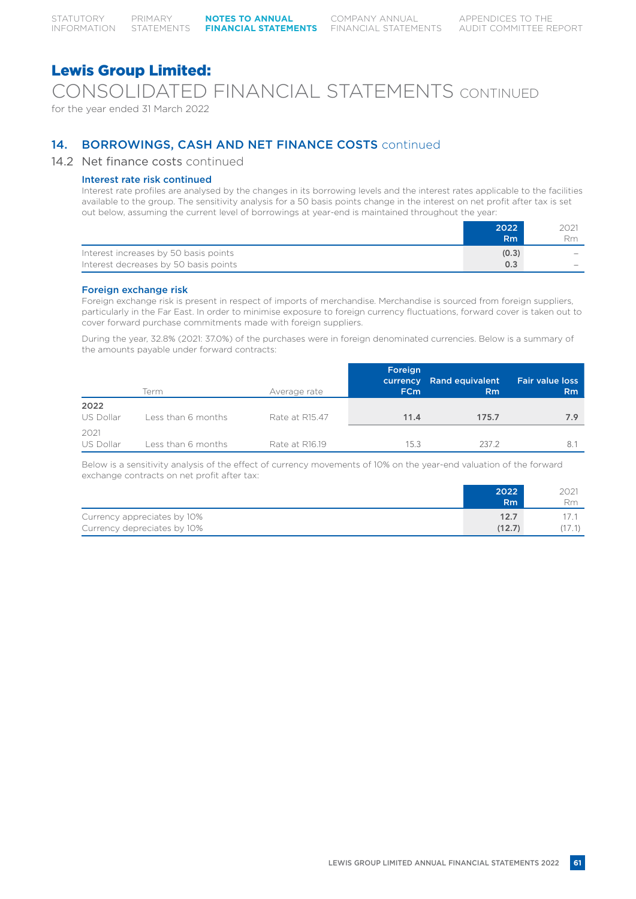# Lewis Group Limited:

## CONSOLIDATED FINANCIAL STATEMENTS CONTINUED

for the year ended 31 March 2022

## 14. BORROWINGS, CASH AND NET FINANCE COSTS continued

### 14.2 Net finance costs continued

#### Interest rate risk continued

Interest rate profiles are analysed by the changes in its borrowing levels and the interest rates applicable to the facilities available to the group. The sensitivity analysis for a 50 basis points change in the interest on net profit after tax is set out below, assuming the current level of borrowings at year-end is maintained throughout the year:

| | 2022 Rm | 2021 Rm |
|---|---|---|
| Interest increases by 50 basis points | (0.3) | – |
| Interest decreases by 50 basis points | 0.3 | – |

#### Foreign exchange risk

Foreign exchange risk is present in respect of imports of merchandise. Merchandise is sourced from foreign suppliers, particularly in the Far East. In order to minimise exposure to foreign currency fluctuations, forward cover is taken out to cover forward purchase commitments made with foreign suppliers.

During the year, 32.8% (2021: 37.0%) of the purchases were in foreign denominated currencies. Below is a summary of the amounts payable under forward contracts:

| | Term | Average rate | Foreign currency FCm | Rand equivalent Rm | Fair value loss Rm |
|---|---|---|---|---|---|
| **2022** | | | | | |
| US Dollar | Less than 6 months | Rate at R15.47 | 11.4 | 175.7 | 7.9 |
| 2021 | | | | | |
| US Dollar | Less than 6 months | Rate at R16.19 | 15.3 | 237.2 | 8.1 |

Below is a sensitivity analysis of the effect of currency movements of 10% on the year-end valuation of the forward exchange contracts on net profit after tax:

| | 2022 Rm | 2021 Rm |
|---|---|---|
| Currency appreciates by 10% | 12.7 | 17.1 |
| Currency depreciates by 10% | (12.7) | (17.1) |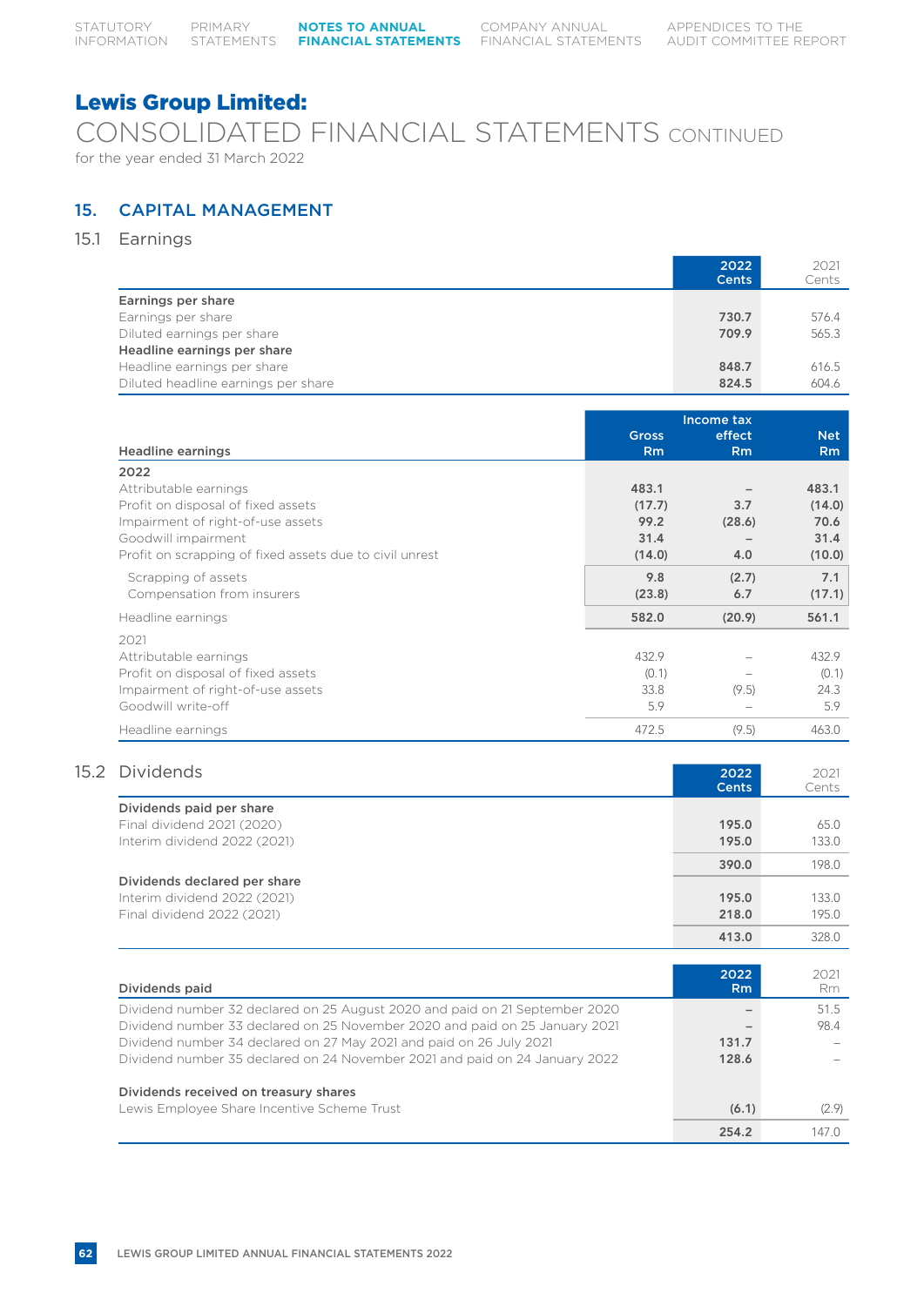## Lewis Group Limited:

# CONSOLIDATED FINANCIAL STATEMENTS CONTINUED

for the year ended 31 March 2022

## 15. CAPITAL MANAGEMENT

### 15.1 Earnings

| | 2022 Cents | 2021 Cents |
|---|---|---|
| **Earnings per share** | | |
| Earnings per share | **730.7** | 576.4 |
| Diluted earnings per share | **709.9** | 565.3 |
| **Headline earnings per share** | | |
| Headline earnings per share | **848.7** | 616.5 |
| Diluted headline earnings per share | **824.5** | 604.6 |

| Headline earnings | Gross Rm | Income tax effect Rm | Net Rm |
|---|---|---|---|
| **2022** | | | |
| Attributable earnings | **483.1** | **–** | **483.1** |
| Profit on disposal of fixed assets | **(17.7)** | **3.7** | **(14.0)** |
| Impairment of right-of-use assets | **99.2** | **(28.6)** | **70.6** |
| Goodwill impairment | **31.4** | **–** | **31.4** |
| Profit on scrapping of fixed assets due to civil unrest | **(14.0)** | **4.0** | **(10.0)** |
| Scrapping of assets | **9.8** | **(2.7)** | **7.1** |
| Compensation from insurers | **(23.8)** | **6.7** | **(17.1)** |
| Headline earnings | **582.0** | **(20.9)** | **561.1** |
| 2021 | | | |
| Attributable earnings | 432.9 | – | 432.9 |
| Profit on disposal of fixed assets | (0.1) | – | (0.1) |
| Impairment of right-of-use assets | 33.8 | (9.5) | 24.3 |
| Goodwill write-off | 5.9 | – | 5.9 |
| Headline earnings | 472.5 | (9.5) | 463.0 |

### 15.2 Dividends

| | 2022 Cents | 2021 Cents |
|---|---|---|
| **Dividends paid per share** | | |
| Final dividend 2021 (2020) | **195.0** | 65.0 |
| Interim dividend 2022 (2021) | **195.0** | 133.0 |
| | **390.0** | 198.0 |
| **Dividends declared per share** | | |
| Interim dividend 2022 (2021) | **195.0** | 133.0 |
| Final dividend 2022 (2021) | **218.0** | 195.0 |
| | **413.0** | 328.0 |

| Dividends paid | 2022 Rm | 2021 Rm |
|---|---|---|
| Dividend number 32 declared on 25 August 2020 and paid on 21 September 2020 | **–** | 51.5 |
| Dividend number 33 declared on 25 November 2020 and paid on 25 January 2021 | **–** | 98.4 |
| Dividend number 34 declared on 27 May 2021 and paid on 26 July 2021 | **131.7** | – |
| Dividend number 35 declared on 24 November 2021 and paid on 24 January 2022 | **128.6** | – |
| **Dividends received on treasury shares** | | |
| Lewis Employee Share Incentive Scheme Trust | **(6.1)** | (2.9) |
| | **254.2** | 147.0 |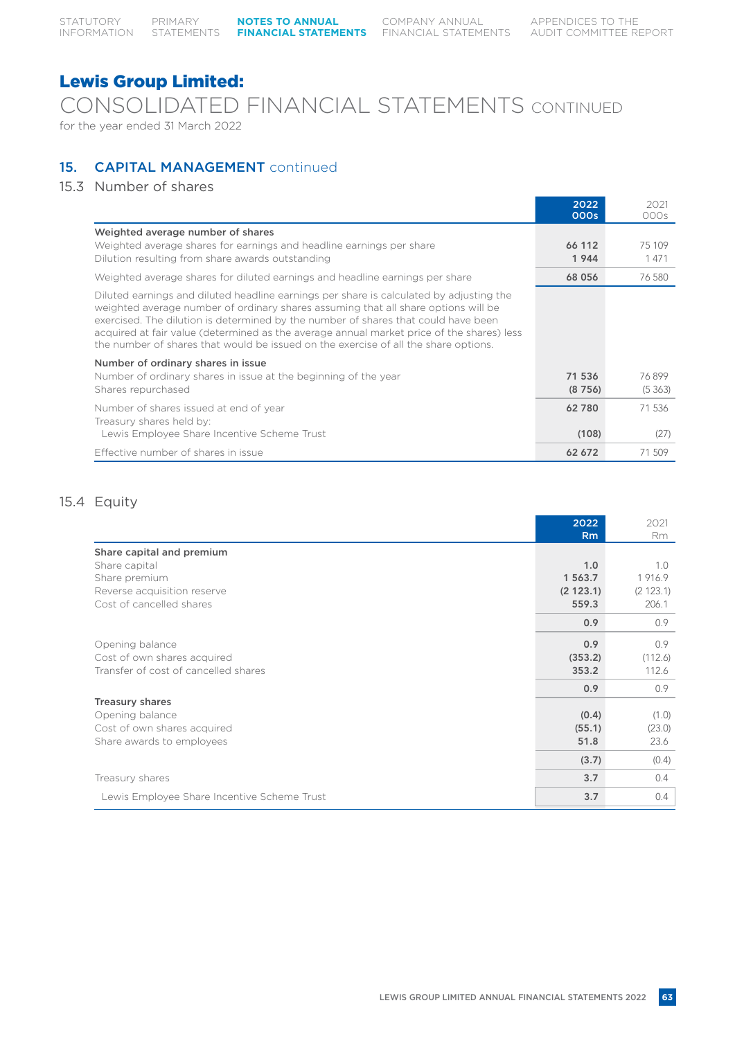# Lewis Group Limited:

CONSOLIDATED FINANCIAL STATEMENTS CONTINUED

for the year ended 31 March 2022

## 15. CAPITAL MANAGEMENT continued

### 15.3 Number of shares

| | 2022 000s | 2021 000s |
|---|---|---|
| **Weighted average number of shares** | | |
| Weighted average shares for earnings and headline earnings per share | 66 112 | 75 109 |
| Dilution resulting from share awards outstanding | 1 944 | 1 471 |
| Weighted average shares for diluted earnings and headline earnings per share | 68 056 | 76 580 |
| Diluted earnings and diluted headline earnings per share is calculated by adjusting the weighted average number of ordinary shares assuming that all share options will be exercised. The dilution is determined by the number of shares that could have been acquired at fair value (determined as the average annual market price of the shares) less the number of shares that would be issued on the exercise of all the share options. | | |
| **Number of ordinary shares in issue** | | |
| Number of ordinary shares in issue at the beginning of the year | 71 536 | 76 899 |
| Shares repurchased | (8 756) | (5 363) |
| Number of shares issued at end of year | 62 780 | 71 536 |
| Treasury shares held by: | | |
| Lewis Employee Share Incentive Scheme Trust | (108) | (27) |
| Effective number of shares in issue | 62 672 | 71 509 |

### 15.4 Equity

| | 2022 Rm | 2021 Rm |
|---|---|---|
| **Share capital and premium** | | |
| Share capital | 1.0 | 1.0 |
| Share premium | 1 563.7 | 1 916.9 |
| Reverse acquisition reserve | (2 123.1) | (2 123.1) |
| Cost of cancelled shares | 559.3 | 206.1 |
| | 0.9 | 0.9 |
| Opening balance | 0.9 | 0.9 |
| Cost of own shares acquired | (353.2) | (112.6) |
| Transfer of cost of cancelled shares | 353.2 | 112.6 |
| | 0.9 | 0.9 |
| **Treasury shares** | | |
| Opening balance | (0.4) | (1.0) |
| Cost of own shares acquired | (55.1) | (23.0) |
| Share awards to employees | 51.8 | 23.6 |
| | (3.7) | (0.4) |
| Treasury shares | 3.7 | 0.4 |
| Lewis Employee Share Incentive Scheme Trust | 3.7 | 0.4 |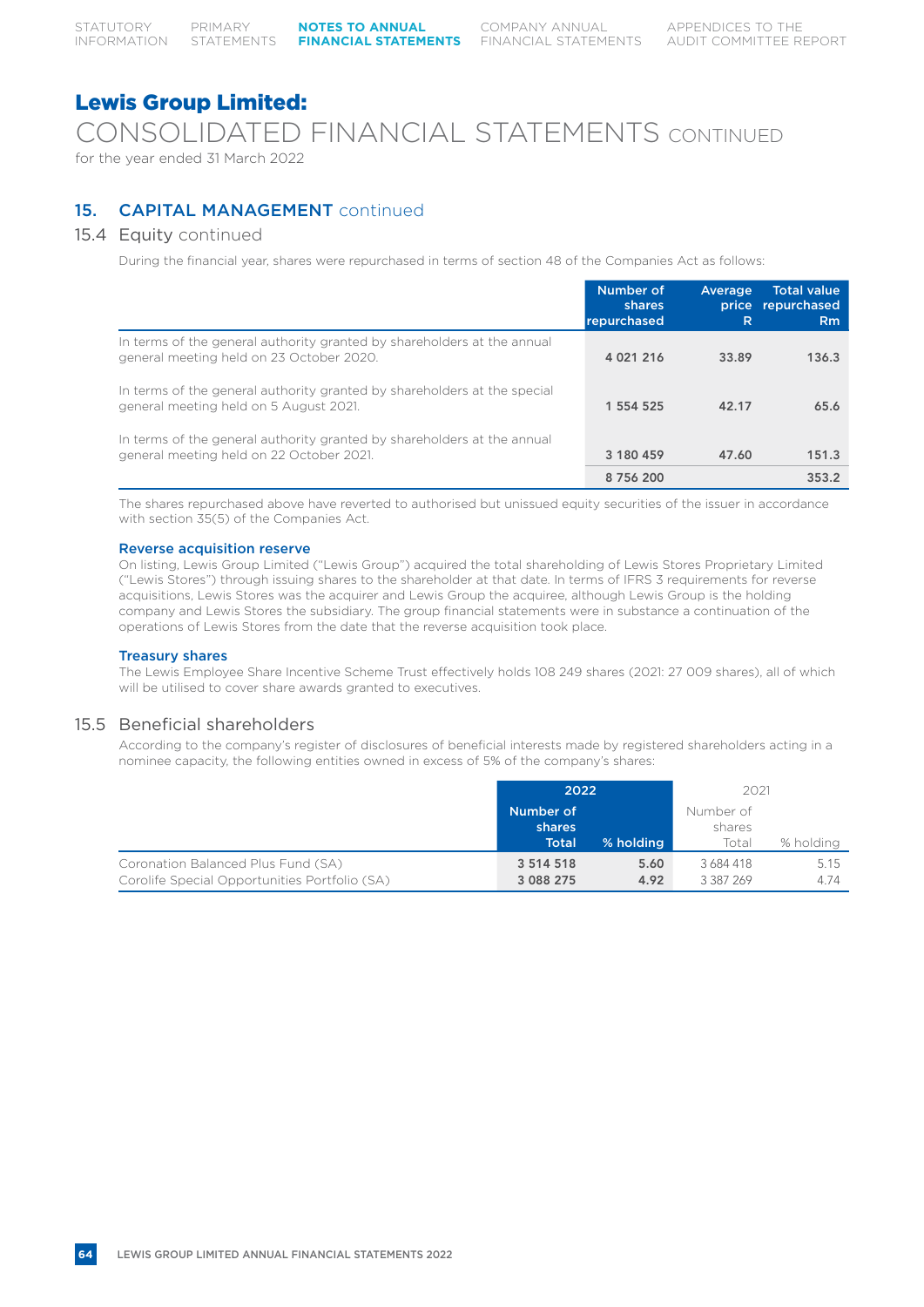# Lewis Group Limited:

## CONSOLIDATED FINANCIAL STATEMENTS CONTINUED

for the year ended 31 March 2022

## 15. CAPITAL MANAGEMENT continued

### 15.4 Equity continued

During the financial year, shares were repurchased in terms of section 48 of the Companies Act as follows:

| | Number of shares repurchased | Average price R | Total value repurchased Rm |
|---|---|---|---|
| In terms of the general authority granted by shareholders at the annual general meeting held on 23 October 2020. | 4 021 216 | 33.89 | 136.3 |
| In terms of the general authority granted by shareholders at the special general meeting held on 5 August 2021. | 1 554 525 | 42.17 | 65.6 |
| In terms of the general authority granted by shareholders at the annual general meeting held on 22 October 2021. | 3 180 459 | 47.60 | 151.3 |
| | 8 756 200 | | 353.2 |

The shares repurchased above have reverted to authorised but unissued equity securities of the issuer in accordance with section 35(5) of the Companies Act.

**Reverse acquisition reserve**

On listing, Lewis Group Limited ("Lewis Group") acquired the total shareholding of Lewis Stores Proprietary Limited ("Lewis Stores") through issuing shares to the shareholder at that date. In terms of IFRS 3 requirements for reverse acquisitions, Lewis Stores was the acquirer and Lewis Group the acquiree, although Lewis Group is the holding company and Lewis Stores the subsidiary. The group financial statements were in substance a continuation of the operations of Lewis Stores from the date that the reverse acquisition took place.

**Treasury shares**

The Lewis Employee Share Incentive Scheme Trust effectively holds 108 249 shares (2021: 27 009 shares), all of which will be utilised to cover share awards granted to executives.

### 15.5 Beneficial shareholders

According to the company's register of disclosures of beneficial interests made by registered shareholders acting in a nominee capacity, the following entities owned in excess of 5% of the company's shares:

| | 2022 | | 2021 | |
|---|---|---|---|---|
| | Number of shares Total | % holding | Number of shares Total | % holding |
| Coronation Balanced Plus Fund (SA) | 3 514 518 | 5.60 | 3 684 418 | 5.15 |
| Corolife Special Opportunities Portfolio (SA) | 3 088 275 | 4.92 | 3 387 269 | 4.74 |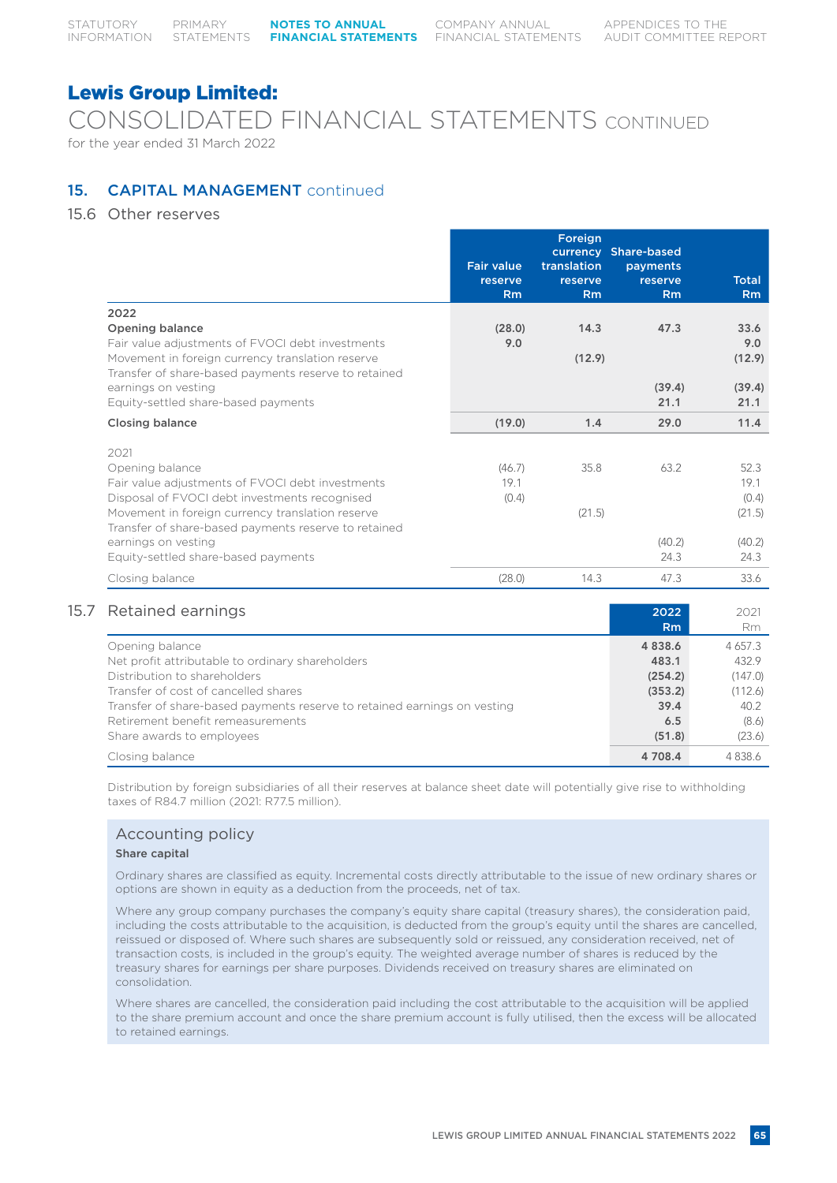# Lewis Group Limited:

## CONSOLIDATED FINANCIAL STATEMENTS CONTINUED

for the year ended 31 March 2022

## 15. CAPITAL MANAGEMENT continued

### 15.6 Other reserves

| | Fair value reserve Rm | Foreign currency translation reserve Rm | Share-based payments reserve Rm | Total Rm |
|---|---|---|---|---|
| **2022** | | | | |
| **Opening balance** | **(28.0)** | **14.3** | **47.3** | **33.6** |
| Fair value adjustments of FVOCI debt investments | **9.0** | | | **9.0** |
| Movement in foreign currency translation reserve | | **(12.9)** | | **(12.9)** |
| Transfer of share-based payments reserve to retained earnings on vesting | | | **(39.4)** | **(39.4)** |
| Equity-settled share-based payments | | | **21.1** | **21.1** |
| **Closing balance** | **(19.0)** | **1.4** | **29.0** | **11.4** |
| 2021 | | | | |
| Opening balance | (46.7) | 35.8 | 63.2 | 52.3 |
| Fair value adjustments of FVOCI debt investments | 19.1 | | | 19.1 |
| Disposal of FVOCI debt investments recognised | (0.4) | | | (0.4) |
| Movement in foreign currency translation reserve | | (21.5) | | (21.5) |
| Transfer of share-based payments reserve to retained earnings on vesting | | | (40.2) | (40.2) |
| Equity-settled share-based payments | | | 24.3 | 24.3 |
| Closing balance | (28.0) | 14.3 | 47.3 | 33.6 |

### 15.7 Retained earnings

| | 2022 Rm | 2021 Rm |
|---|---|---|
| Opening balance | **4 838.6** | 4 657.3 |
| Net profit attributable to ordinary shareholders | **483.1** | 432.9 |
| Distribution to shareholders | **(254.2)** | (147.0) |
| Transfer of cost of cancelled shares | **(353.2)** | (112.6) |
| Transfer of share-based payments reserve to retained earnings on vesting | **39.4** | 40.2 |
| Retirement benefit remeasurements | **6.5** | (8.6) |
| Share awards to employees | **(51.8)** | (23.6) |
| Closing balance | **4 708.4** | 4 838.6 |

Distribution by foreign subsidiaries of all their reserves at balance sheet date will potentially give rise to withholding taxes of R84.7 million (2021: R77.5 million).

### Accounting policy

**Share capital**

Ordinary shares are classified as equity. Incremental costs directly attributable to the issue of new ordinary shares or options are shown in equity as a deduction from the proceeds, net of tax.

Where any group company purchases the company's equity share capital (treasury shares), the consideration paid, including the costs attributable to the acquisition, is deducted from the group's equity until the shares are cancelled, reissued or disposed of. Where such shares are subsequently sold or reissued, any consideration received, net of transaction costs, is included in the group's equity. The weighted average number of shares is reduced by the treasury shares for earnings per share purposes. Dividends received on treasury shares are eliminated on consolidation.

Where shares are cancelled, the consideration paid including the cost attributable to the acquisition will be applied to the share premium account and once the share premium account is fully utilised, then the excess will be allocated to retained earnings.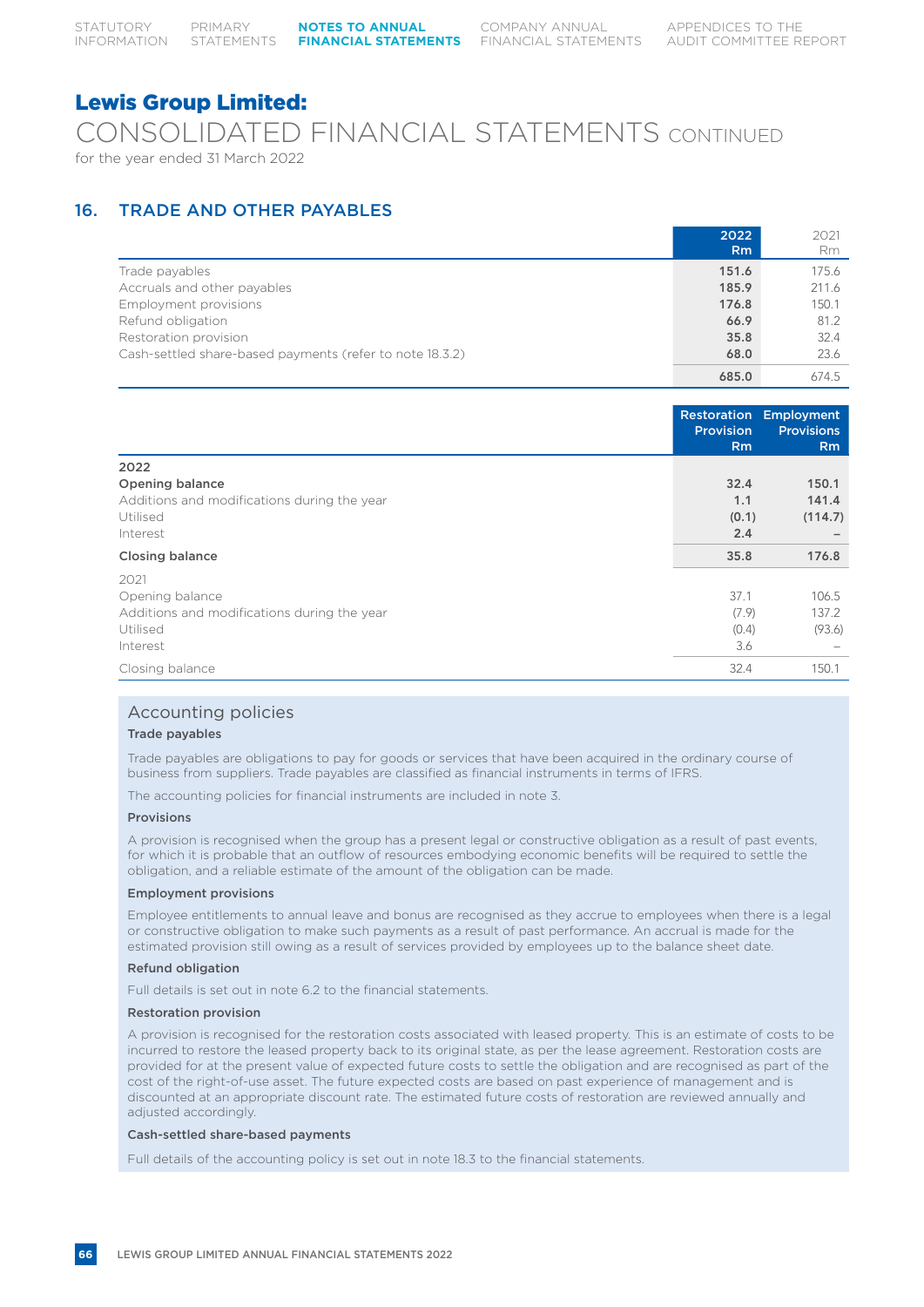# Lewis Group Limited:

## CONSOLIDATED FINANCIAL STATEMENTS CONTINUED

for the year ended 31 March 2022

### 16. TRADE AND OTHER PAYABLES

| | **2022 Rm** | 2021 Rm |
|---|---|---|
| Trade payables | **151.6** | 175.6 |
| Accruals and other payables | **185.9** | 211.6 |
| Employment provisions | **176.8** | 150.1 |
| Refund obligation | **66.9** | 81.2 |
| Restoration provision | **35.8** | 32.4 |
| Cash-settled share-based payments (refer to note 18.3.2) | **68.0** | 23.6 |
| | **685.0** | 674.5 |

| | **Restoration Provision Rm** | **Employment Provisions Rm** |
|---|---|---|
| **2022** | | |
| **Opening balance** | **32.4** | **150.1** |
| Additions and modifications during the year | **1.1** | **141.4** |
| Utilised | **(0.1)** | **(114.7)** |
| Interest | **2.4** | **–** |
| **Closing balance** | **35.8** | **176.8** |
| 2021 | | |
| Opening balance | 37.1 | 106.5 |
| Additions and modifications during the year | (7.9) | 137.2 |
| Utilised | (0.4) | (93.6) |
| Interest | 3.6 | – |
| Closing balance | 32.4 | 150.1 |

#### Accounting policies

**Trade payables**

Trade payables are obligations to pay for goods or services that have been acquired in the ordinary course of business from suppliers. Trade payables are classified as financial instruments in terms of IFRS.

The accounting policies for financial instruments are included in note 3.

**Provisions**

A provision is recognised when the group has a present legal or constructive obligation as a result of past events, for which it is probable that an outflow of resources embodying economic benefits will be required to settle the obligation, and a reliable estimate of the amount of the obligation can be made.

**Employment provisions**

Employee entitlements to annual leave and bonus are recognised as they accrue to employees when there is a legal or constructive obligation to make such payments as a result of past performance. An accrual is made for the estimated provision still owing as a result of services provided by employees up to the balance sheet date.

**Refund obligation**

Full details is set out in note 6.2 to the financial statements.

**Restoration provision**

A provision is recognised for the restoration costs associated with leased property. This is an estimate of costs to be incurred to restore the leased property back to its original state, as per the lease agreement. Restoration costs are provided for at the present value of expected future costs to settle the obligation and are recognised as part of the cost of the right-of-use asset. The future expected costs are based on past experience of management and is discounted at an appropriate discount rate. The estimated future costs of restoration are reviewed annually and adjusted accordingly.

**Cash-settled share-based payments**

Full details of the accounting policy is set out in note 18.3 to the financial statements.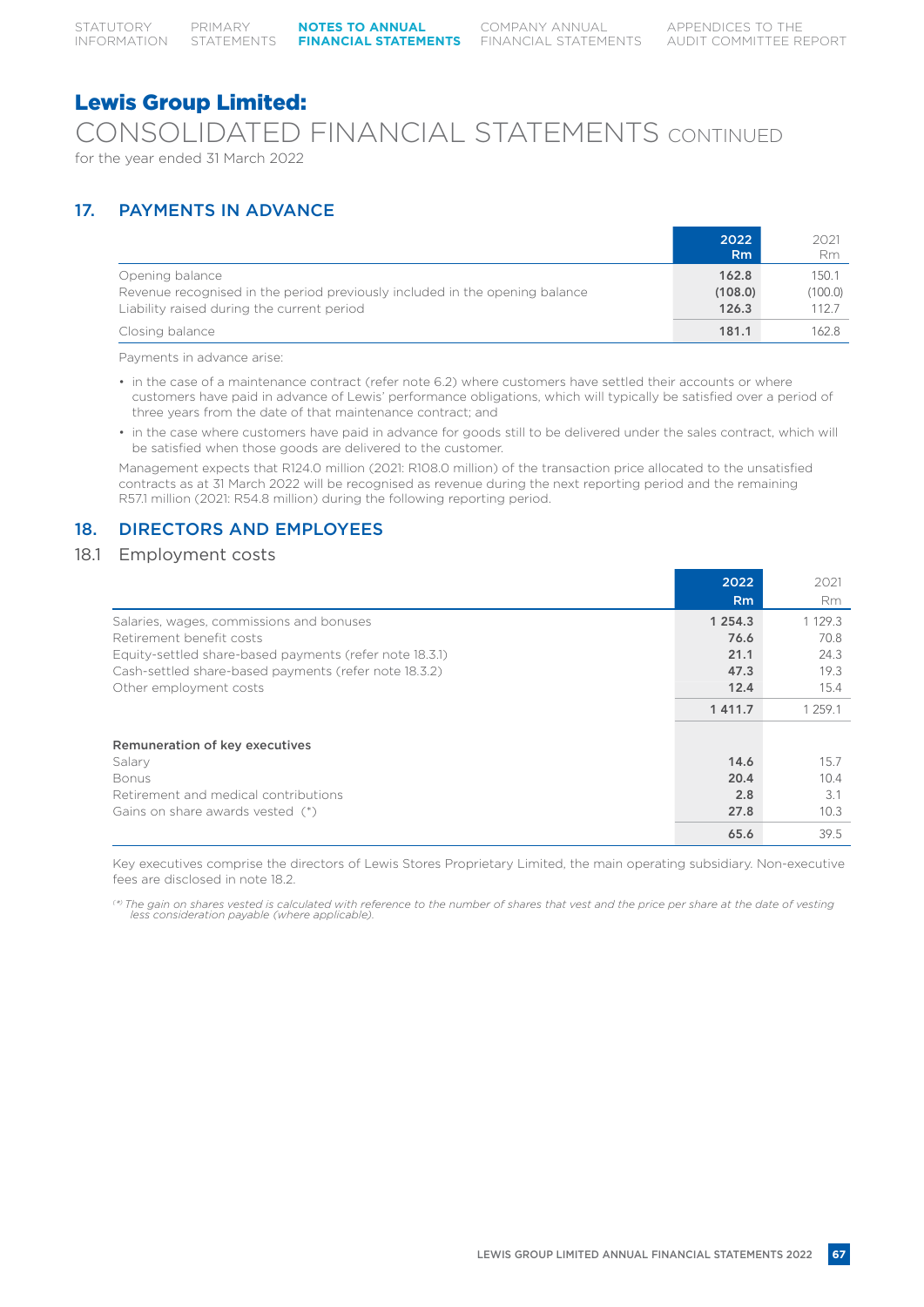# Lewis Group Limited:

## CONSOLIDATED FINANCIAL STATEMENTS CONTINUED

for the year ended 31 March 2022

## 17. PAYMENTS IN ADVANCE

| | 2022 Rm | 2021 Rm |
|---|---|---|
| Opening balance | **162.8** | 150.1 |
| Revenue recognised in the period previously included in the opening balance | **(108.0)** | (100.0) |
| Liability raised during the current period | **126.3** | 112.7 |
| Closing balance | **181.1** | 162.8 |

Payments in advance arise:

- in the case of a maintenance contract (refer note 6.2) where customers have settled their accounts or where customers have paid in advance of Lewis' performance obligations, which will typically be satisfied over a period of three years from the date of that maintenance contract; and
- in the case where customers have paid in advance for goods still to be delivered under the sales contract, which will be satisfied when those goods are delivered to the customer.

Management expects that R124.0 million (2021: R108.0 million) of the transaction price allocated to the unsatisfied contracts as at 31 March 2022 will be recognised as revenue during the next reporting period and the remaining R57.1 million (2021: R54.8 million) during the following reporting period.

## 18. DIRECTORS AND EMPLOYEES

### 18.1 Employment costs

| | 2022 Rm | 2021 Rm |
|---|---|---|
| Salaries, wages, commissions and bonuses | **1 254.3** | 1 129.3 |
| Retirement benefit costs | **76.6** | 70.8 |
| Equity-settled share-based payments (refer note 18.3.1) | **21.1** | 24.3 |
| Cash-settled share-based payments (refer note 18.3.2) | **47.3** | 19.3 |
| Other employment costs | **12.4** | 15.4 |
| | **1 411.7** | 1 259.1 |
| **Remuneration of key executives** | | |
| Salary | **14.6** | 15.7 |
| Bonus | **20.4** | 10.4 |
| Retirement and medical contributions | **2.8** | 3.1 |
| Gains on share awards vested (*) | **27.8** | 10.3 |
| | **65.6** | 39.5 |

Key executives comprise the directors of Lewis Stores Proprietary Limited, the main operating subsidiary. Non-executive fees are disclosed in note 18.2.

*(*) The gain on shares vested is calculated with reference to the number of shares that vest and the price per share at the date of vesting less consideration payable (where applicable).*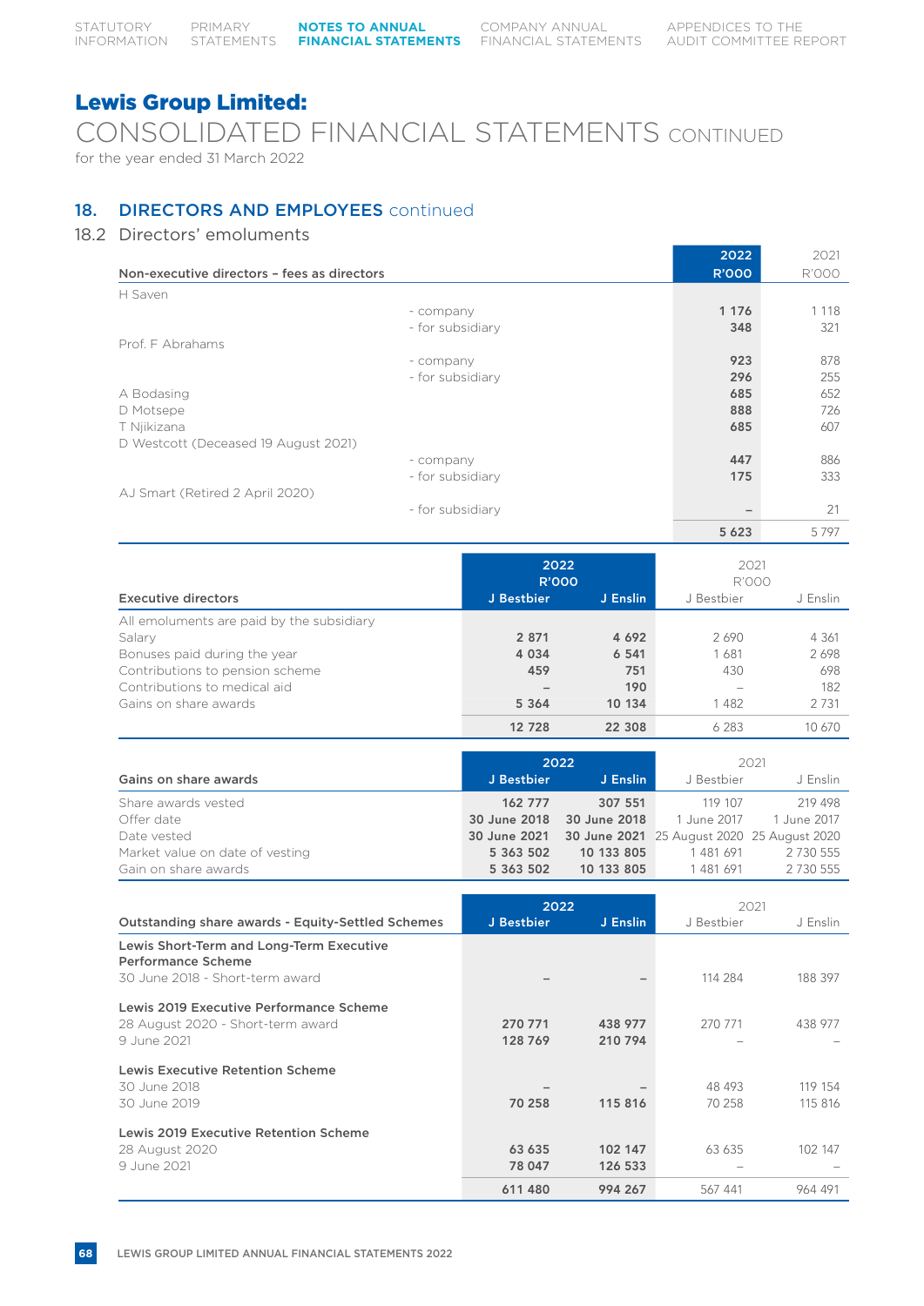# Lewis Group Limited:

# CONSOLIDATED FINANCIAL STATEMENTS CONTINUED

for the year ended 31 March 2022

## 18. DIRECTORS AND EMPLOYEES continued

### 18.2 Directors' emoluments

| Non-executive directors – fees as directors | | 2022 R'000 | 2021 R'000 |
|---|---|---|---|
| H Saven | | | |
| | - company | 1 176 | 1 118 |
| | - for subsidiary | 348 | 321 |
| Prof. F Abrahams | | | |
| | - company | 923 | 878 |
| | - for subsidiary | 296 | 255 |
| A Bodasing | | 685 | 652 |
| D Motsepe | | 888 | 726 |
| T Njikizana | | 685 | 607 |
| D Westcott (Deceased 19 August 2021) | | | |
| | - company | 447 | 886 |
| | - for subsidiary | 175 | 333 |
| AJ Smart (Retired 2 April 2020) | | | |
| | - for subsidiary | – | 21 |
| | | 5 623 | 5 797 |

| Executive directors | 2022 R'000 J Bestbier | 2022 R'000 J Enslin | 2021 R'000 J Bestbier | 2021 R'000 J Enslin |
|---|---|---|---|---|
| All emoluments are paid by the subsidiary | | | | |
| Salary | 2 871 | 4 692 | 2 690 | 4 361 |
| Bonuses paid during the year | 4 034 | 6 541 | 1 681 | 2 698 |
| Contributions to pension scheme | 459 | 751 | 430 | 698 |
| Contributions to medical aid | – | 190 | – | 182 |
| Gains on share awards | 5 364 | 10 134 | 1 482 | 2 731 |
| | 12 728 | 22 308 | 6 283 | 10 670 |

| Gains on share awards | 2022 J Bestbier | 2022 J Enslin | 2021 J Bestbier | 2021 J Enslin |
|---|---|---|---|---|
| Share awards vested | 162 777 | 307 551 | 119 107 | 219 498 |
| Offer date | 30 June 2018 | 30 June 2018 | 1 June 2017 | 1 June 2017 |
| Date vested | 30 June 2021 | 30 June 2021 | 25 August 2020 | 25 August 2020 |
| Market value on date of vesting | 5 363 502 | 10 133 805 | 1 481 691 | 2 730 555 |
| Gain on share awards | 5 363 502 | 10 133 805 | 1 481 691 | 2 730 555 |

| Outstanding share awards - Equity-Settled Schemes | 2022 J Bestbier | 2022 J Enslin | 2021 J Bestbier | 2021 J Enslin |
|---|---|---|---|---|
| **Lewis Short-Term and Long-Term Executive Performance Scheme** | | | | |
| 30 June 2018 - Short-term award | – | – | 114 284 | 188 397 |
| **Lewis 2019 Executive Performance Scheme** | | | | |
| 28 August 2020 - Short-term award | 270 771 | 438 977 | 270 771 | 438 977 |
| 9 June 2021 | 128 769 | 210 794 | – | – |
| **Lewis Executive Retention Scheme** | | | | |
| 30 June 2018 | – | – | 48 493 | 119 154 |
| 30 June 2019 | 70 258 | 115 816 | 70 258 | 115 816 |
| **Lewis 2019 Executive Retention Scheme** | | | | |
| 28 August 2020 | 63 635 | 102 147 | 63 635 | 102 147 |
| 9 June 2021 | 78 047 | 126 533 | – | – |
| | 611 480 | 994 267 | 567 441 | 964 491 |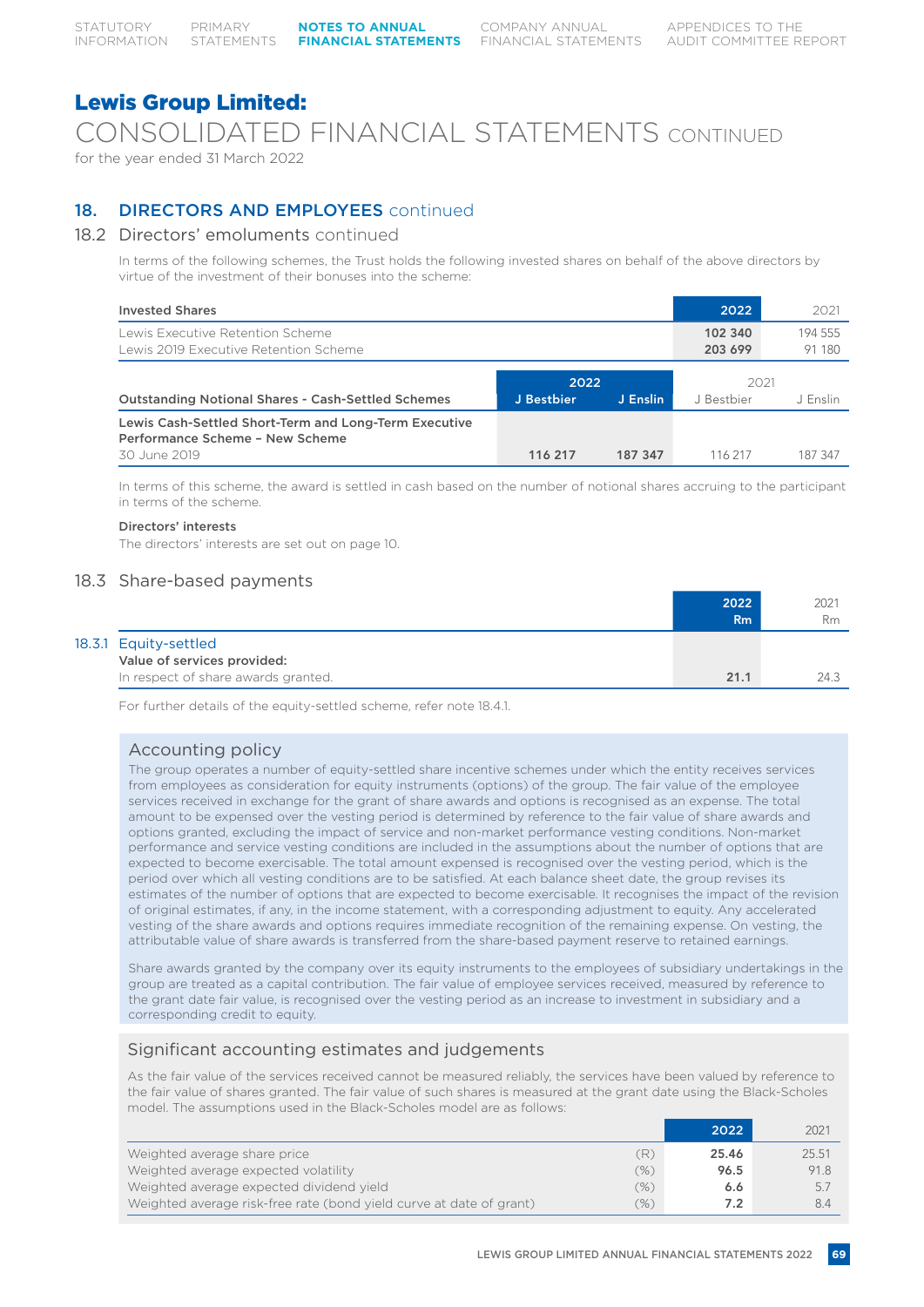# Lewis Group Limited:

## CONSOLIDATED FINANCIAL STATEMENTS CONTINUED

for the year ended 31 March 2022

## 18. DIRECTORS AND EMPLOYEES continued

### 18.2 Directors' emoluments continued

In terms of the following schemes, the Trust holds the following invested shares on behalf of the above directors by virtue of the investment of their bonuses into the scheme:

| Invested Shares | 2022 | 2021 |
|---|---|---|
| Lewis Executive Retention Scheme | **102 340** | 194 555 |
| Lewis 2019 Executive Retention Scheme | **203 699** | 91 180 |

| Outstanding Notional Shares - Cash-Settled Schemes | 2022 | | 2021 | |
|---|---|---|---|---|
| | J Bestbier | J Enslin | J Bestbier | J Enslin |
| **Lewis Cash-Settled Short-Term and Long-Term Executive Performance Scheme – New Scheme** | | | | |
| 30 June 2019 | **116 217** | **187 347** | 116 217 | 187 347 |

In terms of this scheme, the award is settled in cash based on the number of notional shares accruing to the participant in terms of the scheme.

**Directors' interests**

The directors' interests are set out on page 10.

### 18.3 Share-based payments

| | 2022 Rm | 2021 Rm |
|---|---|---|
| **18.3.1 Equity-settled** | | |
| **Value of services provided:** | | |
| In respect of share awards granted. | **21.1** | 24.3 |

For further details of the equity-settled scheme, refer note 18.4.1.

#### Accounting policy

The group operates a number of equity-settled share incentive schemes under which the entity receives services from employees as consideration for equity instruments (options) of the group. The fair value of the employee services received in exchange for the grant of share awards and options is recognised as an expense. The total amount to be expensed over the vesting period is determined by reference to the fair value of share awards and options granted, excluding the impact of service and non-market performance vesting conditions. Non-market performance and service vesting conditions are included in the assumptions about the number of options that are expected to become exercisable. The total amount expensed is recognised over the vesting period, which is the period over which all vesting conditions are to be satisfied. At each balance sheet date, the group revises its estimates of the number of options that are expected to become exercisable. It recognises the impact of the revision of original estimates, if any, in the income statement, with a corresponding adjustment to equity. Any accelerated vesting of the share awards and options requires immediate recognition of the remaining expense. On vesting, the attributable value of share awards is transferred from the share-based payment reserve to retained earnings.

Share awards granted by the company over its equity instruments to the employees of subsidiary undertakings in the group are treated as a capital contribution. The fair value of employee services received, measured by reference to the grant date fair value, is recognised over the vesting period as an increase to investment in subsidiary and a corresponding credit to equity.

#### Significant accounting estimates and judgements

As the fair value of the services received cannot be measured reliably, the services have been valued by reference to the fair value of shares granted. The fair value of such shares is measured at the grant date using the Black-Scholes model. The assumptions used in the Black-Scholes model are as follows:

| | | 2022 | 2021 |
|---|---|---|---|
| Weighted average share price | (R) | **25.46** | 25.51 |
| Weighted average expected volatility | (%) | **96.5** | 91.8 |
| Weighted average expected dividend yield | (%) | **6.6** | 5.7 |
| Weighted average risk-free rate (bond yield curve at date of grant) | (%) | **7.2** | 8.4 |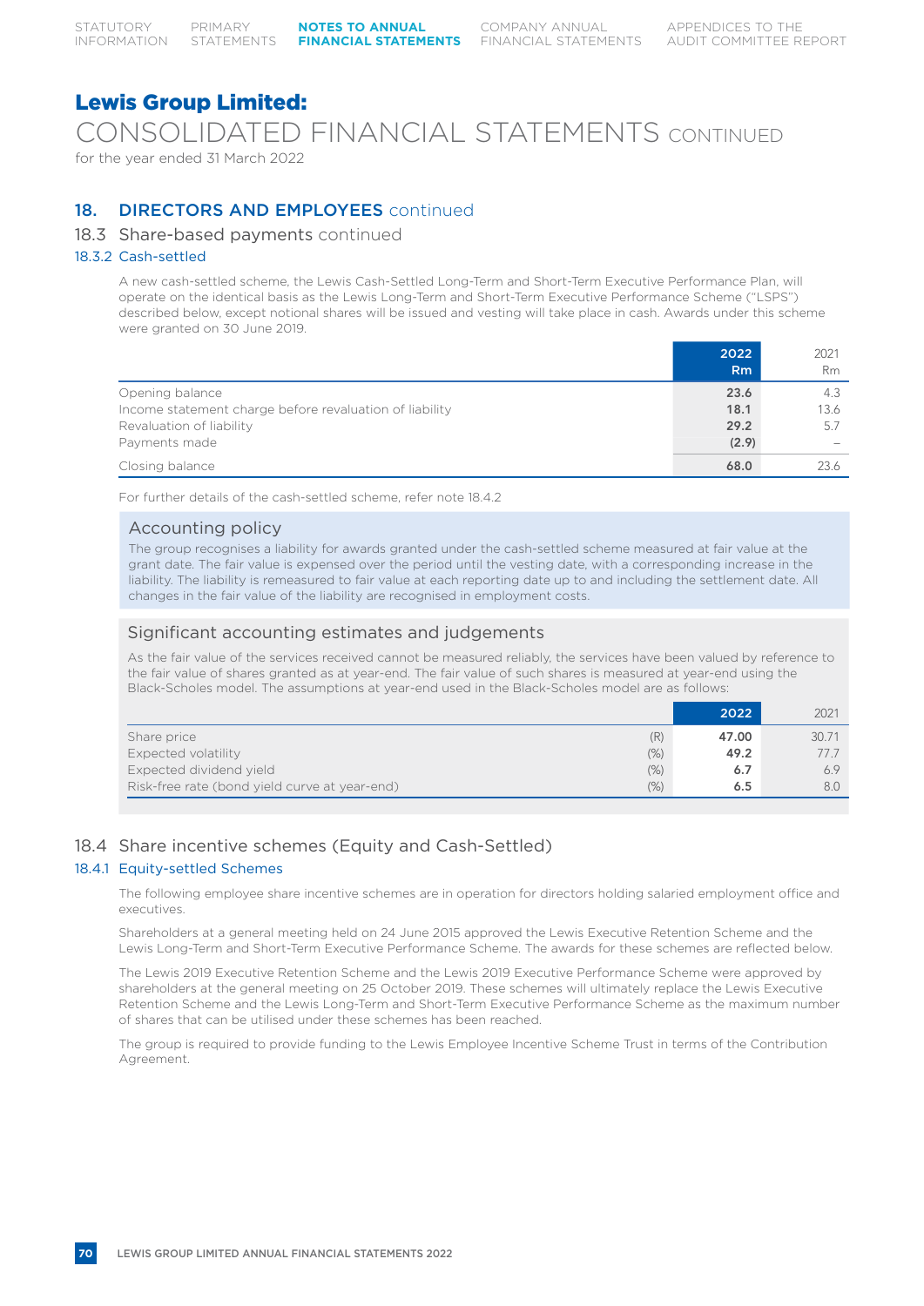# Lewis Group Limited:

# CONSOLIDATED FINANCIAL STATEMENTS CONTINUED

for the year ended 31 March 2022

## 18. DIRECTORS AND EMPLOYEES continued

### 18.3 Share-based payments continued

#### 18.3.2 Cash-settled

A new cash-settled scheme, the Lewis Cash-Settled Long-Term and Short-Term Executive Performance Plan, will operate on the identical basis as the Lewis Long-Term and Short-Term Executive Performance Scheme ("LSPS") described below, except notional shares will be issued and vesting will take place in cash. Awards under this scheme were granted on 30 June 2019.

| | 2022 Rm | 2021 Rm |
|---|---|---|
| Opening balance | **23.6** | 4.3 |
| Income statement charge before revaluation of liability | **18.1** | 13.6 |
| Revaluation of liability | **29.2** | 5.7 |
| Payments made | **(2.9)** | – |
| Closing balance | **68.0** | 23.6 |

For further details of the cash-settled scheme, refer note 18.4.2

**Accounting policy**

The group recognises a liability for awards granted under the cash-settled scheme measured at fair value at the grant date. The fair value is expensed over the period until the vesting date, with a corresponding increase in the liability. The liability is remeasured to fair value at each reporting date up to and including the settlement date. All changes in the fair value of the liability are recognised in employment costs.

**Significant accounting estimates and judgements**

As the fair value of the services received cannot be measured reliably, the services have been valued by reference to the fair value of shares granted as at year-end. The fair value of such shares is measured at year-end using the Black-Scholes model. The assumptions at year-end used in the Black-Scholes model are as follows:

| | | 2022 | 2021 |
|---|---|---|---|
| Share price | (R) | **47.00** | 30.71 |
| Expected volatility | (%) | **49.2** | 77.7 |
| Expected dividend yield | (%) | **6.7** | 6.9 |
| Risk-free rate (bond yield curve at year-end) | (%) | **6.5** | 8.0 |

### 18.4 Share incentive schemes (Equity and Cash-Settled)

#### 18.4.1 Equity-settled Schemes

The following employee share incentive schemes are in operation for directors holding salaried employment office and executives.

Shareholders at a general meeting held on 24 June 2015 approved the Lewis Executive Retention Scheme and the Lewis Long-Term and Short-Term Executive Performance Scheme. The awards for these schemes are reflected below.

The Lewis 2019 Executive Retention Scheme and the Lewis 2019 Executive Performance Scheme were approved by shareholders at the general meeting on 25 October 2019. These schemes will ultimately replace the Lewis Executive Retention Scheme and the Lewis Long-Term and Short-Term Executive Performance Scheme as the maximum number of shares that can be utilised under these schemes has been reached.

The group is required to provide funding to the Lewis Employee Incentive Scheme Trust in terms of the Contribution Agreement.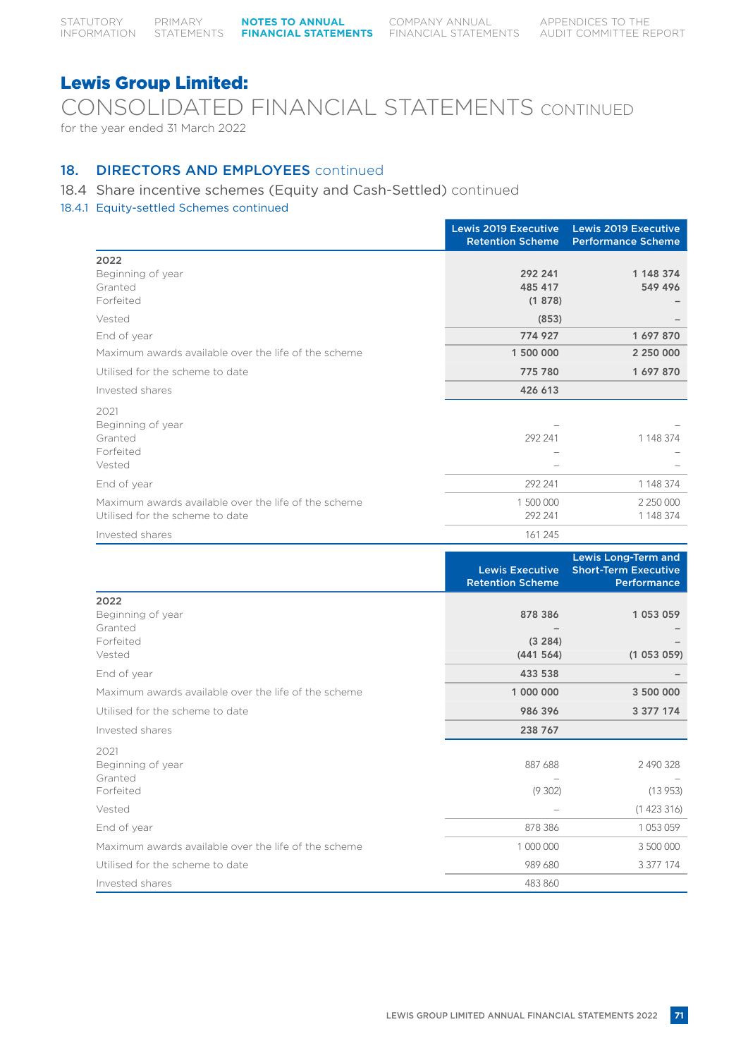# Lewis Group Limited:

## CONSOLIDATED FINANCIAL STATEMENTS CONTINUED

for the year ended 31 March 2022

### 18. DIRECTORS AND EMPLOYEES continued

#### 18.4 Share incentive schemes (Equity and Cash-Settled) continued

##### 18.4.1 Equity-settled Schemes continued

| | Lewis 2019 Executive Retention Scheme | Lewis 2019 Executive Performance Scheme |
|---|---|---|
| **2022** | | |
| Beginning of year | **292 241** | **1 148 374** |
| Granted | **485 417** | **549 496** |
| Forfeited | **(1 878)** | **–** |
| Vested | **(853)** | **–** |
| End of year | **774 927** | **1 697 870** |
| Maximum awards available over the life of the scheme | **1 500 000** | **2 250 000** |
| Utilised for the scheme to date | **775 780** | **1 697 870** |
| Invested shares | **426 613** | |
| 2021 | | |
| Beginning of year | – | – |
| Granted | 292 241 | 1 148 374 |
| Forfeited | – | – |
| Vested | – | – |
| End of year | 292 241 | 1 148 374 |
| Maximum awards available over the life of the scheme | 1 500 000 | 2 250 000 |
| Utilised for the scheme to date | 292 241 | 1 148 374 |
| Invested shares | 161 245 | |

| | Lewis Executive Retention Scheme | Lewis Long-Term and Short-Term Executive Performance |
|---|---|---|
| **2022** | | |
| Beginning of year | **878 386** | **1 053 059** |
| Granted | **–** | **–** |
| Forfeited | **(3 284)** | **–** |
| Vested | **(441 564)** | **(1 053 059)** |
| End of year | **433 538** | **–** |
| Maximum awards available over the life of the scheme | **1 000 000** | **3 500 000** |
| Utilised for the scheme to date | **986 396** | **3 377 174** |
| Invested shares | **238 767** | |
| 2021 | | |
| Beginning of year | 887 688 | 2 490 328 |
| Granted | – | – |
| Forfeited | (9 302) | (13 953) |
| Vested | – | (1 423 316) |
| End of year | 878 386 | 1 053 059 |
| Maximum awards available over the life of the scheme | 1 000 000 | 3 500 000 |
| Utilised for the scheme to date | 989 680 | 3 377 174 |
| Invested shares | 483 860 | |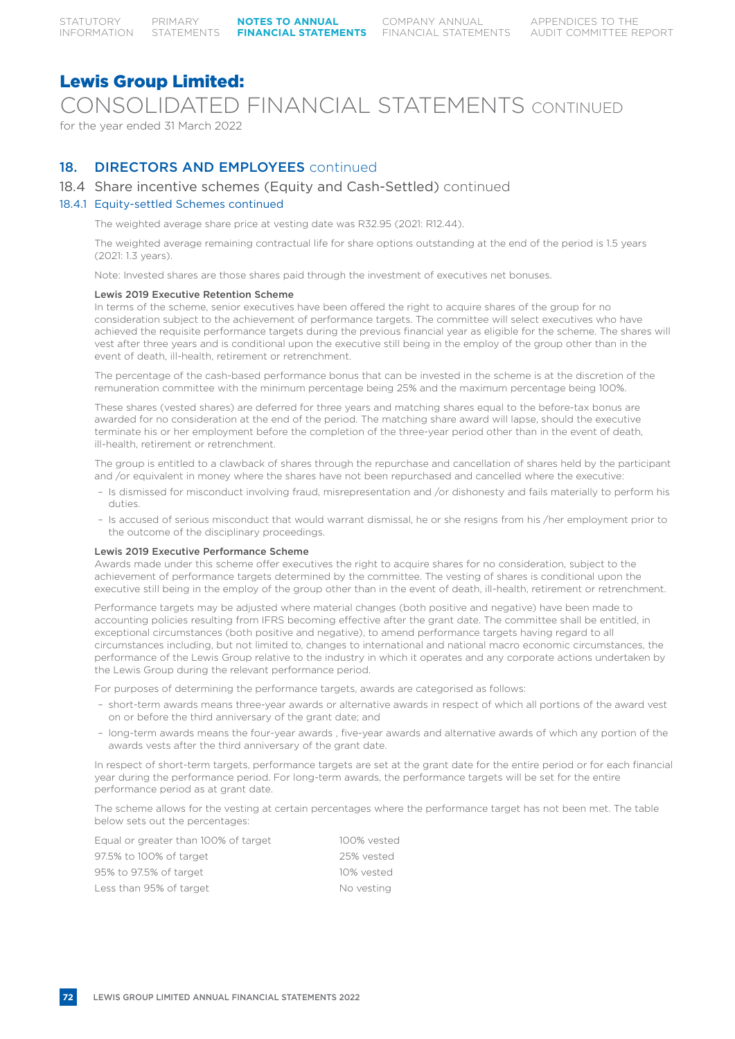# Lewis Group Limited:

# CONSOLIDATED FINANCIAL STATEMENTS CONTINUED

for the year ended 31 March 2022

## 18. DIRECTORS AND EMPLOYEES continued

### 18.4 Share incentive schemes (Equity and Cash-Settled) continued

#### 18.4.1 Equity-settled Schemes continued

The weighted average share price at vesting date was R32.95 (2021: R12.44).

The weighted average remaining contractual life for share options outstanding at the end of the period is 1.5 years (2021: 1.3 years).

Note: Invested shares are those shares paid through the investment of executives net bonuses.

**Lewis 2019 Executive Retention Scheme**

In terms of the scheme, senior executives have been offered the right to acquire shares of the group for no consideration subject to the achievement of performance targets. The committee will select executives who have achieved the requisite performance targets during the previous financial year as eligible for the scheme. The shares will vest after three years and is conditional upon the executive still being in the employ of the group other than in the event of death, ill-health, retirement or retrenchment.

The percentage of the cash-based performance bonus that can be invested in the scheme is at the discretion of the remuneration committee with the minimum percentage being 25% and the maximum percentage being 100%.

These shares (vested shares) are deferred for three years and matching shares equal to the before-tax bonus are awarded for no consideration at the end of the period. The matching share award will lapse, should the executive terminate his or her employment before the completion of the three-year period other than in the event of death, ill-health, retirement or retrenchment.

The group is entitled to a clawback of shares through the repurchase and cancellation of shares held by the participant and /or equivalent in money where the shares have not been repurchased and cancelled where the executive:

- Is dismissed for misconduct involving fraud, misrepresentation and /or dishonesty and fails materially to perform his duties.
- Is accused of serious misconduct that would warrant dismissal, he or she resigns from his /her employment prior to the outcome of the disciplinary proceedings.

**Lewis 2019 Executive Performance Scheme**

Awards made under this scheme offer executives the right to acquire shares for no consideration, subject to the achievement of performance targets determined by the committee. The vesting of shares is conditional upon the executive still being in the employ of the group other than in the event of death, ill-health, retirement or retrenchment.

Performance targets may be adjusted where material changes (both positive and negative) have been made to accounting policies resulting from IFRS becoming effective after the grant date. The committee shall be entitled, in exceptional circumstances (both positive and negative), to amend performance targets having regard to all circumstances including, but not limited to, changes to international and national macro economic circumstances, the performance of the Lewis Group relative to the industry in which it operates and any corporate actions undertaken by the Lewis Group during the relevant performance period.

For purposes of determining the performance targets, awards are categorised as follows:

- short-term awards means three-year awards or alternative awards in respect of which all portions of the award vest on or before the third anniversary of the grant date; and
- long-term awards means the four-year awards , five-year awards and alternative awards of which any portion of the awards vests after the third anniversary of the grant date.

In respect of short-term targets, performance targets are set at the grant date for the entire period or for each financial year during the performance period. For long-term awards, the performance targets will be set for the entire performance period as at grant date.

The scheme allows for the vesting at certain percentages where the performance target has not been met. The table below sets out the percentages:

| | |
|---|---|
| Equal or greater than 100% of target | 100% vested |
| 97.5% to 100% of target | 25% vested |
| 95% to 97.5% of target | 10% vested |
| Less than 95% of target | No vesting |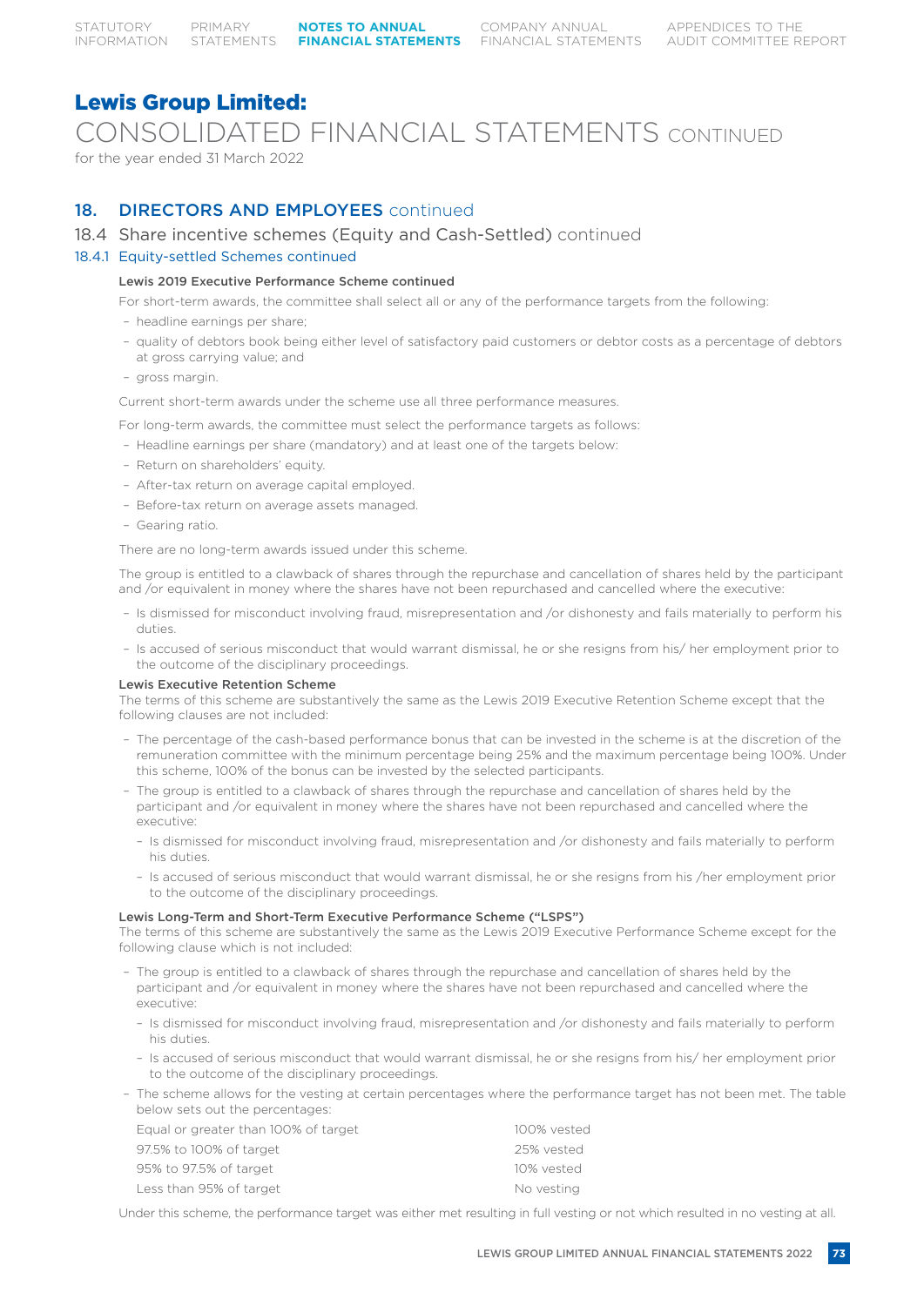# Lewis Group Limited:

CONSOLIDATED FINANCIAL STATEMENTS CONTINUED

for the year ended 31 March 2022

## 18. DIRECTORS AND EMPLOYEES continued

### 18.4 Share incentive schemes (Equity and Cash-Settled) continued

#### 18.4.1 Equity-settled Schemes continued

**Lewis 2019 Executive Performance Scheme continued**

For short-term awards, the committee shall select all or any of the performance targets from the following:

- headline earnings per share;
- quality of debtors book being either level of satisfactory paid customers or debtor costs as a percentage of debtors at gross carrying value; and
- gross margin.

Current short-term awards under the scheme use all three performance measures.

For long-term awards, the committee must select the performance targets as follows:

- Headline earnings per share (mandatory) and at least one of the targets below:
- Return on shareholders' equity.
- After-tax return on average capital employed.
- Before-tax return on average assets managed.
- Gearing ratio.

There are no long-term awards issued under this scheme.

The group is entitled to a clawback of shares through the repurchase and cancellation of shares held by the participant and /or equivalent in money where the shares have not been repurchased and cancelled where the executive:

- Is dismissed for misconduct involving fraud, misrepresentation and /or dishonesty and fails materially to perform his duties.
- Is accused of serious misconduct that would warrant dismissal, he or she resigns from his/ her employment prior to the outcome of the disciplinary proceedings.

**Lewis Executive Retention Scheme**

The terms of this scheme are substantively the same as the Lewis 2019 Executive Retention Scheme except that the following clauses are not included:

- The percentage of the cash-based performance bonus that can be invested in the scheme is at the discretion of the remuneration committee with the minimum percentage being 25% and the maximum percentage being 100%. Under this scheme, 100% of the bonus can be invested by the selected participants.
- The group is entitled to a clawback of shares through the repurchase and cancellation of shares held by the participant and /or equivalent in money where the shares have not been repurchased and cancelled where the executive:
  - Is dismissed for misconduct involving fraud, misrepresentation and /or dishonesty and fails materially to perform his duties.
  - Is accused of serious misconduct that would warrant dismissal, he or she resigns from his /her employment prior to the outcome of the disciplinary proceedings.

**Lewis Long-Term and Short-Term Executive Performance Scheme ("LSPS")**

The terms of this scheme are substantively the same as the Lewis 2019 Executive Performance Scheme except for the following clause which is not included:

- The group is entitled to a clawback of shares through the repurchase and cancellation of shares held by the participant and /or equivalent in money where the shares have not been repurchased and cancelled where the executive:
  - Is dismissed for misconduct involving fraud, misrepresentation and /or dishonesty and fails materially to perform his duties.
  - Is accused of serious misconduct that would warrant dismissal, he or she resigns from his/ her employment prior to the outcome of the disciplinary proceedings.
- The scheme allows for the vesting at certain percentages where the performance target has not been met. The table below sets out the percentages:

| | |
|---|---|
| Equal or greater than 100% of target | 100% vested |
| 97.5% to 100% of target | 25% vested |
| 95% to 97.5% of target | 10% vested |
| Less than 95% of target | No vesting |

Under this scheme, the performance target was either met resulting in full vesting or not which resulted in no vesting at all.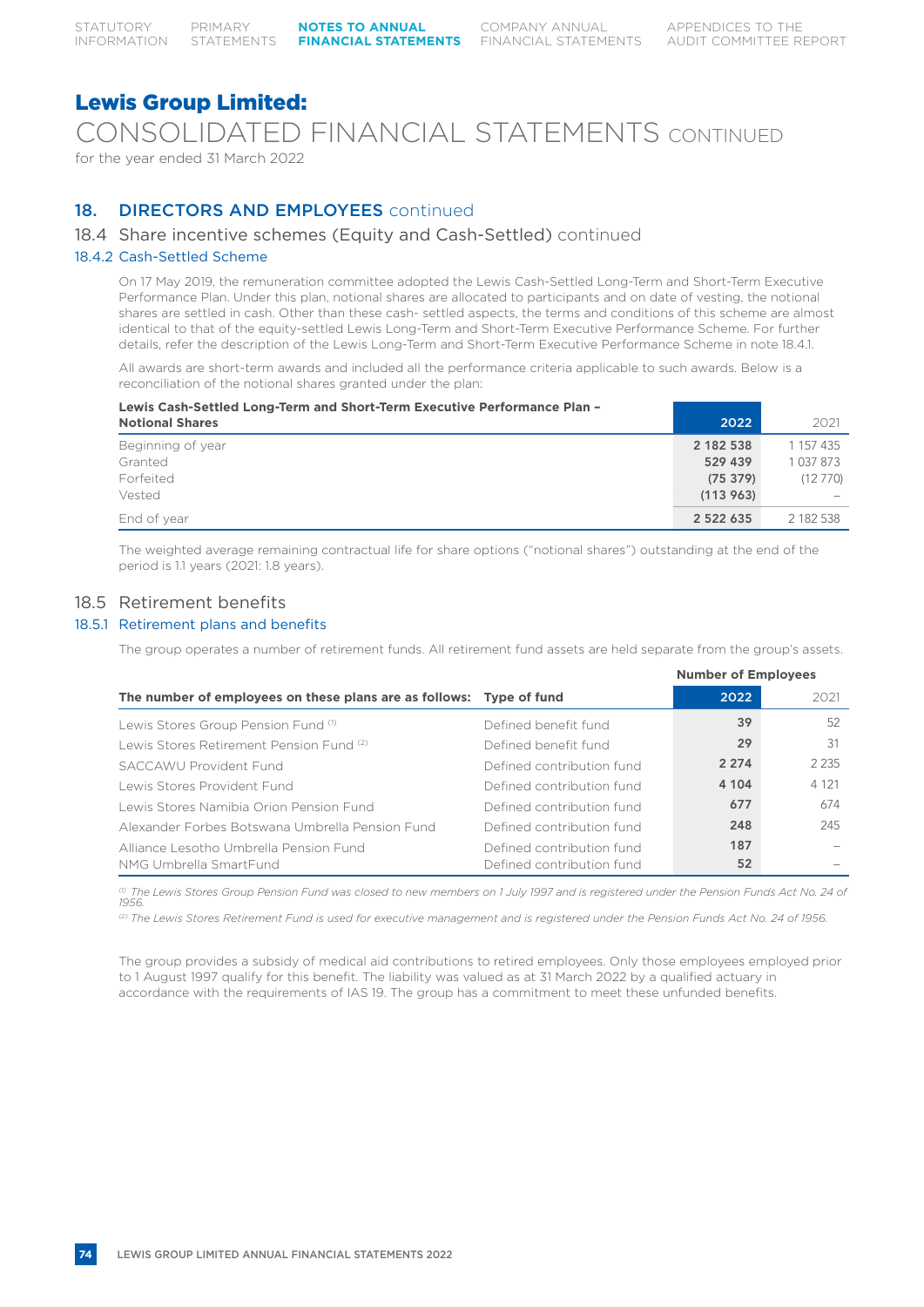# Lewis Group Limited:

CONSOLIDATED FINANCIAL STATEMENTS CONTINUED

for the year ended 31 March 2022

## 18. DIRECTORS AND EMPLOYEES continued

### 18.4 Share incentive schemes (Equity and Cash-Settled) continued

#### 18.4.2 Cash-Settled Scheme

On 17 May 2019, the remuneration committee adopted the Lewis Cash-Settled Long-Term and Short-Term Executive Performance Plan. Under this plan, notional shares are allocated to participants and on date of vesting, the notional shares are settled in cash. Other than these cash- settled aspects, the terms and conditions of this scheme are almost identical to that of the equity-settled Lewis Long-Term and Short-Term Executive Performance Scheme. For further details, refer the description of the Lewis Long-Term and Short-Term Executive Performance Scheme in note 18.4.1.

All awards are short-term awards and included all the performance criteria applicable to such awards. Below is a reconciliation of the notional shares granted under the plan:

| Lewis Cash-Settled Long-Term and Short-Term Executive Performance Plan – Notional Shares | 2022 | 2021 |
|---|---|---|
| Beginning of year | 2 182 538 | 1 157 435 |
| Granted | 529 439 | 1 037 873 |
| Forfeited | (75 379) | (12 770) |
| Vested | (113 963) | – |
| End of year | 2 522 635 | 2 182 538 |

The weighted average remaining contractual life for share options ("notional shares") outstanding at the end of the period is 1.1 years (2021: 1.8 years).

### 18.5 Retirement benefits

#### 18.5.1 Retirement plans and benefits

The group operates a number of retirement funds. All retirement fund assets are held separate from the group's assets.

| | | Number of Employees | |
|---|---|---|---|
| **The number of employees on these plans are as follows:** | **Type of fund** | **2022** | **2021** |
| Lewis Stores Group Pension Fund [1] | Defined benefit fund | 39 | 52 |
| Lewis Stores Retirement Pension Fund [2] | Defined benefit fund | 29 | 31 |
| SACCAWU Provident Fund | Defined contribution fund | 2 274 | 2 235 |
| Lewis Stores Provident Fund | Defined contribution fund | 4 104 | 4 121 |
| Lewis Stores Namibia Orion Pension Fund | Defined contribution fund | 677 | 674 |
| Alexander Forbes Botswana Umbrella Pension Fund | Defined contribution fund | 248 | 245 |
| Alliance Lesotho Umbrella Pension Fund | Defined contribution fund | 187 | – |
| NMG Umbrella SmartFund | Defined contribution fund | 52 | – |

[1] *The Lewis Stores Group Pension Fund was closed to new members on 1 July 1997 and is registered under the Pension Funds Act No. 24 of 1956.*

[2] *The Lewis Stores Retirement Fund is used for executive management and is registered under the Pension Funds Act No. 24 of 1956.*

The group provides a subsidy of medical aid contributions to retired employees. Only those employees employed prior to 1 August 1997 qualify for this benefit. The liability was valued as at 31 March 2022 by a qualified actuary in accordance with the requirements of IAS 19. The group has a commitment to meet these unfunded benefits.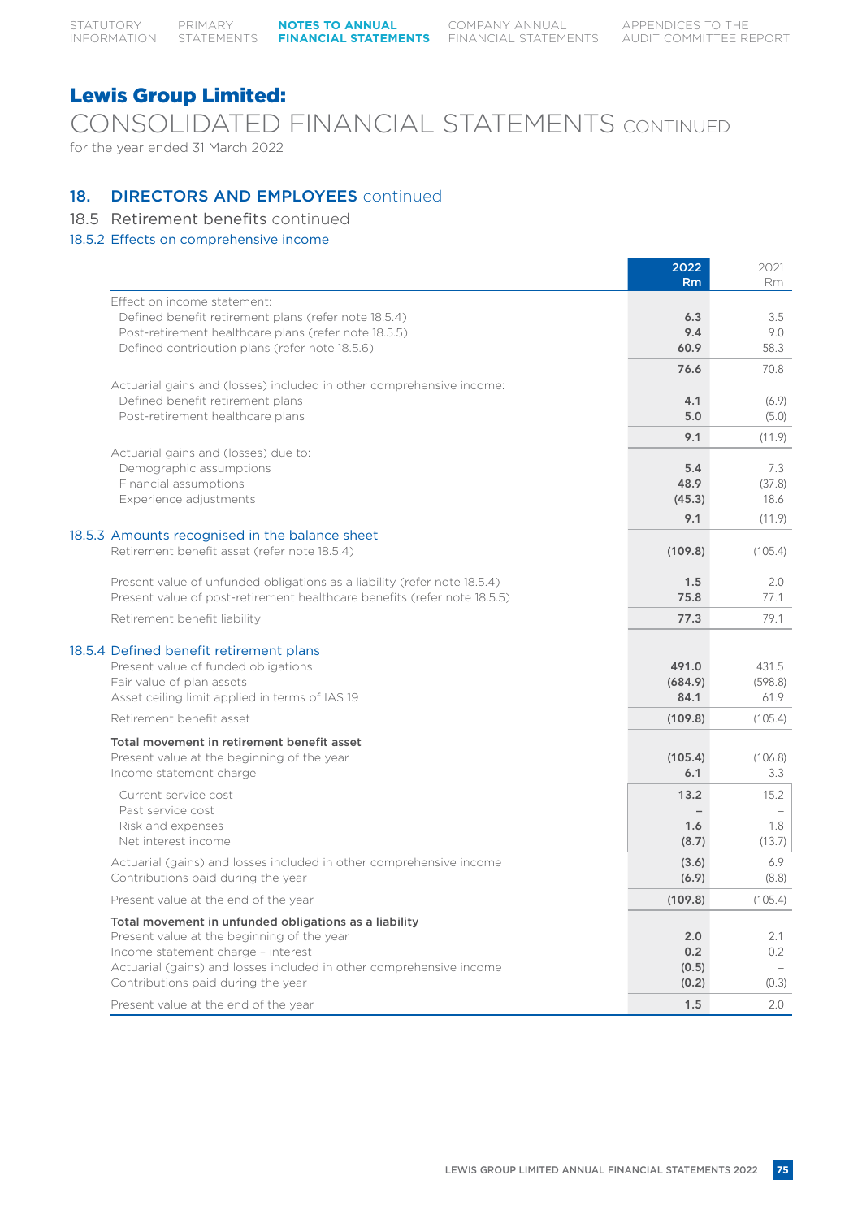# Lewis Group Limited:

## CONSOLIDATED FINANCIAL STATEMENTS CONTINUED

for the year ended 31 March 2022

## 18. DIRECTORS AND EMPLOYEES continued

### 18.5 Retirement benefits continued

#### 18.5.2 Effects on comprehensive income

| | 2022 Rm | 2021 Rm |
|---|---|---|
| Effect on income statement: | | |
| Defined benefit retirement plans (refer note 18.5.4) | **6.3** | 3.5 |
| Post-retirement healthcare plans (refer note 18.5.5) | **9.4** | 9.0 |
| Defined contribution plans (refer note 18.5.6) | **60.9** | 58.3 |
| | **76.6** | 70.8 |
| Actuarial gains and (losses) included in other comprehensive income: | | |
| Defined benefit retirement plans | **4.1** | (6.9) |
| Post-retirement healthcare plans | **5.0** | (5.0) |
| | **9.1** | (11.9) |
| Actuarial gains and (losses) due to: | | |
| Demographic assumptions | **5.4** | 7.3 |
| Financial assumptions | **48.9** | (37.8) |
| Experience adjustments | **(45.3)** | 18.6 |
| | **9.1** | (11.9) |

#### 18.5.3 Amounts recognised in the balance sheet

| | 2022 Rm | 2021 Rm |
|---|---|---|
| Retirement benefit asset (refer note 18.5.4) | **(109.8)** | (105.4) |
| Present value of unfunded obligations as a liability (refer note 18.5.4) | **1.5** | 2.0 |
| Present value of post-retirement healthcare benefits (refer note 18.5.5) | **75.8** | 77.1 |
| Retirement benefit liability | **77.3** | 79.1 |

#### 18.5.4 Defined benefit retirement plans

| | 2022 Rm | 2021 Rm |
|---|---|---|
| Present value of funded obligations | **491.0** | 431.5 |
| Fair value of plan assets | **(684.9)** | (598.8) |
| Asset ceiling limit applied in terms of IAS 19 | **84.1** | 61.9 |
| Retirement benefit asset | **(109.8)** | (105.4) |
| **Total movement in retirement benefit asset** | | |
| Present value at the beginning of the year | **(105.4)** | (106.8) |
| Income statement charge | **6.1** | 3.3 |
| Current service cost | **13.2** | 15.2 |
| Past service cost | – | – |
| Risk and expenses | **1.6** | 1.8 |
| Net interest income | **(8.7)** | (13.7) |
| Actuarial (gains) and losses included in other comprehensive income | **(3.6)** | 6.9 |
| Contributions paid during the year | **(6.9)** | (8.8) |
| Present value at the end of the year | **(109.8)** | (105.4) |
| **Total movement in unfunded obligations as a liability** | | |
| Present value at the beginning of the year | **2.0** | 2.1 |
| Income statement charge – interest | **0.2** | 0.2 |
| Actuarial (gains) and losses included in other comprehensive income | **(0.5)** | – |
| Contributions paid during the year | **(0.2)** | (0.3) |
| Present value at the end of the year | **1.5** | 2.0 |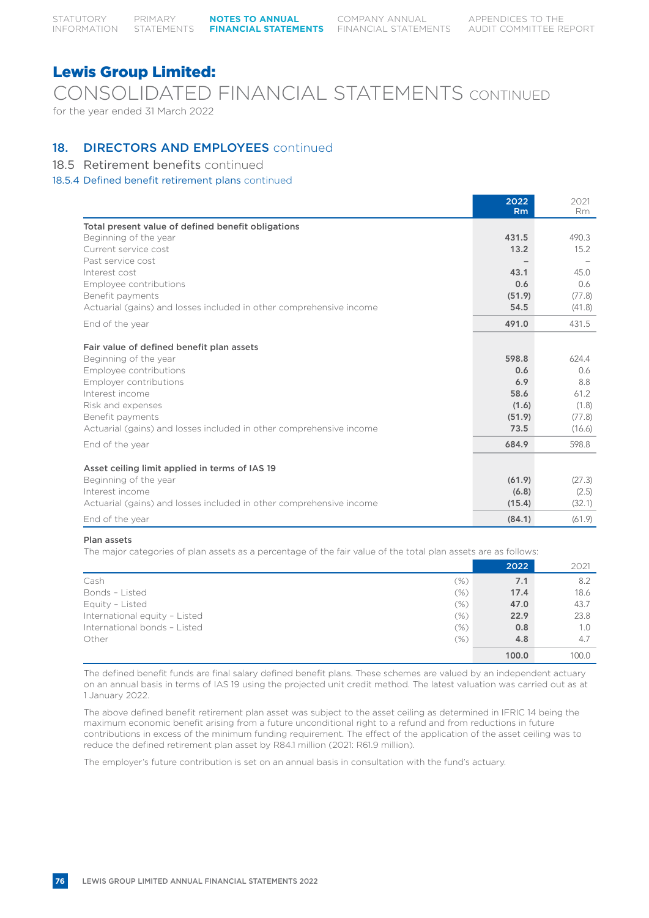# Lewis Group Limited:

## CONSOLIDATED FINANCIAL STATEMENTS CONTINUED

for the year ended 31 March 2022

## 18. DIRECTORS AND EMPLOYEES continued

### 18.5 Retirement benefits continued

#### 18.5.4 Defined benefit retirement plans continued

| | 2022 Rm | 2021 Rm |
|---|---|---|
| **Total present value of defined benefit obligations** | | |
| Beginning of the year | **431.5** | 490.3 |
| Current service cost | **13.2** | 15.2 |
| Past service cost | **–** | – |
| Interest cost | **43.1** | 45.0 |
| Employee contributions | **0.6** | 0.6 |
| Benefit payments | **(51.9)** | (77.8) |
| Actuarial (gains) and losses included in other comprehensive income | **54.5** | (41.8) |
| End of the year | **491.0** | 431.5 |
| **Fair value of defined benefit plan assets** | | |
| Beginning of the year | **598.8** | 624.4 |
| Employee contributions | **0.6** | 0.6 |
| Employer contributions | **6.9** | 8.8 |
| Interest income | **58.6** | 61.2 |
| Risk and expenses | **(1.6)** | (1.8) |
| Benefit payments | **(51.9)** | (77.8) |
| Actuarial (gains) and losses included in other comprehensive income | **73.5** | (16.6) |
| End of the year | **684.9** | 598.8 |
| **Asset ceiling limit applied in terms of IAS 19** | | |
| Beginning of the year | **(61.9)** | (27.3) |
| Interest income | **(6.8)** | (2.5) |
| Actuarial (gains) and losses included in other comprehensive income | **(15.4)** | (32.1) |
| End of the year | **(84.1)** | (61.9) |

**Plan assets**

The major categories of plan assets as a percentage of the fair value of the total plan assets are as follows:

| | | 2022 | 2021 |
|---|---|---|---|
| Cash | (%) | **7.1** | 8.2 |
| Bonds – Listed | (%) | **17.4** | 18.6 |
| Equity – Listed | (%) | **47.0** | 43.7 |
| International equity – Listed | (%) | **22.9** | 23.8 |
| International bonds – Listed | (%) | **0.8** | 1.0 |
| Other | (%) | **4.8** | 4.7 |
| | | **100.0** | 100.0 |

The defined benefit funds are final salary defined benefit plans. These schemes are valued by an independent actuary on an annual basis in terms of IAS 19 using the projected unit credit method. The latest valuation was carried out as at 1 January 2022.

The above defined benefit retirement plan asset was subject to the asset ceiling as determined in IFRIC 14 being the maximum economic benefit arising from a future unconditional right to a refund and from reductions in future contributions in excess of the minimum funding requirement. The effect of the application of the asset ceiling was to reduce the defined retirement plan asset by R84.1 million (2021: R61.9 million).

The employer's future contribution is set on an annual basis in consultation with the fund's actuary.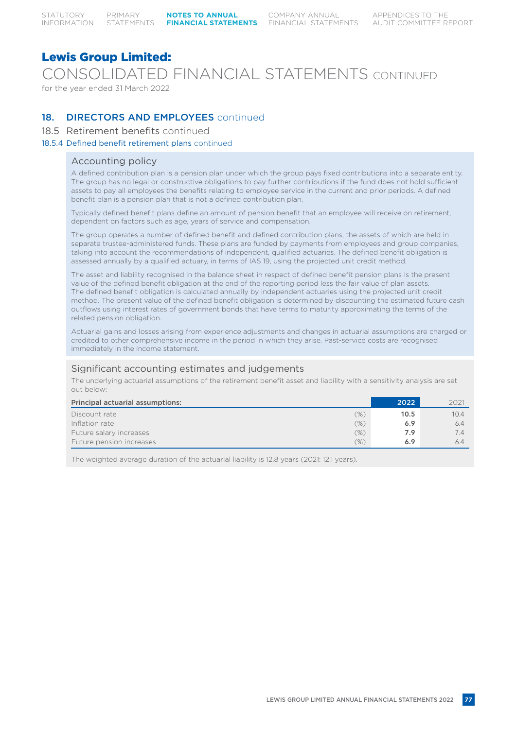# Lewis Group Limited:

## CONSOLIDATED FINANCIAL STATEMENTS CONTINUED

for the year ended 31 March 2022

## 18. DIRECTORS AND EMPLOYEES continued

### 18.5 Retirement benefits continued

#### 18.5.4 Defined benefit retirement plans continued

**Accounting policy**

A defined contribution plan is a pension plan under which the group pays fixed contributions into a separate entity. The group has no legal or constructive obligations to pay further contributions if the fund does not hold sufficient assets to pay all employees the benefits relating to employee service in the current and prior periods. A defined benefit plan is a pension plan that is not a defined contribution plan.

Typically defined benefit plans define an amount of pension benefit that an employee will receive on retirement, dependent on factors such as age, years of service and compensation.

The group operates a number of defined benefit and defined contribution plans, the assets of which are held in separate trustee-administered funds. These plans are funded by payments from employees and group companies, taking into account the recommendations of independent, qualified actuaries. The defined benefit obligation is assessed annually by a qualified actuary, in terms of IAS 19, using the projected unit credit method.

The asset and liability recognised in the balance sheet in respect of defined benefit pension plans is the present value of the defined benefit obligation at the end of the reporting period less the fair value of plan assets. The defined benefit obligation is calculated annually by independent actuaries using the projected unit credit method. The present value of the defined benefit obligation is determined by discounting the estimated future cash outflows using interest rates of government bonds that have terms to maturity approximating the terms of the related pension obligation.

Actuarial gains and losses arising from experience adjustments and changes in actuarial assumptions are charged or credited to other comprehensive income in the period in which they arise. Past-service costs are recognised immediately in the income statement.

**Significant accounting estimates and judgements**

The underlying actuarial assumptions of the retirement benefit asset and liability with a sensitivity analysis are set out below:

| Principal actuarial assumptions: | | 2022 | 2021 |
|---|---|---|---|
| Discount rate | (%) | 10.5 | 10.4 |
| Inflation rate | (%) | 6.9 | 6.4 |
| Future salary increases | (%) | 7.9 | 7.4 |
| Future pension increases | (%) | 6.9 | 6.4 |

The weighted average duration of the actuarial liability is 12.8 years (2021: 12.1 years).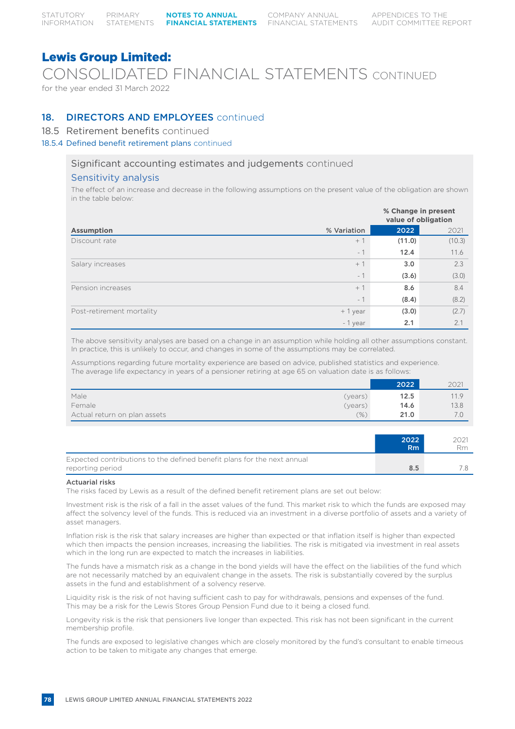# Lewis Group Limited:

## CONSOLIDATED FINANCIAL STATEMENTS CONTINUED

for the year ended 31 March 2022

## 18. DIRECTORS AND EMPLOYEES continued

### 18.5 Retirement benefits continued

#### 18.5.4 Defined benefit retirement plans continued

**Significant accounting estimates and judgements** continued

**Sensitivity analysis**

The effect of an increase and decrease in the following assumptions on the present value of the obligation are shown in the table below:

| Assumption | % Variation | % Change in present value of obligation 2022 | 2021 |
|---|---|---|---|
| Discount rate | + 1 | **(11.0)** | (10.3) |
| | - 1 | **12.4** | 11.6 |
| Salary increases | + 1 | **3.0** | 2.3 |
| | - 1 | **(3.6)** | (3.0) |
| Pension increases | + 1 | **8.6** | 8.4 |
| | - 1 | **(8.4)** | (8.2) |
| Post-retirement mortality | + 1 year | **(3.0)** | (2.7) |
| | - 1 year | **2.1** | 2.1 |

The above sensitivity analyses are based on a change in an assumption while holding all other assumptions constant. In practice, this is unlikely to occur, and changes in some of the assumptions may be correlated.

Assumptions regarding future mortality experience are based on advice, published statistics and experience. The average life expectancy in years of a pensioner retiring at age 65 on valuation date is as follows:

| | | 2022 | 2021 |
|---|---|---|---|
| Male | (years) | **12.5** | 11.9 |
| Female | (years) | **14.6** | 13.8 |
| Actual return on plan assets | (%) | **21.0** | 7.0 |

| | 2022 Rm | 2021 Rm |
|---|---|---|
| Expected contributions to the defined benefit plans for the next annual reporting period | **8.5** | 7.8 |

**Actuarial risks**

The risks faced by Lewis as a result of the defined benefit retirement plans are set out below:

Investment risk is the risk of a fall in the asset values of the fund. This market risk to which the funds are exposed may affect the solvency level of the funds. This is reduced via an investment in a diverse portfolio of assets and a variety of asset managers.

Inflation risk is the risk that salary increases are higher than expected or that inflation itself is higher than expected which then impacts the pension increases, increasing the liabilities. The risk is mitigated via investment in real assets which in the long run are expected to match the increases in liabilities.

The funds have a mismatch risk as a change in the bond yields will have the effect on the liabilities of the fund which are not necessarily matched by an equivalent change in the assets. The risk is substantially covered by the surplus assets in the fund and establishment of a solvency reserve.

Liquidity risk is the risk of not having sufficient cash to pay for withdrawals, pensions and expenses of the fund. This may be a risk for the Lewis Stores Group Pension Fund due to it being a closed fund.

Longevity risk is the risk that pensioners live longer than expected. This risk has not been significant in the current membership profile.

The funds are exposed to legislative changes which are closely monitored by the fund's consultant to enable timeous action to be taken to mitigate any changes that emerge.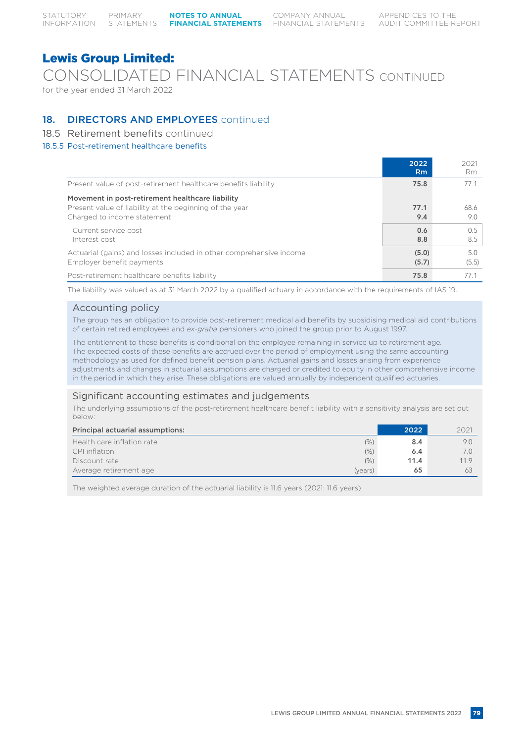# Lewis Group Limited:

## CONSOLIDATED FINANCIAL STATEMENTS CONTINUED

for the year ended 31 March 2022

### 18. DIRECTORS AND EMPLOYEES continued

#### 18.5 Retirement benefits continued

##### 18.5.5 Post-retirement healthcare benefits

| | 2022 Rm | 2021 Rm |
|---|---|---|
| Present value of post-retirement healthcare benefits liability | **75.8** | 77.1 |
| **Movement in post-retirement healthcare liability** | | |
| Present value of liability at the beginning of the year | **77.1** | 68.6 |
| Charged to income statement | **9.4** | 9.0 |
| Current service cost | **0.6** | 0.5 |
| Interest cost | **8.8** | 8.5 |
| Actuarial (gains) and losses included in other comprehensive income | **(5.0)** | 5.0 |
| Employer benefit payments | **(5.7)** | (5.5) |
| Post-retirement healthcare benefits liability | **75.8** | 77.1 |

The liability was valued as at 31 March 2022 by a qualified actuary in accordance with the requirements of IAS 19.

#### Accounting policy

The group has an obligation to provide post-retirement medical aid benefits by subsidising medical aid contributions of certain retired employees and *ex-gratia* pensioners who joined the group prior to August 1997.

The entitlement to these benefits is conditional on the employee remaining in service up to retirement age. The expected costs of these benefits are accrued over the period of employment using the same accounting methodology as used for defined benefit pension plans. Actuarial gains and losses arising from experience adjustments and changes in actuarial assumptions are charged or credited to equity in other comprehensive income in the period in which they arise. These obligations are valued annually by independent qualified actuaries.

#### Significant accounting estimates and judgements

The underlying assumptions of the post-retirement healthcare benefit liability with a sensitivity analysis are set out below:

| **Principal actuarial assumptions:** | | 2022 | 2021 |
|---|---|---|---|
| Health care inflation rate | (%) | **8.4** | 9.0 |
| CPI inflation | (%) | **6.4** | 7.0 |
| Discount rate | (%) | **11.4** | 11.9 |
| Average retirement age | (years) | **65** | 63 |

The weighted average duration of the actuarial liability is 11.6 years (2021: 11.6 years).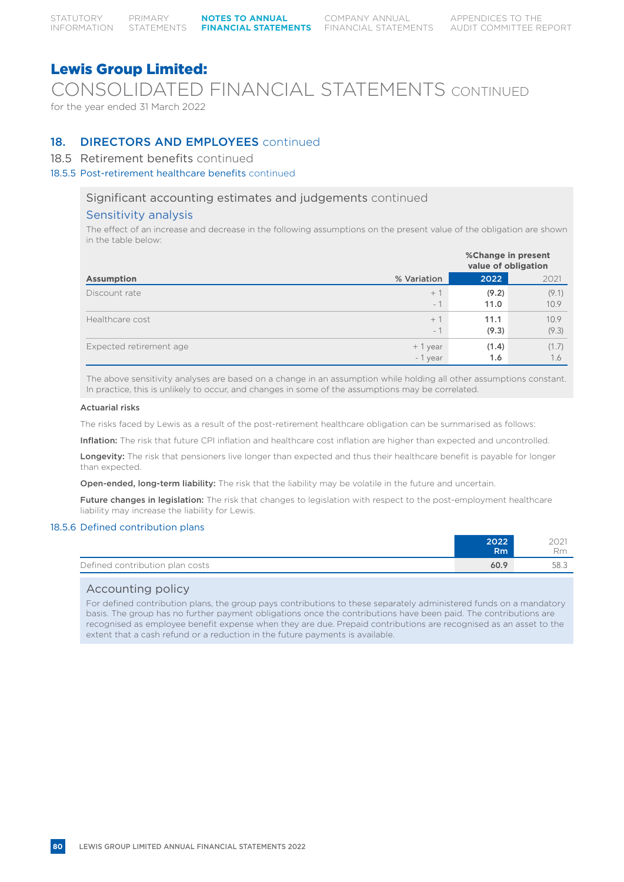# Lewis Group Limited:

# CONSOLIDATED FINANCIAL STATEMENTS CONTINUED

for the year ended 31 March 2022

## 18. DIRECTORS AND EMPLOYEES continued

### 18.5 Retirement benefits continued

#### 18.5.5 Post-retirement healthcare benefits continued

**Significant accounting estimates and judgements continued**

**Sensitivity analysis**

The effect of an increase and decrease in the following assumptions on the present value of the obligation are shown in the table below:

| Assumption | % Variation | %Change in present value of obligation 2022 | 2021 |
|---|---|---|---|
| Discount rate | + 1 | **(9.2)** | (9.1) |
| | - 1 | **11.0** | 10.9 |
| Healthcare cost | + 1 | **11.1** | 10.9 |
| | - 1 | **(9.3)** | (9.3) |
| Expected retirement age | + 1 year | **(1.4)** | (1.7) |
| | - 1 year | **1.6** | 1.6 |

The above sensitivity analyses are based on a change in an assumption while holding all other assumptions constant. In practice, this is unlikely to occur, and changes in some of the assumptions may be correlated.

**Actuarial risks**

The risks faced by Lewis as a result of the post-retirement healthcare obligation can be summarised as follows:

**Inflation:** The risk that future CPI inflation and healthcare cost inflation are higher than expected and uncontrolled.

**Longevity:** The risk that pensioners live longer than expected and thus their healthcare benefit is payable for longer than expected.

**Open-ended, long-term liability:** The risk that the liability may be volatile in the future and uncertain.

**Future changes in legislation:** The risk that changes to legislation with respect to the post-employment healthcare liability may increase the liability for Lewis.

#### 18.5.6 Defined contribution plans

| | 2022 Rm | 2021 Rm |
|---|---|---|
| Defined contribution plan costs | **60.9** | 58.3 |

**Accounting policy**

For defined contribution plans, the group pays contributions to these separately administered funds on a mandatory basis. The group has no further payment obligations once the contributions have been paid. The contributions are recognised as employee benefit expense when they are due. Prepaid contributions are recognised as an asset to the extent that a cash refund or a reduction in the future payments is available.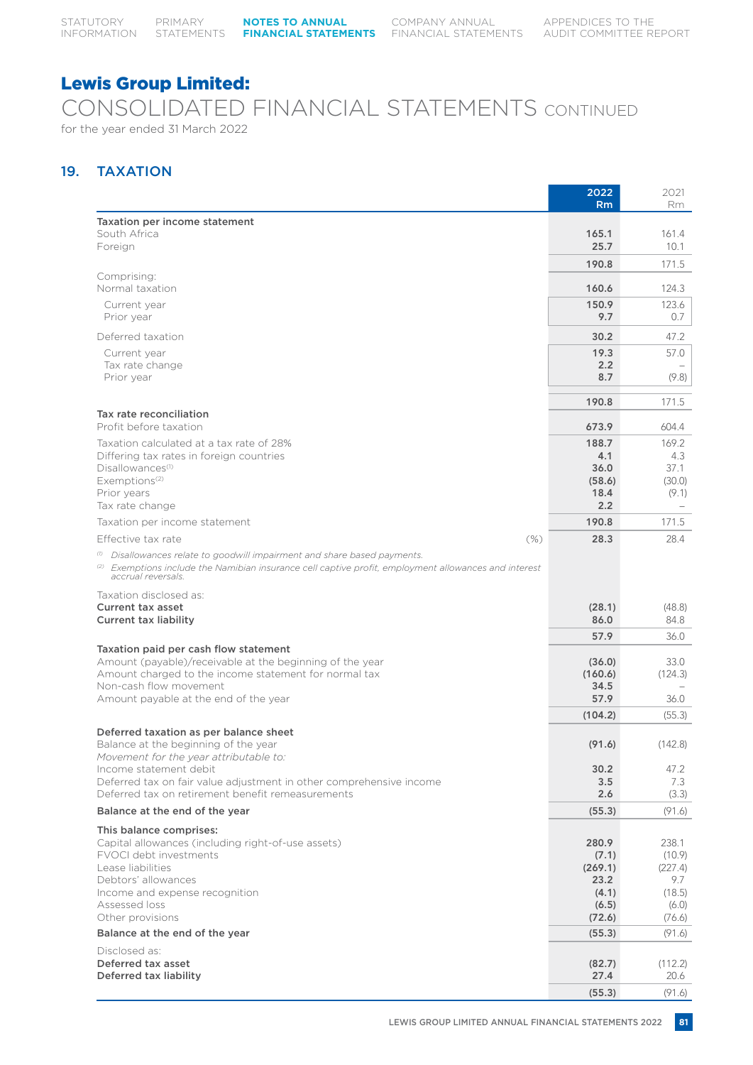# Lewis Group Limited:

## CONSOLIDATED FINANCIAL STATEMENTS CONTINUED

for the year ended 31 March 2022

## 19. TAXATION

| | | 2022 Rm | 2021 Rm |
|---|---|---|---|
| **Taxation per income statement** | | | |
| South Africa | | 165.1 | 161.4 |
| Foreign | | 25.7 | 10.1 |
| | | 190.8 | 171.5 |
| Comprising: | | | |
| Normal taxation | | 160.6 | 124.3 |
| Current year | | 150.9 | 123.6 |
| Prior year | | 9.7 | 0.7 |
| Deferred taxation | | 30.2 | 47.2 |
| Current year | | 19.3 | 57.0 |
| Tax rate change | | 2.2 | – |
| Prior year | | 8.7 | (9.8) |
| | | 190.8 | 171.5 |
| **Tax rate reconciliation** | | | |
| Profit before taxation | | 673.9 | 604.4 |
| Taxation calculated at a tax rate of 28% | | 188.7 | 169.2 |
| Differing tax rates in foreign countries | | 4.1 | 4.3 |
| Disallowances[(1)] | | 36.0 | 37.1 |
| Exemptions[(2)] | | (58.6) | (30.0) |
| Prior years | | 18.4 | (9.1) |
| Tax rate change | | 2.2 | – |
| Taxation per income statement | | 190.8 | 171.5 |
| Effective tax rate | (%) | 28.3 | 28.4 |

[(1)] *Disallowances relate to goodwill impairment and share based payments.*

[(2)] *Exemptions include the Namibian insurance cell captive profit, employment allowances and interest accrual reversals.*

| | 2022 Rm | 2021 Rm |
|---|---|---|
| Taxation disclosed as: | | |
| **Current tax asset** | (28.1) | (48.8) |
| **Current tax liability** | 86.0 | 84.8 |
| | 57.9 | 36.0 |
| **Taxation paid per cash flow statement** | | |
| Amount (payable)/receivable at the beginning of the year | (36.0) | 33.0 |
| Amount charged to the income statement for normal tax | (160.6) | (124.3) |
| Non-cash flow movement | 34.5 | – |
| Amount payable at the end of the year | 57.9 | 36.0 |
| | (104.2) | (55.3) |
| **Deferred taxation as per balance sheet** | | |
| Balance at the beginning of the year | (91.6) | (142.8) |
| *Movement for the year attributable to:* | | |
| Income statement debit | 30.2 | 47.2 |
| Deferred tax on fair value adjustment in other comprehensive income | 3.5 | 7.3 |
| Deferred tax on retirement benefit remeasurements | 2.6 | (3.3) |
| **Balance at the end of the year** | (55.3) | (91.6) |
| **This balance comprises:** | | |
| Capital allowances (including right-of-use assets) | 280.9 | 238.1 |
| FVOCI debt investments | (7.1) | (10.9) |
| Lease liabilities | (269.1) | (227.4) |
| Debtors' allowances | 23.2 | 9.7 |
| Income and expense recognition | (4.1) | (18.5) |
| Assessed loss | (6.5) | (6.0) |
| Other provisions | (72.6) | (76.6) |
| **Balance at the end of the year** | (55.3) | (91.6) |
| Disclosed as: | | |
| **Deferred tax asset** | (82.7) | (112.2) |
| **Deferred tax liability** | 27.4 | 20.6 |
| | (55.3) | (91.6) |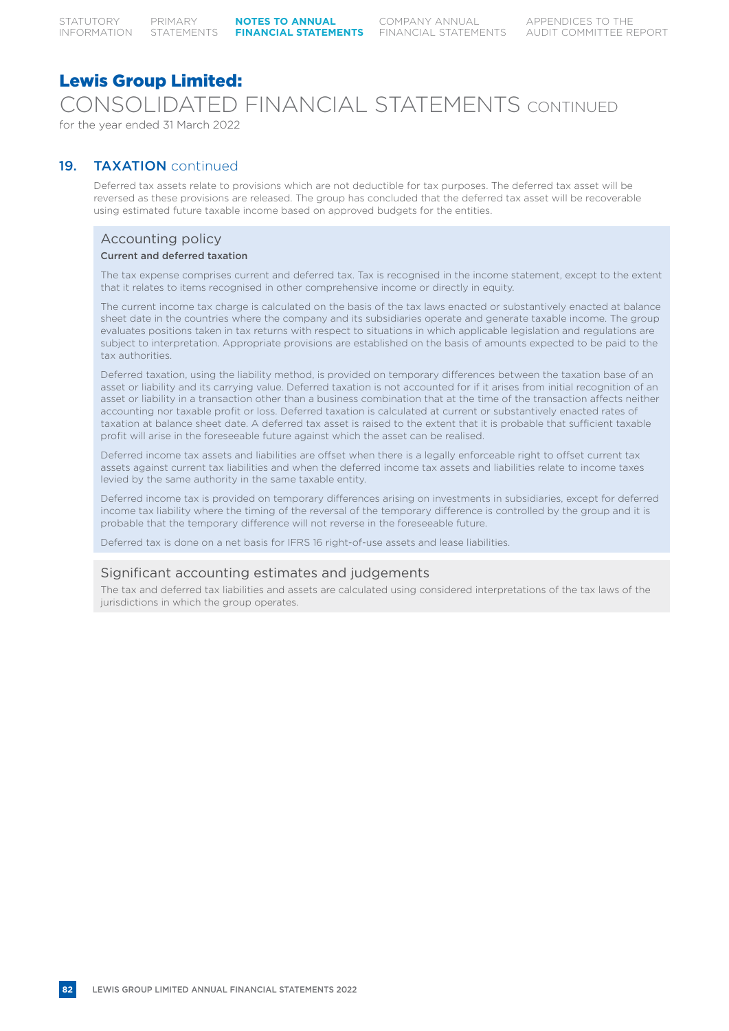# Lewis Group Limited:

## CONSOLIDATED FINANCIAL STATEMENTS CONTINUED

for the year ended 31 March 2022

## 19. TAXATION continued

Deferred tax assets relate to provisions which are not deductible for tax purposes. The deferred tax asset will be reversed as these provisions are released. The group has concluded that the deferred tax asset will be recoverable using estimated future taxable income based on approved budgets for the entities.

### Accounting policy

**Current and deferred taxation**

The tax expense comprises current and deferred tax. Tax is recognised in the income statement, except to the extent that it relates to items recognised in other comprehensive income or directly in equity.

The current income tax charge is calculated on the basis of the tax laws enacted or substantively enacted at balance sheet date in the countries where the company and its subsidiaries operate and generate taxable income. The group evaluates positions taken in tax returns with respect to situations in which applicable legislation and regulations are subject to interpretation. Appropriate provisions are established on the basis of amounts expected to be paid to the tax authorities.

Deferred taxation, using the liability method, is provided on temporary differences between the taxation base of an asset or liability and its carrying value. Deferred taxation is not accounted for if it arises from initial recognition of an asset or liability in a transaction other than a business combination that at the time of the transaction affects neither accounting nor taxable profit or loss. Deferred taxation is calculated at current or substantively enacted rates of taxation at balance sheet date. A deferred tax asset is raised to the extent that it is probable that sufficient taxable profit will arise in the foreseeable future against which the asset can be realised.

Deferred income tax assets and liabilities are offset when there is a legally enforceable right to offset current tax assets against current tax liabilities and when the deferred income tax assets and liabilities relate to income taxes levied by the same authority in the same taxable entity.

Deferred income tax is provided on temporary differences arising on investments in subsidiaries, except for deferred income tax liability where the timing of the reversal of the temporary difference is controlled by the group and it is probable that the temporary difference will not reverse in the foreseeable future.

Deferred tax is done on a net basis for IFRS 16 right-of-use assets and lease liabilities.

### Significant accounting estimates and judgements

The tax and deferred tax liabilities and assets are calculated using considered interpretations of the tax laws of the jurisdictions in which the group operates.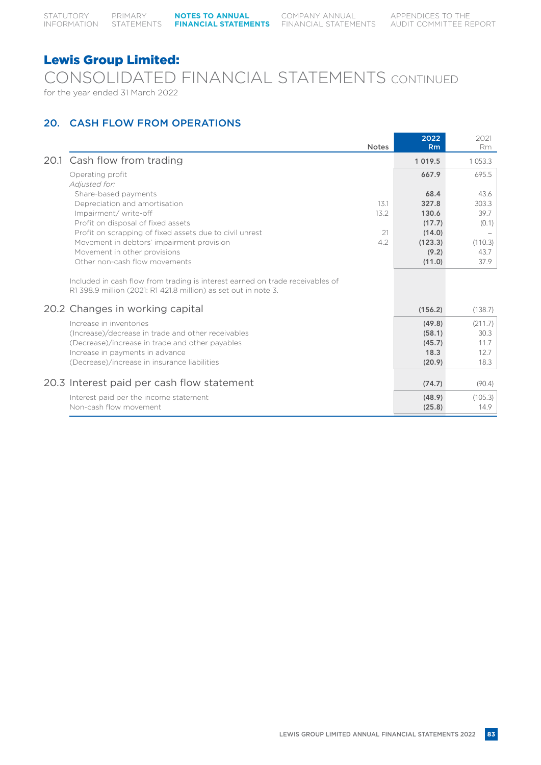# Lewis Group Limited:

## CONSOLIDATED FINANCIAL STATEMENTS CONTINUED

for the year ended 31 March 2022

## 20. CASH FLOW FROM OPERATIONS

| | | Notes | 2022 Rm | 2021 Rm |
|---|---|---|---|---|
| 20.1 | **Cash flow from trading** | | **1 019.5** | 1 053.3 |
| | Operating profit | | **667.9** | 695.5 |
| | *Adjusted for:* | | | |
| | Share-based payments | | **68.4** | 43.6 |
| | Depreciation and amortisation | 13.1 | **327.8** | 303.3 |
| | Impairment/ write-off | 13.2 | **130.6** | 39.7 |
| | Profit on disposal of fixed assets | | **(17.7)** | (0.1) |
| | Profit on scrapping of fixed assets due to civil unrest | 21 | **(14.0)** | – |
| | Movement in debtors' impairment provision | 4.2 | **(123.3)** | (110.3) |
| | Movement in other provisions | | **(9.2)** | 43.7 |
| | Other non-cash flow movements | | **(11.0)** | 37.9 |
| | Included in cash flow from trading is interest earned on trade receivables of R1 398.9 million (2021: R1 421.8 million) as set out in note 3. | | | |
| 20.2 | **Changes in working capital** | | **(156.2)** | (138.7) |
| | Increase in inventories | | **(49.8)** | (211.7) |
| | (Increase)/decrease in trade and other receivables | | **(58.1)** | 30.3 |
| | (Decrease)/increase in trade and other payables | | **(45.7)** | 11.7 |
| | Increase in payments in advance | | **18.3** | 12.7 |
| | (Decrease)/increase in insurance liabilities | | **(20.9)** | 18.3 |
| 20.3 | **Interest paid per cash flow statement** | | **(74.7)** | (90.4) |
| | Interest paid per the income statement | | **(48.9)** | (105.3) |
| | Non-cash flow movement | | **(25.8)** | 14.9 |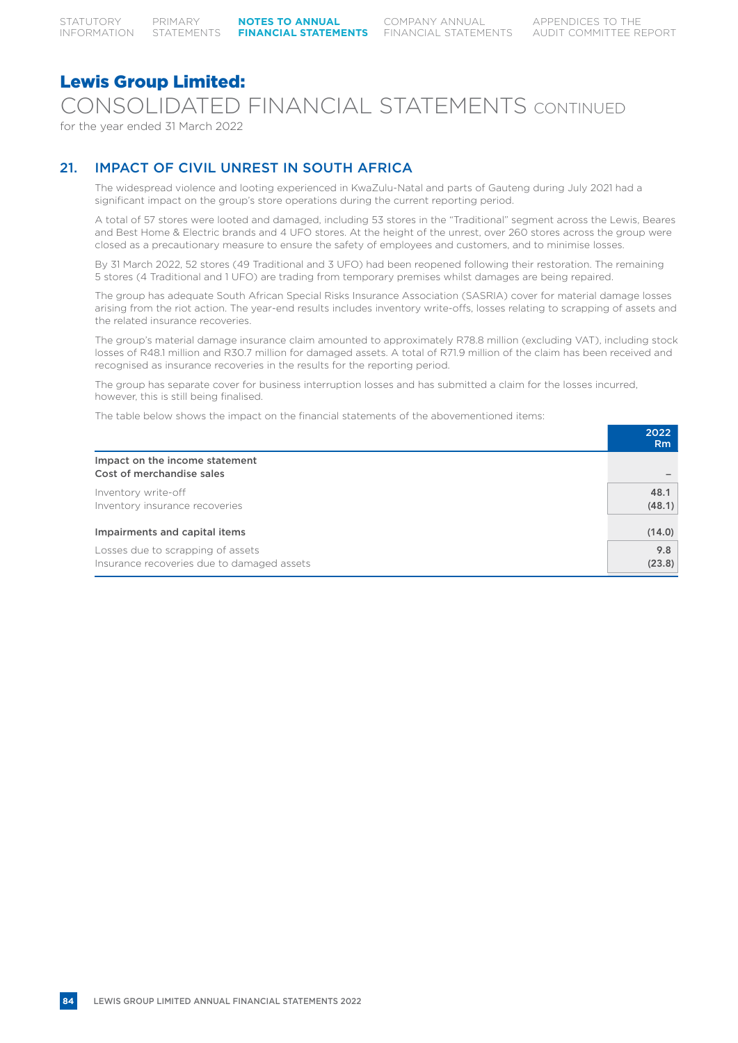# Lewis Group Limited:

## CONSOLIDATED FINANCIAL STATEMENTS CONTINUED

for the year ended 31 March 2022

## 21. IMPACT OF CIVIL UNREST IN SOUTH AFRICA

The widespread violence and looting experienced in KwaZulu-Natal and parts of Gauteng during July 2021 had a significant impact on the group's store operations during the current reporting period.

A total of 57 stores were looted and damaged, including 53 stores in the "Traditional" segment across the Lewis, Beares and Best Home & Electric brands and 4 UFO stores. At the height of the unrest, over 260 stores across the group were closed as a precautionary measure to ensure the safety of employees and customers, and to minimise losses.

By 31 March 2022, 52 stores (49 Traditional and 3 UFO) had been reopened following their restoration. The remaining 5 stores (4 Traditional and 1 UFO) are trading from temporary premises whilst damages are being repaired.

The group has adequate South African Special Risks Insurance Association (SASRIA) cover for material damage losses arising from the riot action. The year-end results includes inventory write-offs, losses relating to scrapping of assets and the related insurance recoveries.

The group's material damage insurance claim amounted to approximately R78.8 million (excluding VAT), including stock losses of R48.1 million and R30.7 million for damaged assets. A total of R71.9 million of the claim has been received and recognised as insurance recoveries in the results for the reporting period.

The group has separate cover for business interruption losses and has submitted a claim for the losses incurred, however, this is still being finalised.

The table below shows the impact on the financial statements of the abovementioned items:

| | 2022 Rm |
|---|---|
| **Impact on the income statement** | |
| **Cost of merchandise sales** | **–** |
| Inventory write-off | 48.1 |
| Inventory insurance recoveries | (48.1) |
| **Impairments and capital items** | **(14.0)** |
| Losses due to scrapping of assets | 9.8 |
| Insurance recoveries due to damaged assets | (23.8) |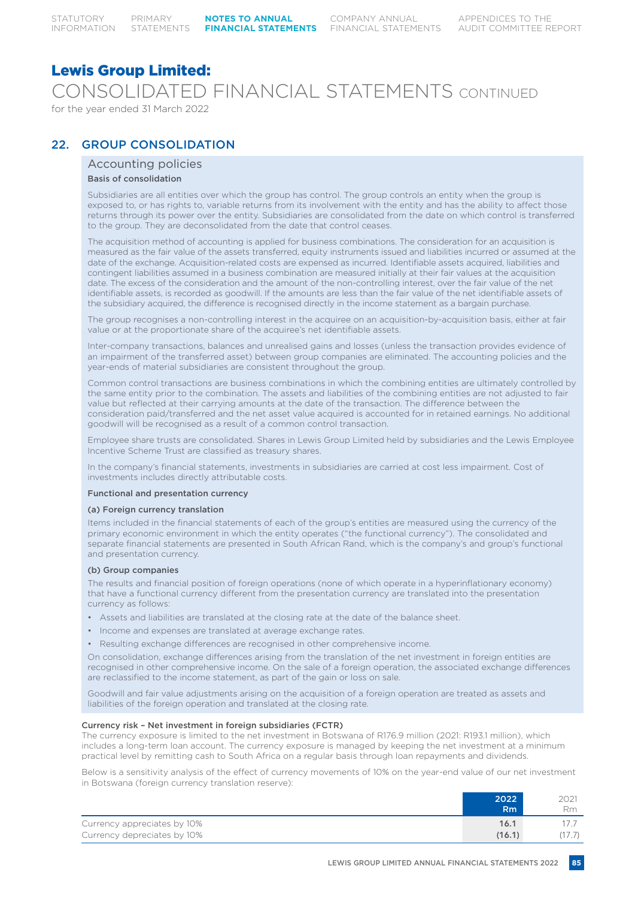# Lewis Group Limited:

CONSOLIDATED FINANCIAL STATEMENTS CONTINUED

for the year ended 31 March 2022

## 22. GROUP CONSOLIDATION

### Accounting policies

**Basis of consolidation**

Subsidiaries are all entities over which the group has control. The group controls an entity when the group is exposed to, or has rights to, variable returns from its involvement with the entity and has the ability to affect those returns through its power over the entity. Subsidiaries are consolidated from the date on which control is transferred to the group. They are deconsolidated from the date that control ceases.

The acquisition method of accounting is applied for business combinations. The consideration for an acquisition is measured as the fair value of the assets transferred, equity instruments issued and liabilities incurred or assumed at the date of the exchange. Acquisition-related costs are expensed as incurred. Identifiable assets acquired, liabilities and contingent liabilities assumed in a business combination are measured initially at their fair values at the acquisition date. The excess of the consideration and the amount of the non-controlling interest, over the fair value of the net identifiable assets, is recorded as goodwill. If the amounts are less than the fair value of the net identifiable assets of the subsidiary acquired, the difference is recognised directly in the income statement as a bargain purchase.

The group recognises a non-controlling interest in the acquiree on an acquisition-by-acquisition basis, either at fair value or at the proportionate share of the acquiree's net identifiable assets.

Inter-company transactions, balances and unrealised gains and losses (unless the transaction provides evidence of an impairment of the transferred asset) between group companies are eliminated. The accounting policies and the year-ends of material subsidiaries are consistent throughout the group.

Common control transactions are business combinations in which the combining entities are ultimately controlled by the same entity prior to the combination. The assets and liabilities of the combining entities are not adjusted to fair value but reflected at their carrying amounts at the date of the transaction. The difference between the consideration paid/transferred and the net asset value acquired is accounted for in retained earnings. No additional goodwill will be recognised as a result of a common control transaction.

Employee share trusts are consolidated. Shares in Lewis Group Limited held by subsidiaries and the Lewis Employee Incentive Scheme Trust are classified as treasury shares.

In the company's financial statements, investments in subsidiaries are carried at cost less impairment. Cost of investments includes directly attributable costs.

**Functional and presentation currency**

**(a) Foreign currency translation**

Items included in the financial statements of each of the group's entities are measured using the currency of the primary economic environment in which the entity operates ("the functional currency"). The consolidated and separate financial statements are presented in South African Rand, which is the company's and group's functional and presentation currency.

**(b) Group companies**

The results and financial position of foreign operations (none of which operate in a hyperinflationary economy) that have a functional currency different from the presentation currency are translated into the presentation currency as follows:

- Assets and liabilities are translated at the closing rate at the date of the balance sheet.
- Income and expenses are translated at average exchange rates.
- Resulting exchange differences are recognised in other comprehensive income.

On consolidation, exchange differences arising from the translation of the net investment in foreign entities are recognised in other comprehensive income. On the sale of a foreign operation, the associated exchange differences are reclassified to the income statement, as part of the gain or loss on sale.

Goodwill and fair value adjustments arising on the acquisition of a foreign operation are treated as assets and liabilities of the foreign operation and translated at the closing rate.

**Currency risk – Net investment in foreign subsidiaries (FCTR)**

The currency exposure is limited to the net investment in Botswana of R176.9 million (2021: R193.1 million), which includes a long-term loan account. The currency exposure is managed by keeping the net investment at a minimum practical level by remitting cash to South Africa on a regular basis through loan repayments and dividends.

Below is a sensitivity analysis of the effect of currency movements of 10% on the year-end value of our net investment in Botswana (foreign currency translation reserve):

| | 2022 Rm | 2021 Rm |
|---|---|---|
| Currency appreciates by 10% | **16.1** | 17.7 |
| Currency depreciates by 10% | **(16.1)** | (17.7) |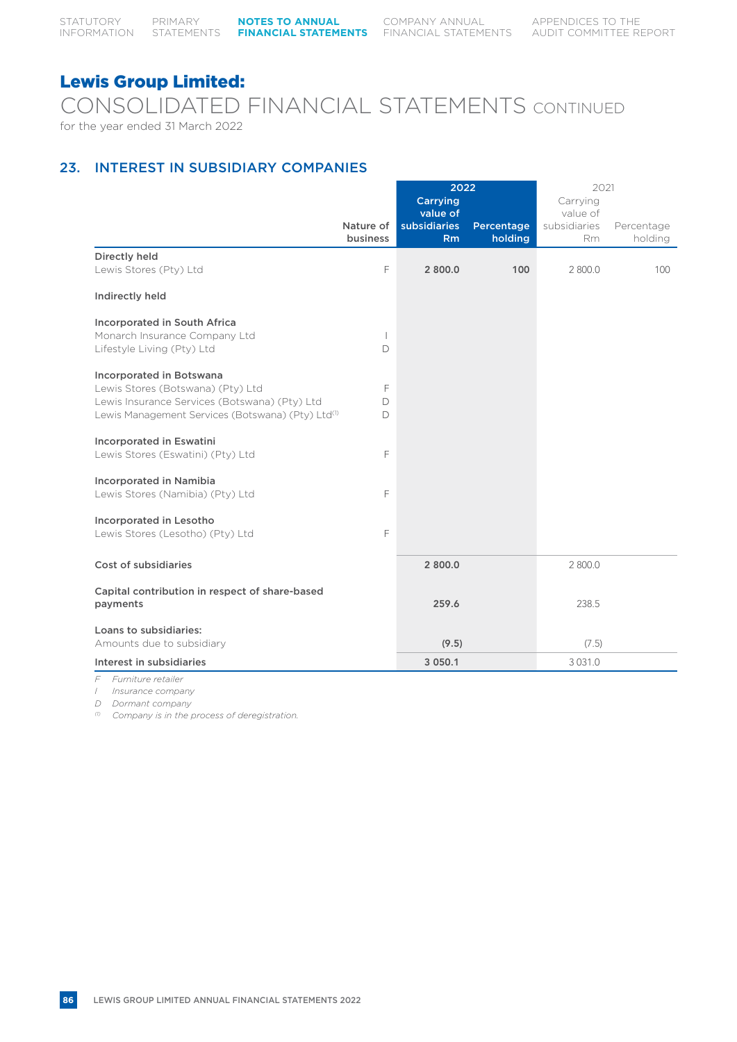# Lewis Group Limited:

## CONSOLIDATED FINANCIAL STATEMENTS CONTINUED

for the year ended 31 March 2022

### 23. INTEREST IN SUBSIDIARY COMPANIES

| | Nature of business | 2022 Carrying value of subsidiaries Rm | 2022 Percentage holding | 2021 Carrying value of subsidiaries Rm | 2021 Percentage holding |
|---|---|---|---|---|---|
| **Directly held** | | | | | |
| Lewis Stores (Pty) Ltd | F | **2 800.0** | **100** | 2 800.0 | 100 |
| **Indirectly held** | | | | | |
| **Incorporated in South Africa** | | | | | |
| Monarch Insurance Company Ltd | I | | | | |
| Lifestyle Living (Pty) Ltd | D | | | | |
| **Incorporated in Botswana** | | | | | |
| Lewis Stores (Botswana) (Pty) Ltd | F | | | | |
| Lewis Insurance Services (Botswana) (Pty) Ltd | D | | | | |
| Lewis Management Services (Botswana) (Pty) Ltd[(1)] | D | | | | |
| **Incorporated in Eswatini** | | | | | |
| Lewis Stores (Eswatini) (Pty) Ltd | F | | | | |
| **Incorporated in Namibia** | | | | | |
| Lewis Stores (Namibia) (Pty) Ltd | F | | | | |
| **Incorporated in Lesotho** | | | | | |
| Lewis Stores (Lesotho) (Pty) Ltd | F | | | | |
| **Cost of subsidiaries** | | **2 800.0** | | 2 800.0 | |
| **Capital contribution in respect of share-based payments** | | **259.6** | | 238.5 | |
| **Loans to subsidiaries:** | | | | | |
| Amounts due to subsidiary | | **(9.5)** | | (7.5) | |
| **Interest in subsidiaries** | | **3 050.1** | | 3 031.0 | |

*F Furniture retailer*
*I Insurance company*
*D Dormant company*
*(1) Company is in the process of deregistration.*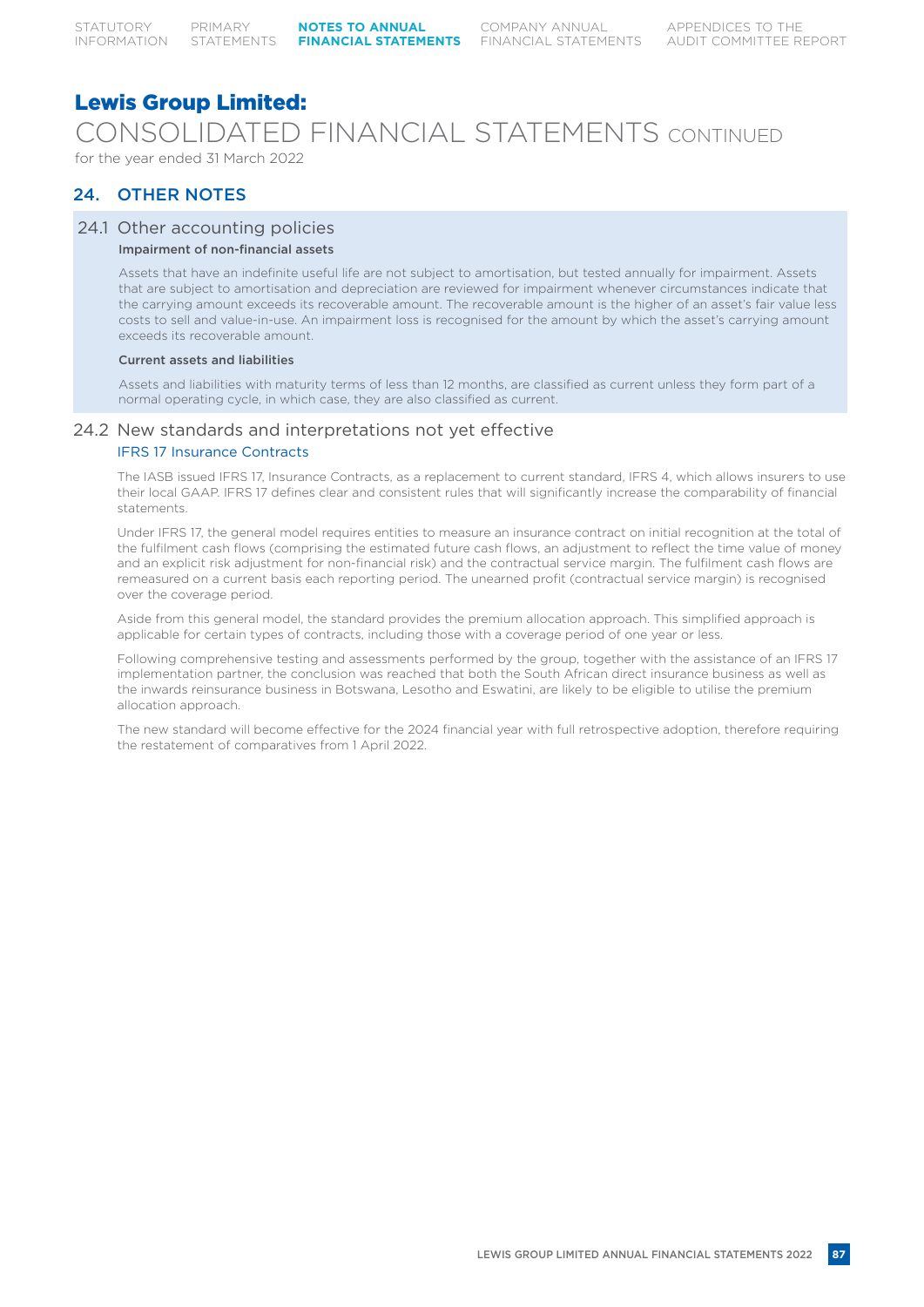# Lewis Group Limited:

## CONSOLIDATED FINANCIAL STATEMENTS CONTINUED

for the year ended 31 March 2022

## 24. OTHER NOTES

### 24.1 Other accounting policies

**Impairment of non-financial assets**

Assets that have an indefinite useful life are not subject to amortisation, but tested annually for impairment. Assets that are subject to amortisation and depreciation are reviewed for impairment whenever circumstances indicate that the carrying amount exceeds its recoverable amount. The recoverable amount is the higher of an asset's fair value less costs to sell and value-in-use. An impairment loss is recognised for the amount by which the asset's carrying amount exceeds its recoverable amount.

**Current assets and liabilities**

Assets and liabilities with maturity terms of less than 12 months, are classified as current unless they form part of a normal operating cycle, in which case, they are also classified as current.

### 24.2 New standards and interpretations not yet effective

#### IFRS 17 Insurance Contracts

The IASB issued IFRS 17, Insurance Contracts, as a replacement to current standard, IFRS 4, which allows insurers to use their local GAAP. IFRS 17 defines clear and consistent rules that will significantly increase the comparability of financial statements.

Under IFRS 17, the general model requires entities to measure an insurance contract on initial recognition at the total of the fulfilment cash flows (comprising the estimated future cash flows, an adjustment to reflect the time value of money and an explicit risk adjustment for non-financial risk) and the contractual service margin. The fulfilment cash flows are remeasured on a current basis each reporting period. The unearned profit (contractual service margin) is recognised over the coverage period.

Aside from this general model, the standard provides the premium allocation approach. This simplified approach is applicable for certain types of contracts, including those with a coverage period of one year or less.

Following comprehensive testing and assessments performed by the group, together with the assistance of an IFRS 17 implementation partner, the conclusion was reached that both the South African direct insurance business as well as the inwards reinsurance business in Botswana, Lesotho and Eswatini, are likely to be eligible to utilise the premium allocation approach.

The new standard will become effective for the 2024 financial year with full retrospective adoption, therefore requiring the restatement of comparatives from 1 April 2022.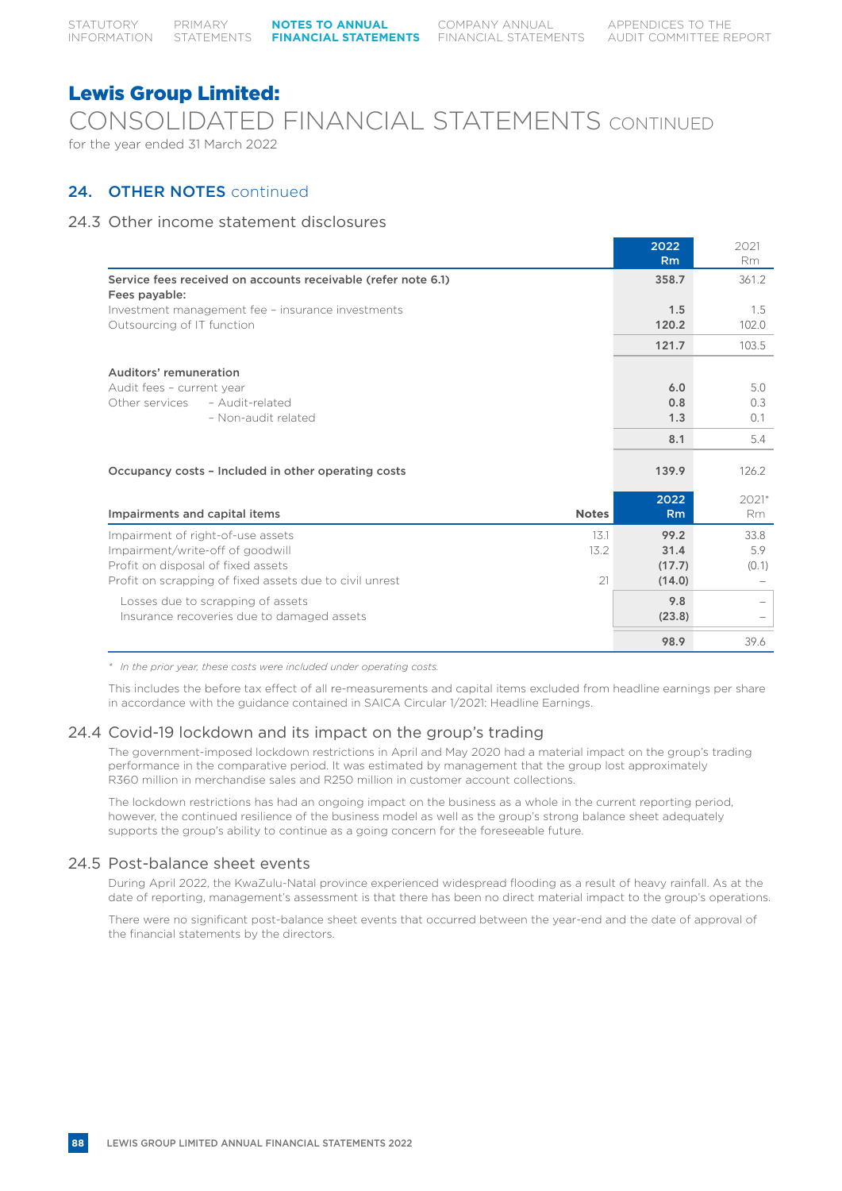## Lewis Group Limited:

# CONSOLIDATED FINANCIAL STATEMENTS CONTINUED

for the year ended 31 March 2022

## 24. OTHER NOTES continued

### 24.3 Other income statement disclosures

| | 2022 Rm | 2021 Rm |
|---|---|---|
| **Service fees received on accounts receivable (refer note 6.1)** | **358.7** | 361.2 |
| **Fees payable:** | | |
| Investment management fee – insurance investments | **1.5** | 1.5 |
| Outsourcing of IT function | **120.2** | 102.0 |
| | **121.7** | 103.5 |
| **Auditors' remuneration** | | |
| Audit fees – current year | **6.0** | 5.0 |
| Other services – Audit-related | **0.8** | 0.3 |
| – Non-audit related | **1.3** | 0.1 |
| | **8.1** | 5.4 |
| **Occupancy costs – Included in other operating costs** | **139.9** | 126.2 |

| Impairments and capital items | Notes | 2022 Rm | 2021* Rm |
|---|---|---|---|
| Impairment of right-of-use assets | 13.1 | **99.2** | 33.8 |
| Impairment/write-off of goodwill | 13.2 | **31.4** | 5.9 |
| Profit on disposal of fixed assets | | **(17.7)** | (0.1) |
| Profit on scrapping of fixed assets due to civil unrest | 21 | **(14.0)** | – |
| Losses due to scrapping of assets | | **9.8** | – |
| Insurance recoveries due to damaged assets | | **(23.8)** | – |
| | | **98.9** | 39.6 |

* *In the prior year, these costs were included under operating costs.*

This includes the before tax effect of all re-measurements and capital items excluded from headline earnings per share in accordance with the guidance contained in SAICA Circular 1/2021: Headline Earnings.

### 24.4 Covid-19 lockdown and its impact on the group's trading

The government-imposed lockdown restrictions in April and May 2020 had a material impact on the group's trading performance in the comparative period. It was estimated by management that the group lost approximately R360 million in merchandise sales and R250 million in customer account collections.

The lockdown restrictions has had an ongoing impact on the business as a whole in the current reporting period, however, the continued resilience of the business model as well as the group's strong balance sheet adequately supports the group's ability to continue as a going concern for the foreseeable future.

### 24.5 Post-balance sheet events

During April 2022, the KwaZulu-Natal province experienced widespread flooding as a result of heavy rainfall. As at the date of reporting, management's assessment is that there has been no direct material impact to the group's operations.

There were no significant post-balance sheet events that occurred between the year-end and the date of approval of the financial statements by the directors.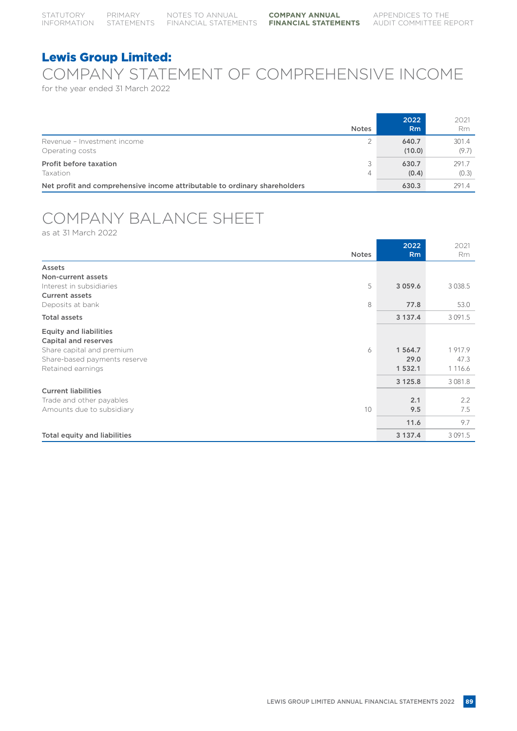# Lewis Group Limited:

## COMPANY STATEMENT OF COMPREHENSIVE INCOME

for the year ended 31 March 2022

| | Notes | 2022 Rm | 2021 Rm |
|---|---|---|---|
| Revenue – Investment income | 2 | 640.7 | 301.4 |
| Operating costs | | (10.0) | (9.7) |
| **Profit before taxation** | 3 | **630.7** | 291.7 |
| Taxation | 4 | (0.4) | (0.3) |
| **Net profit and comprehensive income attributable to ordinary shareholders** | | **630.3** | 291.4 |

## COMPANY BALANCE SHEET

as at 31 March 2022

| | Notes | 2022 Rm | 2021 Rm |
|---|---|---|---|
| **Assets** | | | |
| **Non-current assets** | | | |
| Interest in subsidiaries | 5 | **3 059.6** | 3 038.5 |
| **Current assets** | | | |
| Deposits at bank | 8 | **77.8** | 53.0 |
| **Total assets** | | **3 137.4** | 3 091.5 |
| **Equity and liabilities** | | | |
| **Capital and reserves** | | | |
| Share capital and premium | 6 | **1 564.7** | 1 917.9 |
| Share-based payments reserve | | **29.0** | 47.3 |
| Retained earnings | | **1 532.1** | 1 116.6 |
| | | **3 125.8** | 3 081.8 |
| **Current liabilities** | | | |
| Trade and other payables | | **2.1** | 2.2 |
| Amounts due to subsidiary | 10 | **9.5** | 7.5 |
| | | **11.6** | 9.7 |
| **Total equity and liabilities** | | **3 137.4** | 3 091.5 |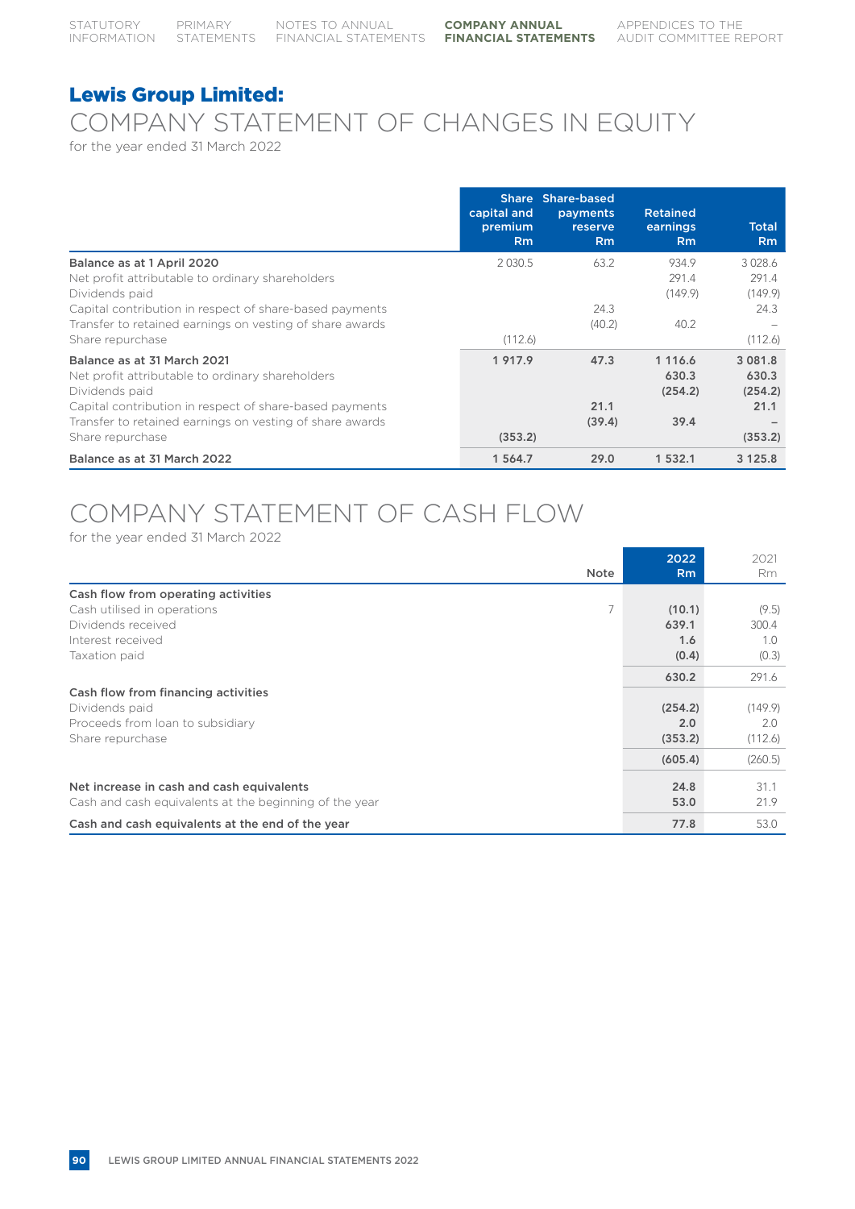# Lewis Group Limited:

## COMPANY STATEMENT OF CHANGES IN EQUITY

for the year ended 31 March 2022

| | Share capital and premium Rm | Share-based payments reserve Rm | Retained earnings Rm | Total Rm |
|---|---|---|---|---|
| **Balance as at 1 April 2020** | 2 030.5 | 63.2 | 934.9 | 3 028.6 |
| Net profit attributable to ordinary shareholders | | | 291.4 | 291.4 |
| Dividends paid | | | (149.9) | (149.9) |
| Capital contribution in respect of share-based payments | | 24.3 | | 24.3 |
| Transfer to retained earnings on vesting of share awards | | (40.2) | 40.2 | – |
| Share repurchase | (112.6) | | | (112.6) |
| **Balance as at 31 March 2021** | **1 917.9** | **47.3** | **1 116.6** | **3 081.8** |
| Net profit attributable to ordinary shareholders | | | **630.3** | **630.3** |
| Dividends paid | | | **(254.2)** | **(254.2)** |
| Capital contribution in respect of share-based payments | | **21.1** | | **21.1** |
| Transfer to retained earnings on vesting of share awards | | **(39.4)** | **39.4** | **–** |
| Share repurchase | **(353.2)** | | | **(353.2)** |
| **Balance as at 31 March 2022** | **1 564.7** | **29.0** | **1 532.1** | **3 125.8** |

## COMPANY STATEMENT OF CASH FLOW

for the year ended 31 March 2022

| | Note | 2022 Rm | 2021 Rm |
|---|---|---|---|
| **Cash flow from operating activities** | | | |
| Cash utilised in operations | 7 | **(10.1)** | (9.5) |
| Dividends received | | **639.1** | 300.4 |
| Interest received | | **1.6** | 1.0 |
| Taxation paid | | **(0.4)** | (0.3) |
| | | **630.2** | 291.6 |
| **Cash flow from financing activities** | | | |
| Dividends paid | | **(254.2)** | (149.9) |
| Proceeds from loan to subsidiary | | **2.0** | 2.0 |
| Share repurchase | | **(353.2)** | (112.6) |
| | | **(605.4)** | (260.5) |
| **Net increase in cash and cash equivalents** | | **24.8** | 31.1 |
| Cash and cash equivalents at the beginning of the year | | **53.0** | 21.9 |
| **Cash and cash equivalents at the end of the year** | | **77.8** | 53.0 |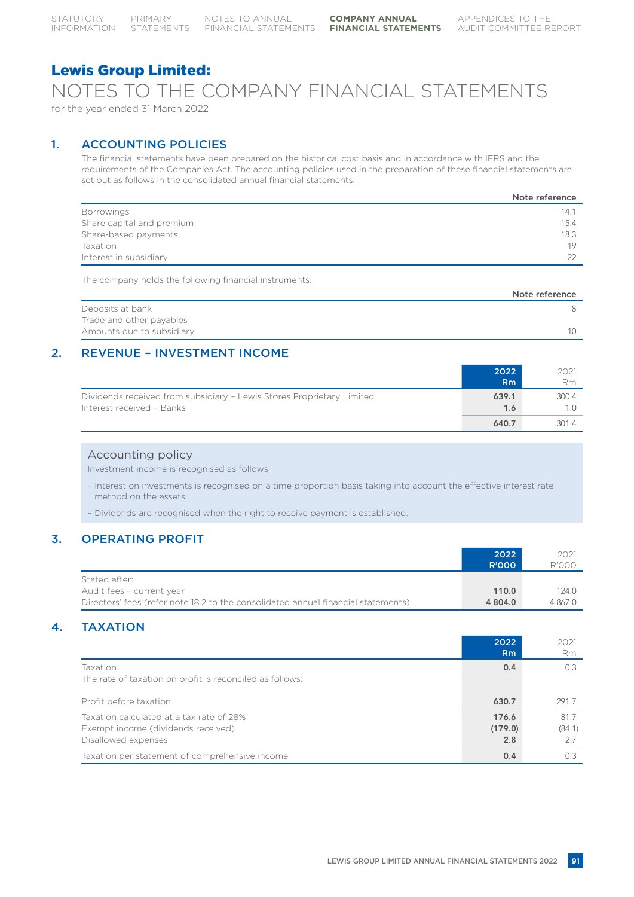# Lewis Group Limited:
# NOTES TO THE COMPANY FINANCIAL STATEMENTS
for the year ended 31 March 2022

## 1. ACCOUNTING POLICIES

The financial statements have been prepared on the historical cost basis and in accordance with IFRS and the requirements of the Companies Act. The accounting policies used in the preparation of these financial statements are set out as follows in the consolidated annual financial statements:

| | Note reference |
|---|---|
| Borrowings | 14.1 |
| Share capital and premium | 15.4 |
| Share-based payments | 18.3 |
| Taxation | 19 |
| Interest in subsidiary | 22 |

The company holds the following financial instruments:

| | Note reference |
|---|---|
| Deposits at bank | 8 |
| Trade and other payables | |
| Amounts due to subsidiary | 10 |

## 2. REVENUE – INVESTMENT INCOME

| | 2022 Rm | 2021 Rm |
|---|---|---|
| Dividends received from subsidiary – Lewis Stores Proprietary Limited | 639.1 | 300.4 |
| Interest received – Banks | 1.6 | 1.0 |
| | 640.7 | 301.4 |

### Accounting policy

Investment income is recognised as follows:

- Interest on investments is recognised on a time proportion basis taking into account the effective interest rate method on the assets.
- Dividends are recognised when the right to receive payment is established.

## 3. OPERATING PROFIT

| | 2022 R'000 | 2021 R'000 |
|---|---|---|
| Stated after: | | |
| Audit fees – current year | 110.0 | 124.0 |
| Directors' fees (refer note 18.2 to the consolidated annual financial statements) | 4 804.0 | 4 867.0 |

## 4. TAXATION

| | 2022 Rm | 2021 Rm |
|---|---|---|
| Taxation | 0.4 | 0.3 |
| The rate of taxation on profit is reconciled as follows: | | |
| Profit before taxation | 630.7 | 291.7 |
| Taxation calculated at a tax rate of 28% | 176.6 | 81.7 |
| Exempt income (dividends received) | (179.0) | (84.1) |
| Disallowed expenses | 2.8 | 2.7 |
| Taxation per statement of comprehensive income | 0.4 | 0.3 |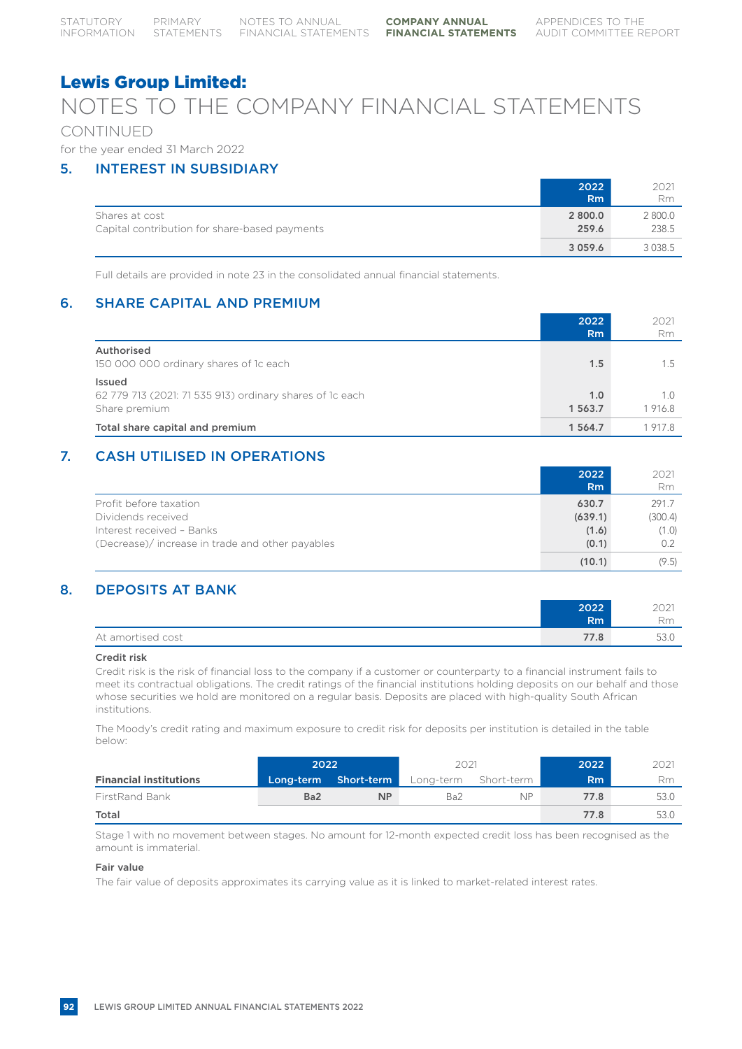## Lewis Group Limited:

# NOTES TO THE COMPANY FINANCIAL STATEMENTS

CONTINUED

for the year ended 31 March 2022

## 5. INTEREST IN SUBSIDIARY

| | 2022 Rm | 2021 Rm |
|---|---|---|
| Shares at cost | 2 800.0 | 2 800.0 |
| Capital contribution for share-based payments | 259.6 | 238.5 |
| | 3 059.6 | 3 038.5 |

Full details are provided in note 23 in the consolidated annual financial statements.

## 6. SHARE CAPITAL AND PREMIUM

| | 2022 Rm | 2021 Rm |
|---|---|---|
| **Authorised** | | |
| 150 000 000 ordinary shares of 1c each | 1.5 | 1.5 |
| **Issued** | | |
| 62 779 713 (2021: 71 535 913) ordinary shares of 1c each | 1.0 | 1.0 |
| Share premium | 1 563.7 | 1 916.8 |
| **Total share capital and premium** | 1 564.7 | 1 917.8 |

## 7. CASH UTILISED IN OPERATIONS

| | 2022 Rm | 2021 Rm |
|---|---|---|
| Profit before taxation | 630.7 | 291.7 |
| Dividends received | (639.1) | (300.4) |
| Interest received – Banks | (1.6) | (1.0) |
| (Decrease)/ increase in trade and other payables | (0.1) | 0.2 |
| | (10.1) | (9.5) |

## 8. DEPOSITS AT BANK

| | 2022 Rm | 2021 Rm |
|---|---|---|
| At amortised cost | 77.8 | 53.0 |

**Credit risk**

Credit risk is the risk of financial loss to the company if a customer or counterparty to a financial instrument fails to meet its contractual obligations. The credit ratings of the financial institutions holding deposits on our behalf and those whose securities we hold are monitored on a regular basis. Deposits are placed with high-quality South African institutions.

The Moody's credit rating and maximum exposure to credit risk for deposits per institution is detailed in the table below:

| | 2022 | | 2021 | | 2022 | 2021 |
|---|---|---|---|---|---|---|
| **Financial institutions** | Long-term | Short-term | Long-term | Short-term | Rm | Rm |
| FirstRand Bank | Ba2 | NP | Ba2 | NP | 77.8 | 53.0 |
| **Total** | | | | | 77.8 | 53.0 |

Stage 1 with no movement between stages. No amount for 12-month expected credit loss has been recognised as the amount is immaterial.

**Fair value**

The fair value of deposits approximates its carrying value as it is linked to market-related interest rates.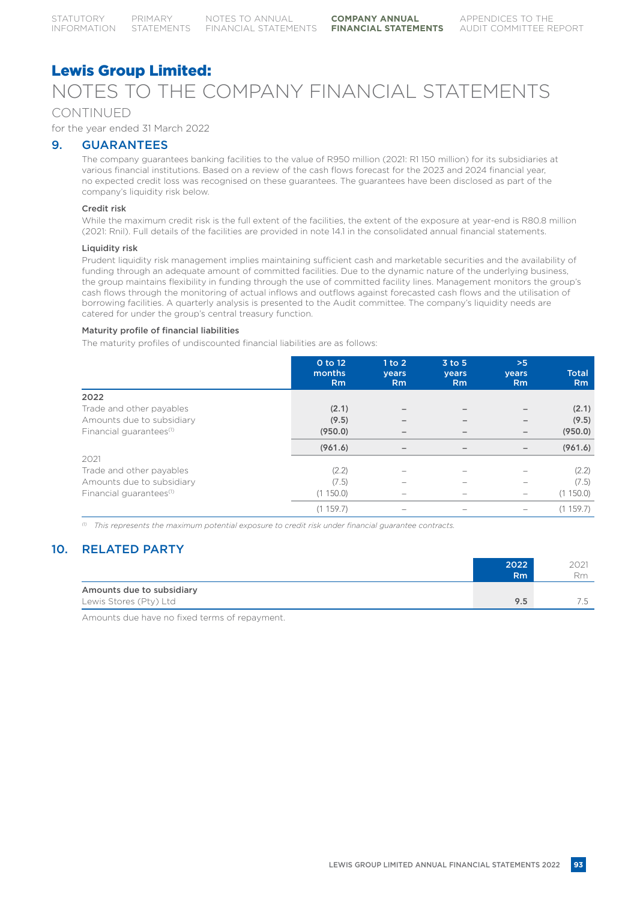# Lewis Group Limited:

# NOTES TO THE COMPANY FINANCIAL STATEMENTS

CONTINUED

for the year ended 31 March 2022

## 9. GUARANTEES

The company guarantees banking facilities to the value of R950 million (2021: R1 150 million) for its subsidiaries at various financial institutions. Based on a review of the cash flows forecast for the 2023 and 2024 financial year, no expected credit loss was recognised on these guarantees. The guarantees have been disclosed as part of the company's liquidity risk below.

### Credit risk

While the maximum credit risk is the full extent of the facilities, the extent of the exposure at year-end is R80.8 million (2021: Rnil). Full details of the facilities are provided in note 14.1 in the consolidated annual financial statements.

### Liquidity risk

Prudent liquidity risk management implies maintaining sufficient cash and marketable securities and the availability of funding through an adequate amount of committed facilities. Due to the dynamic nature of the underlying business, the group maintains flexibility in funding through the use of committed facility lines. Management monitors the group's cash flows through the monitoring of actual inflows and outflows against forecasted cash flows and the utilisation of borrowing facilities. A quarterly analysis is presented to the Audit committee. The company's liquidity needs are catered for under the group's central treasury function.

### Maturity profile of financial liabilities

The maturity profiles of undiscounted financial liabilities are as follows:

| | 0 to 12 months Rm | 1 to 2 years Rm | 3 to 5 years Rm | >5 years Rm | Total Rm |
|---|---|---|---|---|---|
| **2022** | | | | | |
| Trade and other payables | **(2.1)** | – | – | – | **(2.1)** |
| Amounts due to subsidiary | **(9.5)** | – | – | – | **(9.5)** |
| Financial guarantees[1] | **(950.0)** | – | – | – | **(950.0)** |
| | **(961.6)** | – | – | – | **(961.6)** |
| 2021 | | | | | |
| Trade and other payables | (2.2) | – | – | – | (2.2) |
| Amounts due to subsidiary | (7.5) | – | – | – | (7.5) |
| Financial guarantees[1] | (1 150.0) | – | – | – | (1 150.0) |
| | (1 159.7) | – | – | – | (1 159.7) |

[1] *This represents the maximum potential exposure to credit risk under financial guarantee contracts.*

## 10. RELATED PARTY

| | 2022 Rm | 2021 Rm |
|---|---|---|
| **Amounts due to subsidiary** | | |
| Lewis Stores (Pty) Ltd | **9.5** | 7.5 |

Amounts due have no fixed terms of repayment.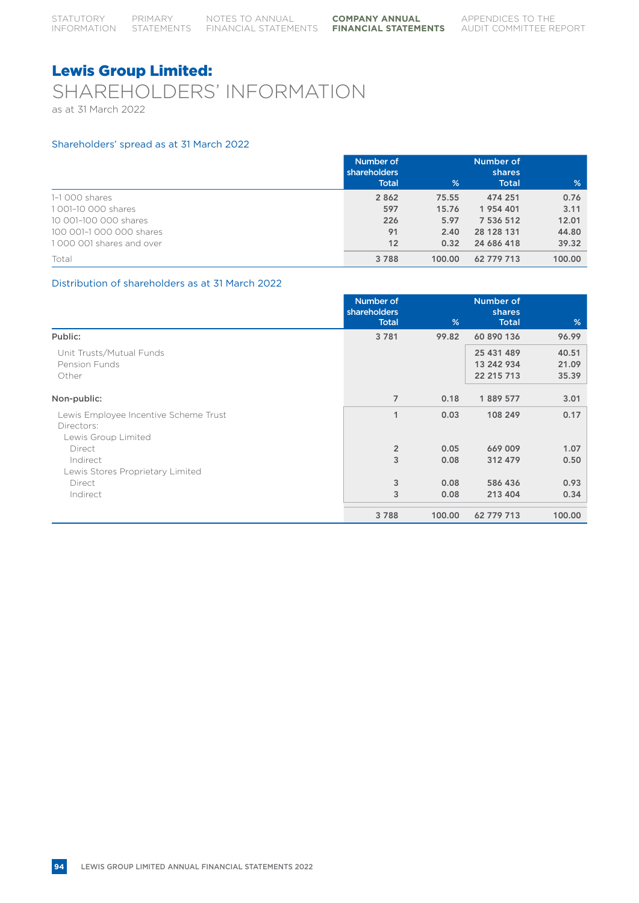# Lewis Group Limited:

## SHAREHOLDERS' INFORMATION

as at 31 March 2022

### Shareholders' spread as at 31 March 2022

| | Number of shareholders Total | % | Number of shares Total | % |
|---|---|---|---|---|
| 1–1 000 shares | 2 862 | 75.55 | 474 251 | 0.76 |
| 1 001–10 000 shares | 597 | 15.76 | 1 954 401 | 3.11 |
| 10 001–100 000 shares | 226 | 5.97 | 7 536 512 | 12.01 |
| 100 001–1 000 000 shares | 91 | 2.40 | 28 128 131 | 44.80 |
| 1 000 001 shares and over | 12 | 0.32 | 24 686 418 | 39.32 |
| Total | 3 788 | 100.00 | 62 779 713 | 100.00 |

### Distribution of shareholders as at 31 March 2022

| | Number of shareholders Total | % | Number of shares Total | % |
|---|---|---|---|---|
| **Public:** | 3 781 | 99.82 | 60 890 136 | 96.99 |
| Unit Trusts/Mutual Funds | | | 25 431 489 | 40.51 |
| Pension Funds | | | 13 242 934 | 21.09 |
| Other | | | 22 215 713 | 35.39 |
| **Non-public:** | 7 | 0.18 | 1 889 577 | 3.01 |
| Lewis Employee Incentive Scheme Trust | 1 | 0.03 | 108 249 | 0.17 |
| Directors: | | | | |
| Lewis Group Limited | | | | |
| Direct | 2 | 0.05 | 669 009 | 1.07 |
| Indirect | 3 | 0.08 | 312 479 | 0.50 |
| Lewis Stores Proprietary Limited | | | | |
| Direct | 3 | 0.08 | 586 436 | 0.93 |
| Indirect | 3 | 0.08 | 213 404 | 0.34 |
| | 3 788 | 100.00 | 62 779 713 | 100.00 |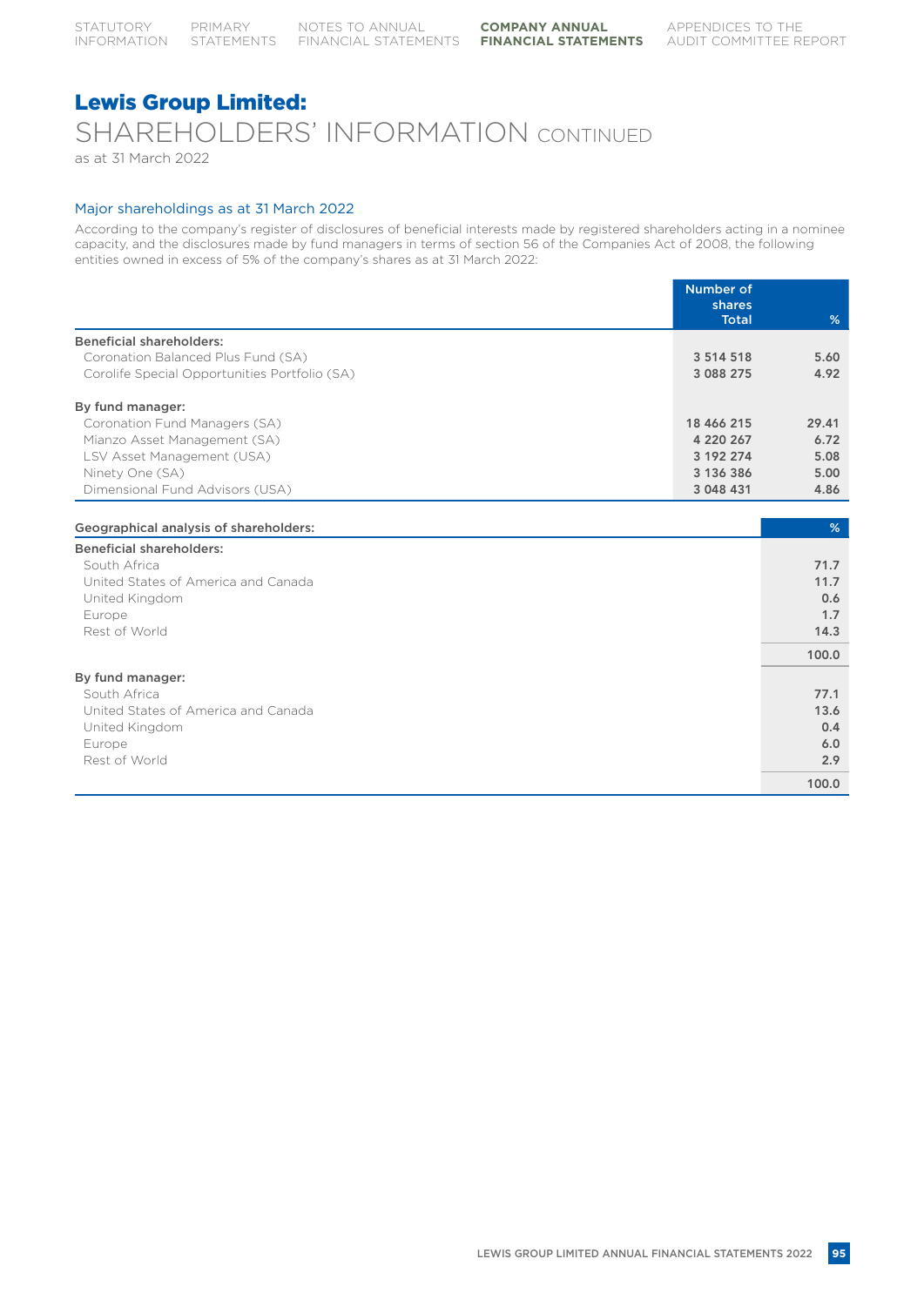# Lewis Group Limited:

## SHAREHOLDERS' INFORMATION CONTINUED

as at 31 March 2022

### Major shareholdings as at 31 March 2022

According to the company's register of disclosures of beneficial interests made by registered shareholders acting in a nominee capacity, and the disclosures made by fund managers in terms of section 56 of the Companies Act of 2008, the following entities owned in excess of 5% of the company's shares as at 31 March 2022:

| | Number of shares Total | % |
|---|---|---|
| **Beneficial shareholders:** | | |
| Coronation Balanced Plus Fund (SA) | 3 514 518 | 5.60 |
| Corolife Special Opportunities Portfolio (SA) | 3 088 275 | 4.92 |
| **By fund manager:** | | |
| Coronation Fund Managers (SA) | 18 466 215 | 29.41 |
| Mianzo Asset Management (SA) | 4 220 267 | 6.72 |
| LSV Asset Management (USA) | 3 192 274 | 5.08 |
| Ninety One (SA) | 3 136 386 | 5.00 |
| Dimensional Fund Advisors (USA) | 3 048 431 | 4.86 |

| Geographical analysis of shareholders: | % |
|---|---|
| **Beneficial shareholders:** | |
| South Africa | 71.7 |
| United States of America and Canada | 11.7 |
| United Kingdom | 0.6 |
| Europe | 1.7 |
| Rest of World | 14.3 |
| | 100.0 |
| **By fund manager:** | |
| South Africa | 77.1 |
| United States of America and Canada | 13.6 |
| United Kingdom | 0.4 |
| Europe | 6.0 |
| Rest of World | 2.9 |
| | 100.0 |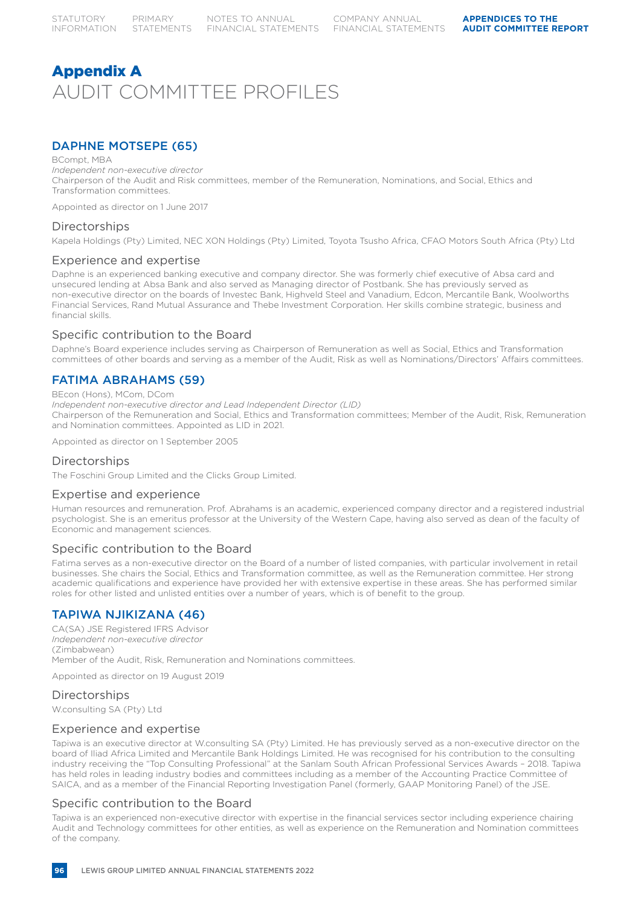# Appendix A
# AUDIT COMMITTEE PROFILES

## DAPHNE MOTSEPE (65)

BCompt, MBA
*Independent non-executive director*
Chairperson of the Audit and Risk committees, member of the Remuneration, Nominations, and Social, Ethics and Transformation committees.

Appointed as director on 1 June 2017

### Directorships

Kapela Holdings (Pty) Limited, NEC XON Holdings (Pty) Limited, Toyota Tsusho Africa, CFAO Motors South Africa (Pty) Ltd

### Experience and expertise

Daphne is an experienced banking executive and company director. She was formerly chief executive of Absa card and unsecured lending at Absa Bank and also served as Managing director of Postbank. She has previously served as non-executive director on the boards of Investec Bank, Highveld Steel and Vanadium, Edcon, Mercantile Bank, Woolworths Financial Services, Rand Mutual Assurance and Thebe Investment Corporation. Her skills combine strategic, business and financial skills.

### Specific contribution to the Board

Daphne's Board experience includes serving as Chairperson of Remuneration as well as Social, Ethics and Transformation committees of other boards and serving as a member of the Audit, Risk as well as Nominations/Directors' Affairs committees.

## FATIMA ABRAHAMS (59)

BEcon (Hons), MCom, DCom
*Independent non-executive director and Lead Independent Director (LID)*
Chairperson of the Remuneration and Social, Ethics and Transformation committees; Member of the Audit, Risk, Remuneration and Nomination committees. Appointed as LID in 2021.

Appointed as director on 1 September 2005

### Directorships

The Foschini Group Limited and the Clicks Group Limited.

### Expertise and experience

Human resources and remuneration. Prof. Abrahams is an academic, experienced company director and a registered industrial psychologist. She is an emeritus professor at the University of the Western Cape, having also served as dean of the faculty of Economic and management sciences.

### Specific contribution to the Board

Fatima serves as a non-executive director on the Board of a number of listed companies, with particular involvement in retail businesses. She chairs the Social, Ethics and Transformation committee, as well as the Remuneration committee. Her strong academic qualifications and experience have provided her with extensive expertise in these areas. She has performed similar roles for other listed and unlisted entities over a number of years, which is of benefit to the group.

## TAPIWA NJIKIZANA (46)

CA(SA) JSE Registered IFRS Advisor
*Independent non-executive director*
(Zimbabwean)
Member of the Audit, Risk, Remuneration and Nominations committees.

Appointed as director on 19 August 2019

### Directorships

W.consulting SA (Pty) Ltd

### Experience and expertise

Tapiwa is an executive director at W.consulting SA (Pty) Limited. He has previously served as a non-executive director on the board of Iliad Africa Limited and Mercantile Bank Holdings Limited. He was recognised for his contribution to the consulting industry receiving the "Top Consulting Professional" at the Sanlam South African Professional Services Awards – 2018. Tapiwa has held roles in leading industry bodies and committees including as a member of the Accounting Practice Committee of SAICA, and as a member of the Financial Reporting Investigation Panel (formerly, GAAP Monitoring Panel) of the JSE.

### Specific contribution to the Board

Tapiwa is an experienced non-executive director with expertise in the financial services sector including experience chairing Audit and Technology committees for other entities, as well as experience on the Remuneration and Nomination committees of the company.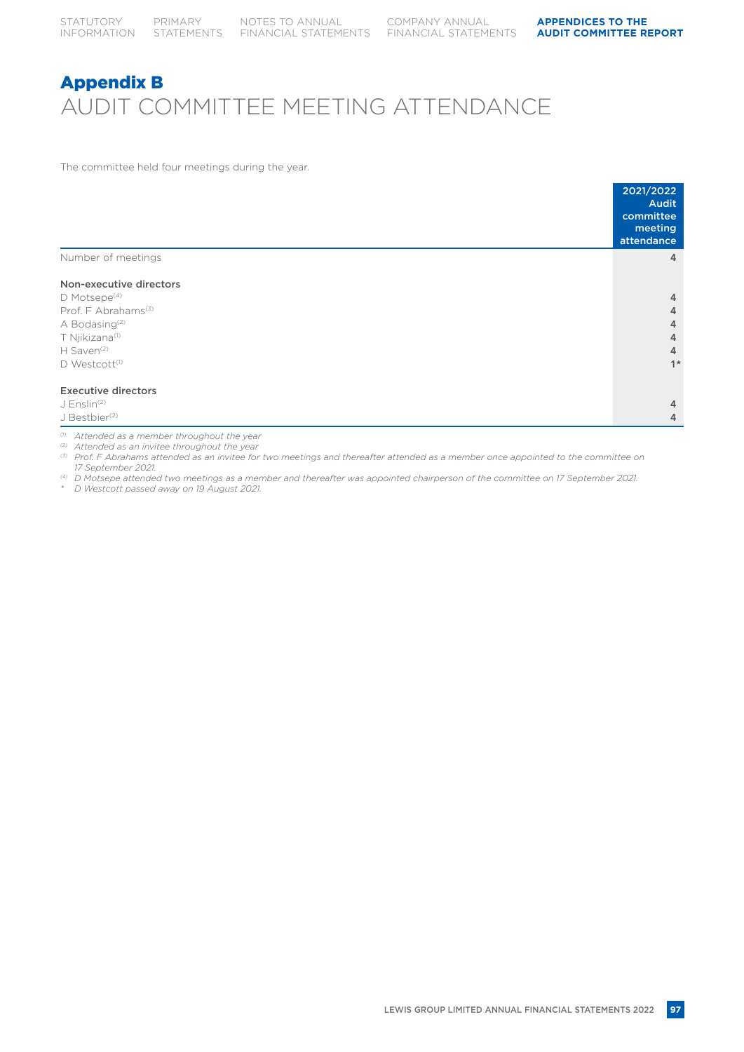# Appendix B
## AUDIT COMMITTEE MEETING ATTENDANCE

The committee held four meetings during the year.

| | 2021/2022 Audit committee meeting attendance |
|---|---|
| Number of meetings | 4 |
| **Non-executive directors** | |
| D Motsepe[(4)] | 4 |
| Prof. F Abrahams[(3)] | 4 |
| A Bodasing[(2)] | 4 |
| T Njikizana[(1)] | 4 |
| H Saven[(2)] | 4 |
| D Westcott[(1)] | 1* |
| **Executive directors** | |
| J Enslin[(2)] | 4 |
| J Bestbier[(2)] | 4 |

*(1) Attended as a member throughout the year*

*(2) Attended as an invitee throughout the year*

*(3) Prof. F Abrahams attended as an invitee for two meetings and thereafter attended as a member once appointed to the committee on 17 September 2021.*

*(4) D Motsepe attended two meetings as a member and thereafter was appointed chairperson of the committee on 17 September 2021.*

*\* D Westcott passed away on 19 August 2021.*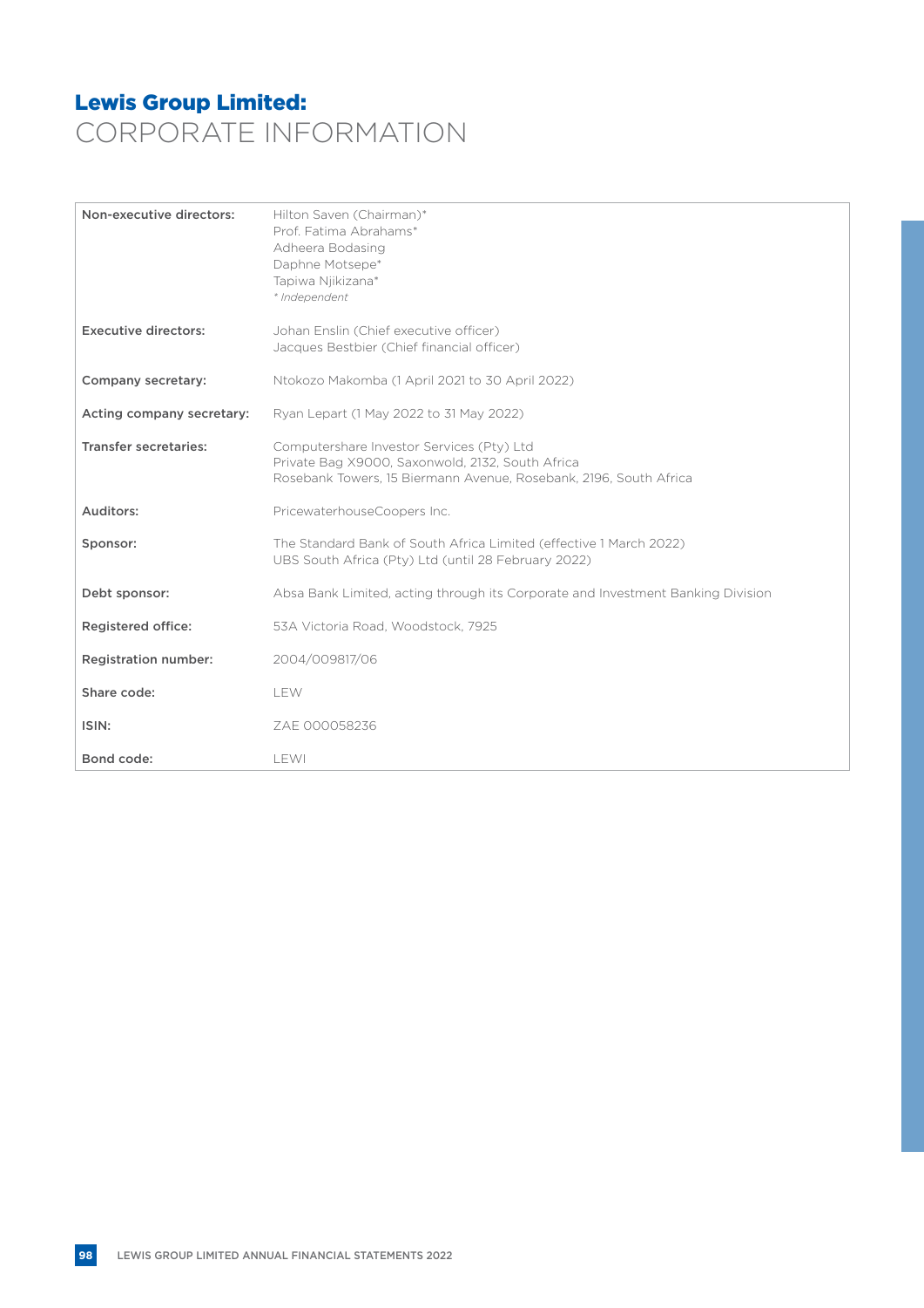# Lewis Group Limited:
# CORPORATE INFORMATION

| | |
|---|---|
| **Non-executive directors:** | Hilton Saven (Chairman)*<br>Prof. Fatima Abrahams*<br>Adheera Bodasing<br>Daphne Motsepe*<br>Tapiwa Njikizana*<br>*\* Independent* |
| **Executive directors:** | Johan Enslin (Chief executive officer)<br>Jacques Bestbier (Chief financial officer) |
| **Company secretary:** | Ntokozo Makomba (1 April 2021 to 30 April 2022) |
| **Acting company secretary:** | Ryan Lepart (1 May 2022 to 31 May 2022) |
| **Transfer secretaries:** | Computershare Investor Services (Pty) Ltd<br>Private Bag X9000, Saxonwold, 2132, South Africa<br>Rosebank Towers, 15 Biermann Avenue, Rosebank, 2196, South Africa |
| **Auditors:** | PricewaterhouseCoopers Inc. |
| **Sponsor:** | The Standard Bank of South Africa Limited (effective 1 March 2022)<br>UBS South Africa (Pty) Ltd (until 28 February 2022) |
| **Debt sponsor:** | Absa Bank Limited, acting through its Corporate and Investment Banking Division |
| **Registered office:** | 53A Victoria Road, Woodstock, 7925 |
| **Registration number:** | 2004/009817/06 |
| **Share code:** | LEW |
| **ISIN:** | ZAE 000058236 |
| **Bond code:** | LEWI |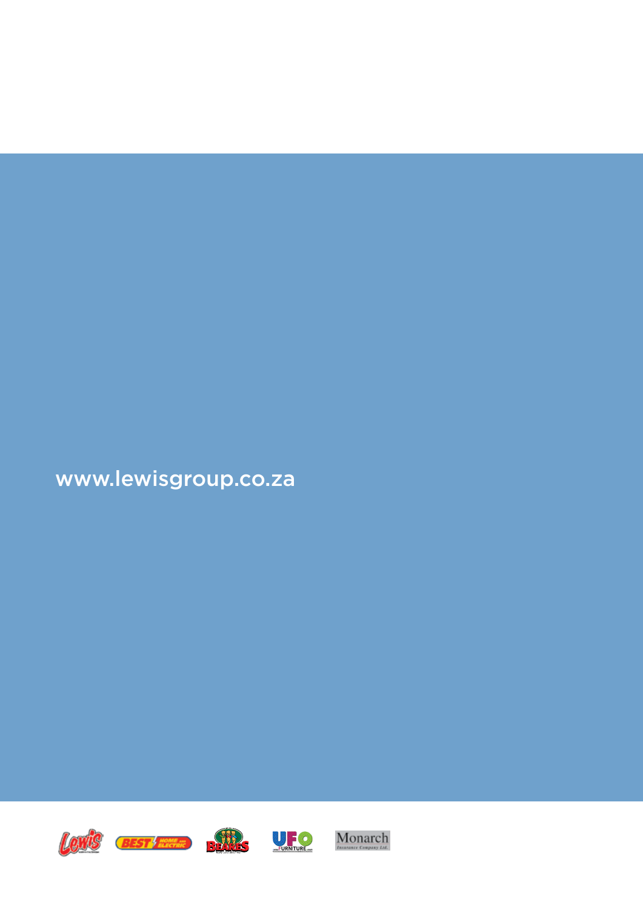www.lewisgroup.co.za